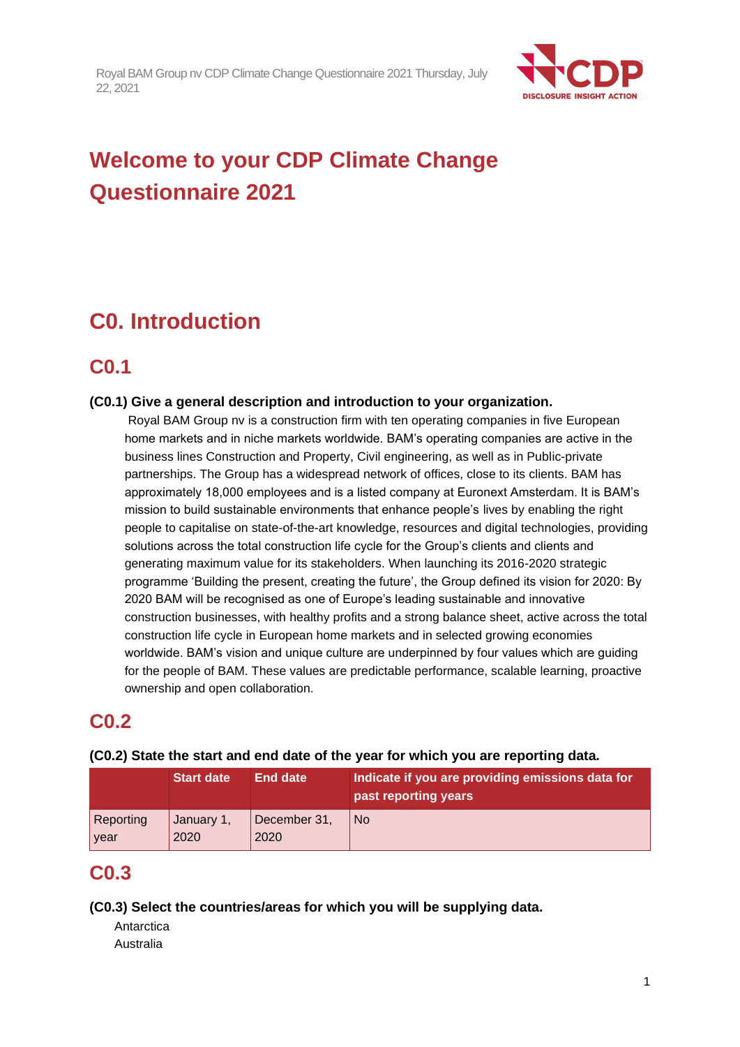# Welcome to your CDP Climate Change Questionnaire 2021

## C0. Introduction

### C0.1

**(C0.1) Give a general description and introduction to your organization.**

Royal BAM Group nv is a construction firm with ten operating companies in five European home markets and in niche markets worldwide. BAM's operating companies are active in the business lines Construction and Property, Civil engineering, as well as in Public-private partnerships. The Group has a widespread network of offices, close to its clients. BAM has approximately 18,000 employees and is a listed company at Euronext Amsterdam. It is BAM's mission to build sustainable environments that enhance people's lives by enabling the right people to capitalise on state-of-the-art knowledge, resources and digital technologies, providing solutions across the total construction life cycle for the Group's clients and clients and generating maximum value for its stakeholders. When launching its 2016-2020 strategic programme 'Building the present, creating the future', the Group defined its vision for 2020: By 2020 BAM will be recognised as one of Europe's leading sustainable and innovative construction businesses, with healthy profits and a strong balance sheet, active across the total construction life cycle in European home markets and in selected growing economies worldwide. BAM's vision and unique culture are underpinned by four values which are guiding for the people of BAM. These values are predictable performance, scalable learning, proactive ownership and open collaboration.

### C0.2

**(C0.2) State the start and end date of the year for which you are reporting data.**

| | Start date | End date | Indicate if you are providing emissions data for past reporting years |
|---|---|---|---|
| Reporting year | January 1, 2020 | December 31, 2020 | No |

### C0.3

**(C0.3) Select the countries/areas for which you will be supplying data.**

Antarctica
Australia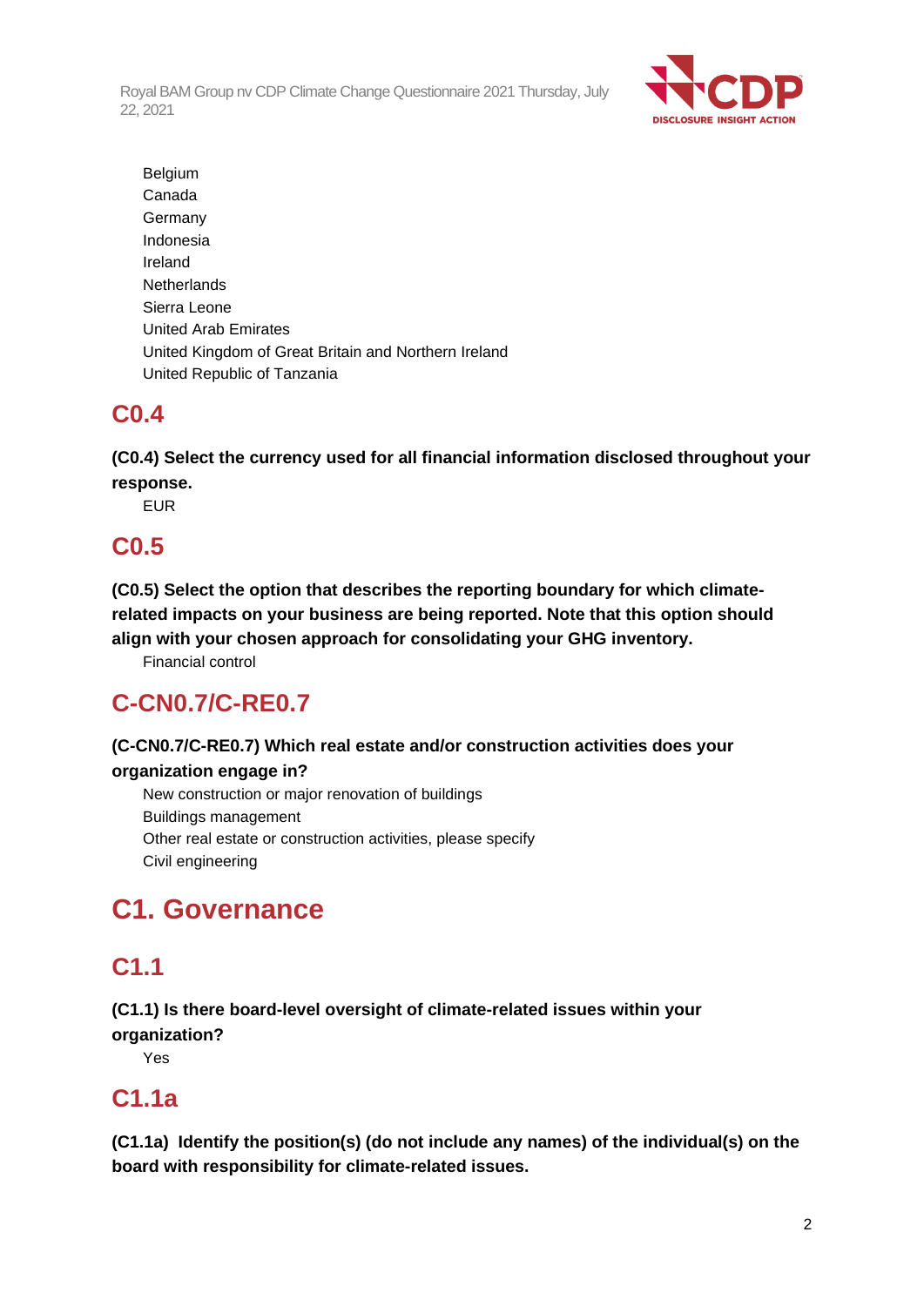Belgium
Canada
Germany
Indonesia
Ireland
Netherlands
Sierra Leone
United Arab Emirates
United Kingdom of Great Britain and Northern Ireland
United Republic of Tanzania

## C0.4

**(C0.4) Select the currency used for all financial information disclosed throughout your response.**

EUR

## C0.5

**(C0.5) Select the option that describes the reporting boundary for which climate-related impacts on your business are being reported. Note that this option should align with your chosen approach for consolidating your GHG inventory.**

Financial control

## C-CN0.7/C-RE0.7

**(C-CN0.7/C-RE0.7) Which real estate and/or construction activities does your organization engage in?**

New construction or major renovation of buildings
Buildings management
Other real estate or construction activities, please specify
Civil engineering

# C1. Governance

## C1.1

**(C1.1) Is there board-level oversight of climate-related issues within your organization?**

Yes

## C1.1a

**(C1.1a) Identify the position(s) (do not include any names) of the individual(s) on the board with responsibility for climate-related issues.**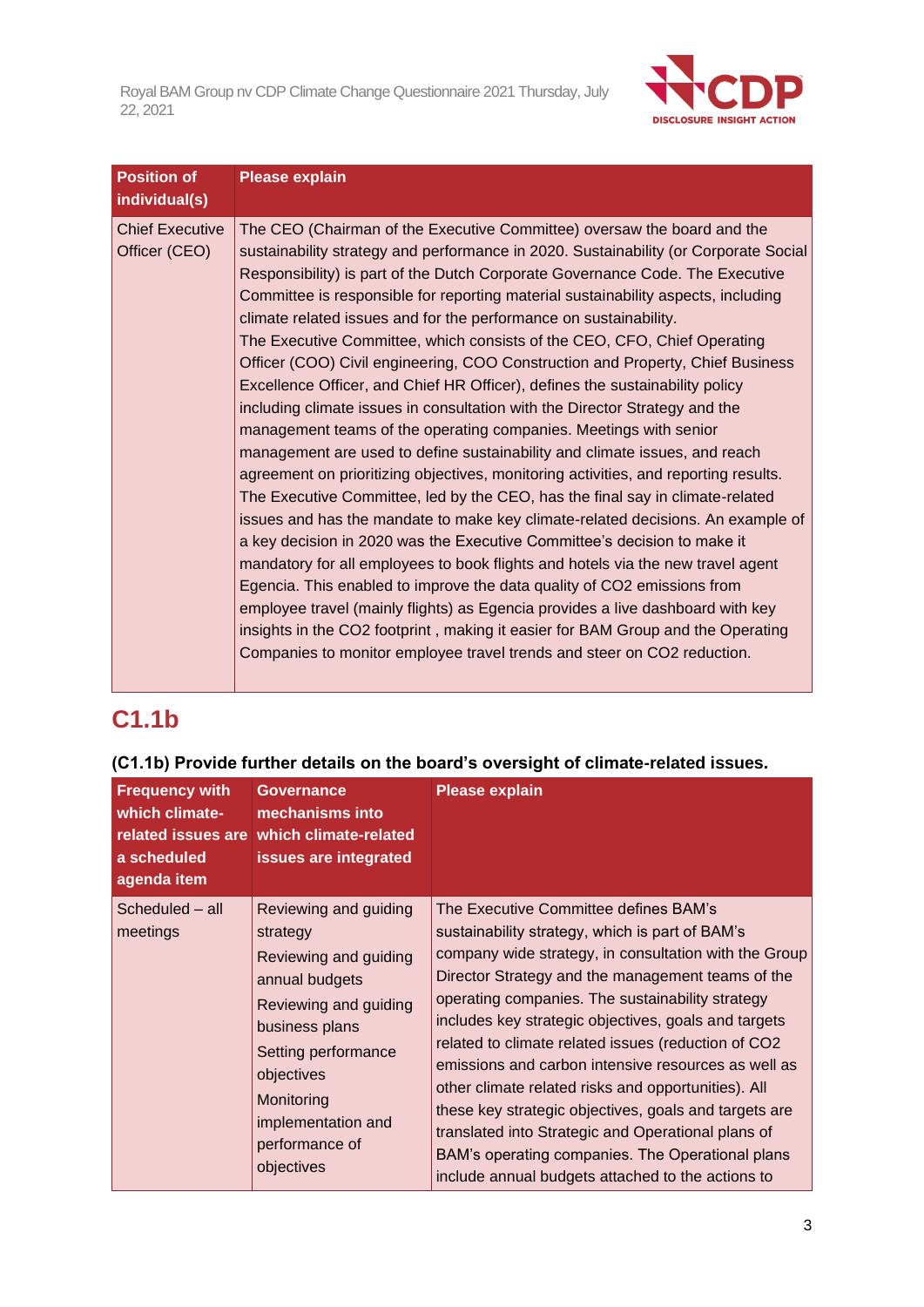| Position of individual(s) | Please explain |
|---|---|
| Chief Executive Officer (CEO) | The CEO (Chairman of the Executive Committee) oversaw the board and the sustainability strategy and performance in 2020. Sustainability (or Corporate Social Responsibility) is part of the Dutch Corporate Governance Code. The Executive Committee is responsible for reporting material sustainability aspects, including climate related issues and for the performance on sustainability.<br>The Executive Committee, which consists of the CEO, CFO, Chief Operating Officer (COO) Civil engineering, COO Construction and Property, Chief Business Excellence Officer, and Chief HR Officer), defines the sustainability policy including climate issues in consultation with the Director Strategy and the management teams of the operating companies. Meetings with senior management are used to define sustainability and climate issues, and reach agreement on prioritizing objectives, monitoring activities, and reporting results. The Executive Committee, led by the CEO, has the final say in climate-related issues and has the mandate to make key climate-related decisions. An example of a key decision in 2020 was the Executive Committee's decision to make it mandatory for all employees to book flights and hotels via the new travel agent Egencia. This enabled to improve the data quality of CO2 emissions from employee travel (mainly flights) as Egencia provides a live dashboard with key insights in the CO2 footprint , making it easier for BAM Group and the Operating Companies to monitor employee travel trends and steer on CO2 reduction. |

## C1.1b

**(C1.1b) Provide further details on the board's oversight of climate-related issues.**

| Frequency with which climate-related issues are a scheduled agenda item | Governance mechanisms into which climate-related issues are integrated | Please explain |
|---|---|---|
| Scheduled – all meetings | Reviewing and guiding strategy<br>Reviewing and guiding annual budgets<br>Reviewing and guiding business plans<br>Setting performance objectives<br>Monitoring implementation and performance of objectives | The Executive Committee defines BAM's sustainability strategy, which is part of BAM's company wide strategy, in consultation with the Group Director Strategy and the management teams of the operating companies. The sustainability strategy includes key strategic objectives, goals and targets related to climate related issues (reduction of CO2 emissions and carbon intensive resources as well as other climate related risks and opportunities). All these key strategic objectives, goals and targets are translated into Strategic and Operational plans of BAM's operating companies. The Operational plans include annual budgets attached to the actions to |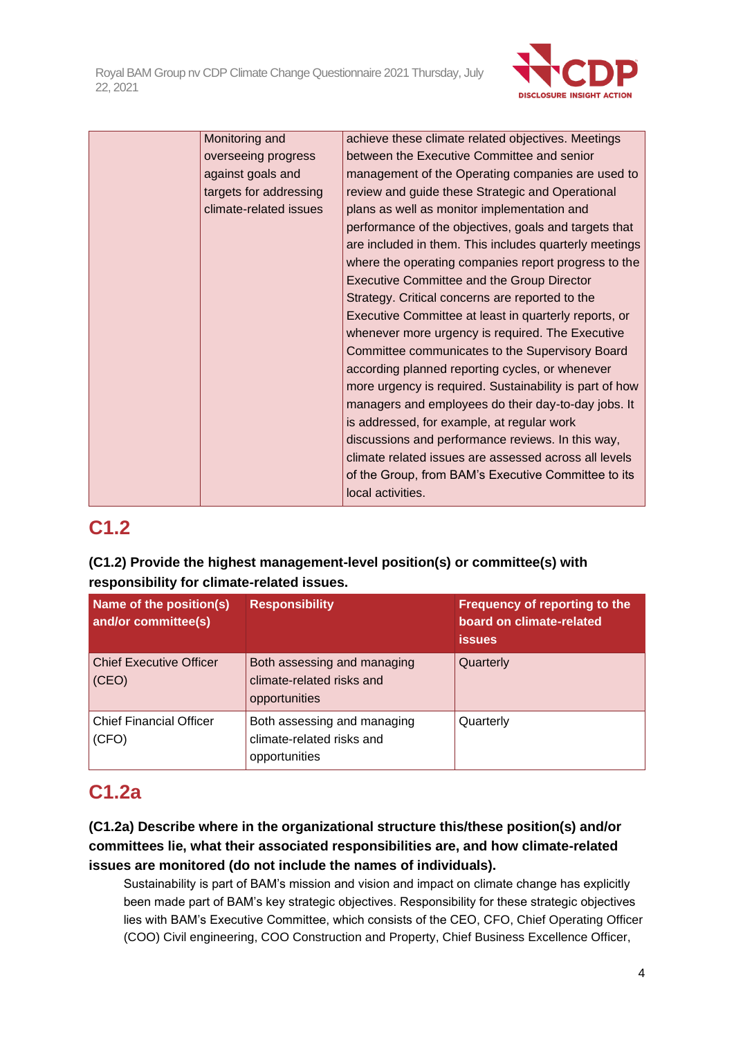| | | |
|---|---|---|
| | Monitoring and overseeing progress against goals and targets for addressing climate-related issues | achieve these climate related objectives. Meetings between the Executive Committee and senior management of the Operating companies are used to review and guide these Strategic and Operational plans as well as monitor implementation and performance of the objectives, goals and targets that are included in them. This includes quarterly meetings where the operating companies report progress to the Executive Committee and the Group Director Strategy. Critical concerns are reported to the Executive Committee at least in quarterly reports, or whenever more urgency is required. The Executive Committee communicates to the Supervisory Board according planned reporting cycles, or whenever more urgency is required. Sustainability is part of how managers and employees do their day-to-day jobs. It is addressed, for example, at regular work discussions and performance reviews. In this way, climate related issues are assessed across all levels of the Group, from BAM's Executive Committee to its local activities. |

## C1.2

**(C1.2) Provide the highest management-level position(s) or committee(s) with responsibility for climate-related issues.**

| Name of the position(s) and/or committee(s) | Responsibility | Frequency of reporting to the board on climate-related issues |
|---|---|---|
| Chief Executive Officer (CEO) | Both assessing and managing climate-related risks and opportunities | Quarterly |
| Chief Financial Officer (CFO) | Both assessing and managing climate-related risks and opportunities | Quarterly |

## C1.2a

**(C1.2a) Describe where in the organizational structure this/these position(s) and/or committees lie, what their associated responsibilities are, and how climate-related issues are monitored (do not include the names of individuals).**

Sustainability is part of BAM's mission and vision and impact on climate change has explicitly been made part of BAM's key strategic objectives. Responsibility for these strategic objectives lies with BAM's Executive Committee, which consists of the CEO, CFO, Chief Operating Officer (COO) Civil engineering, COO Construction and Property, Chief Business Excellence Officer,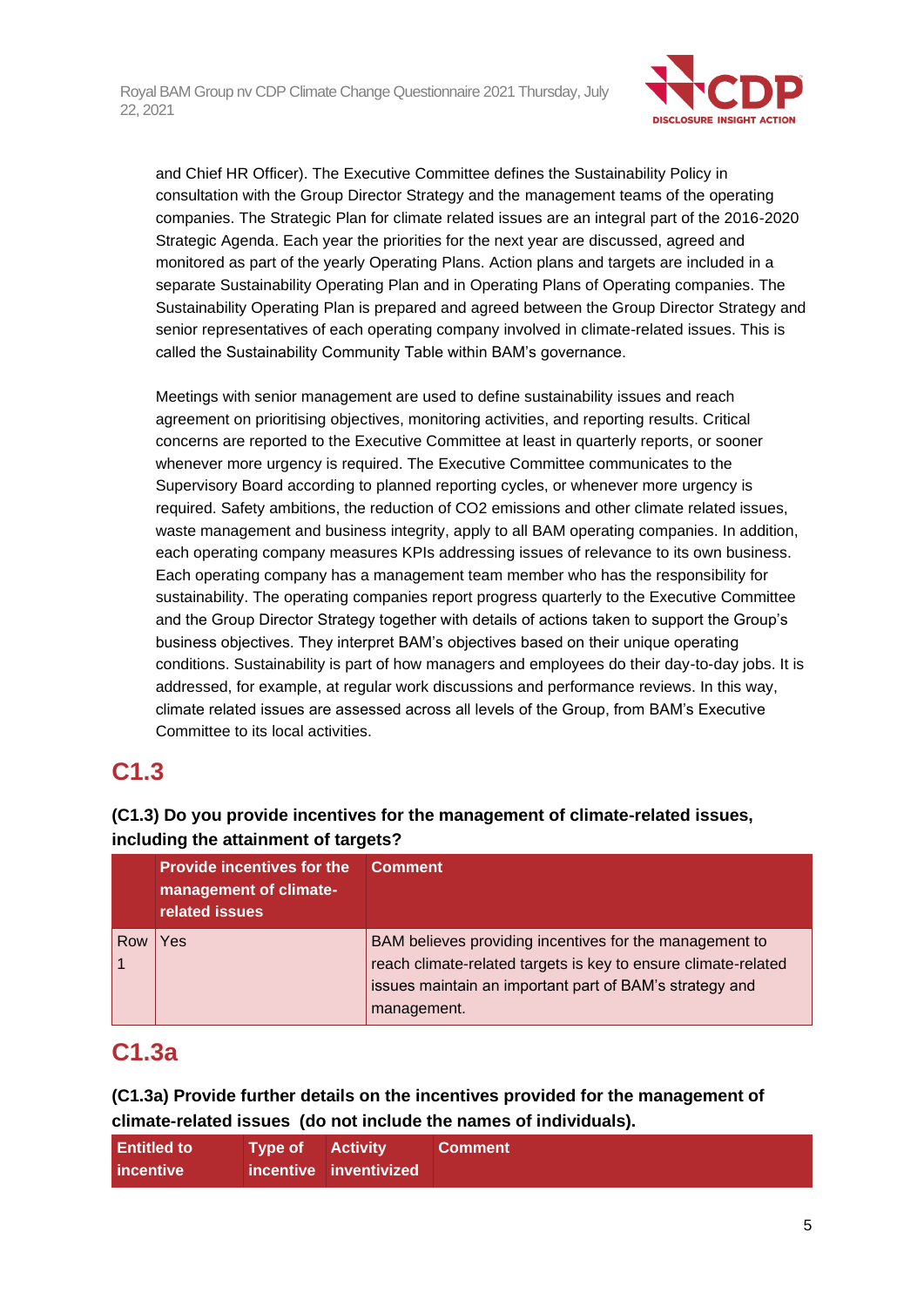and Chief HR Officer). The Executive Committee defines the Sustainability Policy in consultation with the Group Director Strategy and the management teams of the operating companies. The Strategic Plan for climate related issues are an integral part of the 2016-2020 Strategic Agenda. Each year the priorities for the next year are discussed, agreed and monitored as part of the yearly Operating Plans. Action plans and targets are included in a separate Sustainability Operating Plan and in Operating Plans of Operating companies. The Sustainability Operating Plan is prepared and agreed between the Group Director Strategy and senior representatives of each operating company involved in climate-related issues. This is called the Sustainability Community Table within BAM's governance.

Meetings with senior management are used to define sustainability issues and reach agreement on prioritising objectives, monitoring activities, and reporting results. Critical concerns are reported to the Executive Committee at least in quarterly reports, or sooner whenever more urgency is required. The Executive Committee communicates to the Supervisory Board according to planned reporting cycles, or whenever more urgency is required. Safety ambitions, the reduction of CO2 emissions and other climate related issues, waste management and business integrity, apply to all BAM operating companies. In addition, each operating company measures KPIs addressing issues of relevance to its own business. Each operating company has a management team member who has the responsibility for sustainability. The operating companies report progress quarterly to the Executive Committee and the Group Director Strategy together with details of actions taken to support the Group's business objectives. They interpret BAM's objectives based on their unique operating conditions. Sustainability is part of how managers and employees do their day-to-day jobs. It is addressed, for example, at regular work discussions and performance reviews. In this way, climate related issues are assessed across all levels of the Group, from BAM's Executive Committee to its local activities.

## C1.3

**(C1.3) Do you provide incentives for the management of climate-related issues, including the attainment of targets?**

| | Provide incentives for the management of climate-related issues | Comment |
|---|---|---|
| Row 1 | Yes | BAM believes providing incentives for the management to reach climate-related targets is key to ensure climate-related issues maintain an important part of BAM's strategy and management. |

## C1.3a

**(C1.3a) Provide further details on the incentives provided for the management of climate-related issues (do not include the names of individuals).**

| Entitled to incentive | Type of incentive | Activity inventivized | Comment |
|---|---|---|---|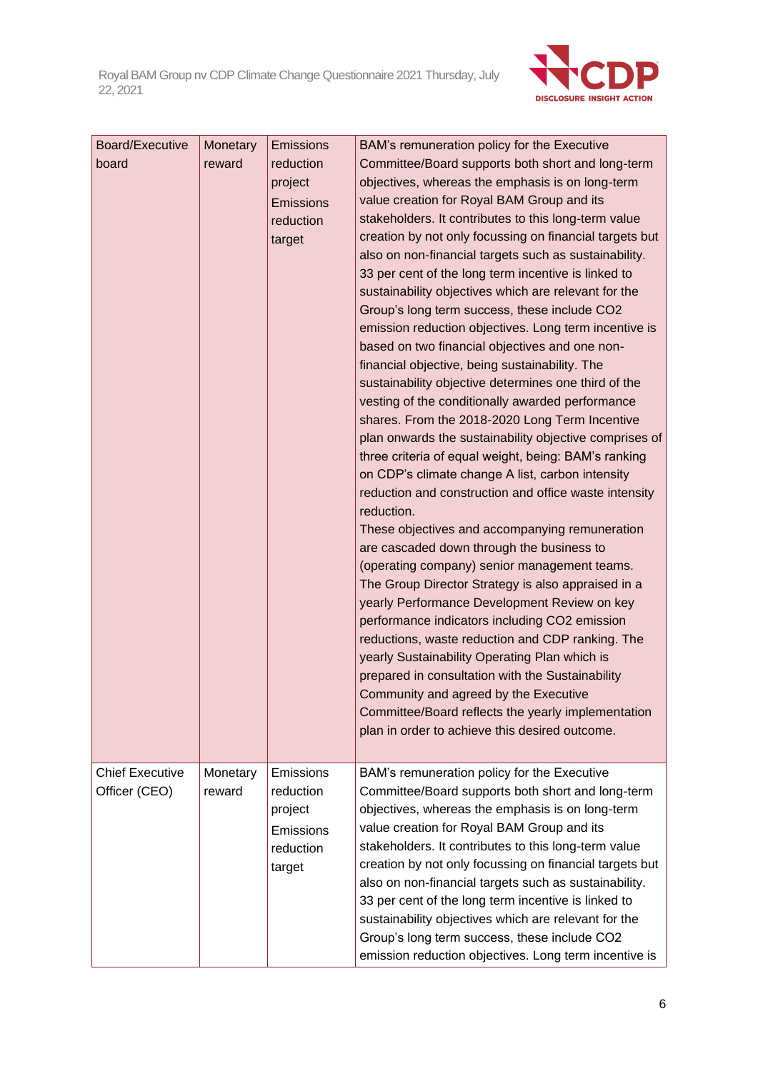| Board/Executive board | Monetary reward | Emissions reduction project<br>Emissions reduction target | BAM's remuneration policy for the Executive Committee/Board supports both short and long-term objectives, whereas the emphasis is on long-term value creation for Royal BAM Group and its stakeholders. It contributes to this long-term value creation by not only focussing on financial targets but also on non-financial targets such as sustainability. 33 per cent of the long term incentive is linked to sustainability objectives which are relevant for the Group's long term success, these include CO2 emission reduction objectives. Long term incentive is based on two financial objectives and one non-financial objective, being sustainability. The sustainability objective determines one third of the vesting of the conditionally awarded performance shares. From the 2018-2020 Long Term Incentive plan onwards the sustainability objective comprises of three criteria of equal weight, being: BAM's ranking on CDP's climate change A list, carbon intensity reduction and construction and office waste intensity reduction.<br>These objectives and accompanying remuneration are cascaded down through the business to (operating company) senior management teams. The Group Director Strategy is also appraised in a yearly Performance Development Review on key performance indicators including CO2 emission reductions, waste reduction and CDP ranking. The yearly Sustainability Operating Plan which is prepared in consultation with the Sustainability Community and agreed by the Executive Committee/Board reflects the yearly implementation plan in order to achieve this desired outcome. |
|---|---|---|---|
| Chief Executive Officer (CEO) | Monetary reward | Emissions reduction project<br>Emissions reduction target | BAM's remuneration policy for the Executive Committee/Board supports both short and long-term objectives, whereas the emphasis is on long-term value creation for Royal BAM Group and its stakeholders. It contributes to this long-term value creation by not only focussing on financial targets but also on non-financial targets such as sustainability. 33 per cent of the long term incentive is linked to sustainability objectives which are relevant for the Group's long term success, these include CO2 emission reduction objectives. Long term incentive is |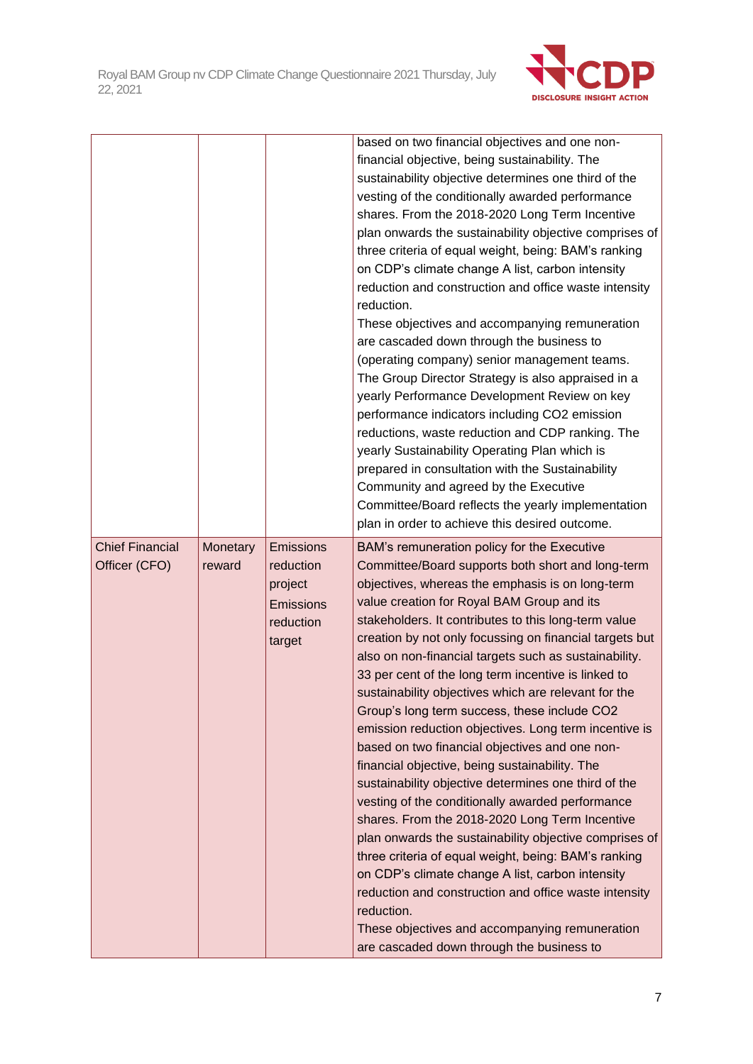| | | | |
|---|---|---|---|
| | | | based on two financial objectives and one non-financial objective, being sustainability. The sustainability objective determines one third of the vesting of the conditionally awarded performance shares. From the 2018-2020 Long Term Incentive plan onwards the sustainability objective comprises of three criteria of equal weight, being: BAM's ranking on CDP's climate change A list, carbon intensity reduction and construction and office waste intensity reduction.<br>These objectives and accompanying remuneration are cascaded down through the business to (operating company) senior management teams. The Group Director Strategy is also appraised in a yearly Performance Development Review on key performance indicators including CO2 emission reductions, waste reduction and CDP ranking. The yearly Sustainability Operating Plan which is prepared in consultation with the Sustainability Community and agreed by the Executive Committee/Board reflects the yearly implementation plan in order to achieve this desired outcome. |
| Chief Financial Officer (CFO) | Monetary reward | Emissions reduction project<br>Emissions reduction target | BAM's remuneration policy for the Executive Committee/Board supports both short and long-term objectives, whereas the emphasis is on long-term value creation for Royal BAM Group and its stakeholders. It contributes to this long-term value creation by not only focussing on financial targets but also on non-financial targets such as sustainability. 33 per cent of the long term incentive is linked to sustainability objectives which are relevant for the Group's long term success, these include CO2 emission reduction objectives. Long term incentive is based on two financial objectives and one non-financial objective, being sustainability. The sustainability objective determines one third of the vesting of the conditionally awarded performance shares. From the 2018-2020 Long Term Incentive plan onwards the sustainability objective comprises of three criteria of equal weight, being: BAM's ranking on CDP's climate change A list, carbon intensity reduction and construction and office waste intensity reduction.<br>These objectives and accompanying remuneration are cascaded down through the business to |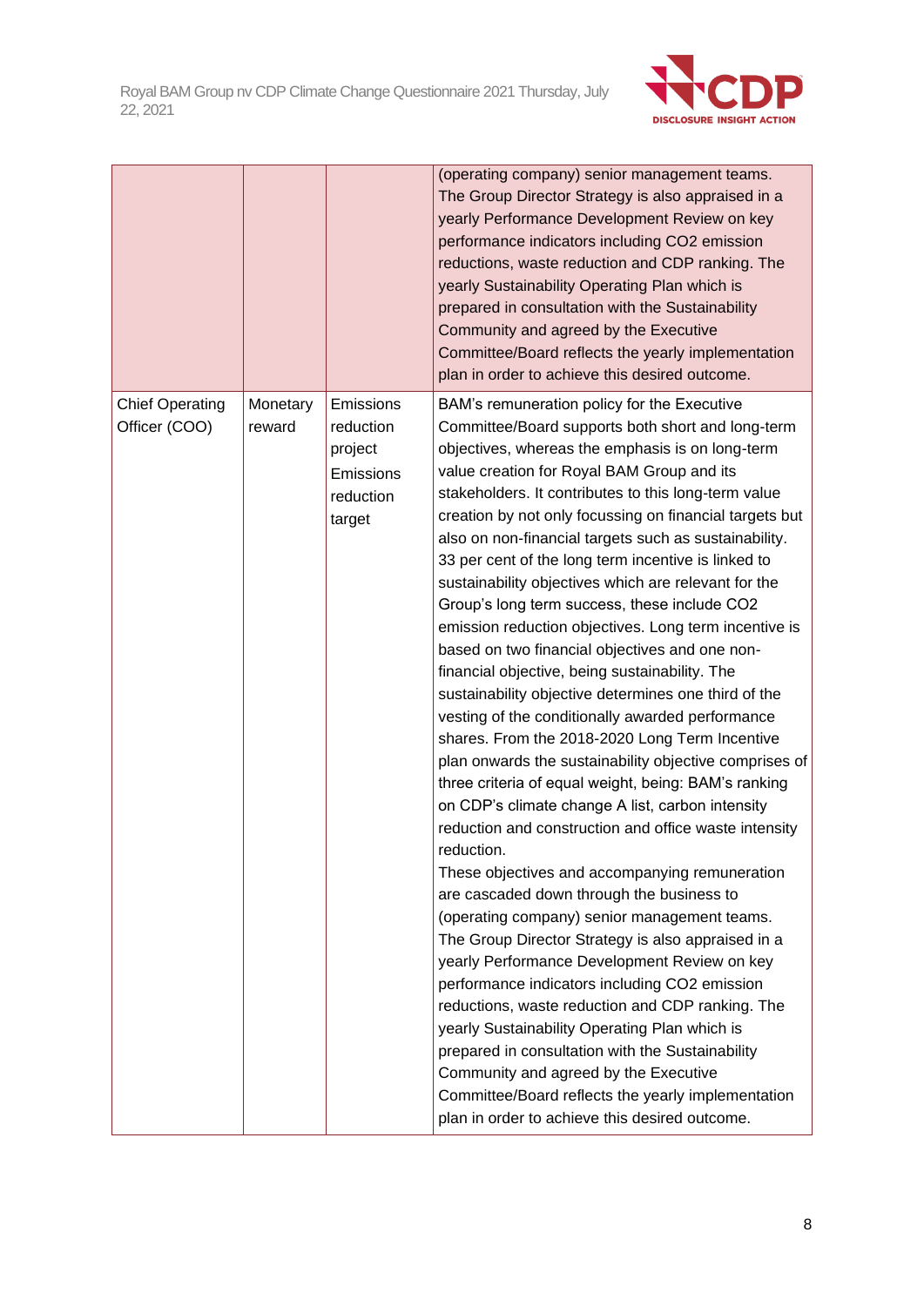| | | | |
|---|---|---|---|
| | | | (operating company) senior management teams. The Group Director Strategy is also appraised in a yearly Performance Development Review on key performance indicators including CO2 emission reductions, waste reduction and CDP ranking. The yearly Sustainability Operating Plan which is prepared in consultation with the Sustainability Community and agreed by the Executive Committee/Board reflects the yearly implementation plan in order to achieve this desired outcome. |
| Chief Operating Officer (COO) | Monetary reward | Emissions reduction project<br>Emissions reduction target | BAM's remuneration policy for the Executive Committee/Board supports both short and long-term objectives, whereas the emphasis is on long-term value creation for Royal BAM Group and its stakeholders. It contributes to this long-term value creation by not only focussing on financial targets but also on non-financial targets such as sustainability. 33 per cent of the long term incentive is linked to sustainability objectives which are relevant for the Group's long term success, these include CO2 emission reduction objectives. Long term incentive is based on two financial objectives and one non-financial objective, being sustainability. The sustainability objective determines one third of the vesting of the conditionally awarded performance shares. From the 2018-2020 Long Term Incentive plan onwards the sustainability objective comprises of three criteria of equal weight, being: BAM's ranking on CDP's climate change A list, carbon intensity reduction and construction and office waste intensity reduction.<br>These objectives and accompanying remuneration are cascaded down through the business to (operating company) senior management teams. The Group Director Strategy is also appraised in a yearly Performance Development Review on key performance indicators including CO2 emission reductions, waste reduction and CDP ranking. The yearly Sustainability Operating Plan which is prepared in consultation with the Sustainability Community and agreed by the Executive Committee/Board reflects the yearly implementation plan in order to achieve this desired outcome. |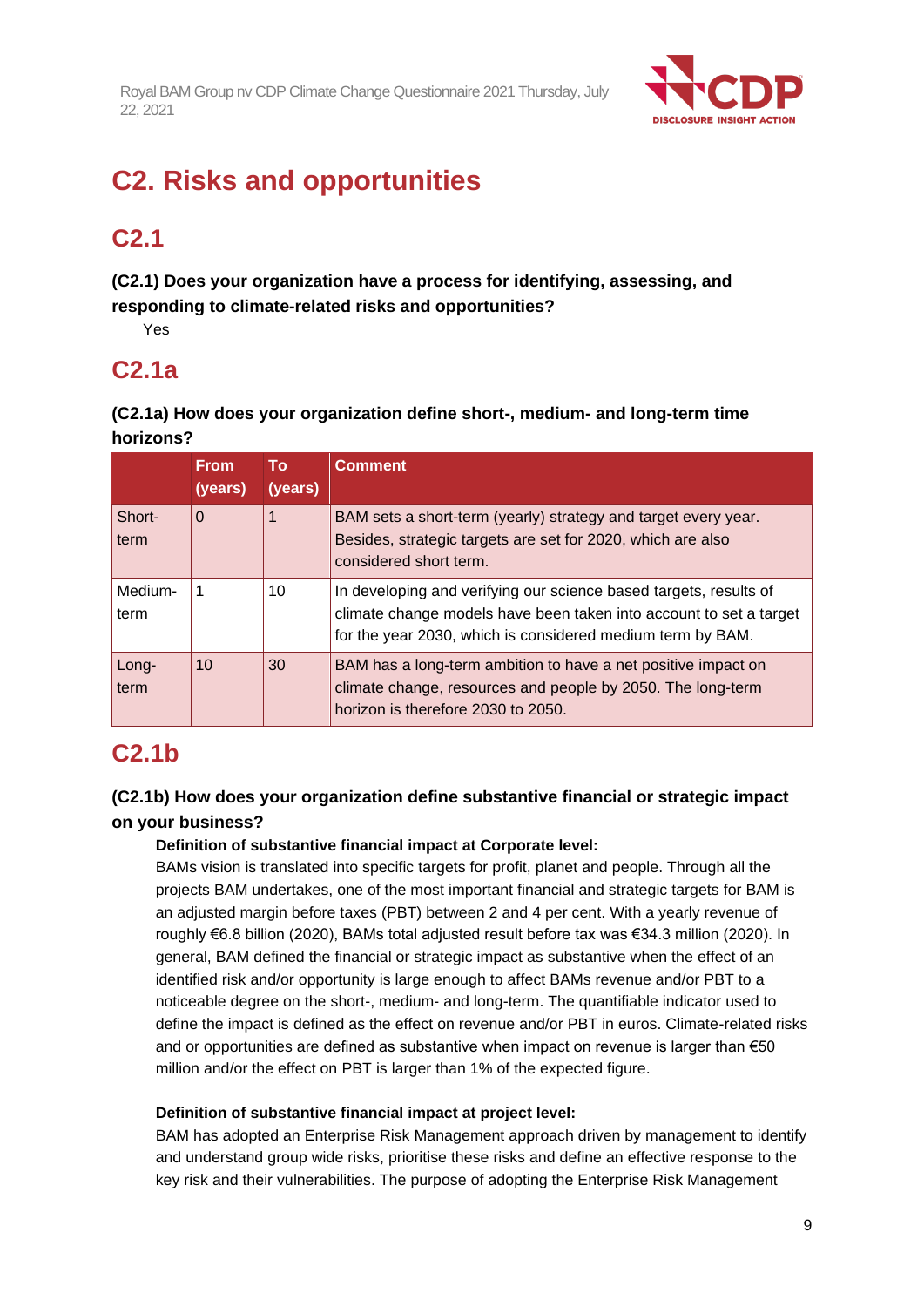# C2. Risks and opportunities

## C2.1

**(C2.1) Does your organization have a process for identifying, assessing, and responding to climate-related risks and opportunities?**

Yes

## C2.1a

**(C2.1a) How does your organization define short-, medium- and long-term time horizons?**

| | From (years) | To (years) | Comment |
|---|---|---|---|
| Short-term | 0 | 1 | BAM sets a short-term (yearly) strategy and target every year. Besides, strategic targets are set for 2020, which are also considered short term. |
| Medium-term | 1 | 10 | In developing and verifying our science based targets, results of climate change models have been taken into account to set a target for the year 2030, which is considered medium term by BAM. |
| Long-term | 10 | 30 | BAM has a long-term ambition to have a net positive impact on climate change, resources and people by 2050. The long-term horizon is therefore 2030 to 2050. |

## C2.1b

**(C2.1b) How does your organization define substantive financial or strategic impact on your business?**

**Definition of substantive financial impact at Corporate level:**

BAMs vision is translated into specific targets for profit, planet and people. Through all the projects BAM undertakes, one of the most important financial and strategic targets for BAM is an adjusted margin before taxes (PBT) between 2 and 4 per cent. With a yearly revenue of roughly €6.8 billion (2020), BAMs total adjusted result before tax was €34.3 million (2020). In general, BAM defined the financial or strategic impact as substantive when the effect of an identified risk and/or opportunity is large enough to affect BAMs revenue and/or PBT to a noticeable degree on the short-, medium- and long-term. The quantifiable indicator used to define the impact is defined as the effect on revenue and/or PBT in euros. Climate-related risks and or opportunities are defined as substantive when impact on revenue is larger than €50 million and/or the effect on PBT is larger than 1% of the expected figure.

**Definition of substantive financial impact at project level:**

BAM has adopted an Enterprise Risk Management approach driven by management to identify and understand group wide risks, prioritise these risks and define an effective response to the key risk and their vulnerabilities. The purpose of adopting the Enterprise Risk Management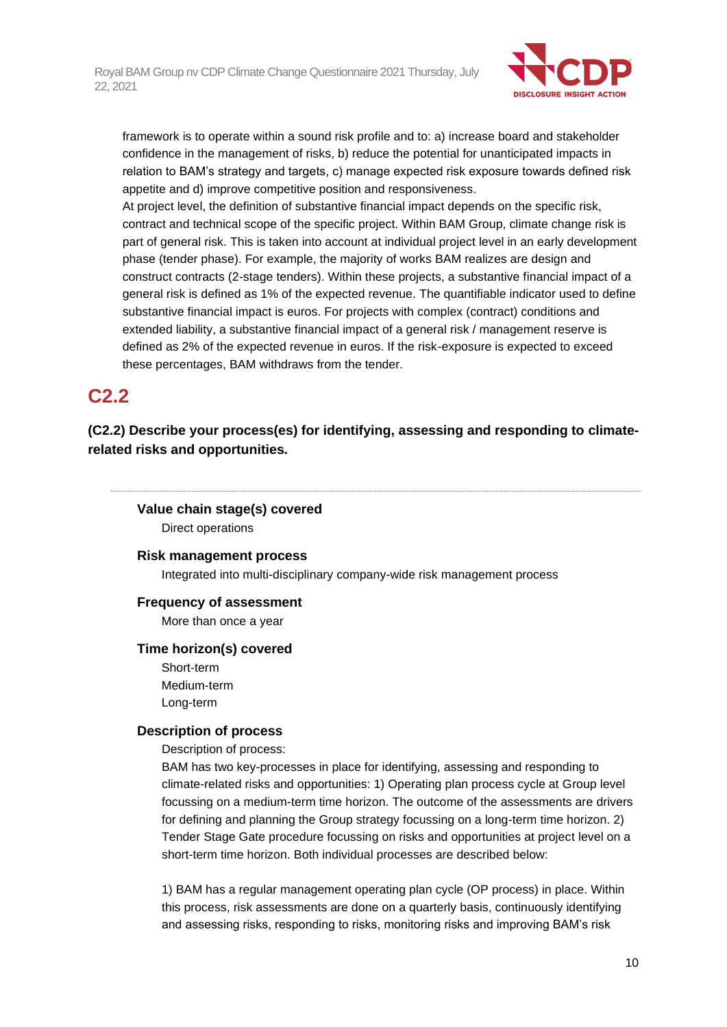framework is to operate within a sound risk profile and to: a) increase board and stakeholder confidence in the management of risks, b) reduce the potential for unanticipated impacts in relation to BAM's strategy and targets, c) manage expected risk exposure towards defined risk appetite and d) improve competitive position and responsiveness.
At project level, the definition of substantive financial impact depends on the specific risk, contract and technical scope of the specific project. Within BAM Group, climate change risk is part of general risk. This is taken into account at individual project level in an early development phase (tender phase). For example, the majority of works BAM realizes are design and construct contracts (2-stage tenders). Within these projects, a substantive financial impact of a general risk is defined as 1% of the expected revenue. The quantifiable indicator used to define substantive financial impact is euros. For projects with complex (contract) conditions and extended liability, a substantive financial impact of a general risk / management reserve is defined as 2% of the expected revenue in euros. If the risk-exposure is expected to exceed these percentages, BAM withdraws from the tender.

## C2.2

**(C2.2) Describe your process(es) for identifying, assessing and responding to climate-related risks and opportunities.**

---

#### Value chain stage(s) covered

Direct operations

#### Risk management process

Integrated into multi-disciplinary company-wide risk management process

#### Frequency of assessment

More than once a year

#### Time horizon(s) covered

Short-term
Medium-term
Long-term

#### Description of process

Description of process:
BAM has two key-processes in place for identifying, assessing and responding to climate-related risks and opportunities: 1) Operating plan process cycle at Group level focussing on a medium-term time horizon. The outcome of the assessments are drivers for defining and planning the Group strategy focussing on a long-term time horizon. 2) Tender Stage Gate procedure focussing on risks and opportunities at project level on a short-term time horizon. Both individual processes are described below:

1) BAM has a regular management operating plan cycle (OP process) in place. Within this process, risk assessments are done on a quarterly basis, continuously identifying and assessing risks, responding to risks, monitoring risks and improving BAM's risk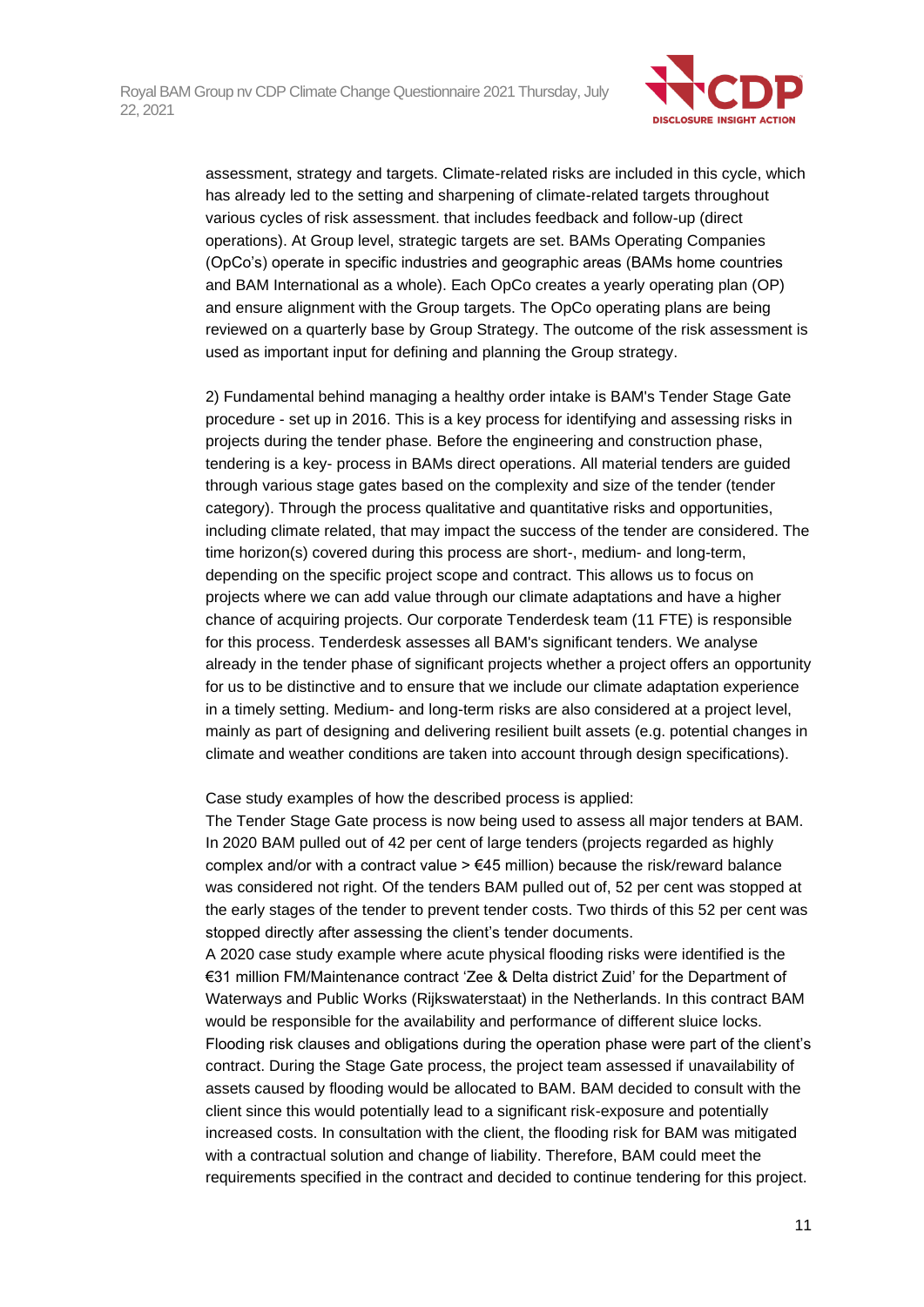assessment, strategy and targets. Climate-related risks are included in this cycle, which has already led to the setting and sharpening of climate-related targets throughout various cycles of risk assessment. that includes feedback and follow-up (direct operations). At Group level, strategic targets are set. BAMs Operating Companies (OpCo's) operate in specific industries and geographic areas (BAMs home countries and BAM International as a whole). Each OpCo creates a yearly operating plan (OP) and ensure alignment with the Group targets. The OpCo operating plans are being reviewed on a quarterly base by Group Strategy. The outcome of the risk assessment is used as important input for defining and planning the Group strategy.

2) Fundamental behind managing a healthy order intake is BAM's Tender Stage Gate procedure - set up in 2016. This is a key process for identifying and assessing risks in projects during the tender phase. Before the engineering and construction phase, tendering is a key- process in BAMs direct operations. All material tenders are guided through various stage gates based on the complexity and size of the tender (tender category). Through the process qualitative and quantitative risks and opportunities, including climate related, that may impact the success of the tender are considered. The time horizon(s) covered during this process are short-, medium- and long-term, depending on the specific project scope and contract. This allows us to focus on projects where we can add value through our climate adaptations and have a higher chance of acquiring projects. Our corporate Tenderdesk team (11 FTE) is responsible for this process. Tenderdesk assesses all BAM's significant tenders. We analyse already in the tender phase of significant projects whether a project offers an opportunity for us to be distinctive and to ensure that we include our climate adaptation experience in a timely setting. Medium- and long-term risks are also considered at a project level, mainly as part of designing and delivering resilient built assets (e.g. potential changes in climate and weather conditions are taken into account through design specifications).

Case study examples of how the described process is applied:
The Tender Stage Gate process is now being used to assess all major tenders at BAM. In 2020 BAM pulled out of 42 per cent of large tenders (projects regarded as highly complex and/or with a contract value > €45 million) because the risk/reward balance was considered not right. Of the tenders BAM pulled out of, 52 per cent was stopped at the early stages of the tender to prevent tender costs. Two thirds of this 52 per cent was stopped directly after assessing the client's tender documents.
A 2020 case study example where acute physical flooding risks were identified is the €31 million FM/Maintenance contract 'Zee & Delta district Zuid' for the Department of Waterways and Public Works (Rijkswaterstaat) in the Netherlands. In this contract BAM would be responsible for the availability and performance of different sluice locks. Flooding risk clauses and obligations during the operation phase were part of the client's contract. During the Stage Gate process, the project team assessed if unavailability of assets caused by flooding would be allocated to BAM. BAM decided to consult with the client since this would potentially lead to a significant risk-exposure and potentially increased costs. In consultation with the client, the flooding risk for BAM was mitigated with a contractual solution and change of liability. Therefore, BAM could meet the requirements specified in the contract and decided to continue tendering for this project.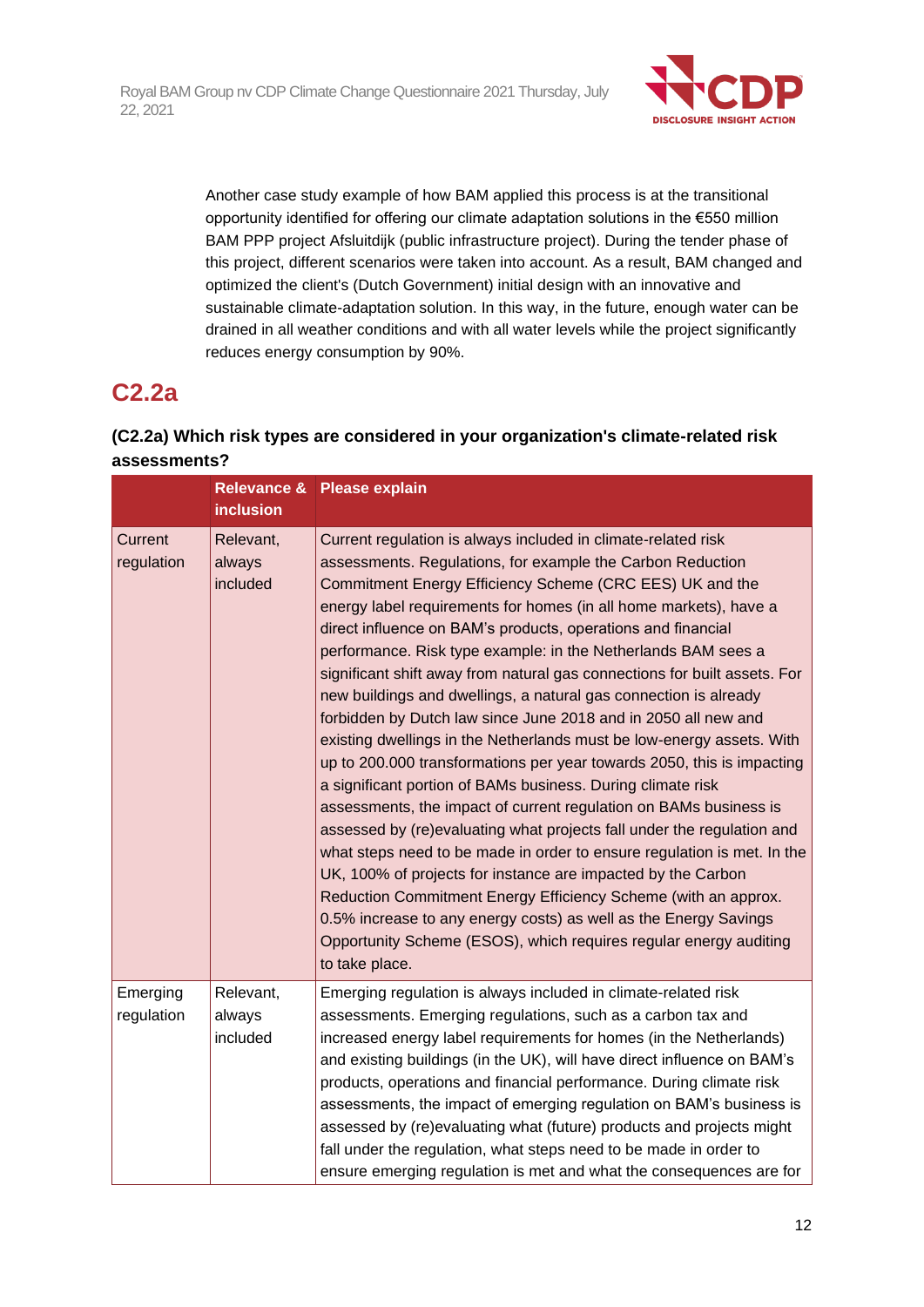Another case study example of how BAM applied this process is at the transitional opportunity identified for offering our climate adaptation solutions in the €550 million BAM PPP project Afsluitdijk (public infrastructure project). During the tender phase of this project, different scenarios were taken into account. As a result, BAM changed and optimized the client's (Dutch Government) initial design with an innovative and sustainable climate-adaptation solution. In this way, in the future, enough water can be drained in all weather conditions and with all water levels while the project significantly reduces energy consumption by 90%.

## C2.2a

**(C2.2a) Which risk types are considered in your organization's climate-related risk assessments?**

| | Relevance & inclusion | Please explain |
|---|---|---|
| Current regulation | Relevant, always included | Current regulation is always included in climate-related risk assessments. Regulations, for example the Carbon Reduction Commitment Energy Efficiency Scheme (CRC EES) UK and the energy label requirements for homes (in all home markets), have a direct influence on BAM's products, operations and financial performance. Risk type example: in the Netherlands BAM sees a significant shift away from natural gas connections for built assets. For new buildings and dwellings, a natural gas connection is already forbidden by Dutch law since June 2018 and in 2050 all new and existing dwellings in the Netherlands must be low-energy assets. With up to 200.000 transformations per year towards 2050, this is impacting a significant portion of BAMs business. During climate risk assessments, the impact of current regulation on BAMs business is assessed by (re)evaluating what projects fall under the regulation and what steps need to be made in order to ensure regulation is met. In the UK, 100% of projects for instance are impacted by the Carbon Reduction Commitment Energy Efficiency Scheme (with an approx. 0.5% increase to any energy costs) as well as the Energy Savings Opportunity Scheme (ESOS), which requires regular energy auditing to take place. |
| Emerging regulation | Relevant, always included | Emerging regulation is always included in climate-related risk assessments. Emerging regulations, such as a carbon tax and increased energy label requirements for homes (in the Netherlands) and existing buildings (in the UK), will have direct influence on BAM's products, operations and financial performance. During climate risk assessments, the impact of emerging regulation on BAM's business is assessed by (re)evaluating what (future) products and projects might fall under the regulation, what steps need to be made in order to ensure emerging regulation is met and what the consequences are for |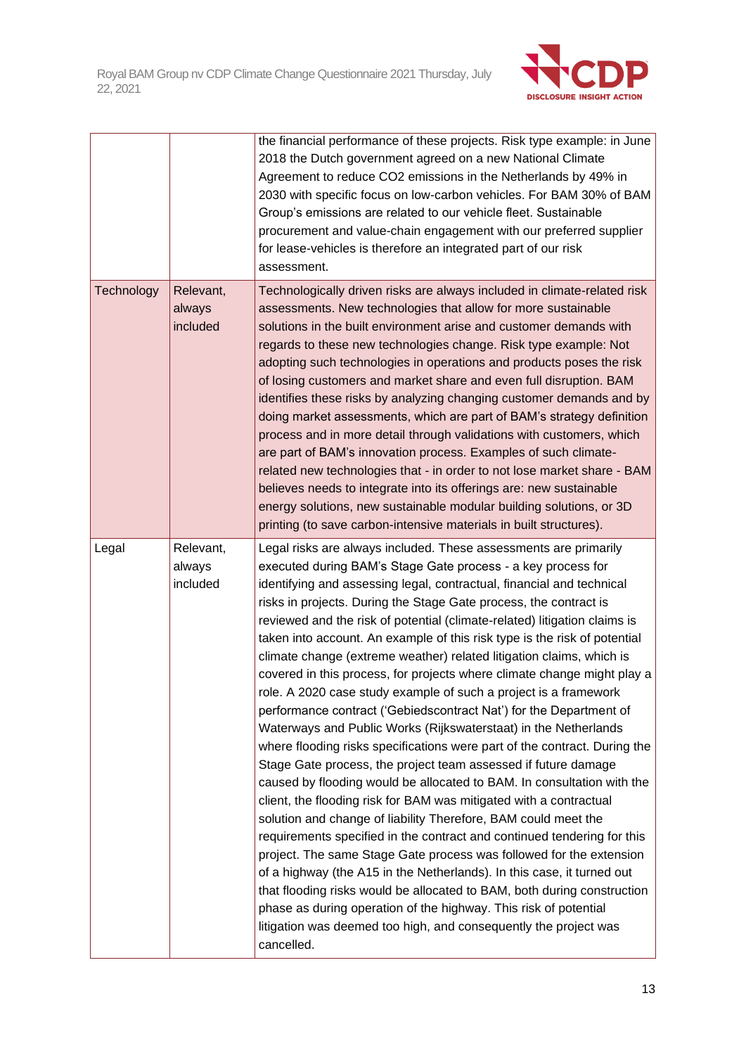| | | |
|---|---|---|
| | | the financial performance of these projects. Risk type example: in June 2018 the Dutch government agreed on a new National Climate Agreement to reduce CO2 emissions in the Netherlands by 49% in 2030 with specific focus on low-carbon vehicles. For BAM 30% of BAM Group's emissions are related to our vehicle fleet. Sustainable procurement and value-chain engagement with our preferred supplier for lease-vehicles is therefore an integrated part of our risk assessment. |
| Technology | Relevant, always included | Technologically driven risks are always included in climate-related risk assessments. New technologies that allow for more sustainable solutions in the built environment arise and customer demands with regards to these new technologies change. Risk type example: Not adopting such technologies in operations and products poses the risk of losing customers and market share and even full disruption. BAM identifies these risks by analyzing changing customer demands and by doing market assessments, which are part of BAM's strategy definition process and in more detail through validations with customers, which are part of BAM's innovation process. Examples of such climate-related new technologies that - in order to not lose market share - BAM believes needs to integrate into its offerings are: new sustainable energy solutions, new sustainable modular building solutions, or 3D printing (to save carbon-intensive materials in built structures). |
| Legal | Relevant, always included | Legal risks are always included. These assessments are primarily executed during BAM's Stage Gate process - a key process for identifying and assessing legal, contractual, financial and technical risks in projects. During the Stage Gate process, the contract is reviewed and the risk of potential (climate-related) litigation claims is taken into account. An example of this risk type is the risk of potential climate change (extreme weather) related litigation claims, which is covered in this process, for projects where climate change might play a role. A 2020 case study example of such a project is a framework performance contract ('Gebiedscontract Nat') for the Department of Waterways and Public Works (Rijkswaterstaat) in the Netherlands where flooding risks specifications were part of the contract. During the Stage Gate process, the project team assessed if future damage caused by flooding would be allocated to BAM. In consultation with the client, the flooding risk for BAM was mitigated with a contractual solution and change of liability Therefore, BAM could meet the requirements specified in the contract and continued tendering for this project. The same Stage Gate process was followed for the extension of a highway (the A15 in the Netherlands). In this case, it turned out that flooding risks would be allocated to BAM, both during construction phase as during operation of the highway. This risk of potential litigation was deemed too high, and consequently the project was cancelled. |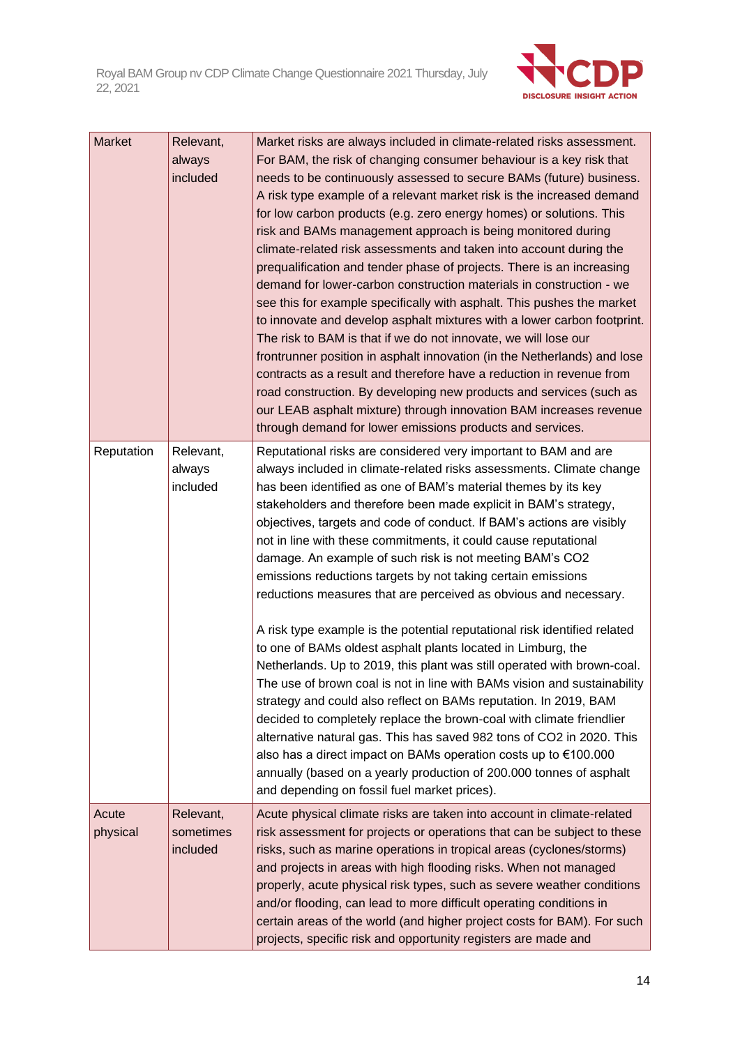| | | |
|---|---|---|
| Market | Relevant, always included | Market risks are always included in climate-related risks assessment. For BAM, the risk of changing consumer behaviour is a key risk that needs to be continuously assessed to secure BAMs (future) business. A risk type example of a relevant market risk is the increased demand for low carbon products (e.g. zero energy homes) or solutions. This risk and BAMs management approach is being monitored during climate-related risk assessments and taken into account during the prequalification and tender phase of projects. There is an increasing demand for lower-carbon construction materials in construction - we see this for example specifically with asphalt. This pushes the market to innovate and develop asphalt mixtures with a lower carbon footprint. The risk to BAM is that if we do not innovate, we will lose our frontrunner position in asphalt innovation (in the Netherlands) and lose contracts as a result and therefore have a reduction in revenue from road construction. By developing new products and services (such as our LEAB asphalt mixture) through innovation BAM increases revenue through demand for lower emissions products and services. |
| Reputation | Relevant, always included | Reputational risks are considered very important to BAM and are always included in climate-related risks assessments. Climate change has been identified as one of BAM's material themes by its key stakeholders and therefore been made explicit in BAM's strategy, objectives, targets and code of conduct. If BAM's actions are visibly not in line with these commitments, it could cause reputational damage. An example of such risk is not meeting BAM's CO2 emissions reductions targets by not taking certain emissions reductions measures that are perceived as obvious and necessary.<br><br>A risk type example is the potential reputational risk identified related to one of BAMs oldest asphalt plants located in Limburg, the Netherlands. Up to 2019, this plant was still operated with brown-coal. The use of brown coal is not in line with BAMs vision and sustainability strategy and could also reflect on BAMs reputation. In 2019, BAM decided to completely replace the brown-coal with climate friendlier alternative natural gas. This has saved 982 tons of CO2 in 2020. This also has a direct impact on BAMs operation costs up to €100.000 annually (based on a yearly production of 200.000 tonnes of asphalt and depending on fossil fuel market prices). |
| Acute physical | Relevant, sometimes included | Acute physical climate risks are taken into account in climate-related risk assessment for projects or operations that can be subject to these risks, such as marine operations in tropical areas (cyclones/storms) and projects in areas with high flooding risks. When not managed properly, acute physical risk types, such as severe weather conditions and/or flooding, can lead to more difficult operating conditions in certain areas of the world (and higher project costs for BAM). For such projects, specific risk and opportunity registers are made and |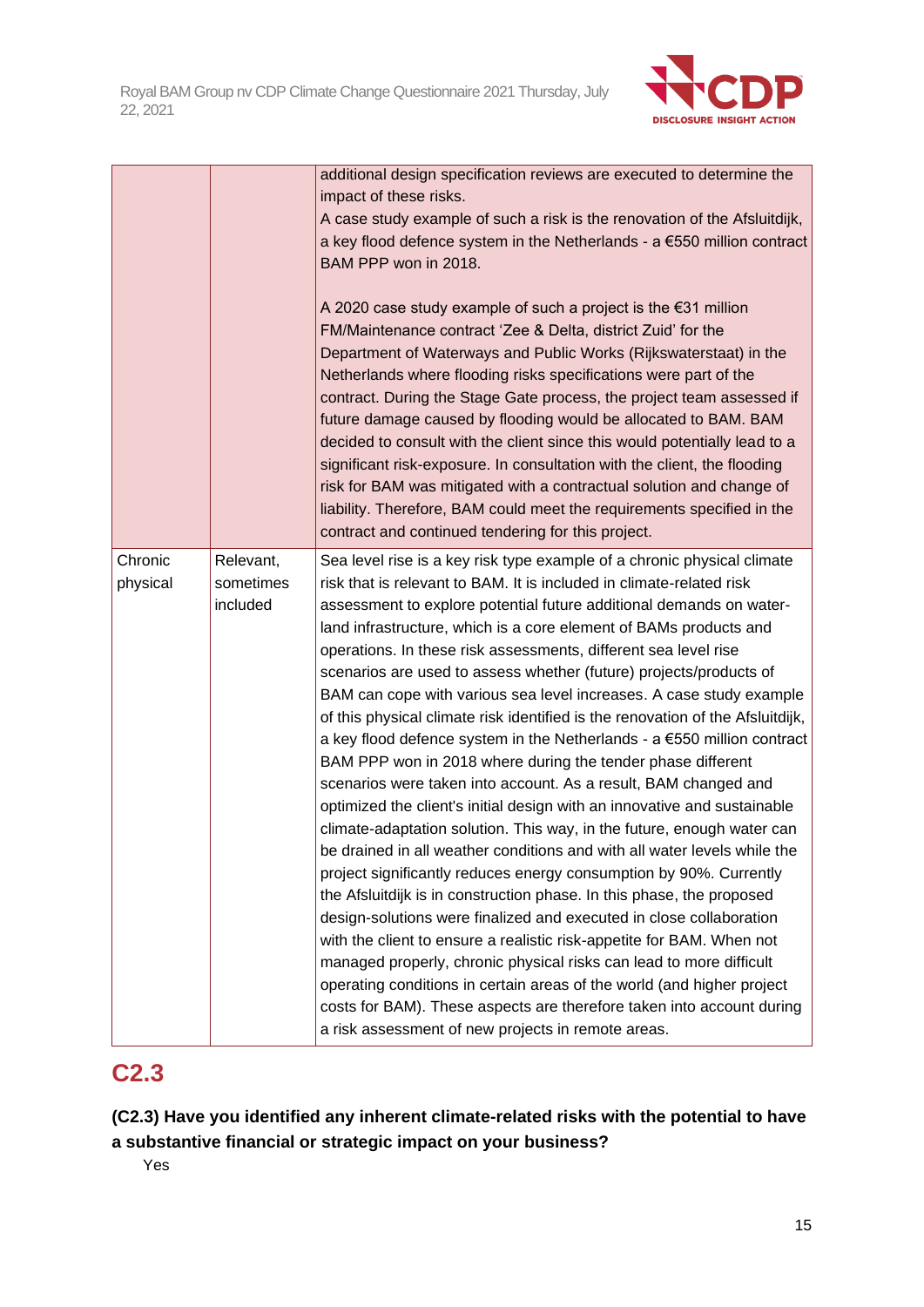| | | |
|---|---|---|
| | | additional design specification reviews are executed to determine the impact of these risks.<br>A case study example of such a risk is the renovation of the Afsluitdijk, a key flood defence system in the Netherlands - a €550 million contract BAM PPP won in 2018.<br><br>A 2020 case study example of such a project is the €31 million FM/Maintenance contract 'Zee & Delta, district Zuid' for the Department of Waterways and Public Works (Rijkswaterstaat) in the Netherlands where flooding risks specifications were part of the contract. During the Stage Gate process, the project team assessed if future damage caused by flooding would be allocated to BAM. BAM decided to consult with the client since this would potentially lead to a significant risk-exposure. In consultation with the client, the flooding risk for BAM was mitigated with a contractual solution and change of liability. Therefore, BAM could meet the requirements specified in the contract and continued tendering for this project. |
| Chronic physical | Relevant, sometimes included | Sea level rise is a key risk type example of a chronic physical climate risk that is relevant to BAM. It is included in climate-related risk assessment to explore potential future additional demands on water-land infrastructure, which is a core element of BAMs products and operations. In these risk assessments, different sea level rise scenarios are used to assess whether (future) projects/products of BAM can cope with various sea level increases. A case study example of this physical climate risk identified is the renovation of the Afsluitdijk, a key flood defence system in the Netherlands - a €550 million contract BAM PPP won in 2018 where during the tender phase different scenarios were taken into account. As a result, BAM changed and optimized the client's initial design with an innovative and sustainable climate-adaptation solution. This way, in the future, enough water can be drained in all weather conditions and with all water levels while the project significantly reduces energy consumption by 90%. Currently the Afsluitdijk is in construction phase. In this phase, the proposed design-solutions were finalized and executed in close collaboration with the client to ensure a realistic risk-appetite for BAM. When not managed properly, chronic physical risks can lead to more difficult operating conditions in certain areas of the world (and higher project costs for BAM). These aspects are therefore taken into account during a risk assessment of new projects in remote areas. |

## C2.3

**(C2.3) Have you identified any inherent climate-related risks with the potential to have a substantive financial or strategic impact on your business?**

Yes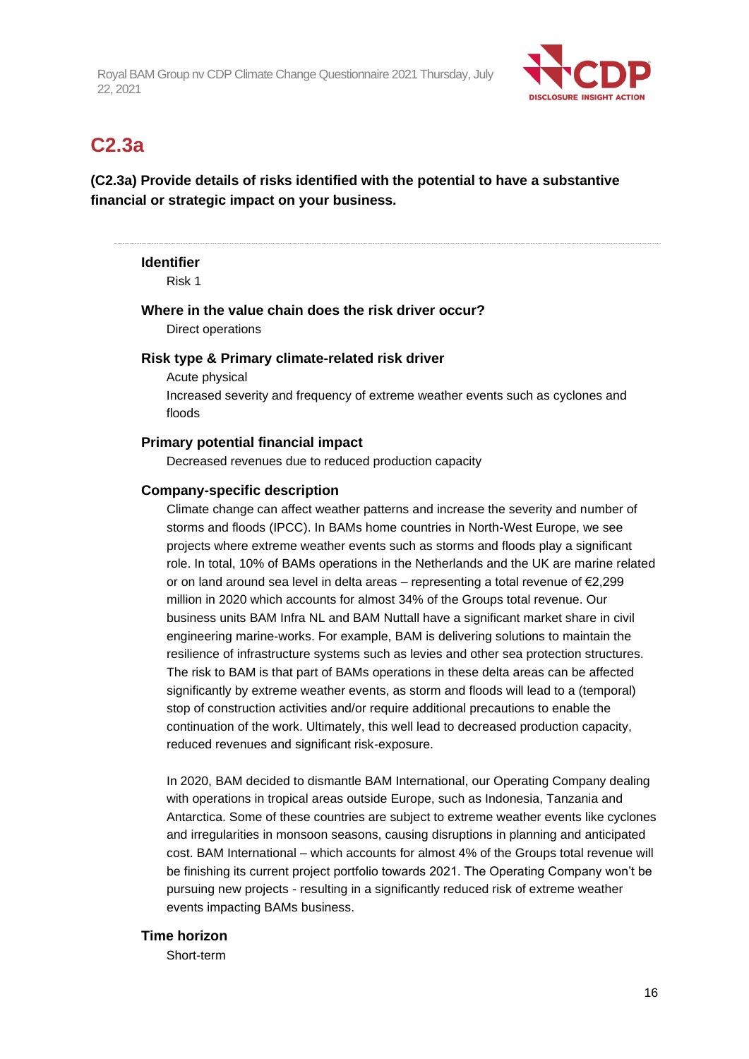## C2.3a

**(C2.3a) Provide details of risks identified with the potential to have a substantive financial or strategic impact on your business.**

---

**Identifier**

Risk 1

**Where in the value chain does the risk driver occur?**

Direct operations

**Risk type & Primary climate-related risk driver**

Acute physical

Increased severity and frequency of extreme weather events such as cyclones and floods

**Primary potential financial impact**

Decreased revenues due to reduced production capacity

**Company-specific description**

Climate change can affect weather patterns and increase the severity and number of storms and floods (IPCC). In BAMs home countries in North-West Europe, we see projects where extreme weather events such as storms and floods play a significant role. In total, 10% of BAMs operations in the Netherlands and the UK are marine related or on land around sea level in delta areas – representing a total revenue of €2,299 million in 2020 which accounts for almost 34% of the Groups total revenue. Our business units BAM Infra NL and BAM Nuttall have a significant market share in civil engineering marine-works. For example, BAM is delivering solutions to maintain the resilience of infrastructure systems such as levies and other sea protection structures. The risk to BAM is that part of BAMs operations in these delta areas can be affected significantly by extreme weather events, as storm and floods will lead to a (temporal) stop of construction activities and/or require additional precautions to enable the continuation of the work. Ultimately, this well lead to decreased production capacity, reduced revenues and significant risk-exposure.

In 2020, BAM decided to dismantle BAM International, our Operating Company dealing with operations in tropical areas outside Europe, such as Indonesia, Tanzania and Antarctica. Some of these countries are subject to extreme weather events like cyclones and irregularities in monsoon seasons, causing disruptions in planning and anticipated cost. BAM International – which accounts for almost 4% of the Groups total revenue will be finishing its current project portfolio towards 2021. The Operating Company won't be pursuing new projects - resulting in a significantly reduced risk of extreme weather events impacting BAMs business.

**Time horizon**

Short-term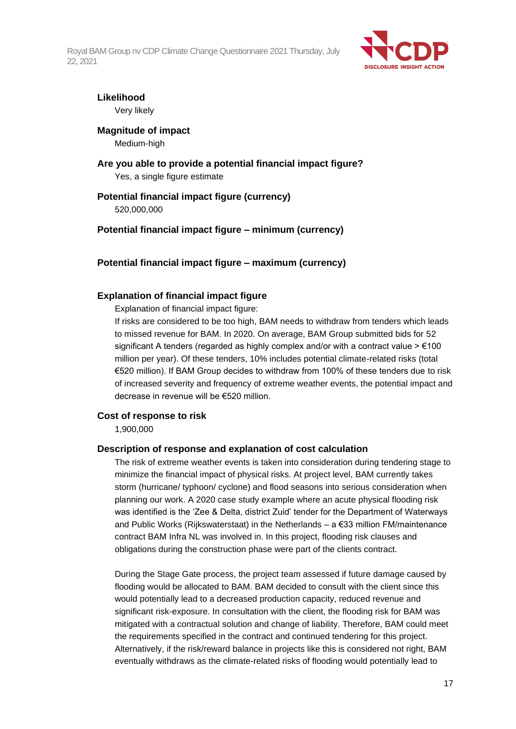**Likelihood**

Very likely

**Magnitude of impact**

Medium-high

**Are you able to provide a potential financial impact figure?**

Yes, a single figure estimate

**Potential financial impact figure (currency)**

520,000,000

**Potential financial impact figure – minimum (currency)**

**Potential financial impact figure – maximum (currency)**

**Explanation of financial impact figure**

Explanation of financial impact figure:

If risks are considered to be too high, BAM needs to withdraw from tenders which leads to missed revenue for BAM. In 2020. On average, BAM Group submitted bids for 52 significant A tenders (regarded as highly complex and/or with a contract value > €100 million per year). Of these tenders, 10% includes potential climate-related risks (total €520 million). If BAM Group decides to withdraw from 100% of these tenders due to risk of increased severity and frequency of extreme weather events, the potential impact and decrease in revenue will be €520 million.

**Cost of response to risk**

1,900,000

**Description of response and explanation of cost calculation**

The risk of extreme weather events is taken into consideration during tendering stage to minimize the financial impact of physical risks. At project level, BAM currently takes storm (hurricane/ typhoon/ cyclone) and flood seasons into serious consideration when planning our work. A 2020 case study example where an acute physical flooding risk was identified is the 'Zee & Delta, district Zuid' tender for the Department of Waterways and Public Works (Rijkswaterstaat) in the Netherlands – a €33 million FM/maintenance contract BAM Infra NL was involved in. In this project, flooding risk clauses and obligations during the construction phase were part of the clients contract.

During the Stage Gate process, the project team assessed if future damage caused by flooding would be allocated to BAM. BAM decided to consult with the client since this would potentially lead to a decreased production capacity, reduced revenue and significant risk-exposure. In consultation with the client, the flooding risk for BAM was mitigated with a contractual solution and change of liability. Therefore, BAM could meet the requirements specified in the contract and continued tendering for this project. Alternatively, if the risk/reward balance in projects like this is considered not right, BAM eventually withdraws as the climate-related risks of flooding would potentially lead to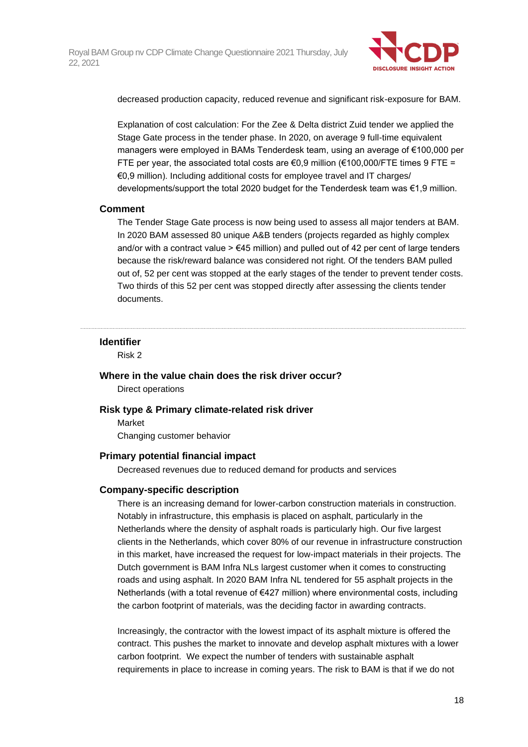decreased production capacity, reduced revenue and significant risk-exposure for BAM.

Explanation of cost calculation: For the Zee & Delta district Zuid tender we applied the Stage Gate process in the tender phase. In 2020, on average 9 full-time equivalent managers were employed in BAMs Tenderdesk team, using an average of €100,000 per FTE per year, the associated total costs are €0,9 million (€100,000/FTE times 9 FTE = €0,9 million). Including additional costs for employee travel and IT charges/ developments/support the total 2020 budget for the Tenderdesk team was €1,9 million.

**Comment**

The Tender Stage Gate process is now being used to assess all major tenders at BAM. In 2020 BAM assessed 80 unique A&B tenders (projects regarded as highly complex and/or with a contract value > €45 million) and pulled out of 42 per cent of large tenders because the risk/reward balance was considered not right. Of the tenders BAM pulled out of, 52 per cent was stopped at the early stages of the tender to prevent tender costs. Two thirds of this 52 per cent was stopped directly after assessing the clients tender documents.

---

**Identifier**

Risk 2

**Where in the value chain does the risk driver occur?**

Direct operations

**Risk type & Primary climate-related risk driver**

Market

Changing customer behavior

**Primary potential financial impact**

Decreased revenues due to reduced demand for products and services

**Company-specific description**

There is an increasing demand for lower-carbon construction materials in construction. Notably in infrastructure, this emphasis is placed on asphalt, particularly in the Netherlands where the density of asphalt roads is particularly high. Our five largest clients in the Netherlands, which cover 80% of our revenue in infrastructure construction in this market, have increased the request for low-impact materials in their projects. The Dutch government is BAM Infra NLs largest customer when it comes to constructing roads and using asphalt. In 2020 BAM Infra NL tendered for 55 asphalt projects in the Netherlands (with a total revenue of €427 million) where environmental costs, including the carbon footprint of materials, was the deciding factor in awarding contracts.

Increasingly, the contractor with the lowest impact of its asphalt mixture is offered the contract. This pushes the market to innovate and develop asphalt mixtures with a lower carbon footprint. We expect the number of tenders with sustainable asphalt requirements in place to increase in coming years. The risk to BAM is that if we do not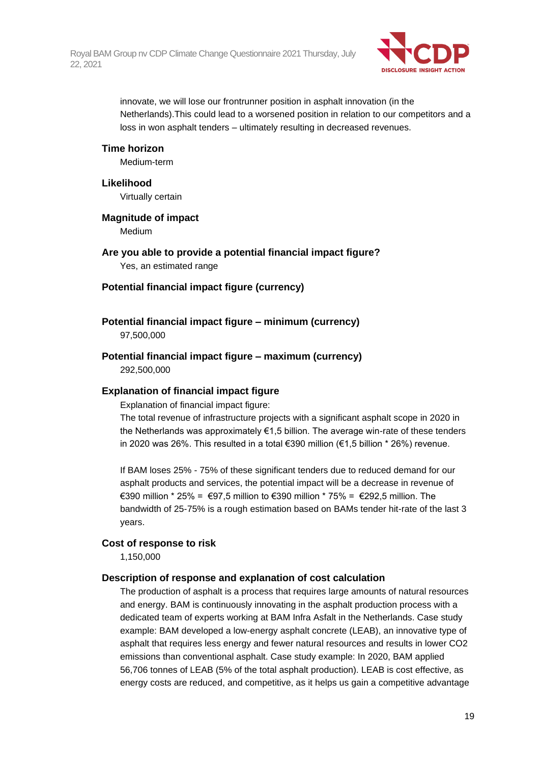innovate, we will lose our frontrunner position in asphalt innovation (in the Netherlands).This could lead to a worsened position in relation to our competitors and a loss in won asphalt tenders – ultimately resulting in decreased revenues.

**Time horizon**

Medium-term

**Likelihood**

Virtually certain

**Magnitude of impact**

Medium

**Are you able to provide a potential financial impact figure?**

Yes, an estimated range

**Potential financial impact figure (currency)**

**Potential financial impact figure – minimum (currency)**

97,500,000

**Potential financial impact figure – maximum (currency)**

292,500,000

**Explanation of financial impact figure**

Explanation of financial impact figure:

The total revenue of infrastructure projects with a significant asphalt scope in 2020 in the Netherlands was approximately €1,5 billion. The average win-rate of these tenders in 2020 was 26%. This resulted in a total €390 million (€1,5 billion * 26%) revenue.

If BAM loses 25% - 75% of these significant tenders due to reduced demand for our asphalt products and services, the potential impact will be a decrease in revenue of €390 million * 25% = €97,5 million to €390 million * 75% = €292,5 million. The bandwidth of 25-75% is a rough estimation based on BAMs tender hit-rate of the last 3 years.

**Cost of response to risk**

1,150,000

**Description of response and explanation of cost calculation**

The production of asphalt is a process that requires large amounts of natural resources and energy. BAM is continuously innovating in the asphalt production process with a dedicated team of experts working at BAM Infra Asfalt in the Netherlands. Case study example: BAM developed a low-energy asphalt concrete (LEAB), an innovative type of asphalt that requires less energy and fewer natural resources and results in lower $CO_2$ emissions than conventional asphalt. Case study example: In 2020, BAM applied 56,706 tonnes of LEAB (5% of the total asphalt production). LEAB is cost effective, as energy costs are reduced, and competitive, as it helps us gain a competitive advantage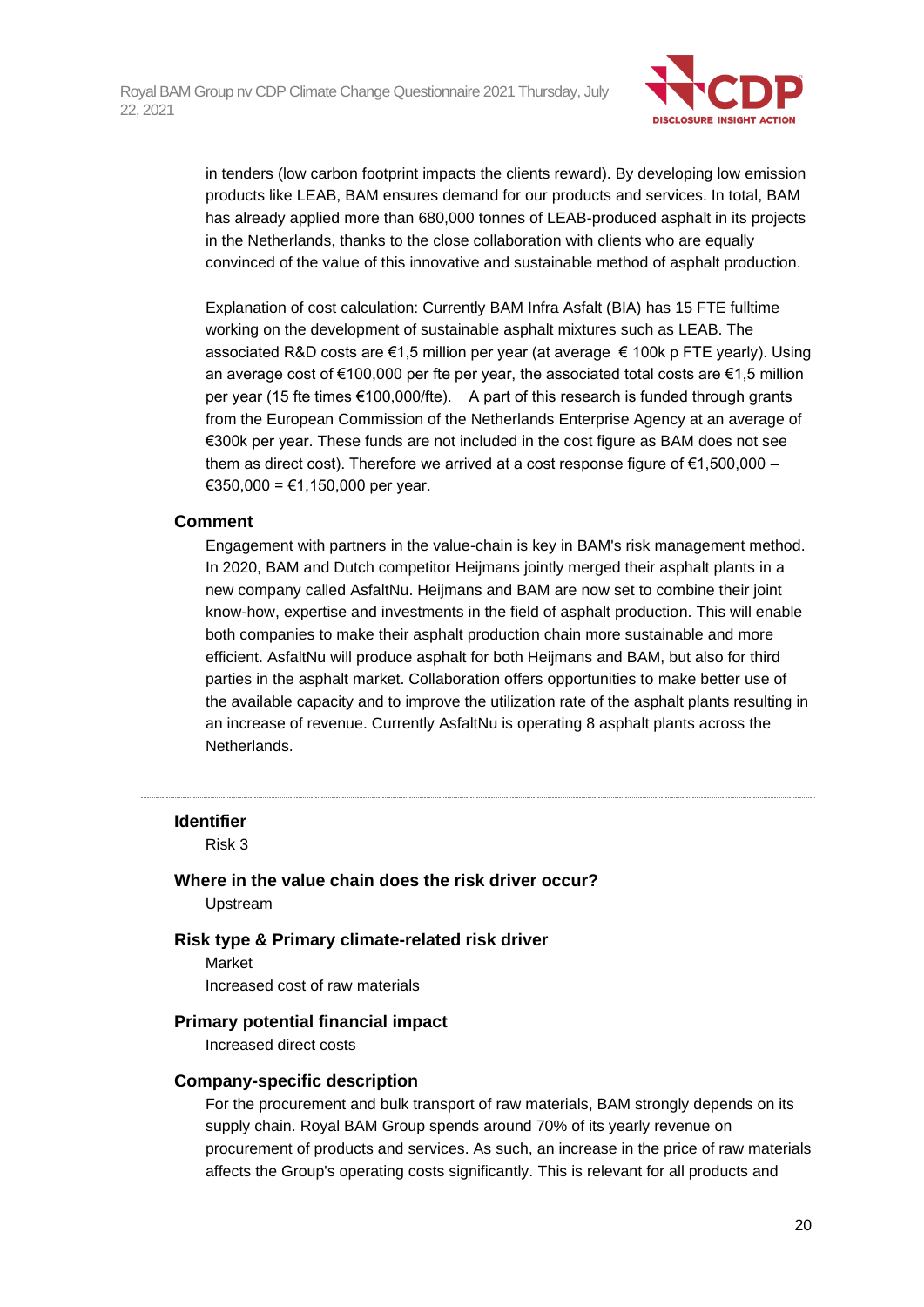in tenders (low carbon footprint impacts the clients reward). By developing low emission products like LEAB, BAM ensures demand for our products and services. In total, BAM has already applied more than 680,000 tonnes of LEAB-produced asphalt in its projects in the Netherlands, thanks to the close collaboration with clients who are equally convinced of the value of this innovative and sustainable method of asphalt production.

Explanation of cost calculation: Currently BAM Infra Asfalt (BIA) has 15 FTE fulltime working on the development of sustainable asphalt mixtures such as LEAB. The associated R&D costs are €1,5 million per year (at average € 100k p FTE yearly). Using an average cost of €100,000 per fte per year, the associated total costs are €1,5 million per year (15 fte times €100,000/fte). A part of this research is funded through grants from the European Commission of the Netherlands Enterprise Agency at an average of €300k per year. These funds are not included in the cost figure as BAM does not see them as direct cost). Therefore we arrived at a cost response figure of €1,500,000 – €350,000 = €1,150,000 per year.

### Comment

Engagement with partners in the value-chain is key in BAM's risk management method. In 2020, BAM and Dutch competitor Heijmans jointly merged their asphalt plants in a new company called AsfaltNu. Heijmans and BAM are now set to combine their joint know-how, expertise and investments in the field of asphalt production. This will enable both companies to make their asphalt production chain more sustainable and more efficient. AsfaltNu will produce asphalt for both Heijmans and BAM, but also for third parties in the asphalt market. Collaboration offers opportunities to make better use of the available capacity and to improve the utilization rate of the asphalt plants resulting in an increase of revenue. Currently AsfaltNu is operating 8 asphalt plants across the Netherlands.

---

### Identifier

Risk 3

### Where in the value chain does the risk driver occur?

Upstream

### Risk type & Primary climate-related risk driver

Market

Increased cost of raw materials

### Primary potential financial impact

Increased direct costs

### Company-specific description

For the procurement and bulk transport of raw materials, BAM strongly depends on its supply chain. Royal BAM Group spends around 70% of its yearly revenue on procurement of products and services. As such, an increase in the price of raw materials affects the Group's operating costs significantly. This is relevant for all products and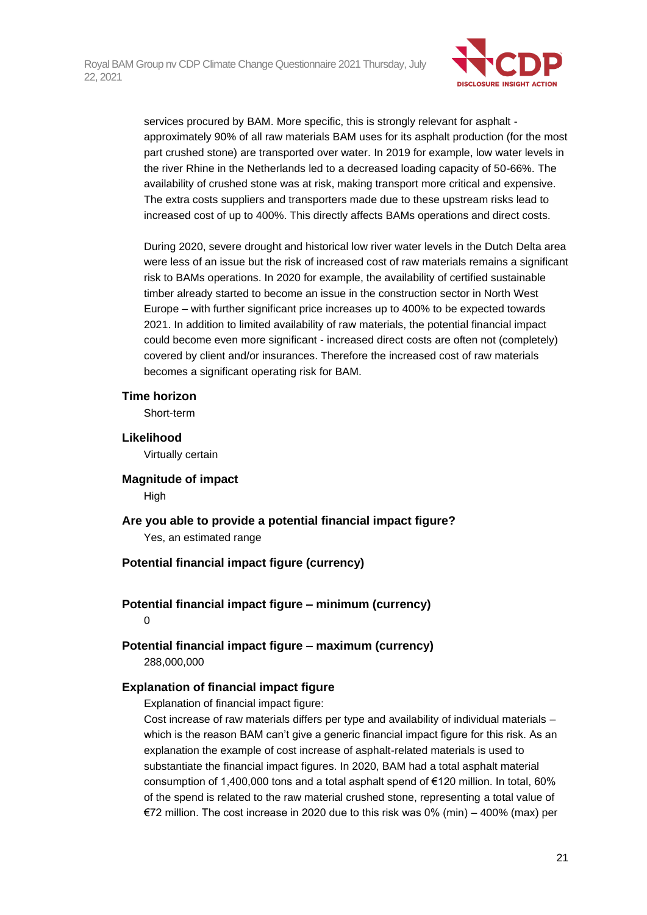services procured by BAM. More specific, this is strongly relevant for asphalt - approximately 90% of all raw materials BAM uses for its asphalt production (for the most part crushed stone) are transported over water. In 2019 for example, low water levels in the river Rhine in the Netherlands led to a decreased loading capacity of 50-66%. The availability of crushed stone was at risk, making transport more critical and expensive. The extra costs suppliers and transporters made due to these upstream risks lead to increased cost of up to 400%. This directly affects BAMs operations and direct costs.

During 2020, severe drought and historical low river water levels in the Dutch Delta area were less of an issue but the risk of increased cost of raw materials remains a significant risk to BAMs operations. In 2020 for example, the availability of certified sustainable timber already started to become an issue in the construction sector in North West Europe – with further significant price increases up to 400% to be expected towards 2021. In addition to limited availability of raw materials, the potential financial impact could become even more significant - increased direct costs are often not (completely) covered by client and/or insurances. Therefore the increased cost of raw materials becomes a significant operating risk for BAM.

**Time horizon**

Short-term

**Likelihood**

Virtually certain

**Magnitude of impact**

High

**Are you able to provide a potential financial impact figure?**

Yes, an estimated range

**Potential financial impact figure (currency)**

**Potential financial impact figure – minimum (currency)**

0

**Potential financial impact figure – maximum (currency)**

288,000,000

**Explanation of financial impact figure**

Explanation of financial impact figure:
Cost increase of raw materials differs per type and availability of individual materials – which is the reason BAM can't give a generic financial impact figure for this risk. As an explanation the example of cost increase of asphalt-related materials is used to substantiate the financial impact figures. In 2020, BAM had a total asphalt material consumption of 1,400,000 tons and a total asphalt spend of €120 million. In total, 60% of the spend is related to the raw material crushed stone, representing a total value of €72 million. The cost increase in 2020 due to this risk was 0% (min) – 400% (max) per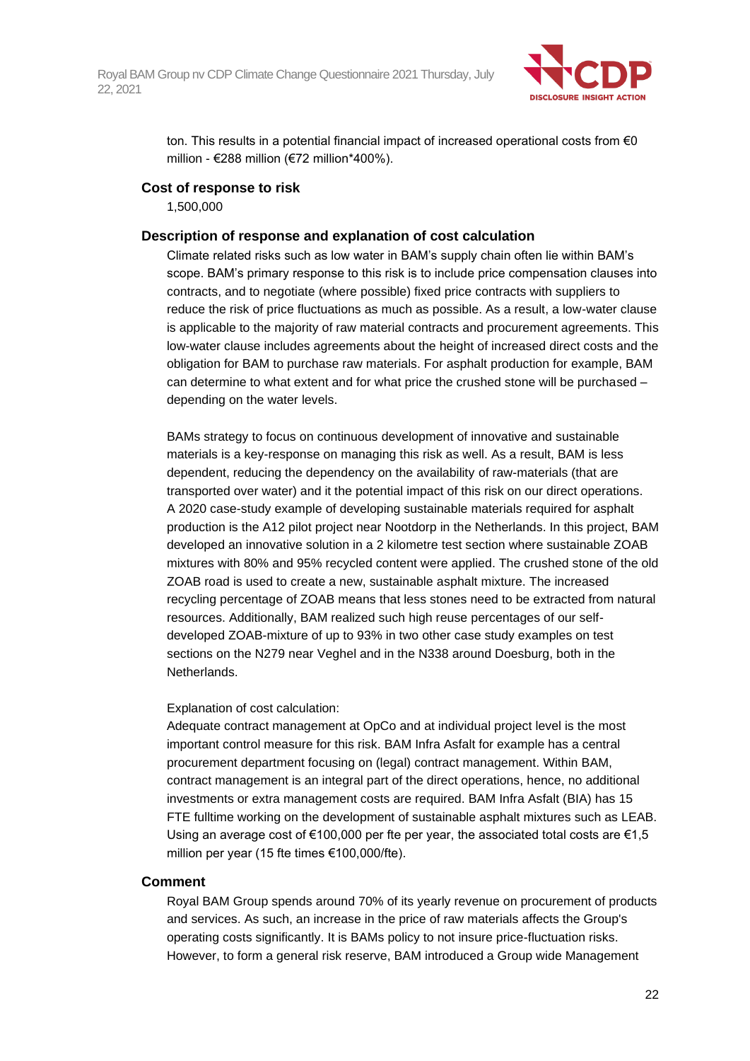ton. This results in a potential financial impact of increased operational costs from €0 million - €288 million (€72 million*400%).

### Cost of response to risk

1,500,000

### Description of response and explanation of cost calculation

Climate related risks such as low water in BAM's supply chain often lie within BAM's scope. BAM's primary response to this risk is to include price compensation clauses into contracts, and to negotiate (where possible) fixed price contracts with suppliers to reduce the risk of price fluctuations as much as possible. As a result, a low-water clause is applicable to the majority of raw material contracts and procurement agreements. This low-water clause includes agreements about the height of increased direct costs and the obligation for BAM to purchase raw materials. For asphalt production for example, BAM can determine to what extent and for what price the crushed stone will be purchased – depending on the water levels.

BAMs strategy to focus on continuous development of innovative and sustainable materials is a key-response on managing this risk as well. As a result, BAM is less dependent, reducing the dependency on the availability of raw-materials (that are transported over water) and it the potential impact of this risk on our direct operations. A 2020 case-study example of developing sustainable materials required for asphalt production is the A12 pilot project near Nootdorp in the Netherlands. In this project, BAM developed an innovative solution in a 2 kilometre test section where sustainable ZOAB mixtures with 80% and 95% recycled content were applied. The crushed stone of the old ZOAB road is used to create a new, sustainable asphalt mixture. The increased recycling percentage of ZOAB means that less stones need to be extracted from natural resources. Additionally, BAM realized such high reuse percentages of our self-developed ZOAB-mixture of up to 93% in two other case study examples on test sections on the N279 near Veghel and in the N338 around Doesburg, both in the Netherlands.

Explanation of cost calculation:

Adequate contract management at OpCo and at individual project level is the most important control measure for this risk. BAM Infra Asfalt for example has a central procurement department focusing on (legal) contract management. Within BAM, contract management is an integral part of the direct operations, hence, no additional investments or extra management costs are required. BAM Infra Asfalt (BIA) has 15 FTE fulltime working on the development of sustainable asphalt mixtures such as LEAB. Using an average cost of €100,000 per fte per year, the associated total costs are €1,5 million per year (15 fte times €100,000/fte).

### Comment

Royal BAM Group spends around 70% of its yearly revenue on procurement of products and services. As such, an increase in the price of raw materials affects the Group's operating costs significantly. It is BAMs policy to not insure price-fluctuation risks. However, to form a general risk reserve, BAM introduced a Group wide Management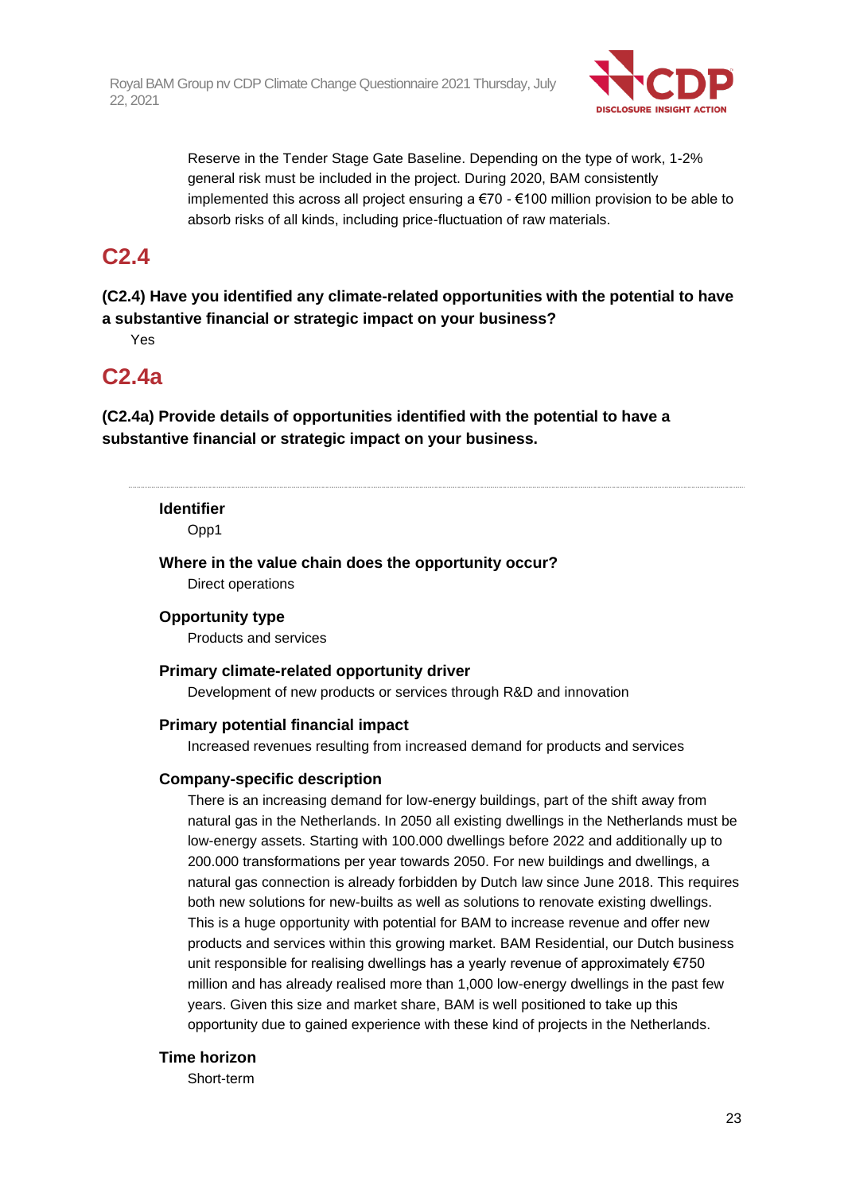Reserve in the Tender Stage Gate Baseline. Depending on the type of work, 1-2% general risk must be included in the project. During 2020, BAM consistently implemented this across all project ensuring a €70 - €100 million provision to be able to absorb risks of all kinds, including price-fluctuation of raw materials.

## C2.4

**(C2.4) Have you identified any climate-related opportunities with the potential to have a substantive financial or strategic impact on your business?**

Yes

## C2.4a

**(C2.4a) Provide details of opportunities identified with the potential to have a substantive financial or strategic impact on your business.**

---

**Identifier**

Opp1

**Where in the value chain does the opportunity occur?**

Direct operations

**Opportunity type**

Products and services

**Primary climate-related opportunity driver**

Development of new products or services through R&D and innovation

**Primary potential financial impact**

Increased revenues resulting from increased demand for products and services

**Company-specific description**

There is an increasing demand for low-energy buildings, part of the shift away from natural gas in the Netherlands. In 2050 all existing dwellings in the Netherlands must be low-energy assets. Starting with 100.000 dwellings before 2022 and additionally up to 200.000 transformations per year towards 2050. For new buildings and dwellings, a natural gas connection is already forbidden by Dutch law since June 2018. This requires both new solutions for new-builts as well as solutions to renovate existing dwellings. This is a huge opportunity with potential for BAM to increase revenue and offer new products and services within this growing market. BAM Residential, our Dutch business unit responsible for realising dwellings has a yearly revenue of approximately €750 million and has already realised more than 1,000 low-energy dwellings in the past few years. Given this size and market share, BAM is well positioned to take up this opportunity due to gained experience with these kind of projects in the Netherlands.

**Time horizon**

Short-term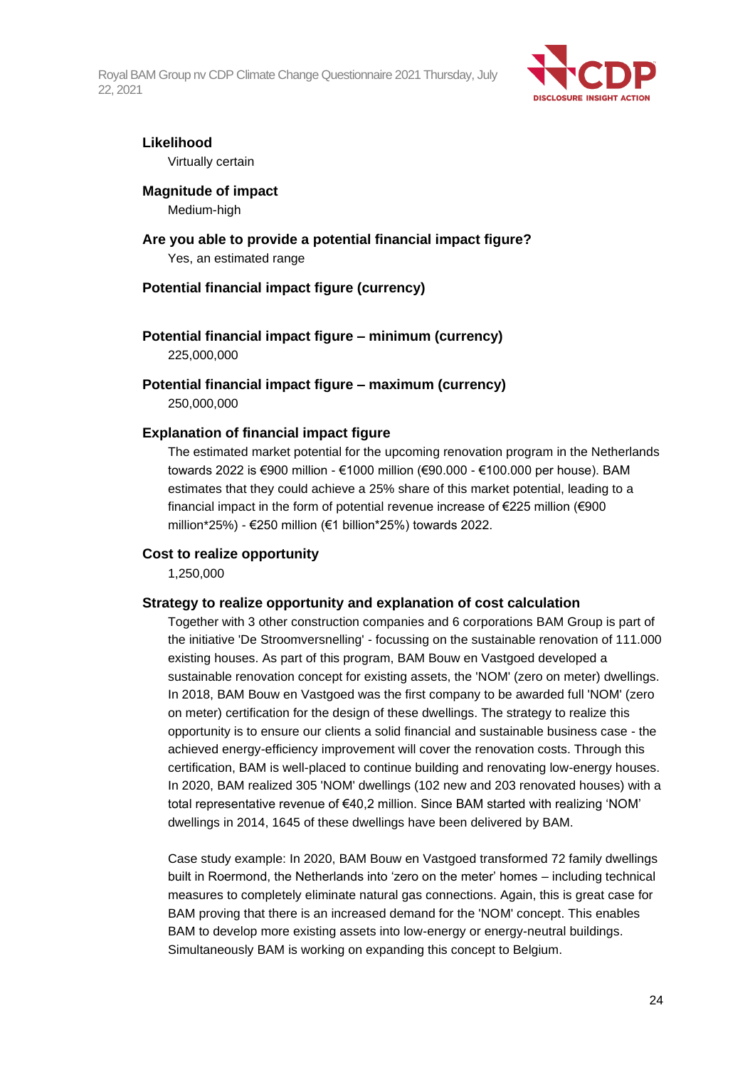**Likelihood**

Virtually certain

**Magnitude of impact**

Medium-high

**Are you able to provide a potential financial impact figure?**

Yes, an estimated range

**Potential financial impact figure (currency)**

**Potential financial impact figure – minimum (currency)**

225,000,000

**Potential financial impact figure – maximum (currency)**

250,000,000

**Explanation of financial impact figure**

The estimated market potential for the upcoming renovation program in the Netherlands towards 2022 is €900 million - €1000 million (€90.000 - €100.000 per house). BAM estimates that they could achieve a 25% share of this market potential, leading to a financial impact in the form of potential revenue increase of €225 million (€900 million*25%) - €250 million (€1 billion*25%) towards 2022.

**Cost to realize opportunity**

1,250,000

**Strategy to realize opportunity and explanation of cost calculation**

Together with 3 other construction companies and 6 corporations BAM Group is part of the initiative 'De Stroomversnelling' - focussing on the sustainable renovation of 111.000 existing houses. As part of this program, BAM Bouw en Vastgoed developed a sustainable renovation concept for existing assets, the 'NOM' (zero on meter) dwellings. In 2018, BAM Bouw en Vastgoed was the first company to be awarded full 'NOM' (zero on meter) certification for the design of these dwellings. The strategy to realize this opportunity is to ensure our clients a solid financial and sustainable business case - the achieved energy-efficiency improvement will cover the renovation costs. Through this certification, BAM is well-placed to continue building and renovating low-energy houses. In 2020, BAM realized 305 'NOM' dwellings (102 new and 203 renovated houses) with a total representative revenue of €40,2 million. Since BAM started with realizing 'NOM' dwellings in 2014, 1645 of these dwellings have been delivered by BAM.

Case study example: In 2020, BAM Bouw en Vastgoed transformed 72 family dwellings built in Roermond, the Netherlands into 'zero on the meter' homes – including technical measures to completely eliminate natural gas connections. Again, this is great case for BAM proving that there is an increased demand for the 'NOM' concept. This enables BAM to develop more existing assets into low-energy or energy-neutral buildings. Simultaneously BAM is working on expanding this concept to Belgium.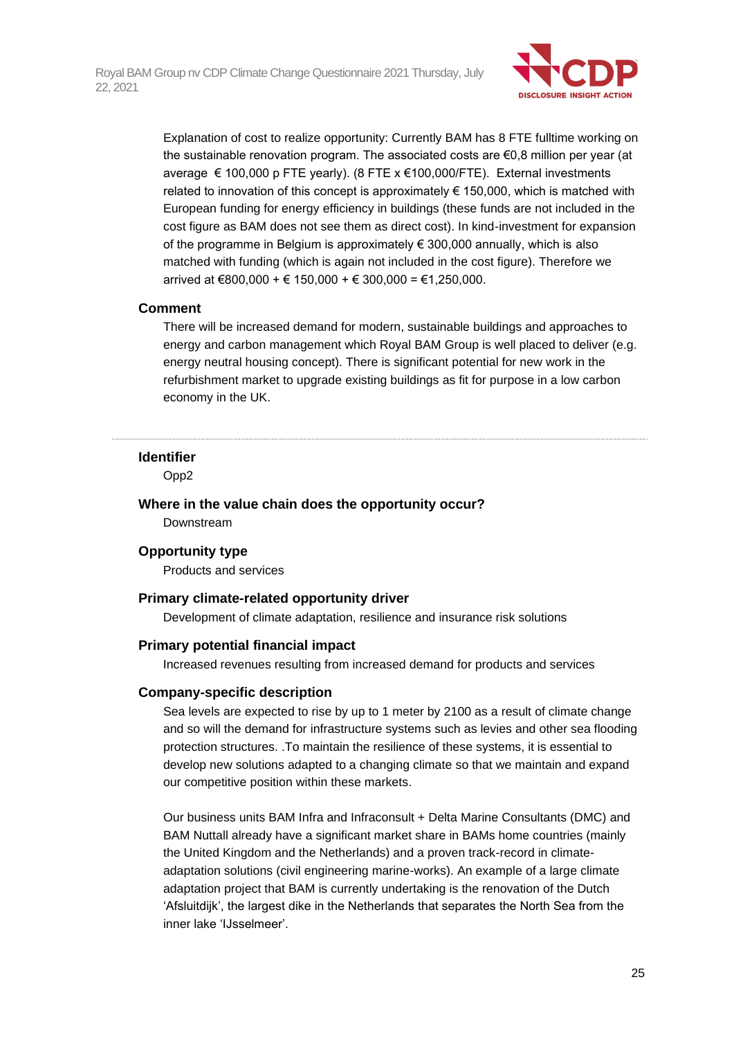Explanation of cost to realize opportunity: Currently BAM has 8 FTE fulltime working on the sustainable renovation program. The associated costs are €0,8 million per year (at average € 100,000 p FTE yearly). (8 FTE x €100,000/FTE). External investments related to innovation of this concept is approximately € 150,000, which is matched with European funding for energy efficiency in buildings (these funds are not included in the cost figure as BAM does not see them as direct cost). In kind-investment for expansion of the programme in Belgium is approximately € 300,000 annually, which is also matched with funding (which is again not included in the cost figure). Therefore we arrived at €800,000 + € 150,000 + € 300,000 = €1,250,000.

#### Comment

There will be increased demand for modern, sustainable buildings and approaches to energy and carbon management which Royal BAM Group is well placed to deliver (e.g. energy neutral housing concept). There is significant potential for new work in the refurbishment market to upgrade existing buildings as fit for purpose in a low carbon economy in the UK.

---

#### Identifier

Opp2

#### Where in the value chain does the opportunity occur?

Downstream

#### Opportunity type

Products and services

#### Primary climate-related opportunity driver

Development of climate adaptation, resilience and insurance risk solutions

#### Primary potential financial impact

Increased revenues resulting from increased demand for products and services

#### Company-specific description

Sea levels are expected to rise by up to 1 meter by 2100 as a result of climate change and so will the demand for infrastructure systems such as levies and other sea flooding protection structures. .To maintain the resilience of these systems, it is essential to develop new solutions adapted to a changing climate so that we maintain and expand our competitive position within these markets.

Our business units BAM Infra and Infraconsult + Delta Marine Consultants (DMC) and BAM Nuttall already have a significant market share in BAMs home countries (mainly the United Kingdom and the Netherlands) and a proven track-record in climate-adaptation solutions (civil engineering marine-works). An example of a large climate adaptation project that BAM is currently undertaking is the renovation of the Dutch 'Afsluitdijk', the largest dike in the Netherlands that separates the North Sea from the inner lake 'IJsselmeer'.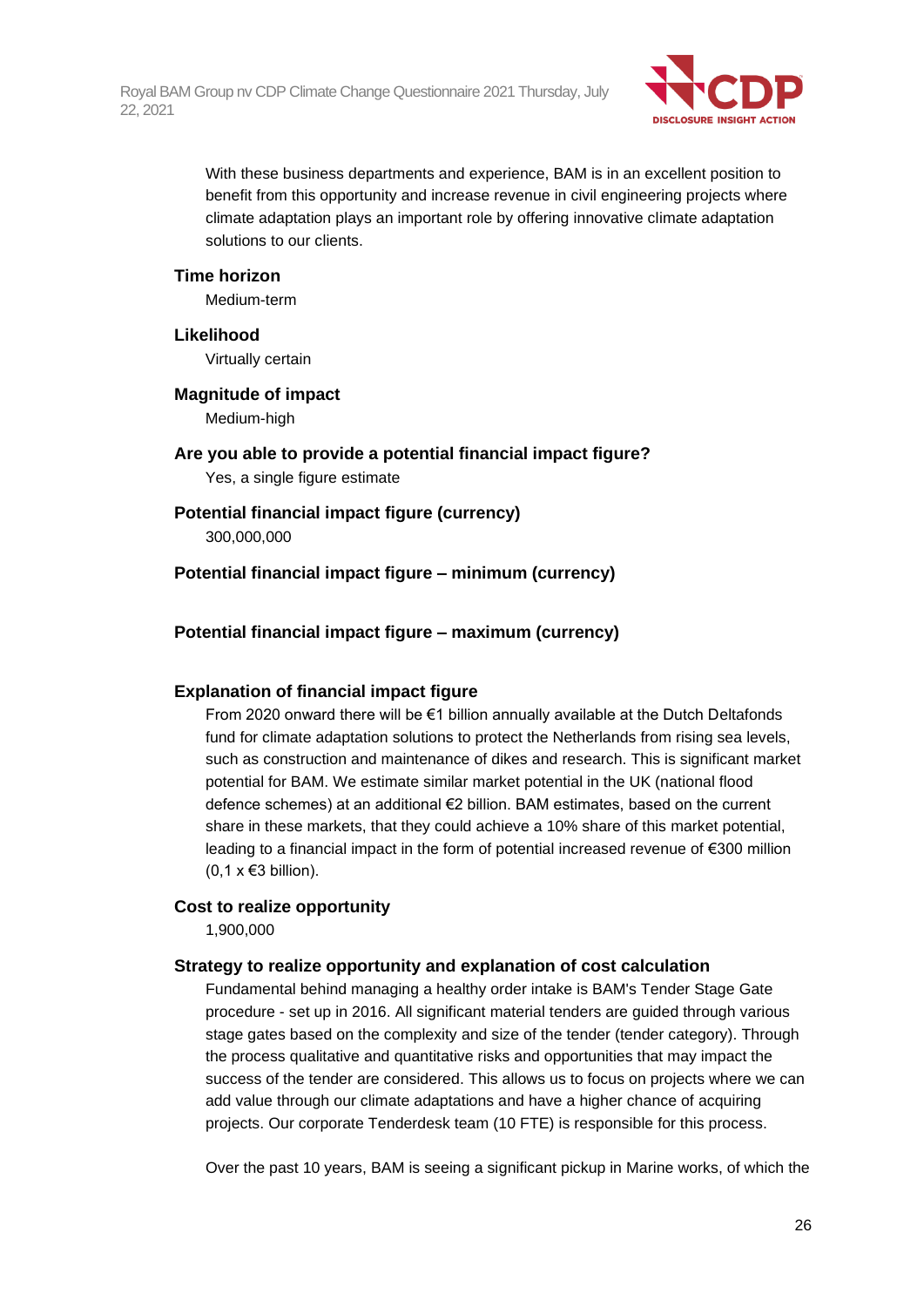With these business departments and experience, BAM is in an excellent position to benefit from this opportunity and increase revenue in civil engineering projects where climate adaptation plays an important role by offering innovative climate adaptation solutions to our clients.

**Time horizon**

Medium-term

**Likelihood**

Virtually certain

**Magnitude of impact**

Medium-high

**Are you able to provide a potential financial impact figure?**

Yes, a single figure estimate

**Potential financial impact figure (currency)**

300,000,000

**Potential financial impact figure – minimum (currency)**

**Potential financial impact figure – maximum (currency)**

**Explanation of financial impact figure**

From 2020 onward there will be €1 billion annually available at the Dutch Deltafonds fund for climate adaptation solutions to protect the Netherlands from rising sea levels, such as construction and maintenance of dikes and research. This is significant market potential for BAM. We estimate similar market potential in the UK (national flood defence schemes) at an additional €2 billion. BAM estimates, based on the current share in these markets, that they could achieve a 10% share of this market potential, leading to a financial impact in the form of potential increased revenue of €300 million (0,1 x €3 billion).

**Cost to realize opportunity**

1,900,000

**Strategy to realize opportunity and explanation of cost calculation**

Fundamental behind managing a healthy order intake is BAM's Tender Stage Gate procedure - set up in 2016. All significant material tenders are guided through various stage gates based on the complexity and size of the tender (tender category). Through the process qualitative and quantitative risks and opportunities that may impact the success of the tender are considered. This allows us to focus on projects where we can add value through our climate adaptations and have a higher chance of acquiring projects. Our corporate Tenderdesk team (10 FTE) is responsible for this process.

Over the past 10 years, BAM is seeing a significant pickup in Marine works, of which the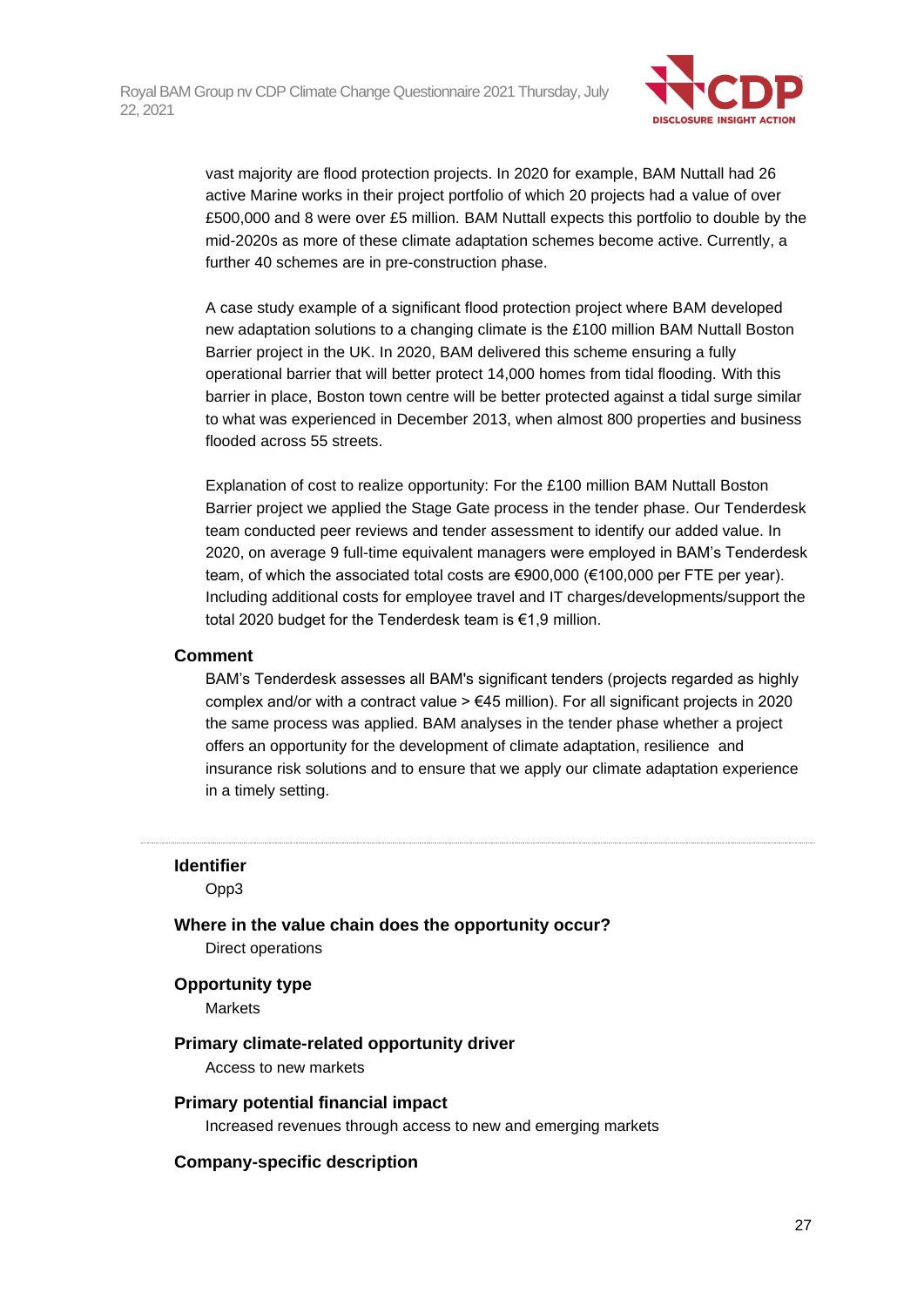vast majority are flood protection projects. In 2020 for example, BAM Nuttall had 26 active Marine works in their project portfolio of which 20 projects had a value of over £500,000 and 8 were over £5 million. BAM Nuttall expects this portfolio to double by the mid-2020s as more of these climate adaptation schemes become active. Currently, a further 40 schemes are in pre-construction phase.

A case study example of a significant flood protection project where BAM developed new adaptation solutions to a changing climate is the £100 million BAM Nuttall Boston Barrier project in the UK. In 2020, BAM delivered this scheme ensuring a fully operational barrier that will better protect 14,000 homes from tidal flooding. With this barrier in place, Boston town centre will be better protected against a tidal surge similar to what was experienced in December 2013, when almost 800 properties and business flooded across 55 streets.

Explanation of cost to realize opportunity: For the £100 million BAM Nuttall Boston Barrier project we applied the Stage Gate process in the tender phase. Our Tenderdesk team conducted peer reviews and tender assessment to identify our added value. In 2020, on average 9 full-time equivalent managers were employed in BAM's Tenderdesk team, of which the associated total costs are €900,000 (€100,000 per FTE per year). Including additional costs for employee travel and IT charges/developments/support the total 2020 budget for the Tenderdesk team is €1,9 million.

**Comment**

BAM's Tenderdesk assesses all BAM's significant tenders (projects regarded as highly complex and/or with a contract value > €45 million). For all significant projects in 2020 the same process was applied. BAM analyses in the tender phase whether a project offers an opportunity for the development of climate adaptation, resilience and insurance risk solutions and to ensure that we apply our climate adaptation experience in a timely setting.

---

**Identifier**

Opp3

**Where in the value chain does the opportunity occur?**

Direct operations

**Opportunity type**

Markets

**Primary climate-related opportunity driver**

Access to new markets

**Primary potential financial impact**

Increased revenues through access to new and emerging markets

**Company-specific description**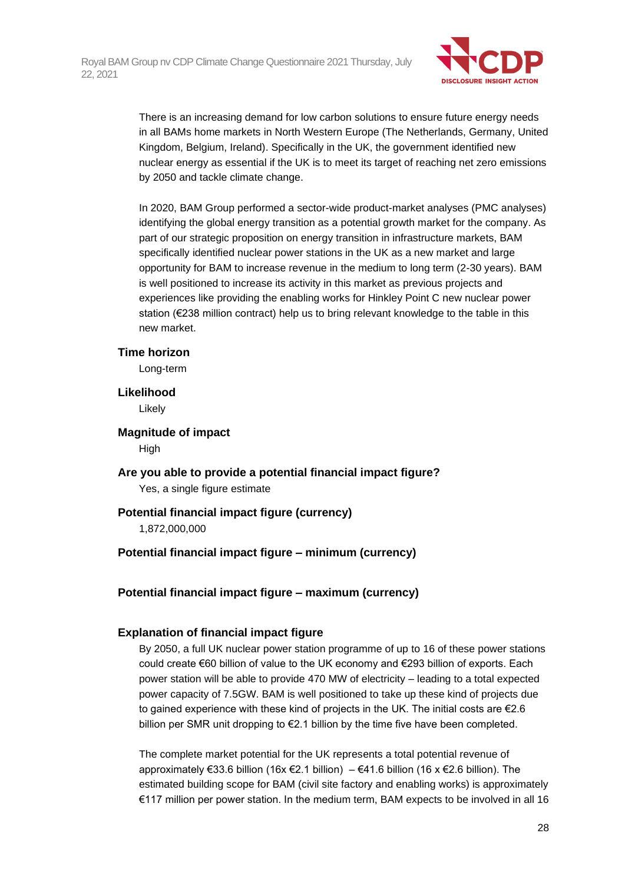There is an increasing demand for low carbon solutions to ensure future energy needs in all BAMs home markets in North Western Europe (The Netherlands, Germany, United Kingdom, Belgium, Ireland). Specifically in the UK, the government identified new nuclear energy as essential if the UK is to meet its target of reaching net zero emissions by 2050 and tackle climate change.

In 2020, BAM Group performed a sector-wide product-market analyses (PMC analyses) identifying the global energy transition as a potential growth market for the company. As part of our strategic proposition on energy transition in infrastructure markets, BAM specifically identified nuclear power stations in the UK as a new market and large opportunity for BAM to increase revenue in the medium to long term (2-30 years). BAM is well positioned to increase its activity in this market as previous projects and experiences like providing the enabling works for Hinkley Point C new nuclear power station (€238 million contract) help us to bring relevant knowledge to the table in this new market.

**Time horizon**

Long-term

**Likelihood**

Likely

**Magnitude of impact**

High

**Are you able to provide a potential financial impact figure?**

Yes, a single figure estimate

**Potential financial impact figure (currency)**

1,872,000,000

**Potential financial impact figure – minimum (currency)**

**Potential financial impact figure – maximum (currency)**

**Explanation of financial impact figure**

By 2050, a full UK nuclear power station programme of up to 16 of these power stations could create €60 billion of value to the UK economy and €293 billion of exports. Each power station will be able to provide 470 MW of electricity – leading to a total expected power capacity of 7.5GW. BAM is well positioned to take up these kind of projects due to gained experience with these kind of projects in the UK. The initial costs are €2.6 billion per SMR unit dropping to €2.1 billion by the time five have been completed.

The complete market potential for the UK represents a total potential revenue of approximately €33.6 billion (16x €2.1 billion) – €41.6 billion (16 x €2.6 billion). The estimated building scope for BAM (civil site factory and enabling works) is approximately €117 million per power station. In the medium term, BAM expects to be involved in all 16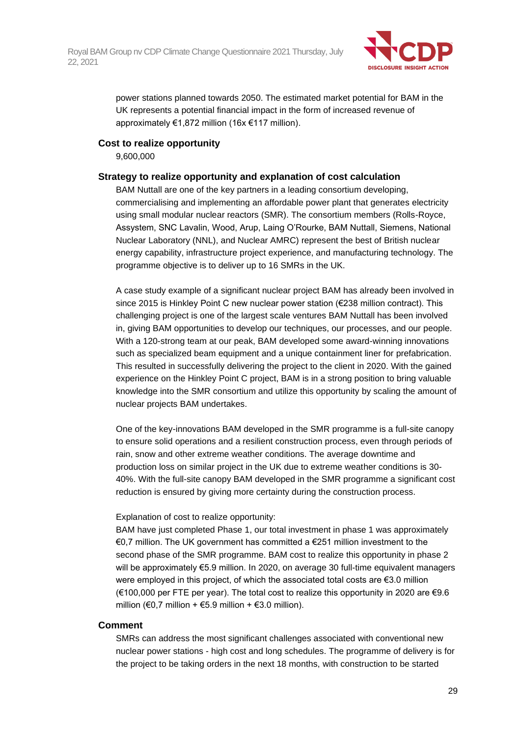power stations planned towards 2050. The estimated market potential for BAM in the UK represents a potential financial impact in the form of increased revenue of approximately €1,872 million (16x €117 million).

### Cost to realize opportunity

9,600,000

### Strategy to realize opportunity and explanation of cost calculation

BAM Nuttall are one of the key partners in a leading consortium developing, commercialising and implementing an affordable power plant that generates electricity using small modular nuclear reactors (SMR). The consortium members (Rolls-Royce, Assystem, SNC Lavalin, Wood, Arup, Laing O'Rourke, BAM Nuttall, Siemens, National Nuclear Laboratory (NNL), and Nuclear AMRC) represent the best of British nuclear energy capability, infrastructure project experience, and manufacturing technology. The programme objective is to deliver up to 16 SMRs in the UK.

A case study example of a significant nuclear project BAM has already been involved in since 2015 is Hinkley Point C new nuclear power station (€238 million contract). This challenging project is one of the largest scale ventures BAM Nuttall has been involved in, giving BAM opportunities to develop our techniques, our processes, and our people. With a 120-strong team at our peak, BAM developed some award-winning innovations such as specialized beam equipment and a unique containment liner for prefabrication. This resulted in successfully delivering the project to the client in 2020. With the gained experience on the Hinkley Point C project, BAM is in a strong position to bring valuable knowledge into the SMR consortium and utilize this opportunity by scaling the amount of nuclear projects BAM undertakes.

One of the key-innovations BAM developed in the SMR programme is a full-site canopy to ensure solid operations and a resilient construction process, even through periods of rain, snow and other extreme weather conditions. The average downtime and production loss on similar project in the UK due to extreme weather conditions is 30-40%. With the full-site canopy BAM developed in the SMR programme a significant cost reduction is ensured by giving more certainty during the construction process.

Explanation of cost to realize opportunity:
BAM have just completed Phase 1, our total investment in phase 1 was approximately €0,7 million. The UK government has committed a €251 million investment to the second phase of the SMR programme. BAM cost to realize this opportunity in phase 2 will be approximately €5.9 million. In 2020, on average 30 full-time equivalent managers were employed in this project, of which the associated total costs are €3.0 million (€100,000 per FTE per year). The total cost to realize this opportunity in 2020 are €9.6 million (€0,7 million + €5.9 million + €3.0 million).

### Comment

SMRs can address the most significant challenges associated with conventional new nuclear power stations - high cost and long schedules. The programme of delivery is for the project to be taking orders in the next 18 months, with construction to be started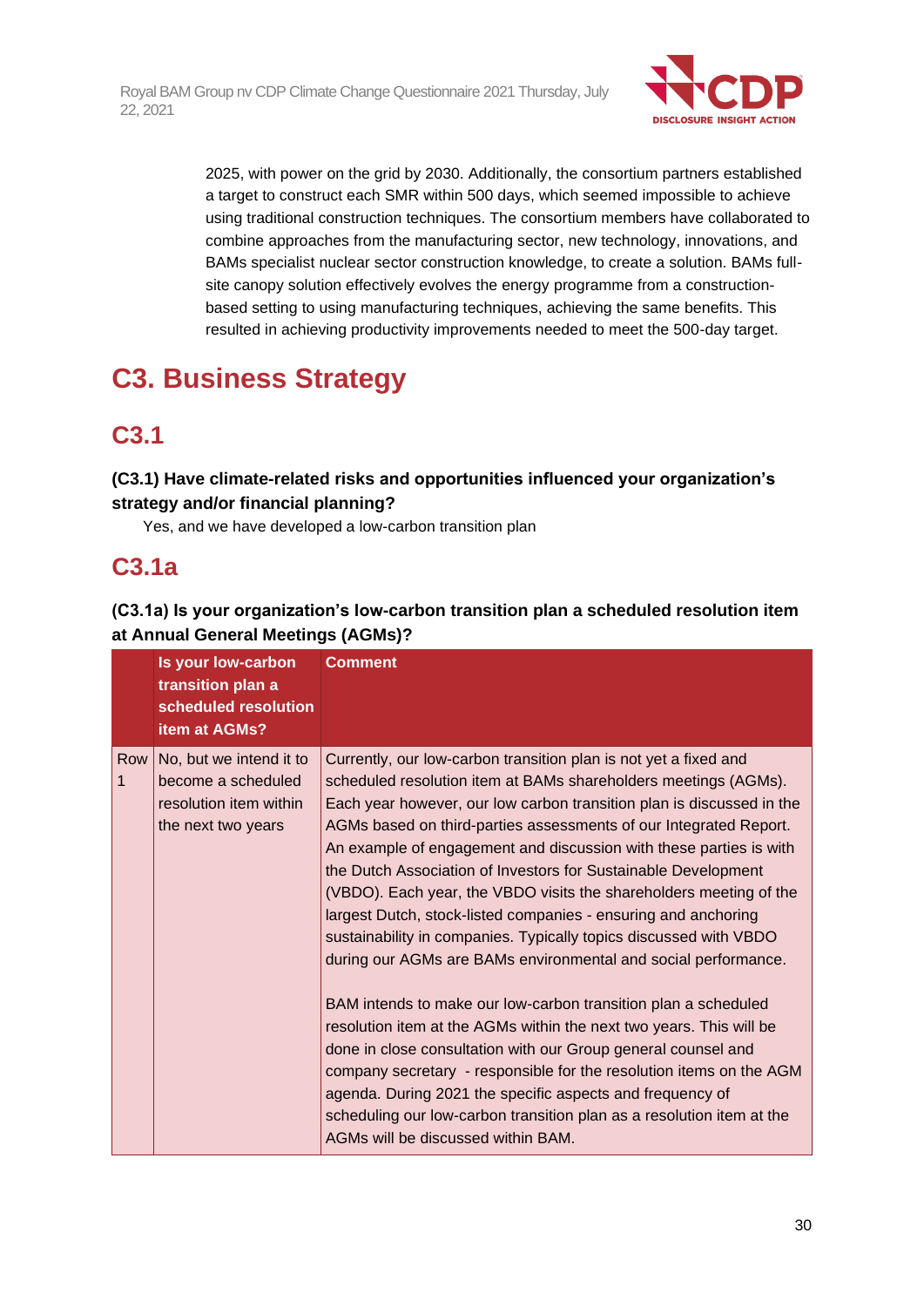2025, with power on the grid by 2030. Additionally, the consortium partners established a target to construct each SMR within 500 days, which seemed impossible to achieve using traditional construction techniques. The consortium members have collaborated to combine approaches from the manufacturing sector, new technology, innovations, and BAMs specialist nuclear sector construction knowledge, to create a solution. BAMs full-site canopy solution effectively evolves the energy programme from a construction-based setting to using manufacturing techniques, achieving the same benefits. This resulted in achieving productivity improvements needed to meet the 500-day target.

# C3. Business Strategy

## C3.1

### (C3.1) Have climate-related risks and opportunities influenced your organization's strategy and/or financial planning?

Yes, and we have developed a low-carbon transition plan

## C3.1a

### (C3.1a) Is your organization's low-carbon transition plan a scheduled resolution item at Annual General Meetings (AGMs)?

| | Is your low-carbon transition plan a scheduled resolution item at AGMs? | Comment |
|---|---|---|
| Row 1 | No, but we intend it to become a scheduled resolution item within the next two years | Currently, our low-carbon transition plan is not yet a fixed and scheduled resolution item at BAMs shareholders meetings (AGMs). Each year however, our low carbon transition plan is discussed in the AGMs based on third-parties assessments of our Integrated Report. An example of engagement and discussion with these parties is with the Dutch Association of Investors for Sustainable Development (VBDO). Each year, the VBDO visits the shareholders meeting of the largest Dutch, stock-listed companies - ensuring and anchoring sustainability in companies. Typically topics discussed with VBDO during our AGMs are BAMs environmental and social performance.<br><br>BAM intends to make our low-carbon transition plan a scheduled resolution item at the AGMs within the next two years. This will be done in close consultation with our Group general counsel and company secretary - responsible for the resolution items on the AGM agenda. During 2021 the specific aspects and frequency of scheduling our low-carbon transition plan as a resolution item at the AGMs will be discussed within BAM. |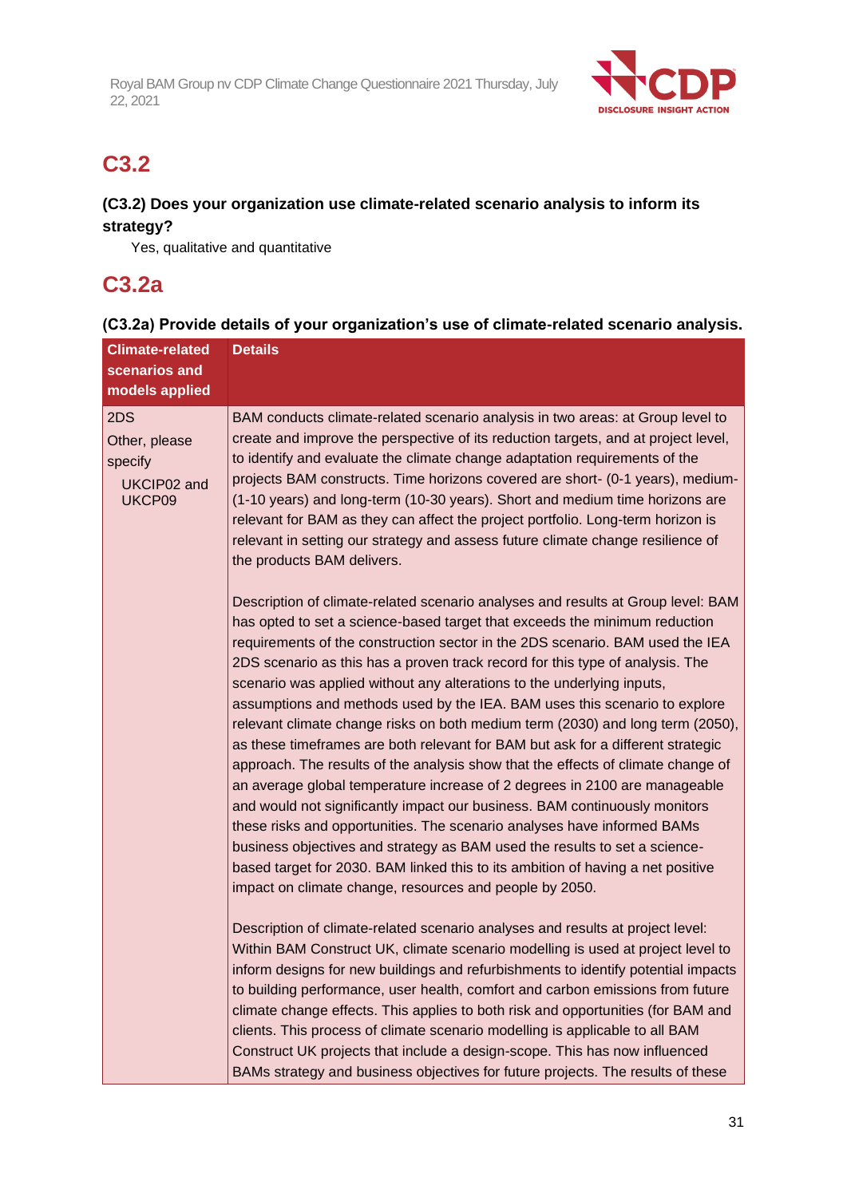# C3.2

**(C3.2) Does your organization use climate-related scenario analysis to inform its strategy?**

Yes, qualitative and quantitative

# C3.2a

**(C3.2a) Provide details of your organization's use of climate-related scenario analysis.**

| Climate-related scenarios and models applied | Details |
|---|---|
| 2DS<br>Other, please specify<br>UKCIP02 and UKCP09 | BAM conducts climate-related scenario analysis in two areas: at Group level to create and improve the perspective of its reduction targets, and at project level, to identify and evaluate the climate change adaptation requirements of the projects BAM constructs. Time horizons covered are short- (0-1 years), medium- (1-10 years) and long-term (10-30 years). Short and medium time horizons are relevant for BAM as they can affect the project portfolio. Long-term horizon is relevant in setting our strategy and assess future climate change resilience of the products BAM delivers.<br><br>Description of climate-related scenario analyses and results at Group level: BAM has opted to set a science-based target that exceeds the minimum reduction requirements of the construction sector in the 2DS scenario. BAM used the IEA 2DS scenario as this has a proven track record for this type of analysis. The scenario was applied without any alterations to the underlying inputs, assumptions and methods used by the IEA. BAM uses this scenario to explore relevant climate change risks on both medium term (2030) and long term (2050), as these timeframes are both relevant for BAM but ask for a different strategic approach. The results of the analysis show that the effects of climate change of an average global temperature increase of 2 degrees in 2100 are manageable and would not significantly impact our business. BAM continuously monitors these risks and opportunities. The scenario analyses have informed BAMs business objectives and strategy as BAM used the results to set a science-based target for 2030. BAM linked this to its ambition of having a net positive impact on climate change, resources and people by 2050.<br><br>Description of climate-related scenario analyses and results at project level: Within BAM Construct UK, climate scenario modelling is used at project level to inform designs for new buildings and refurbishments to identify potential impacts to building performance, user health, comfort and carbon emissions from future climate change effects. This applies to both risk and opportunities (for BAM and clients. This process of climate scenario modelling is applicable to all BAM Construct UK projects that include a design-scope. This has now influenced BAMs strategy and business objectives for future projects. The results of these |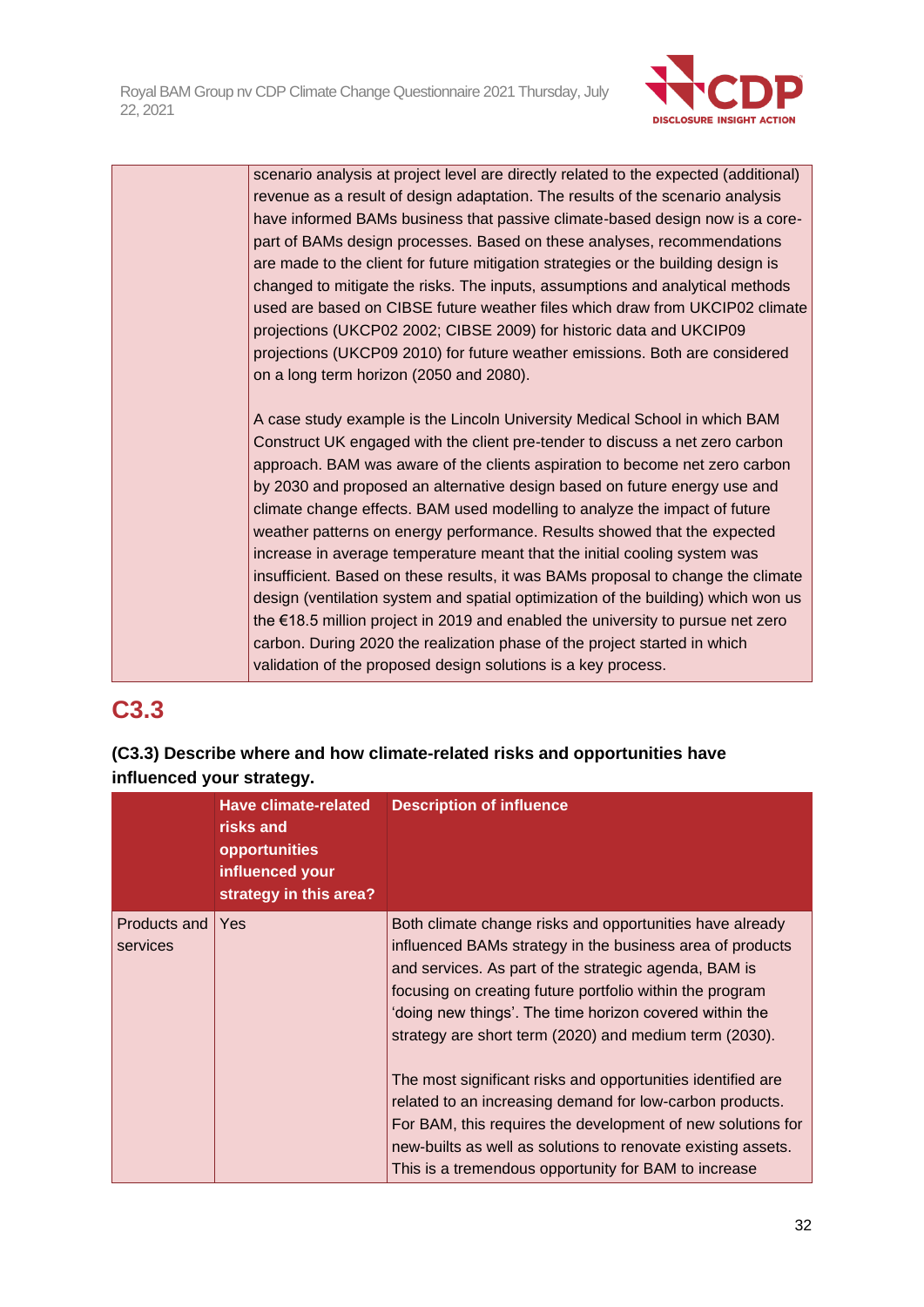| | |
|---|---|
| | scenario analysis at project level are directly related to the expected (additional) revenue as a result of design adaptation. The results of the scenario analysis have informed BAMs business that passive climate-based design now is a core-part of BAMs design processes. Based on these analyses, recommendations are made to the client for future mitigation strategies or the building design is changed to mitigate the risks. The inputs, assumptions and analytical methods used are based on CIBSE future weather files which draw from UKCIP02 climate projections (UKCP02 2002; CIBSE 2009) for historic data and UKCIP09 projections (UKCP09 2010) for future weather emissions. Both are considered on a long term horizon (2050 and 2080).<br><br>A case study example is the Lincoln University Medical School in which BAM Construct UK engaged with the client pre-tender to discuss a net zero carbon approach. BAM was aware of the clients aspiration to become net zero carbon by 2030 and proposed an alternative design based on future energy use and climate change effects. BAM used modelling to analyze the impact of future weather patterns on energy performance. Results showed that the expected increase in average temperature meant that the initial cooling system was insufficient. Based on these results, it was BAMs proposal to change the climate design (ventilation system and spatial optimization of the building) which won us the €18.5 million project in 2019 and enabled the university to pursue net zero carbon. During 2020 the realization phase of the project started in which validation of the proposed design solutions is a key process. |

## C3.3

**(C3.3) Describe where and how climate-related risks and opportunities have influenced your strategy.**

| | Have climate-related risks and opportunities influenced your strategy in this area? | Description of influence |
|---|---|---|
| Products and services | Yes | Both climate change risks and opportunities have already influenced BAMs strategy in the business area of products and services. As part of the strategic agenda, BAM is focusing on creating future portfolio within the program 'doing new things'. The time horizon covered within the strategy are short term (2020) and medium term (2030).<br><br>The most significant risks and opportunities identified are related to an increasing demand for low-carbon products. For BAM, this requires the development of new solutions for new-builts as well as solutions to renovate existing assets. This is a tremendous opportunity for BAM to increase |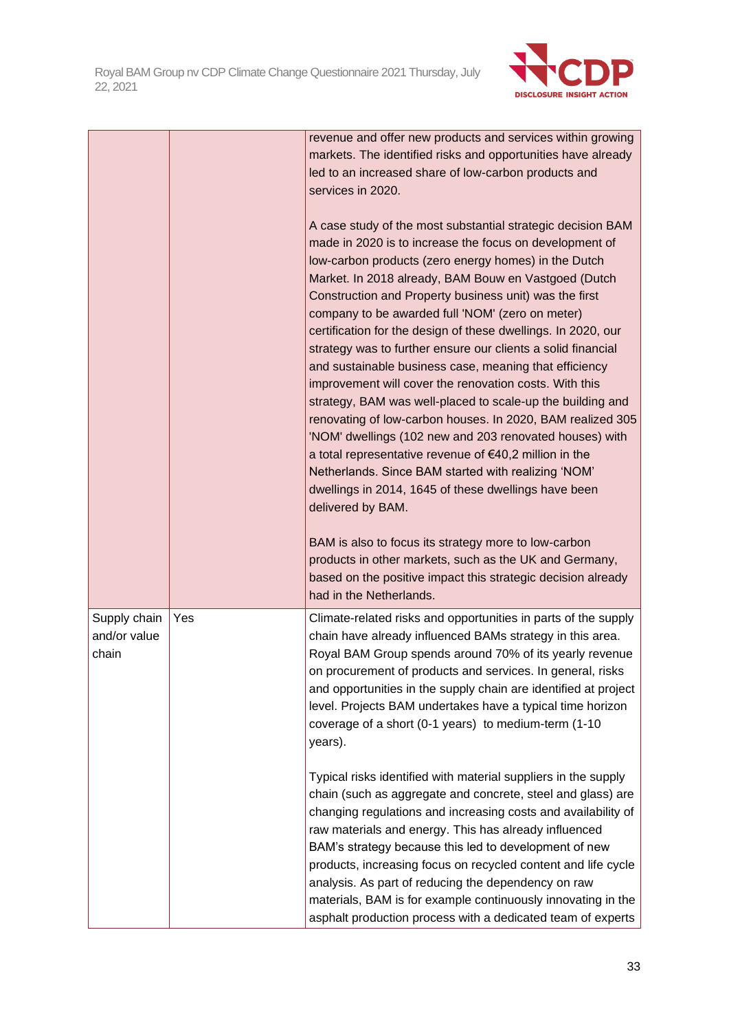| | | |
|---|---|---|
| | | revenue and offer new products and services within growing markets. The identified risks and opportunities have already led to an increased share of low-carbon products and services in 2020.<br><br>A case study of the most substantial strategic decision BAM made in 2020 is to increase the focus on development of low-carbon products (zero energy homes) in the Dutch Market. In 2018 already, BAM Bouw en Vastgoed (Dutch Construction and Property business unit) was the first company to be awarded full 'NOM' (zero on meter) certification for the design of these dwellings. In 2020, our strategy was to further ensure our clients a solid financial and sustainable business case, meaning that efficiency improvement will cover the renovation costs. With this strategy, BAM was well-placed to scale-up the building and renovating of low-carbon houses. In 2020, BAM realized 305 'NOM' dwellings (102 new and 203 renovated houses) with a total representative revenue of €40,2 million in the Netherlands. Since BAM started with realizing 'NOM' dwellings in 2014, 1645 of these dwellings have been delivered by BAM.<br><br>BAM is also to focus its strategy more to low-carbon products in other markets, such as the UK and Germany, based on the positive impact this strategic decision already had in the Netherlands. |
| Supply chain and/or value chain | Yes | Climate-related risks and opportunities in parts of the supply chain have already influenced BAMs strategy in this area. Royal BAM Group spends around 70% of its yearly revenue on procurement of products and services. In general, risks and opportunities in the supply chain are identified at project level. Projects BAM undertakes have a typical time horizon coverage of a short (0-1 years) to medium-term (1-10 years).<br><br>Typical risks identified with material suppliers in the supply chain (such as aggregate and concrete, steel and glass) are changing regulations and increasing costs and availability of raw materials and energy. This has already influenced BAM's strategy because this led to development of new products, increasing focus on recycled content and life cycle analysis. As part of reducing the dependency on raw materials, BAM is for example continuously innovating in the asphalt production process with a dedicated team of experts |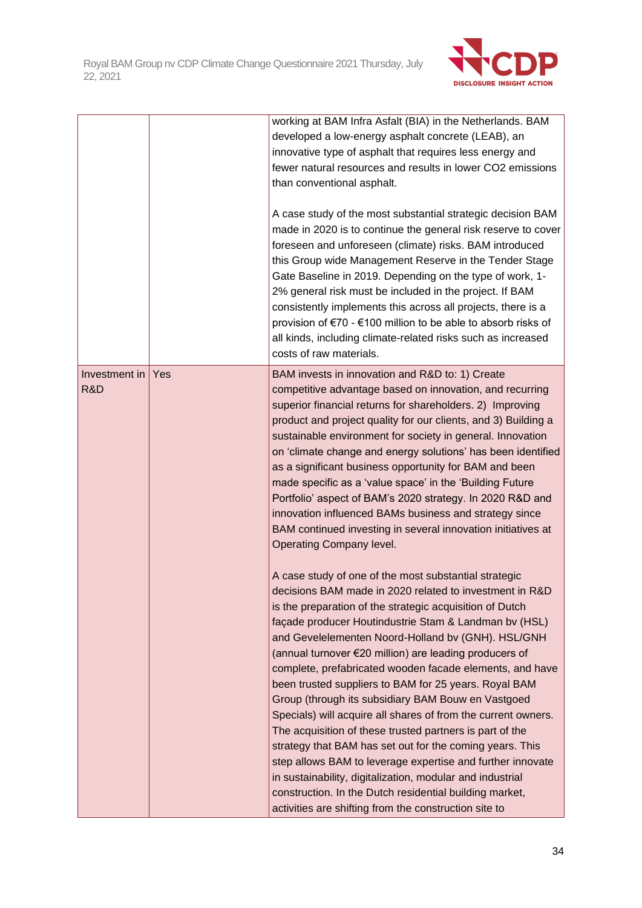| | | |
|---|---|---|
| | | working at BAM Infra Asfalt (BIA) in the Netherlands. BAM developed a low-energy asphalt concrete (LEAB), an innovative type of asphalt that requires less energy and fewer natural resources and results in lower CO2 emissions than conventional asphalt.<br><br>A case study of the most substantial strategic decision BAM made in 2020 is to continue the general risk reserve to cover foreseen and unforeseen (climate) risks. BAM introduced this Group wide Management Reserve in the Tender Stage Gate Baseline in 2019. Depending on the type of work, 1-2% general risk must be included in the project. If BAM consistently implements this across all projects, there is a provision of €70 - €100 million to be able to absorb risks of all kinds, including climate-related risks such as increased costs of raw materials. |
| Investment in R&D | Yes | BAM invests in innovation and R&D to: 1) Create competitive advantage based on innovation, and recurring superior financial returns for shareholders. 2) Improving product and project quality for our clients, and 3) Building a sustainable environment for society in general. Innovation on 'climate change and energy solutions' has been identified as a significant business opportunity for BAM and been made specific as a 'value space' in the 'Building Future Portfolio' aspect of BAM's 2020 strategy. In 2020 R&D and innovation influenced BAMs business and strategy since BAM continued investing in several innovation initiatives at Operating Company level.<br><br>A case study of one of the most substantial strategic decisions BAM made in 2020 related to investment in R&D is the preparation of the strategic acquisition of Dutch façade producer Houtindustrie Stam & Landman bv (HSL) and Gevelelementen Noord-Holland bv (GNH). HSL/GNH (annual turnover €20 million) are leading producers of complete, prefabricated wooden facade elements, and have been trusted suppliers to BAM for 25 years. Royal BAM Group (through its subsidiary BAM Bouw en Vastgoed Specials) will acquire all shares of from the current owners. The acquisition of these trusted partners is part of the strategy that BAM has set out for the coming years. This step allows BAM to leverage expertise and further innovate in sustainability, digitalization, modular and industrial construction. In the Dutch residential building market, activities are shifting from the construction site to |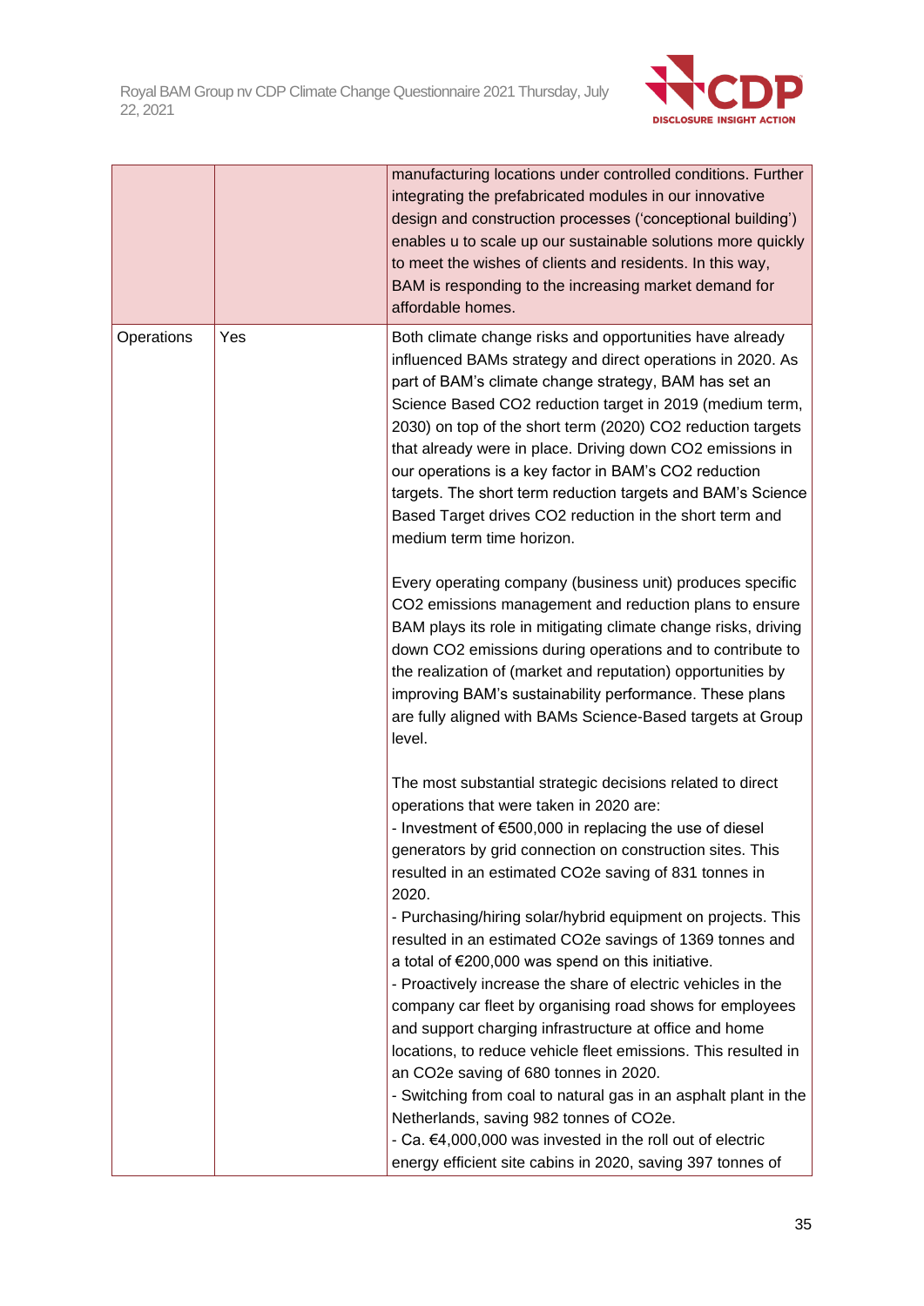| | | |
|---|---|---|
| | | manufacturing locations under controlled conditions. Further integrating the prefabricated modules in our innovative design and construction processes ('conceptional building') enables u to scale up our sustainable solutions more quickly to meet the wishes of clients and residents. In this way, BAM is responding to the increasing market demand for affordable homes. |
| Operations | Yes | Both climate change risks and opportunities have already influenced BAMs strategy and direct operations in 2020. As part of BAM's climate change strategy, BAM has set an Science Based CO2 reduction target in 2019 (medium term, 2030) on top of the short term (2020) CO2 reduction targets that already were in place. Driving down CO2 emissions in our operations is a key factor in BAM's CO2 reduction targets. The short term reduction targets and BAM's Science Based Target drives CO2 reduction in the short term and medium term time horizon.<br><br>Every operating company (business unit) produces specific CO2 emissions management and reduction plans to ensure BAM plays its role in mitigating climate change risks, driving down CO2 emissions during operations and to contribute to the realization of (market and reputation) opportunities by improving BAM's sustainability performance. These plans are fully aligned with BAMs Science-Based targets at Group level.<br><br>The most substantial strategic decisions related to direct operations that were taken in 2020 are:<br>- Investment of €500,000 in replacing the use of diesel generators by grid connection on construction sites. This resulted in an estimated CO2e saving of 831 tonnes in 2020.<br>- Purchasing/hiring solar/hybrid equipment on projects. This resulted in an estimated CO2e savings of 1369 tonnes and a total of €200,000 was spend on this initiative.<br>- Proactively increase the share of electric vehicles in the company car fleet by organising road shows for employees and support charging infrastructure at office and home locations, to reduce vehicle fleet emissions. This resulted in an CO2e saving of 680 tonnes in 2020.<br>- Switching from coal to natural gas in an asphalt plant in the Netherlands, saving 982 tonnes of CO2e.<br>- Ca. €4,000,000 was invested in the roll out of electric energy efficient site cabins in 2020, saving 397 tonnes of |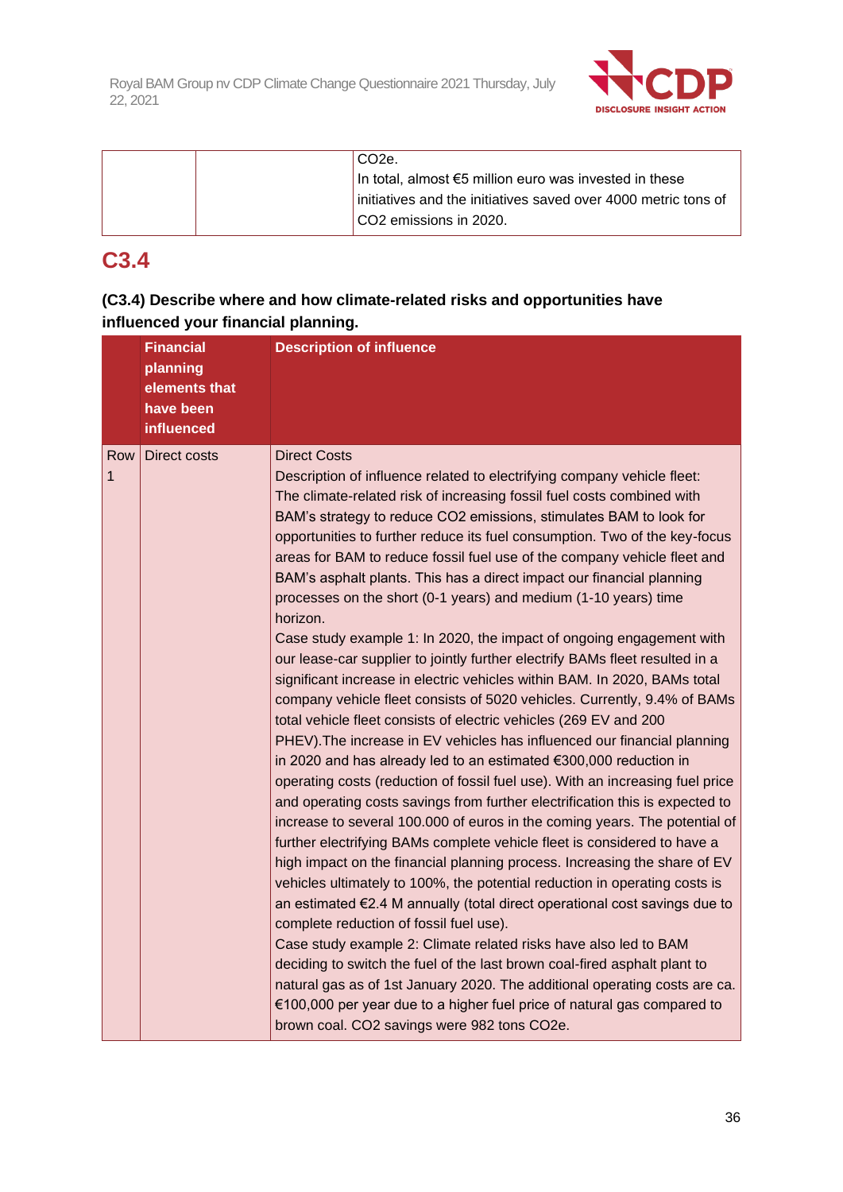| | | CO2e.<br>In total, almost €5 million euro was invested in these initiatives and the initiatives saved over 4000 metric tons of CO2 emissions in 2020. |
|---|---|---|

## C3.4

### (C3.4) Describe where and how climate-related risks and opportunities have influenced your financial planning.

| | Financial planning elements that have been influenced | Description of influence |
|---|---|---|
| Row 1 | Direct costs | Direct Costs<br>Description of influence related to electrifying company vehicle fleet: The climate-related risk of increasing fossil fuel costs combined with BAM's strategy to reduce CO2 emissions, stimulates BAM to look for opportunities to further reduce its fuel consumption. Two of the key-focus areas for BAM to reduce fossil fuel use of the company vehicle fleet and BAM's asphalt plants. This has a direct impact our financial planning processes on the short (0-1 years) and medium (1-10 years) time horizon.<br>Case study example 1: In 2020, the impact of ongoing engagement with our lease-car supplier to jointly further electrify BAMs fleet resulted in a significant increase in electric vehicles within BAM. In 2020, BAMs total company vehicle fleet consists of 5020 vehicles. Currently, 9.4% of BAMs total vehicle fleet consists of electric vehicles (269 EV and 200 PHEV).The increase in EV vehicles has influenced our financial planning in 2020 and has already led to an estimated €300,000 reduction in operating costs (reduction of fossil fuel use). With an increasing fuel price and operating costs savings from further electrification this is expected to increase to several 100.000 of euros in the coming years. The potential of further electrifying BAMs complete vehicle fleet is considered to have a high impact on the financial planning process. Increasing the share of EV vehicles ultimately to 100%, the potential reduction in operating costs is an estimated €2.4 M annually (total direct operational cost savings due to complete reduction of fossil fuel use).<br>Case study example 2: Climate related risks have also led to BAM deciding to switch the fuel of the last brown coal-fired asphalt plant to natural gas as of 1st January 2020. The additional operating costs are ca. €100,000 per year due to a higher fuel price of natural gas compared to brown coal. CO2 savings were 982 tons CO2e. |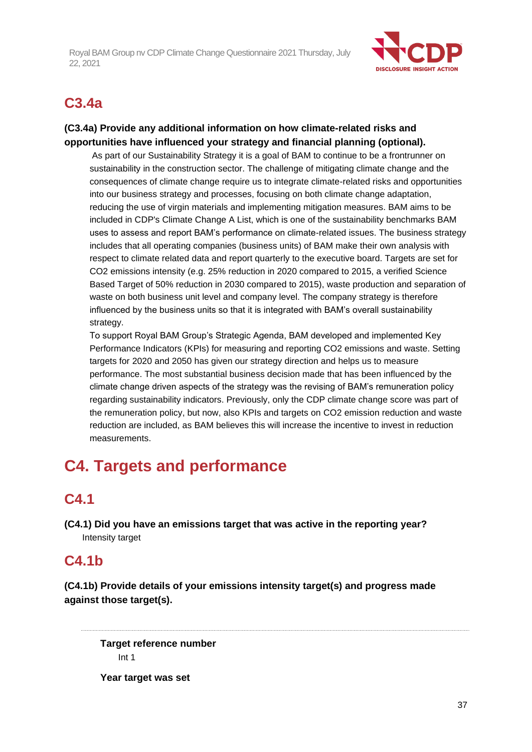## C3.4a

**(C3.4a) Provide any additional information on how climate-related risks and opportunities have influenced your strategy and financial planning (optional).**

As part of our Sustainability Strategy it is a goal of BAM to continue to be a frontrunner on sustainability in the construction sector. The challenge of mitigating climate change and the consequences of climate change require us to integrate climate-related risks and opportunities into our business strategy and processes, focusing on both climate change adaptation, reducing the use of virgin materials and implementing mitigation measures. BAM aims to be included in CDP's Climate Change A List, which is one of the sustainability benchmarks BAM uses to assess and report BAM's performance on climate-related issues. The business strategy includes that all operating companies (business units) of BAM make their own analysis with respect to climate related data and report quarterly to the executive board. Targets are set for CO2 emissions intensity (e.g. 25% reduction in 2020 compared to 2015, a verified Science Based Target of 50% reduction in 2030 compared to 2015), waste production and separation of waste on both business unit level and company level. The company strategy is therefore influenced by the business units so that it is integrated with BAM's overall sustainability strategy.

To support Royal BAM Group's Strategic Agenda, BAM developed and implemented Key Performance Indicators (KPIs) for measuring and reporting CO2 emissions and waste. Setting targets for 2020 and 2050 has given our strategy direction and helps us to measure performance. The most substantial business decision made that has been influenced by the climate change driven aspects of the strategy was the revising of BAM's remuneration policy regarding sustainability indicators. Previously, only the CDP climate change score was part of the remuneration policy, but now, also KPIs and targets on CO2 emission reduction and waste reduction are included, as BAM believes this will increase the incentive to invest in reduction measurements.

# C4. Targets and performance

## C4.1

**(C4.1) Did you have an emissions target that was active in the reporting year?**

Intensity target

## C4.1b

**(C4.1b) Provide details of your emissions intensity target(s) and progress made against those target(s).**

---

**Target reference number**

Int 1

**Year target was set**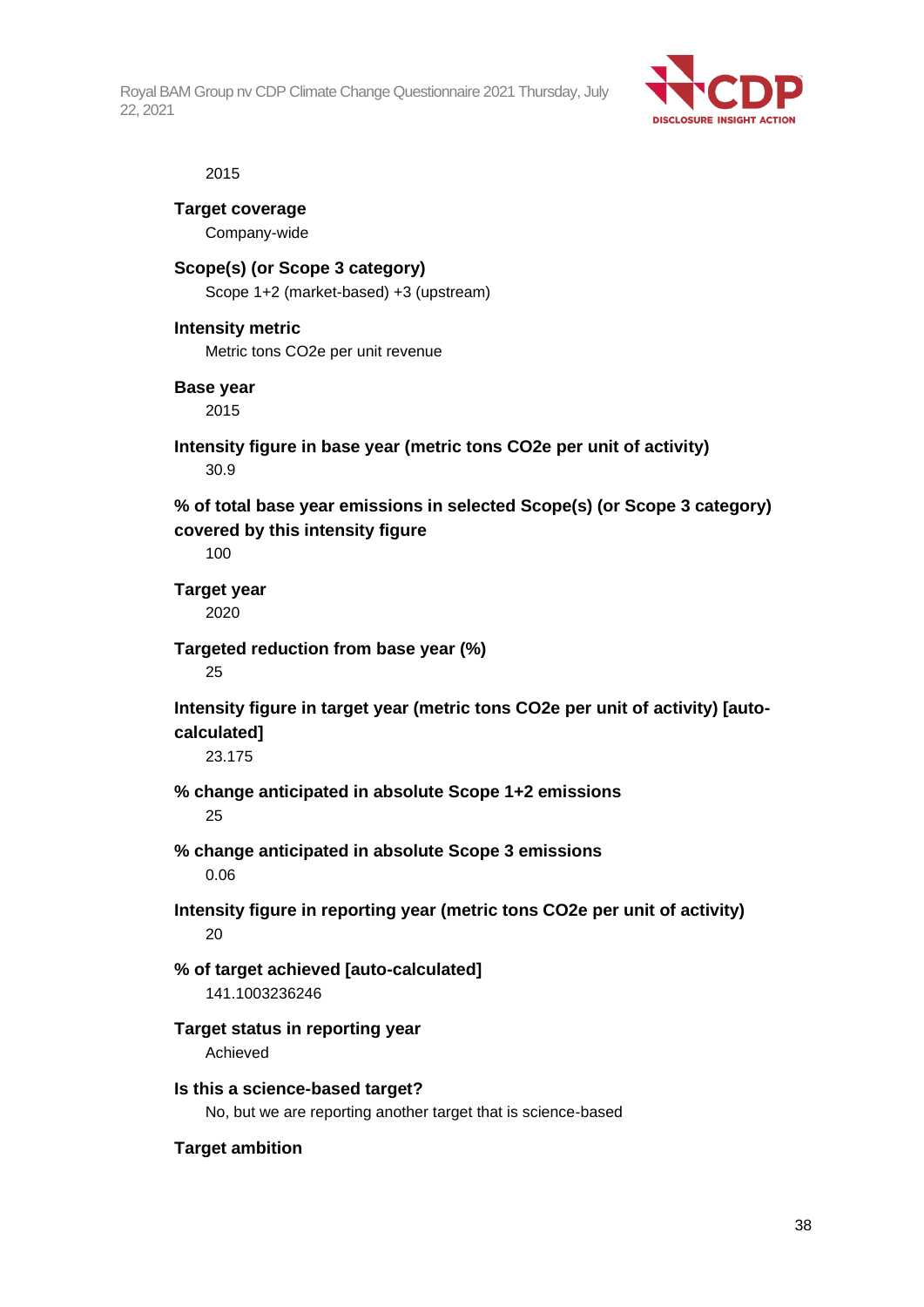2015

**Target coverage**

Company-wide

**Scope(s) (or Scope 3 category)**

Scope 1+2 (market-based) +3 (upstream)

**Intensity metric**

Metric tons CO2e per unit revenue

**Base year**

2015

**Intensity figure in base year (metric tons CO2e per unit of activity)**

30.9

**% of total base year emissions in selected Scope(s) (or Scope 3 category) covered by this intensity figure**

100

**Target year**

2020

**Targeted reduction from base year (%)**

25

**Intensity figure in target year (metric tons CO2e per unit of activity) [auto-calculated]**

23.175

**% change anticipated in absolute Scope 1+2 emissions**

25

**% change anticipated in absolute Scope 3 emissions**

0.06

**Intensity figure in reporting year (metric tons CO2e per unit of activity)**

20

**% of target achieved [auto-calculated]**

141.1003236246

**Target status in reporting year**

Achieved

**Is this a science-based target?**

No, but we are reporting another target that is science-based

**Target ambition**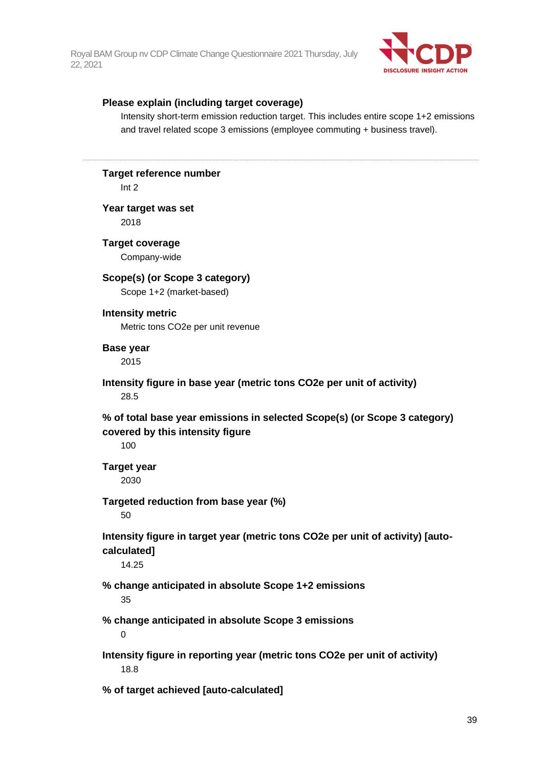**Please explain (including target coverage)**

Intensity short-term emission reduction target. This includes entire scope 1+2 emissions and travel related scope 3 emissions (employee commuting + business travel).

---

**Target reference number**

Int 2

**Year target was set**

2018

**Target coverage**

Company-wide

**Scope(s) (or Scope 3 category)**

Scope 1+2 (market-based)

**Intensity metric**

Metric tons CO2e per unit revenue

**Base year**

2015

**Intensity figure in base year (metric tons CO2e per unit of activity)**

28.5

**% of total base year emissions in selected Scope(s) (or Scope 3 category) covered by this intensity figure**

100

**Target year**

2030

**Targeted reduction from base year (%)**

50

**Intensity figure in target year (metric tons CO2e per unit of activity) [auto-calculated]**

14.25

**% change anticipated in absolute Scope 1+2 emissions**

35

**% change anticipated in absolute Scope 3 emissions**

0

**Intensity figure in reporting year (metric tons CO2e per unit of activity)**

18.8

**% of target achieved [auto-calculated]**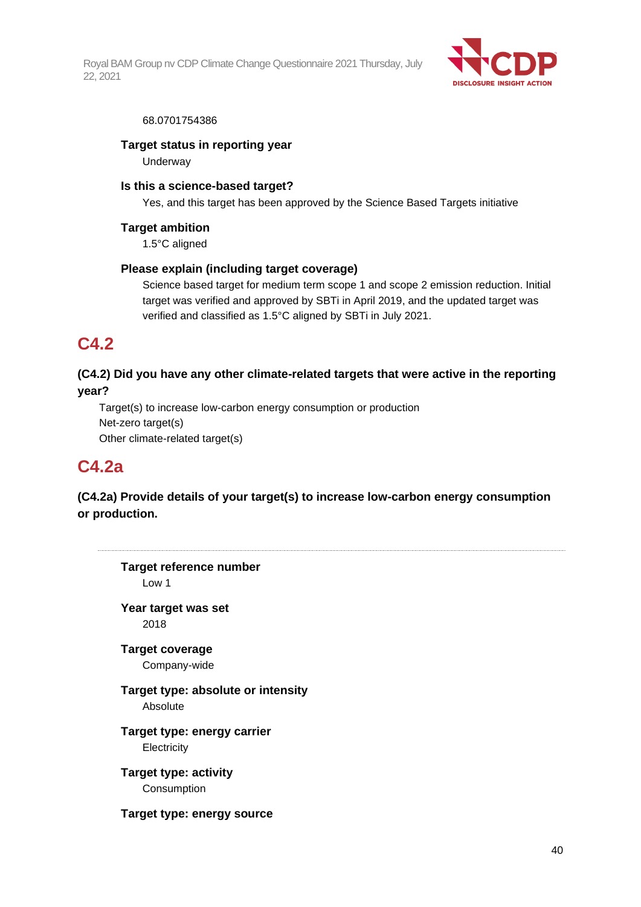68.0701754386

**Target status in reporting year**

Underway

**Is this a science-based target?**

Yes, and this target has been approved by the Science Based Targets initiative

**Target ambition**

1.5°C aligned

**Please explain (including target coverage)**

Science based target for medium term scope 1 and scope 2 emission reduction. Initial target was verified and approved by SBTi in April 2019, and the updated target was verified and classified as 1.5°C aligned by SBTi in July 2021.

## C4.2

### (C4.2) Did you have any other climate-related targets that were active in the reporting year?

Target(s) to increase low-carbon energy consumption or production
Net-zero target(s)
Other climate-related target(s)

## C4.2a

### (C4.2a) Provide details of your target(s) to increase low-carbon energy consumption or production.

---

**Target reference number**

Low 1

**Year target was set**

2018

**Target coverage**

Company-wide

**Target type: absolute or intensity**

Absolute

**Target type: energy carrier**

Electricity

**Target type: activity**

Consumption

**Target type: energy source**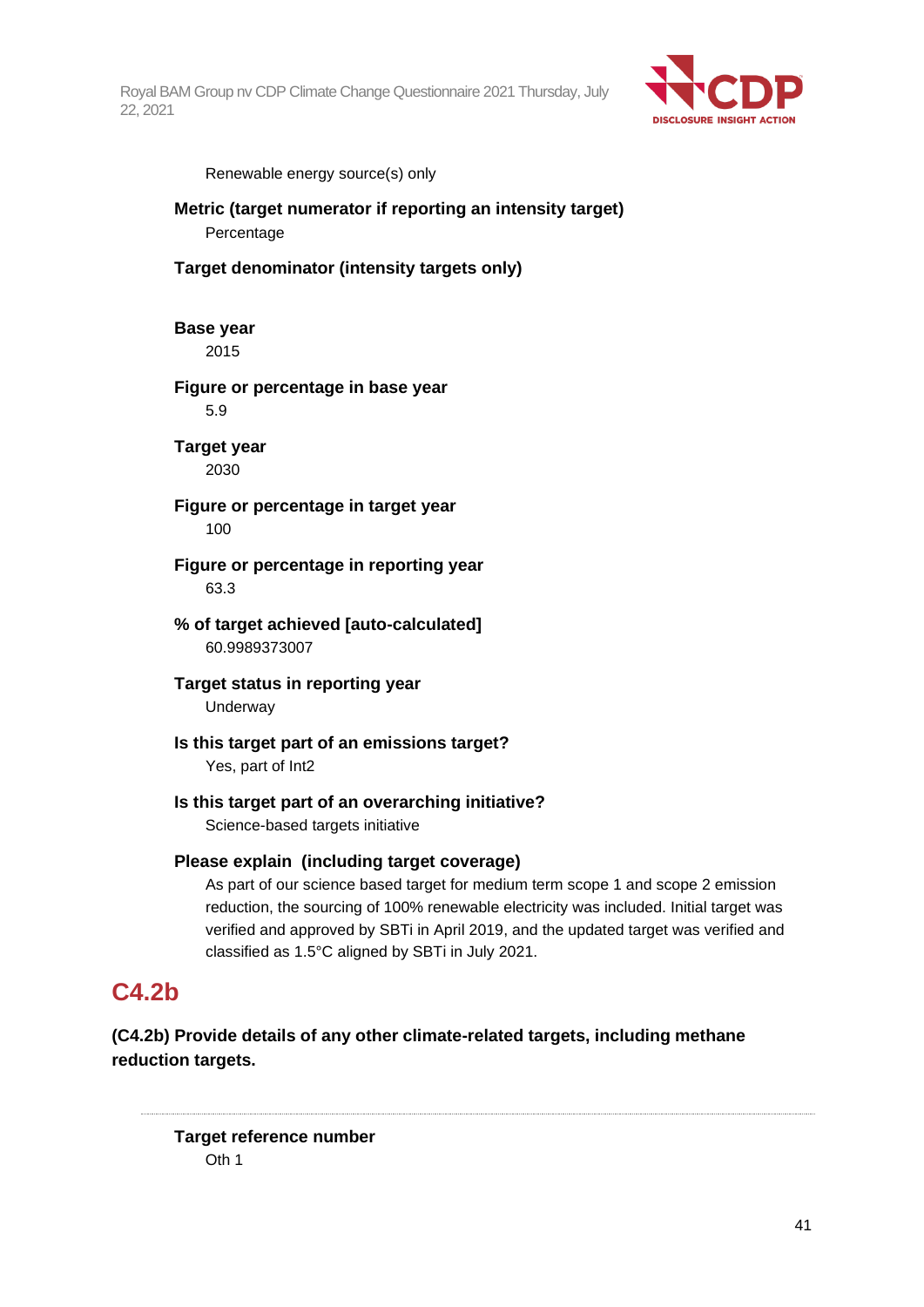Renewable energy source(s) only

**Metric (target numerator if reporting an intensity target)**

Percentage

**Target denominator (intensity targets only)**

**Base year**

2015

**Figure or percentage in base year**

5.9

**Target year**

2030

**Figure or percentage in target year**

100

**Figure or percentage in reporting year**

63.3

**% of target achieved [auto-calculated]**

60.9989373007

**Target status in reporting year**

Underway

**Is this target part of an emissions target?**

Yes, part of Int2

**Is this target part of an overarching initiative?**

Science-based targets initiative

**Please explain (including target coverage)**

As part of our science based target for medium term scope 1 and scope 2 emission reduction, the sourcing of 100% renewable electricity was included. Initial target was verified and approved by SBTi in April 2019, and the updated target was verified and classified as 1.5°C aligned by SBTi in July 2021.

## C4.2b

**(C4.2b) Provide details of any other climate-related targets, including methane reduction targets.**

---

**Target reference number**

Oth 1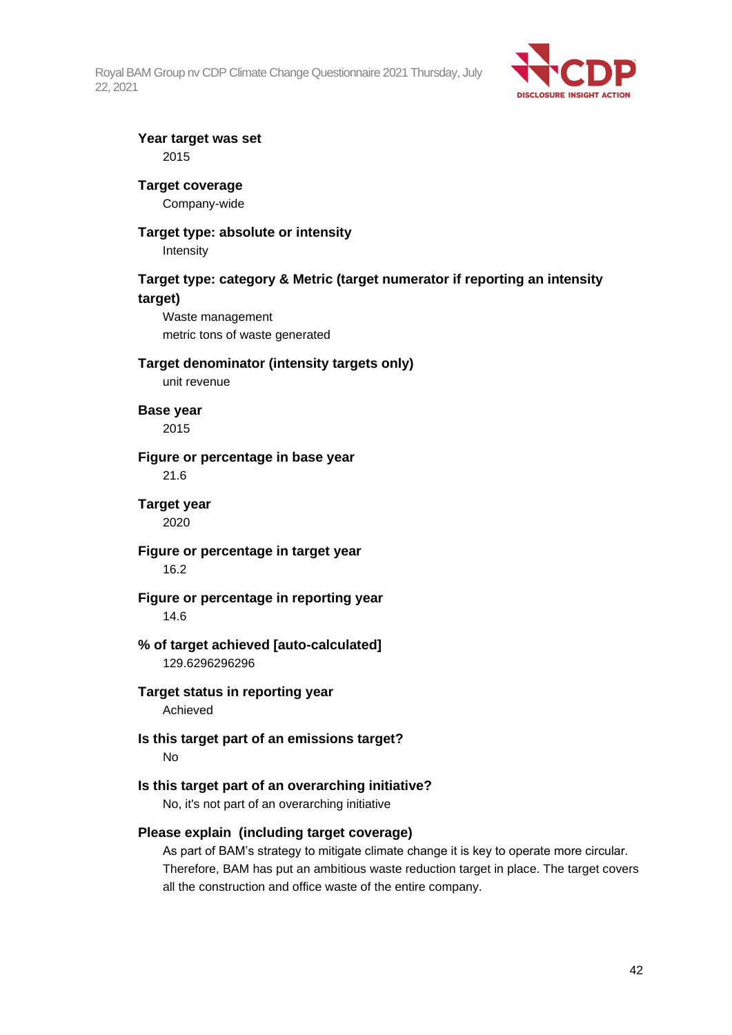**Year target was set**

2015

**Target coverage**

Company-wide

**Target type: absolute or intensity**

Intensity

**Target type: category & Metric (target numerator if reporting an intensity target)**

Waste management

metric tons of waste generated

**Target denominator (intensity targets only)**

unit revenue

**Base year**

2015

**Figure or percentage in base year**

21.6

**Target year**

2020

**Figure or percentage in target year**

16.2

**Figure or percentage in reporting year**

14.6

**% of target achieved [auto-calculated]**

129.6296296296

**Target status in reporting year**

Achieved

**Is this target part of an emissions target?**

No

**Is this target part of an overarching initiative?**

No, it's not part of an overarching initiative

**Please explain (including target coverage)**

As part of BAM's strategy to mitigate climate change it is key to operate more circular. Therefore, BAM has put an ambitious waste reduction target in place. The target covers all the construction and office waste of the entire company.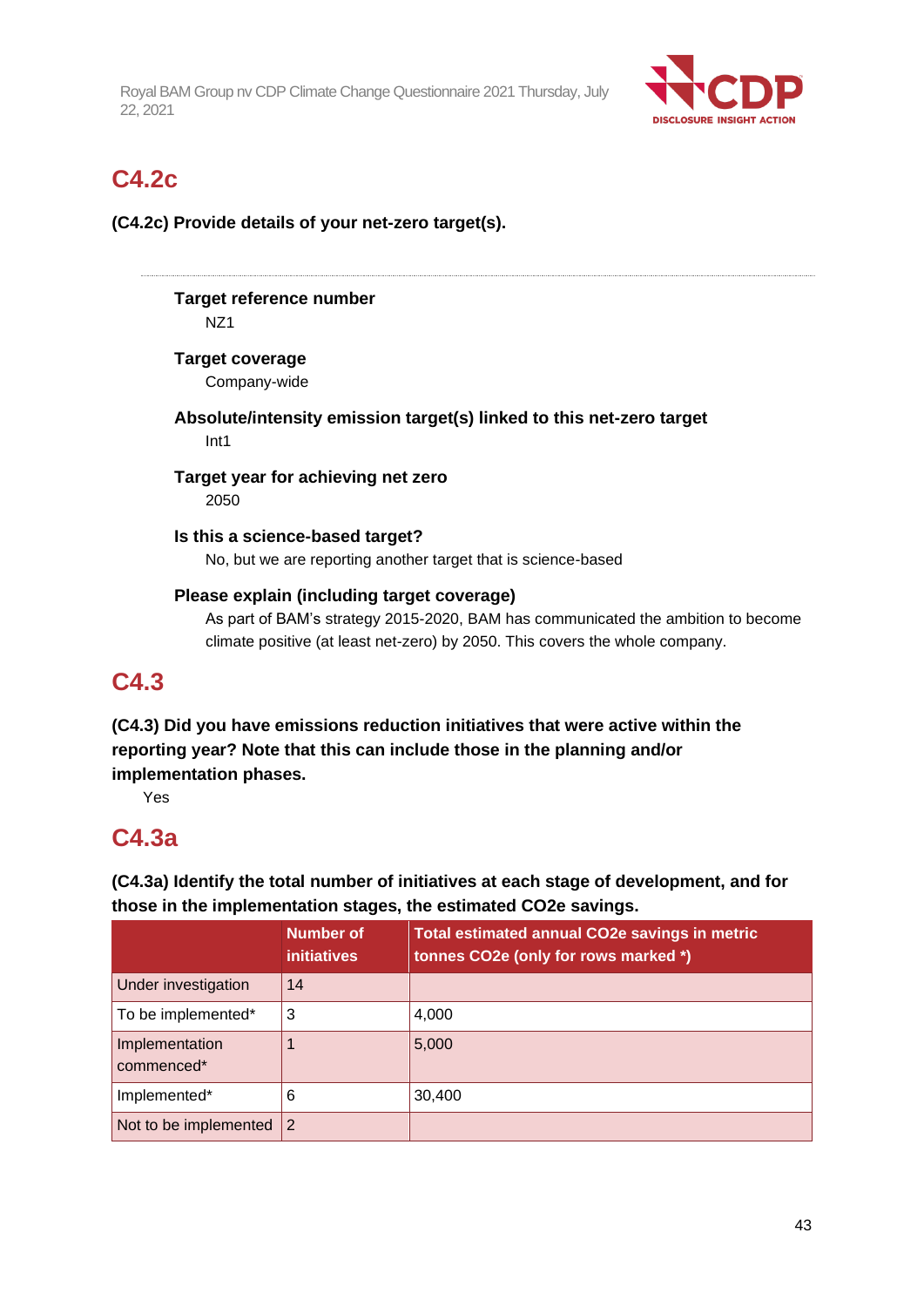## C4.2c

**(C4.2c) Provide details of your net-zero target(s).**

**Target reference number**
NZ1

**Target coverage**
Company-wide

**Absolute/intensity emission target(s) linked to this net-zero target**
Int1

**Target year for achieving net zero**
2050

**Is this a science-based target?**
No, but we are reporting another target that is science-based

**Please explain (including target coverage)**
As part of BAM's strategy 2015-2020, BAM has communicated the ambition to become climate positive (at least net-zero) by 2050. This covers the whole company.

## C4.3

**(C4.3) Did you have emissions reduction initiatives that were active within the reporting year? Note that this can include those in the planning and/or implementation phases.**

Yes

## C4.3a

**(C4.3a) Identify the total number of initiatives at each stage of development, and for those in the implementation stages, the estimated CO2e savings.**

| | Number of initiatives | Total estimated annual CO2e savings in metric tonnes CO2e (only for rows marked *) |
|---|---|---|
| Under investigation | 14 | |
| To be implemented* | 3 | 4,000 |
| Implementation commenced* | 1 | 5,000 |
| Implemented* | 6 | 30,400 |
| Not to be implemented | 2 | |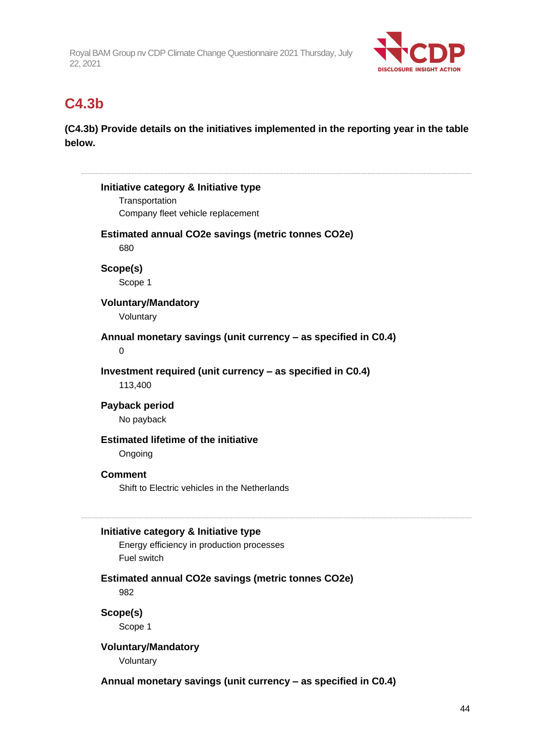## C4.3b

**(C4.3b) Provide details on the initiatives implemented in the reporting year in the table below.**

---

**Initiative category & Initiative type**

Transportation

Company fleet vehicle replacement

**Estimated annual CO2e savings (metric tonnes CO2e)**

680

**Scope(s)**

Scope 1

**Voluntary/Mandatory**

Voluntary

**Annual monetary savings (unit currency – as specified in C0.4)**

0

**Investment required (unit currency – as specified in C0.4)**

113,400

**Payback period**

No payback

**Estimated lifetime of the initiative**

Ongoing

**Comment**

Shift to Electric vehicles in the Netherlands

---

**Initiative category & Initiative type**

Energy efficiency in production processes

Fuel switch

**Estimated annual CO2e savings (metric tonnes CO2e)**

982

**Scope(s)**

Scope 1

**Voluntary/Mandatory**

Voluntary

**Annual monetary savings (unit currency – as specified in C0.4)**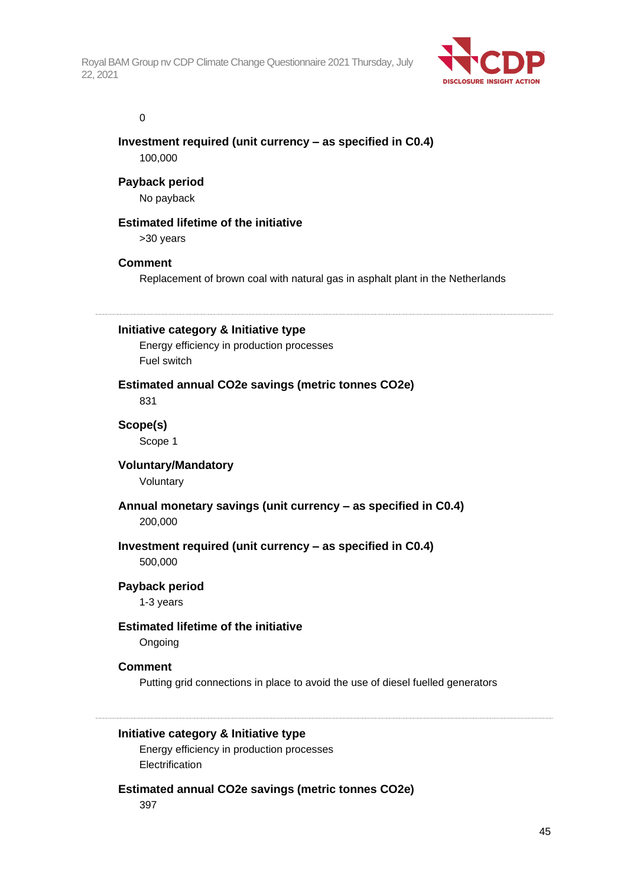0

**Investment required (unit currency – as specified in C0.4)**
100,000

**Payback period**
No payback

**Estimated lifetime of the initiative**
>30 years

**Comment**
Replacement of brown coal with natural gas in asphalt plant in the Netherlands

---

**Initiative category & Initiative type**
Energy efficiency in production processes
Fuel switch

**Estimated annual CO2e savings (metric tonnes CO2e)**
831

**Scope(s)**
Scope 1

**Voluntary/Mandatory**
Voluntary

**Annual monetary savings (unit currency – as specified in C0.4)**
200,000

**Investment required (unit currency – as specified in C0.4)**
500,000

**Payback period**
1-3 years

**Estimated lifetime of the initiative**
Ongoing

**Comment**
Putting grid connections in place to avoid the use of diesel fuelled generators

---

**Initiative category & Initiative type**
Energy efficiency in production processes
Electrification

**Estimated annual CO2e savings (metric tonnes CO2e)**
397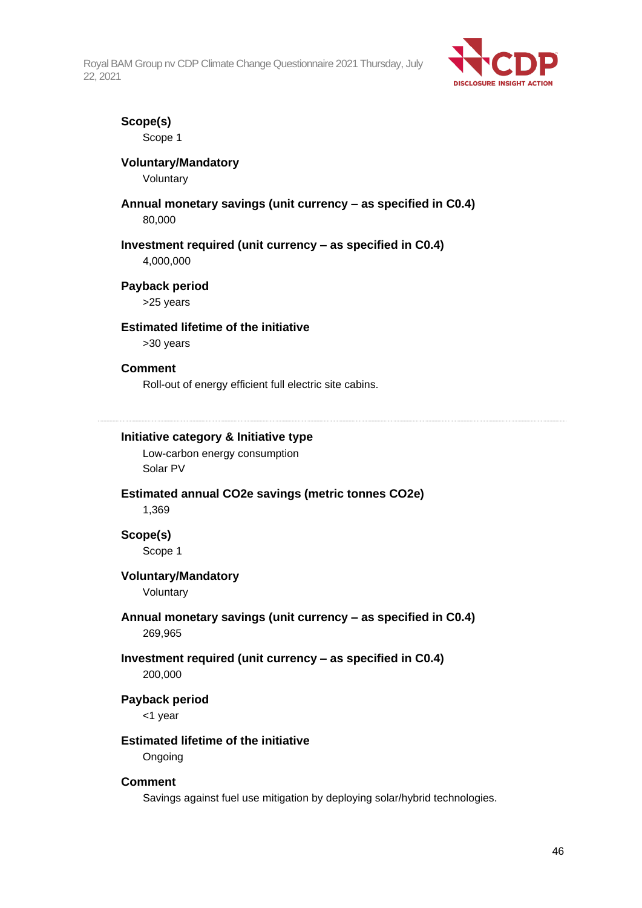**Scope(s)**
Scope 1

**Voluntary/Mandatory**
Voluntary

**Annual monetary savings (unit currency – as specified in C0.4)**
80,000

**Investment required (unit currency – as specified in C0.4)**
4,000,000

**Payback period**
>25 years

**Estimated lifetime of the initiative**
>30 years

**Comment**
Roll-out of energy efficient full electric site cabins.

---

**Initiative category & Initiative type**
Low-carbon energy consumption
Solar PV

**Estimated annual CO2e savings (metric tonnes CO2e)**
1,369

**Scope(s)**
Scope 1

**Voluntary/Mandatory**
Voluntary

**Annual monetary savings (unit currency – as specified in C0.4)**
269,965

**Investment required (unit currency – as specified in C0.4)**
200,000

**Payback period**
<1 year

**Estimated lifetime of the initiative**
Ongoing

**Comment**
Savings against fuel use mitigation by deploying solar/hybrid technologies.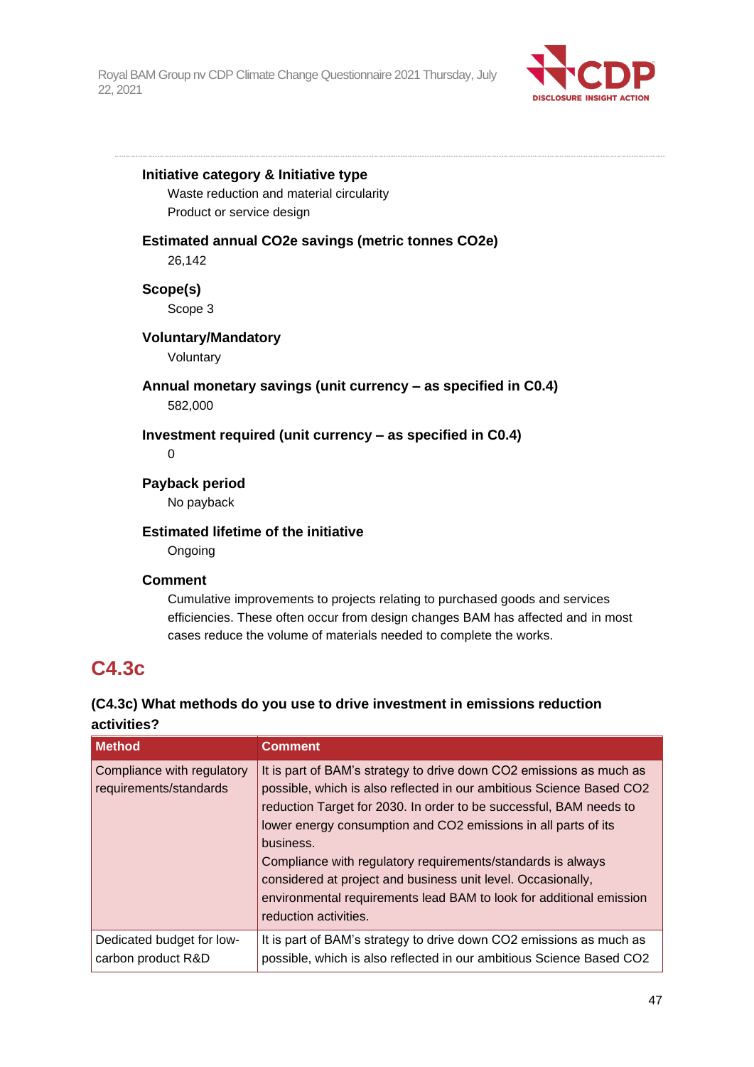**Initiative category & Initiative type**

Waste reduction and material circularity

Product or service design

**Estimated annual CO2e savings (metric tonnes CO2e)**

26,142

**Scope(s)**

Scope 3

**Voluntary/Mandatory**

Voluntary

**Annual monetary savings (unit currency – as specified in C0.4)**

582,000

**Investment required (unit currency – as specified in C0.4)**

0

**Payback period**

No payback

**Estimated lifetime of the initiative**

Ongoing

**Comment**

Cumulative improvements to projects relating to purchased goods and services efficiencies. These often occur from design changes BAM has affected and in most cases reduce the volume of materials needed to complete the works.

# C4.3c

### (C4.3c) What methods do you use to drive investment in emissions reduction activities?

| Method | Comment |
|---|---|
| Compliance with regulatory requirements/standards | It is part of BAM's strategy to drive down CO2 emissions as much as possible, which is also reflected in our ambitious Science Based CO2 reduction Target for 2030. In order to be successful, BAM needs to lower energy consumption and CO2 emissions in all parts of its business.<br>Compliance with regulatory requirements/standards is always considered at project and business unit level. Occasionally, environmental requirements lead BAM to look for additional emission reduction activities. |
| Dedicated budget for low-carbon product R&D | It is part of BAM's strategy to drive down CO2 emissions as much as possible, which is also reflected in our ambitious Science Based CO2 |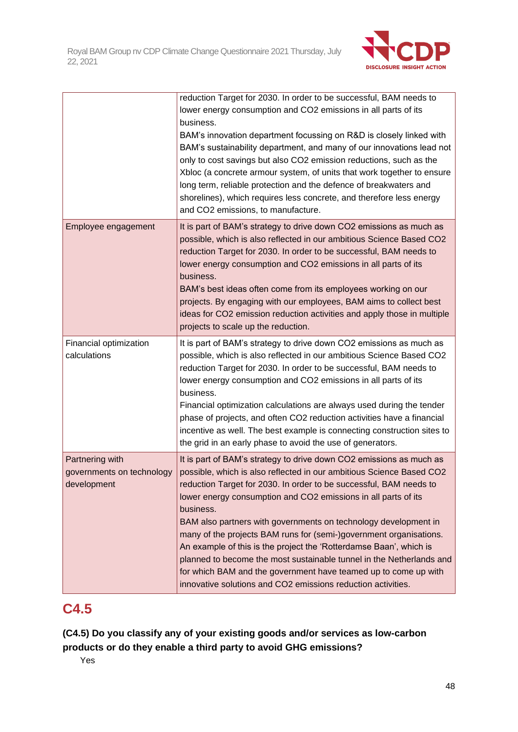| | |
|---|---|
| | reduction Target for 2030. In order to be successful, BAM needs to lower energy consumption and $CO_2$ emissions in all parts of its business.<br>BAM's innovation department focussing on R&D is closely linked with BAM's sustainability department, and many of our innovations lead not only to cost savings but also $CO_2$ emission reductions, such as the Xbloc (a concrete armour system, of units that work together to ensure long term, reliable protection and the defence of breakwaters and shorelines), which requires less concrete, and therefore less energy and $CO_2$ emissions, to manufacture. |
| Employee engagement | It is part of BAM's strategy to drive down $CO_2$ emissions as much as possible, which is also reflected in our ambitious Science Based $CO_2$ reduction Target for 2030. In order to be successful, BAM needs to lower energy consumption and $CO_2$ emissions in all parts of its business.<br>BAM's best ideas often come from its employees working on our projects. By engaging with our employees, BAM aims to collect best ideas for $CO_2$ emission reduction activities and apply those in multiple projects to scale up the reduction. |
| Financial optimization calculations | It is part of BAM's strategy to drive down $CO_2$ emissions as much as possible, which is also reflected in our ambitious Science Based $CO_2$ reduction Target for 2030. In order to be successful, BAM needs to lower energy consumption and $CO_2$ emissions in all parts of its business.<br>Financial optimization calculations are always used during the tender phase of projects, and often $CO_2$ reduction activities have a financial incentive as well. The best example is connecting construction sites to the grid in an early phase to avoid the use of generators. |
| Partnering with governments on technology development | It is part of BAM's strategy to drive down $CO_2$ emissions as much as possible, which is also reflected in our ambitious Science Based $CO_2$ reduction Target for 2030. In order to be successful, BAM needs to lower energy consumption and $CO_2$ emissions in all parts of its business.<br>BAM also partners with governments on technology development in many of the projects BAM runs for (semi-)government organisations. An example of this is the project the 'Rotterdamse Baan', which is planned to become the most sustainable tunnel in the Netherlands and for which BAM and the government have teamed up to come up with innovative solutions and $CO_2$ emissions reduction activities. |

## C4.5

**(C4.5) Do you classify any of your existing goods and/or services as low-carbon products or do they enable a third party to avoid GHG emissions?**

Yes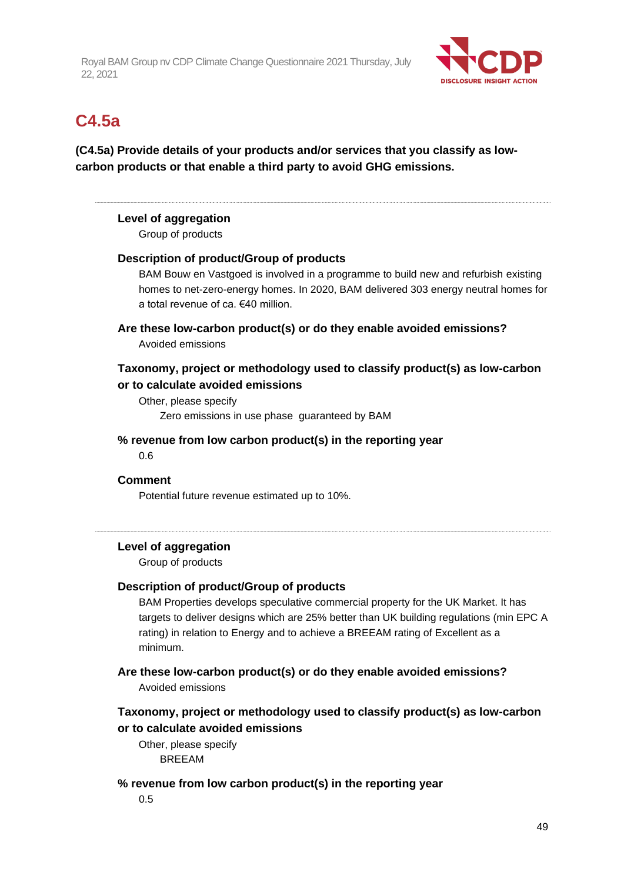## C4.5a

**(C4.5a) Provide details of your products and/or services that you classify as low-carbon products or that enable a third party to avoid GHG emissions.**

---

**Level of aggregation**

Group of products

**Description of product/Group of products**

BAM Bouw en Vastgoed is involved in a programme to build new and refurbish existing homes to net-zero-energy homes. In 2020, BAM delivered 303 energy neutral homes for a total revenue of ca. €40 million.

**Are these low-carbon product(s) or do they enable avoided emissions?**

Avoided emissions

**Taxonomy, project or methodology used to classify product(s) as low-carbon or to calculate avoided emissions**

Other, please specify

Zero emissions in use phase guaranteed by BAM

**% revenue from low carbon product(s) in the reporting year**

0.6

**Comment**

Potential future revenue estimated up to 10%.

---

**Level of aggregation**

Group of products

**Description of product/Group of products**

BAM Properties develops speculative commercial property for the UK Market. It has targets to deliver designs which are 25% better than UK building regulations (min EPC A rating) in relation to Energy and to achieve a BREEAM rating of Excellent as a minimum.

**Are these low-carbon product(s) or do they enable avoided emissions?**

Avoided emissions

**Taxonomy, project or methodology used to classify product(s) as low-carbon or to calculate avoided emissions**

Other, please specify

BREEAM

**% revenue from low carbon product(s) in the reporting year**

0.5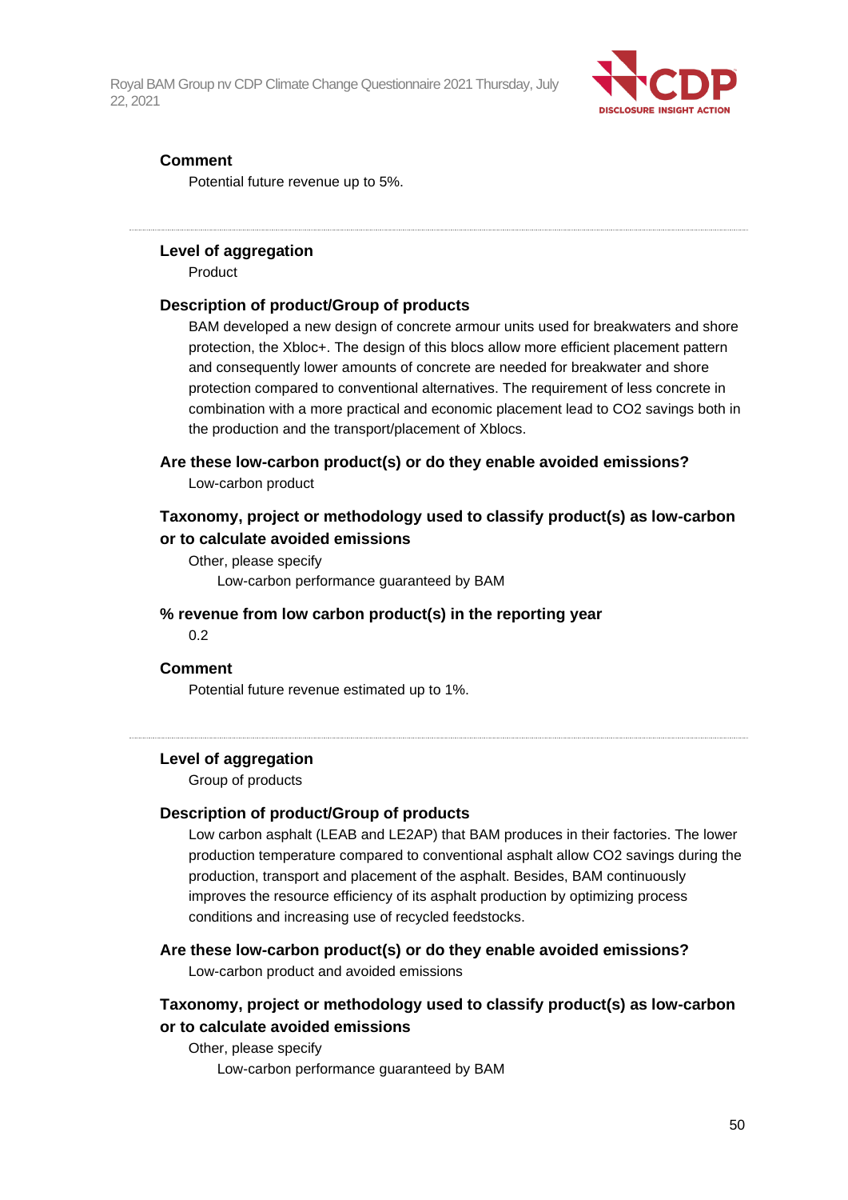**Comment**

Potential future revenue up to 5%.

---

**Level of aggregation**

Product

**Description of product/Group of products**

BAM developed a new design of concrete armour units used for breakwaters and shore protection, the Xbloc+. The design of this blocs allow more efficient placement pattern and consequently lower amounts of concrete are needed for breakwater and shore protection compared to conventional alternatives. The requirement of less concrete in combination with a more practical and economic placement lead to $CO_2$ savings both in the production and the transport/placement of Xblocs.

**Are these low-carbon product(s) or do they enable avoided emissions?**

Low-carbon product

**Taxonomy, project or methodology used to classify product(s) as low-carbon or to calculate avoided emissions**

Other, please specify

Low-carbon performance guaranteed by BAM

**% revenue from low carbon product(s) in the reporting year**

0.2

**Comment**

Potential future revenue estimated up to 1%.

---

**Level of aggregation**

Group of products

**Description of product/Group of products**

Low carbon asphalt (LEAB and LE2AP) that BAM produces in their factories. The lower production temperature compared to conventional asphalt allow $CO_2$ savings during the production, transport and placement of the asphalt. Besides, BAM continuously improves the resource efficiency of its asphalt production by optimizing process conditions and increasing use of recycled feedstocks.

**Are these low-carbon product(s) or do they enable avoided emissions?**

Low-carbon product and avoided emissions

**Taxonomy, project or methodology used to classify product(s) as low-carbon or to calculate avoided emissions**

Other, please specify

Low-carbon performance guaranteed by BAM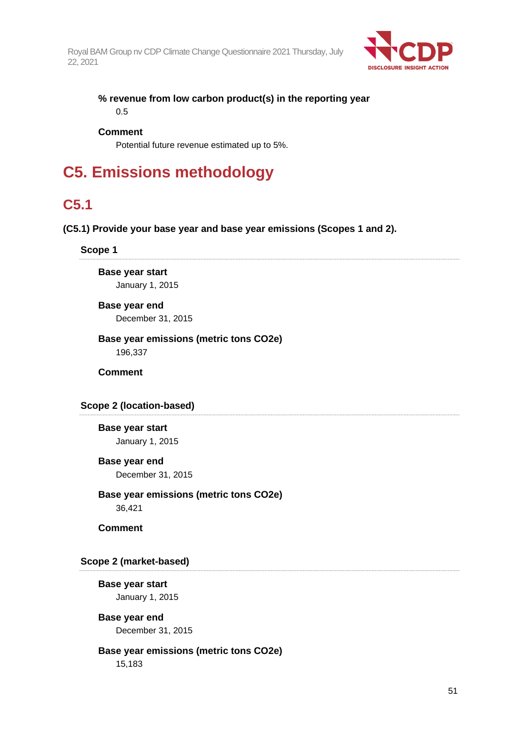**% revenue from low carbon product(s) in the reporting year**

0.5

**Comment**

Potential future revenue estimated up to 5%.

# C5. Emissions methodology

## C5.1

**(C5.1) Provide your base year and base year emissions (Scopes 1 and 2).**

### Scope 1

**Base year start**

January 1, 2015

**Base year end**

December 31, 2015

**Base year emissions (metric tons CO2e)**

196,337

**Comment**

### Scope 2 (location-based)

**Base year start**

January 1, 2015

**Base year end**

December 31, 2015

**Base year emissions (metric tons CO2e)**

36,421

**Comment**

### Scope 2 (market-based)

**Base year start**

January 1, 2015

**Base year end**

December 31, 2015

**Base year emissions (metric tons CO2e)**

15,183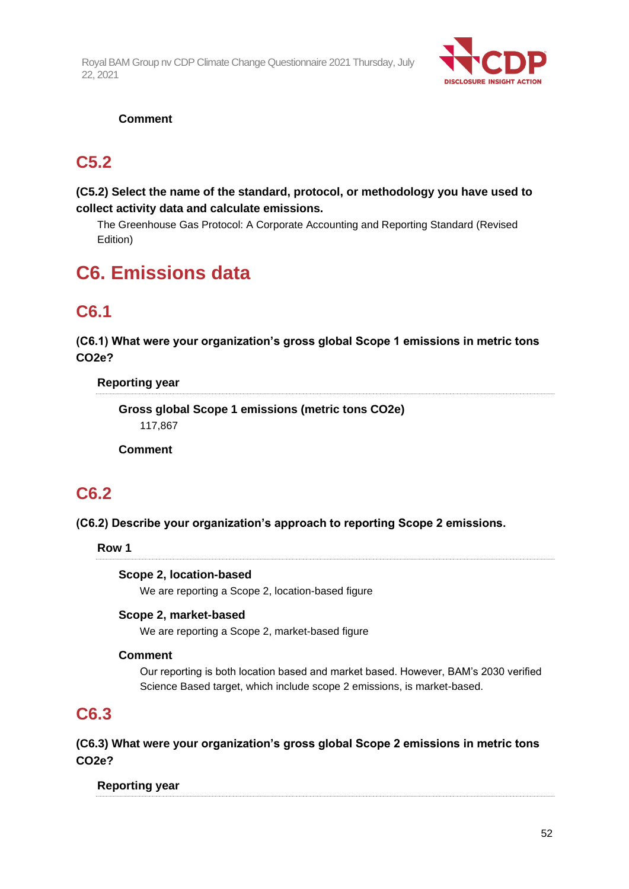**Comment**

## C5.2

**(C5.2) Select the name of the standard, protocol, or methodology you have used to collect activity data and calculate emissions.**

The Greenhouse Gas Protocol: A Corporate Accounting and Reporting Standard (Revised Edition)

# C6. Emissions data

## C6.1

**(C6.1) What were your organization's gross global Scope 1 emissions in metric tons CO2e?**

**Reporting year**

**Gross global Scope 1 emissions (metric tons CO2e)**

117,867

**Comment**

## C6.2

**(C6.2) Describe your organization's approach to reporting Scope 2 emissions.**

**Row 1**

**Scope 2, location-based**

We are reporting a Scope 2, location-based figure

**Scope 2, market-based**

We are reporting a Scope 2, market-based figure

**Comment**

Our reporting is both location based and market based. However, BAM's 2030 verified Science Based target, which include scope 2 emissions, is market-based.

## C6.3

**(C6.3) What were your organization's gross global Scope 2 emissions in metric tons CO2e?**

**Reporting year**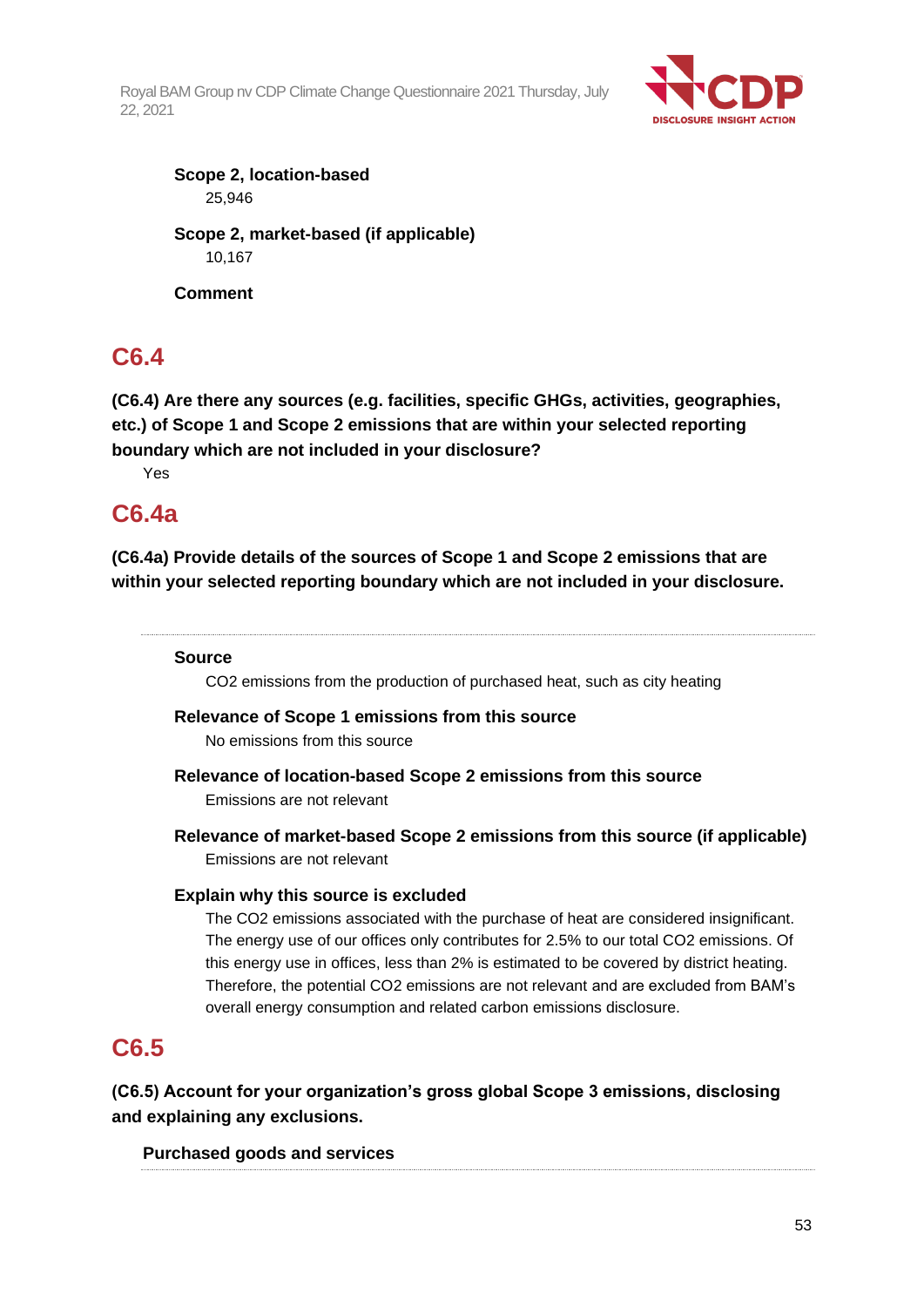**Scope 2, location-based**

25,946

**Scope 2, market-based (if applicable)**

10,167

**Comment**

## C6.4

**(C6.4) Are there any sources (e.g. facilities, specific GHGs, activities, geographies, etc.) of Scope 1 and Scope 2 emissions that are within your selected reporting boundary which are not included in your disclosure?**

Yes

## C6.4a

**(C6.4a) Provide details of the sources of Scope 1 and Scope 2 emissions that are within your selected reporting boundary which are not included in your disclosure.**

**Source**

CO2 emissions from the production of purchased heat, such as city heating

**Relevance of Scope 1 emissions from this source**

No emissions from this source

**Relevance of location-based Scope 2 emissions from this source**

Emissions are not relevant

**Relevance of market-based Scope 2 emissions from this source (if applicable)**

Emissions are not relevant

**Explain why this source is excluded**

The CO2 emissions associated with the purchase of heat are considered insignificant. The energy use of our offices only contributes for 2.5% to our total CO2 emissions. Of this energy use in offices, less than 2% is estimated to be covered by district heating. Therefore, the potential CO2 emissions are not relevant and are excluded from BAM's overall energy consumption and related carbon emissions disclosure.

## C6.5

**(C6.5) Account for your organization's gross global Scope 3 emissions, disclosing and explaining any exclusions.**

**Purchased goods and services**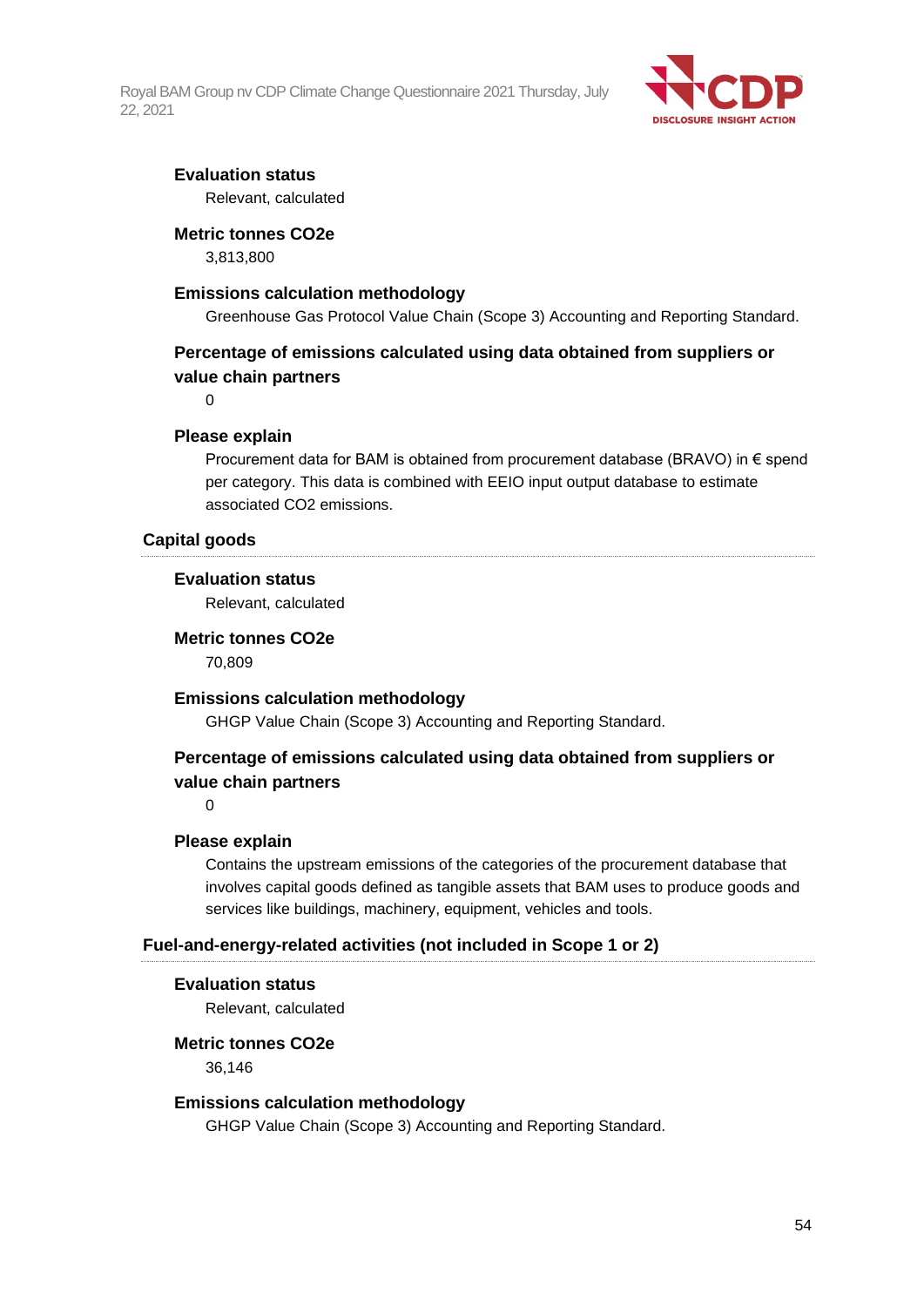**Evaluation status**

Relevant, calculated

**Metric tonnes CO2e**

3,813,800

**Emissions calculation methodology**

Greenhouse Gas Protocol Value Chain (Scope 3) Accounting and Reporting Standard.

**Percentage of emissions calculated using data obtained from suppliers or value chain partners**

0

**Please explain**

Procurement data for BAM is obtained from procurement database (BRAVO) in € spend per category. This data is combined with EEIO input output database to estimate associated CO2 emissions.

### Capital goods

**Evaluation status**

Relevant, calculated

**Metric tonnes CO2e**

70,809

**Emissions calculation methodology**

GHGP Value Chain (Scope 3) Accounting and Reporting Standard.

**Percentage of emissions calculated using data obtained from suppliers or value chain partners**

0

**Please explain**

Contains the upstream emissions of the categories of the procurement database that involves capital goods defined as tangible assets that BAM uses to produce goods and services like buildings, machinery, equipment, vehicles and tools.

### Fuel-and-energy-related activities (not included in Scope 1 or 2)

**Evaluation status**

Relevant, calculated

**Metric tonnes CO2e**

36,146

**Emissions calculation methodology**

GHGP Value Chain (Scope 3) Accounting and Reporting Standard.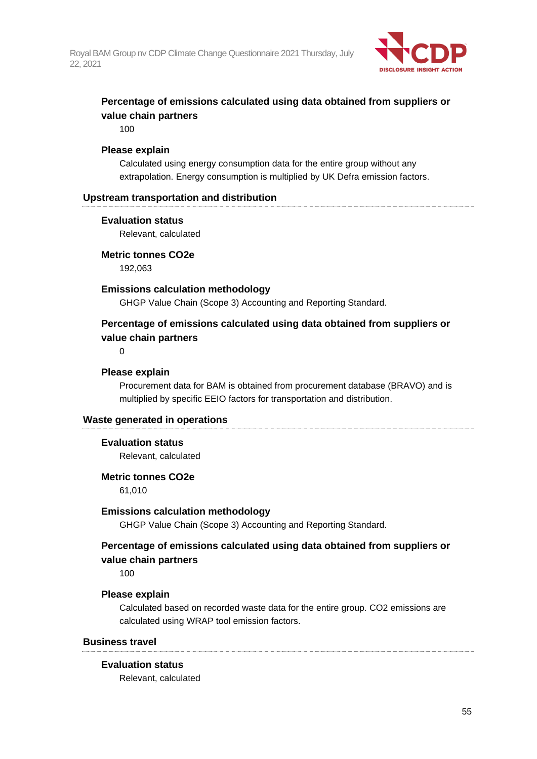**Percentage of emissions calculated using data obtained from suppliers or value chain partners**

100

**Please explain**

Calculated using energy consumption data for the entire group without any extrapolation. Energy consumption is multiplied by UK Defra emission factors.

### Upstream transportation and distribution

**Evaluation status**

Relevant, calculated

**Metric tonnes CO2e**

192,063

**Emissions calculation methodology**

GHGP Value Chain (Scope 3) Accounting and Reporting Standard.

**Percentage of emissions calculated using data obtained from suppliers or value chain partners**

0

**Please explain**

Procurement data for BAM is obtained from procurement database (BRAVO) and is multiplied by specific EEIO factors for transportation and distribution.

### Waste generated in operations

**Evaluation status**

Relevant, calculated

**Metric tonnes CO2e**

61,010

**Emissions calculation methodology**

GHGP Value Chain (Scope 3) Accounting and Reporting Standard.

**Percentage of emissions calculated using data obtained from suppliers or value chain partners**

100

**Please explain**

Calculated based on recorded waste data for the entire group. $CO_2$ emissions are calculated using WRAP tool emission factors.

### Business travel

**Evaluation status**

Relevant, calculated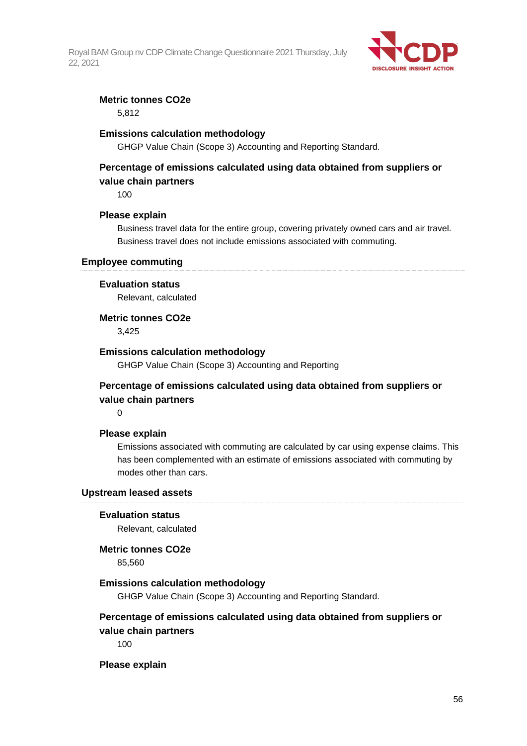**Metric tonnes CO2e**

5,812

**Emissions calculation methodology**

GHGP Value Chain (Scope 3) Accounting and Reporting Standard.

**Percentage of emissions calculated using data obtained from suppliers or value chain partners**

100

**Please explain**

Business travel data for the entire group, covering privately owned cars and air travel. Business travel does not include emissions associated with commuting.

### Employee commuting

**Evaluation status**

Relevant, calculated

**Metric tonnes CO2e**

3,425

**Emissions calculation methodology**

GHGP Value Chain (Scope 3) Accounting and Reporting

**Percentage of emissions calculated using data obtained from suppliers or value chain partners**

0

**Please explain**

Emissions associated with commuting are calculated by car using expense claims. This has been complemented with an estimate of emissions associated with commuting by modes other than cars.

### Upstream leased assets

**Evaluation status**

Relevant, calculated

**Metric tonnes CO2e**

85,560

**Emissions calculation methodology**

GHGP Value Chain (Scope 3) Accounting and Reporting Standard.

**Percentage of emissions calculated using data obtained from suppliers or value chain partners**

100

**Please explain**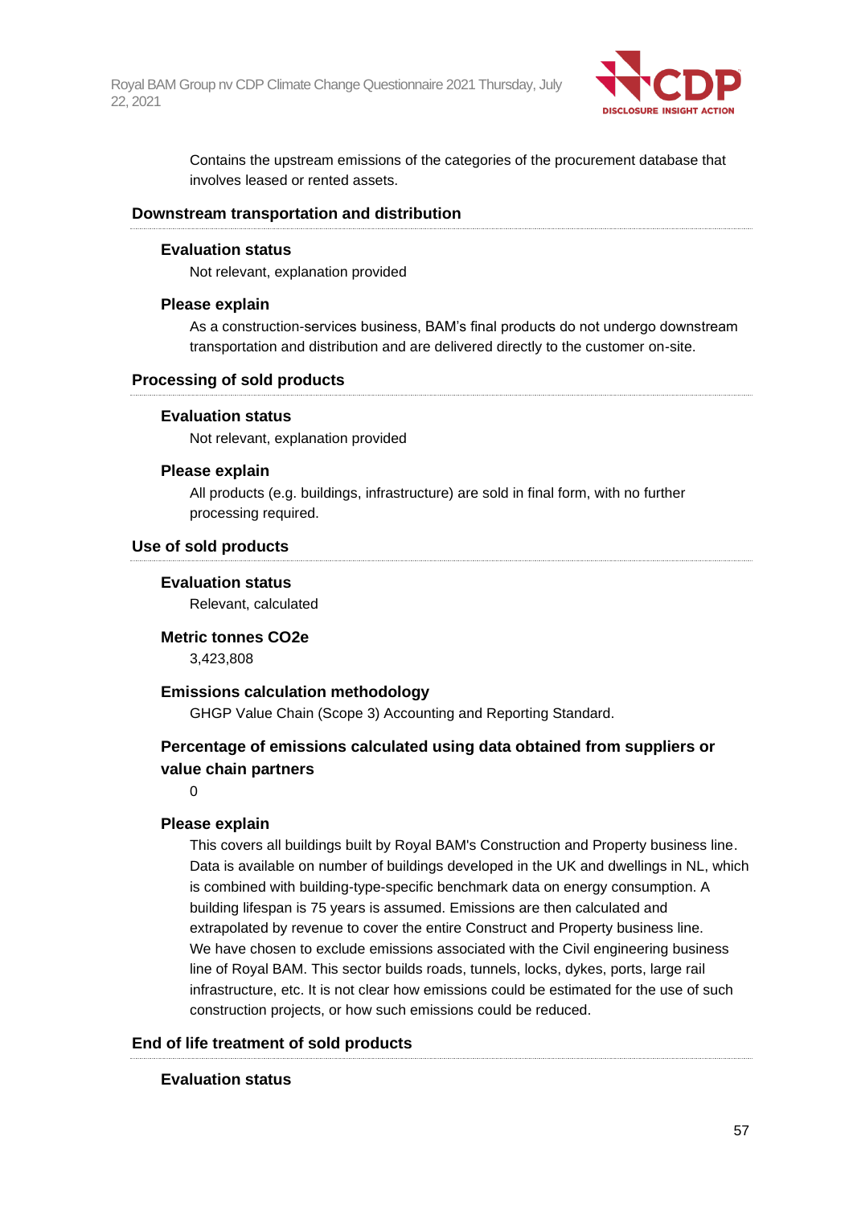Contains the upstream emissions of the categories of the procurement database that involves leased or rented assets.

### Downstream transportation and distribution

#### Evaluation status

Not relevant, explanation provided

#### Please explain

As a construction-services business, BAM's final products do not undergo downstream transportation and distribution and are delivered directly to the customer on-site.

### Processing of sold products

#### Evaluation status

Not relevant, explanation provided

#### Please explain

All products (e.g. buildings, infrastructure) are sold in final form, with no further processing required.

### Use of sold products

#### Evaluation status

Relevant, calculated

#### Metric tonnes CO2e

3,423,808

#### Emissions calculation methodology

GHGP Value Chain (Scope 3) Accounting and Reporting Standard.

#### Percentage of emissions calculated using data obtained from suppliers or value chain partners

0

#### Please explain

This covers all buildings built by Royal BAM's Construction and Property business line. Data is available on number of buildings developed in the UK and dwellings in NL, which is combined with building-type-specific benchmark data on energy consumption. A building lifespan is 75 years is assumed. Emissions are then calculated and extrapolated by revenue to cover the entire Construct and Property business line. We have chosen to exclude emissions associated with the Civil engineering business line of Royal BAM. This sector builds roads, tunnels, locks, dykes, ports, large rail infrastructure, etc. It is not clear how emissions could be estimated for the use of such construction projects, or how such emissions could be reduced.

### End of life treatment of sold products

#### Evaluation status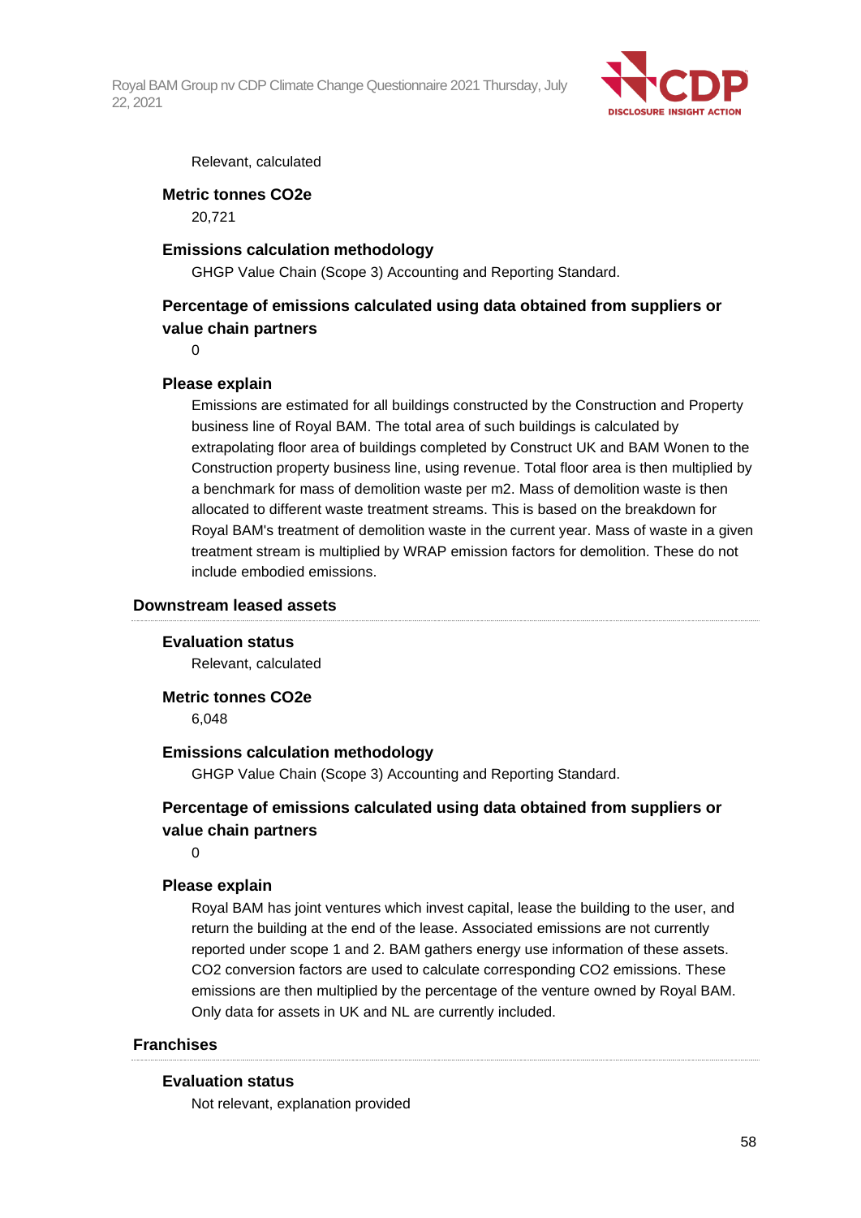Relevant, calculated

**Metric tonnes CO2e**

20,721

**Emissions calculation methodology**

GHGP Value Chain (Scope 3) Accounting and Reporting Standard.

**Percentage of emissions calculated using data obtained from suppliers or value chain partners**

0

**Please explain**

Emissions are estimated for all buildings constructed by the Construction and Property business line of Royal BAM. The total area of such buildings is calculated by extrapolating floor area of buildings completed by Construct UK and BAM Wonen to the Construction property business line, using revenue. Total floor area is then multiplied by a benchmark for mass of demolition waste per m2. Mass of demolition waste is then allocated to different waste treatment streams. This is based on the breakdown for Royal BAM's treatment of demolition waste in the current year. Mass of waste in a given treatment stream is multiplied by WRAP emission factors for demolition. These do not include embodied emissions.

### Downstream leased assets

**Evaluation status**

Relevant, calculated

**Metric tonnes CO2e**

6,048

**Emissions calculation methodology**

GHGP Value Chain (Scope 3) Accounting and Reporting Standard.

**Percentage of emissions calculated using data obtained from suppliers or value chain partners**

0

**Please explain**

Royal BAM has joint ventures which invest capital, lease the building to the user, and return the building at the end of the lease. Associated emissions are not currently reported under scope 1 and 2. BAM gathers energy use information of these assets. CO2 conversion factors are used to calculate corresponding CO2 emissions. These emissions are then multiplied by the percentage of the venture owned by Royal BAM. Only data for assets in UK and NL are currently included.

### Franchises

**Evaluation status**

Not relevant, explanation provided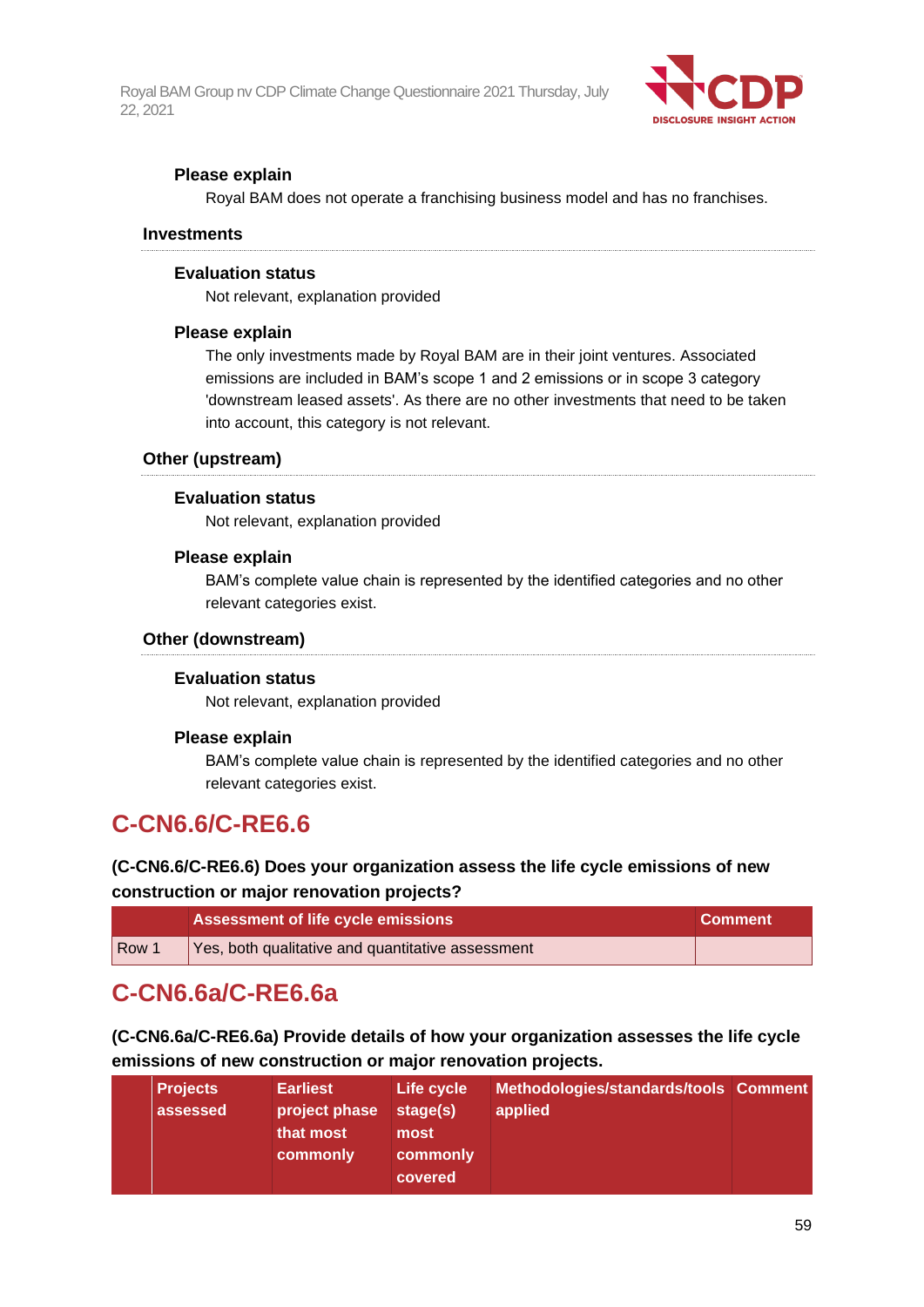#### Please explain

Royal BAM does not operate a franchising business model and has no franchises.

### Investments

#### Evaluation status

Not relevant, explanation provided

#### Please explain

The only investments made by Royal BAM are in their joint ventures. Associated emissions are included in BAM's scope 1 and 2 emissions or in scope 3 category 'downstream leased assets'. As there are no other investments that need to be taken into account, this category is not relevant.

### Other (upstream)

#### Evaluation status

Not relevant, explanation provided

#### Please explain

BAM's complete value chain is represented by the identified categories and no other relevant categories exist.

### Other (downstream)

#### Evaluation status

Not relevant, explanation provided

#### Please explain

BAM's complete value chain is represented by the identified categories and no other relevant categories exist.

## C-CN6.6/C-RE6.6

**(C-CN6.6/C-RE6.6) Does your organization assess the life cycle emissions of new construction or major renovation projects?**

| | Assessment of life cycle emissions | Comment |
|---|---|---|
| Row 1 | Yes, both qualitative and quantitative assessment | |

## C-CN6.6a/C-RE6.6a

**(C-CN6.6a/C-RE6.6a) Provide details of how your organization assesses the life cycle emissions of new construction or major renovation projects.**

| | Projects assessed | Earliest project phase that most commonly | Life cycle stage(s) most commonly covered | Methodologies/standards/tools applied | Comment |
|---|---|---|---|---|---|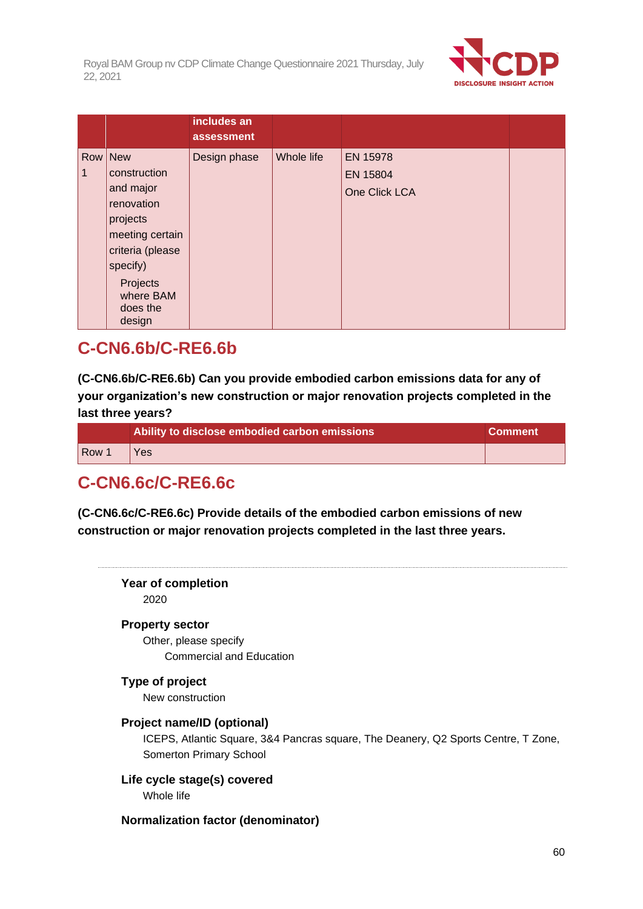|  |  | includes an assessment |  |  |  |
|---|---|---|---|---|---|
| Row 1 | New construction and major renovation projects meeting certain criteria (please specify)<br>Projects where BAM does the design | Design phase | Whole life | EN 15978<br>EN 15804<br>One Click LCA |  |

## C-CN6.6b/C-RE6.6b

**(C-CN6.6b/C-RE6.6b) Can you provide embodied carbon emissions data for any of your organization's new construction or major renovation projects completed in the last three years?**

|  | Ability to disclose embodied carbon emissions | Comment |
|---|---|---|
| Row 1 | Yes |  |

## C-CN6.6c/C-RE6.6c

**(C-CN6.6c/C-RE6.6c) Provide details of the embodied carbon emissions of new construction or major renovation projects completed in the last three years.**

---

**Year of completion**

2020

**Property sector**

Other, please specify

Commercial and Education

**Type of project**

New construction

**Project name/ID (optional)**

ICEPS, Atlantic Square, 3&4 Pancras square, The Deanery, Q2 Sports Centre, T Zone, Somerton Primary School

**Life cycle stage(s) covered**

Whole life

**Normalization factor (denominator)**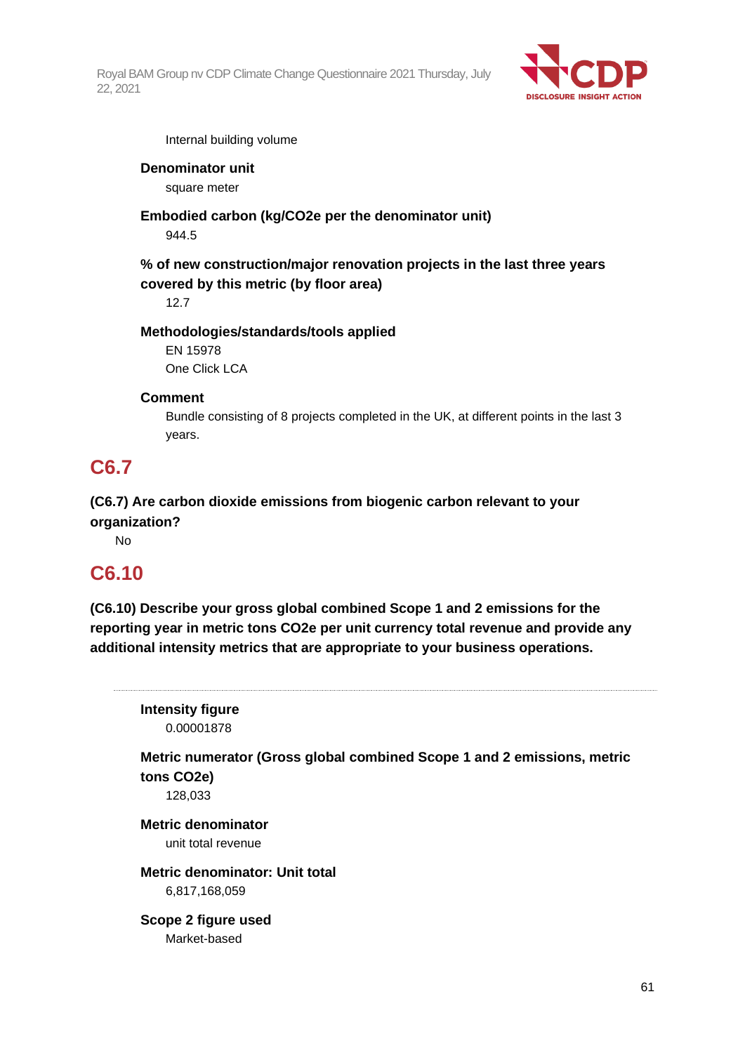Internal building volume

**Denominator unit**

square meter

**Embodied carbon (kg/CO2e per the denominator unit)**

944.5

**% of new construction/major renovation projects in the last three years covered by this metric (by floor area)**

12.7

**Methodologies/standards/tools applied**

EN 15978

One Click LCA

**Comment**

Bundle consisting of 8 projects completed in the UK, at different points in the last 3 years.

## C6.7

**(C6.7) Are carbon dioxide emissions from biogenic carbon relevant to your organization?**

No

## C6.10

**(C6.10) Describe your gross global combined Scope 1 and 2 emissions for the reporting year in metric tons CO2e per unit currency total revenue and provide any additional intensity metrics that are appropriate to your business operations.**

---

**Intensity figure**

0.00001878

**Metric numerator (Gross global combined Scope 1 and 2 emissions, metric tons CO2e)**

128,033

**Metric denominator**

unit total revenue

**Metric denominator: Unit total**

6,817,168,059

**Scope 2 figure used**

Market-based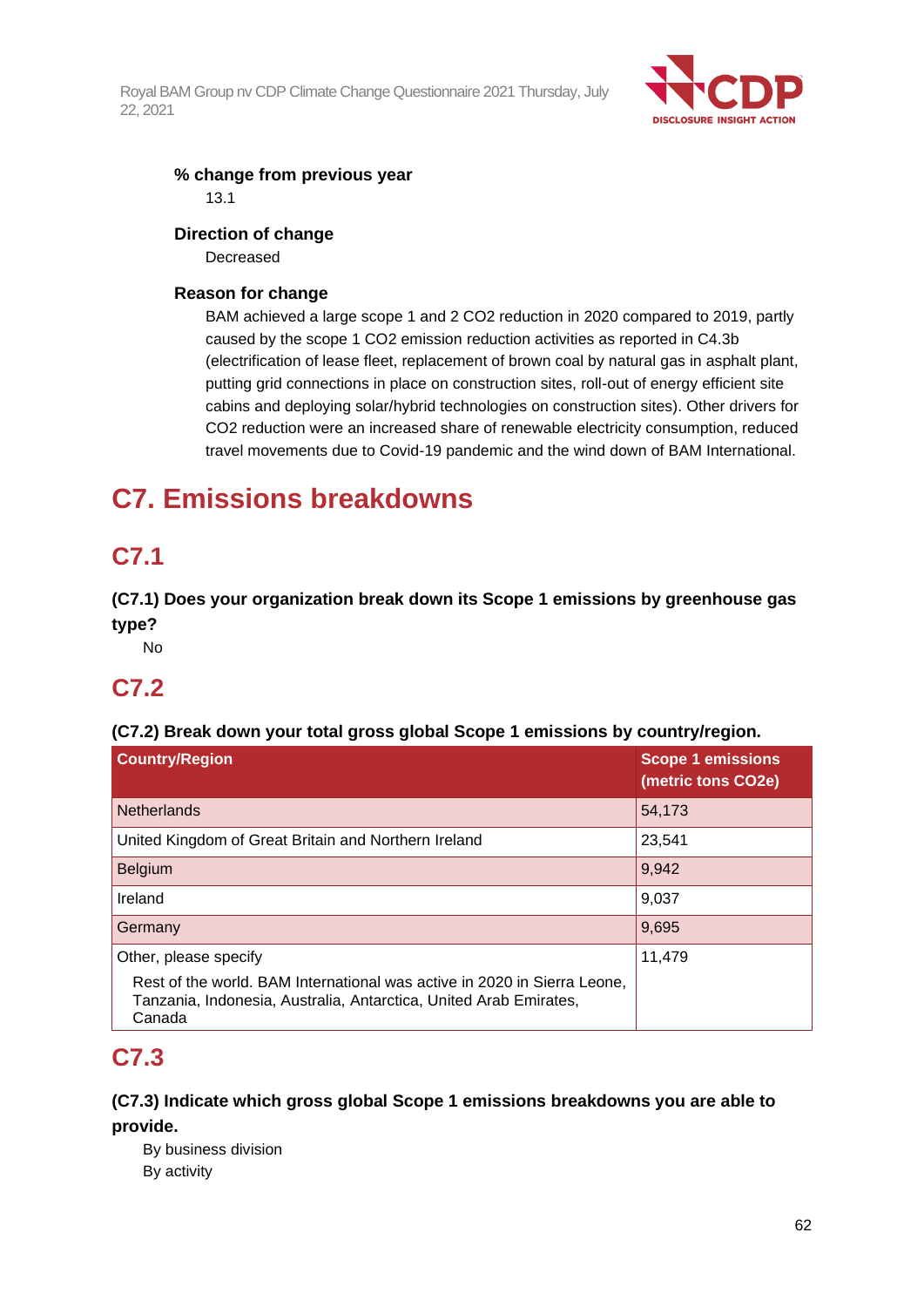**% change from previous year**

13.1

**Direction of change**

Decreased

**Reason for change**

BAM achieved a large scope 1 and 2 CO2 reduction in 2020 compared to 2019, partly caused by the scope 1 CO2 emission reduction activities as reported in C4.3b (electrification of lease fleet, replacement of brown coal by natural gas in asphalt plant, putting grid connections in place on construction sites, roll-out of energy efficient site cabins and deploying solar/hybrid technologies on construction sites). Other drivers for CO2 reduction were an increased share of renewable electricity consumption, reduced travel movements due to Covid-19 pandemic and the wind down of BAM International.

# C7. Emissions breakdowns

## C7.1

**(C7.1) Does your organization break down its Scope 1 emissions by greenhouse gas type?**

No

## C7.2

**(C7.2) Break down your total gross global Scope 1 emissions by country/region.**

| Country/Region | Scope 1 emissions (metric tons CO2e) |
|---|---|
| Netherlands | 54,173 |
| United Kingdom of Great Britain and Northern Ireland | 23,541 |
| Belgium | 9,942 |
| Ireland | 9,037 |
| Germany | 9,695 |
| Other, please specify<br>Rest of the world. BAM International was active in 2020 in Sierra Leone, Tanzania, Indonesia, Australia, Antarctica, United Arab Emirates, Canada | 11,479 |

## C7.3

**(C7.3) Indicate which gross global Scope 1 emissions breakdowns you are able to provide.**

By business division

By activity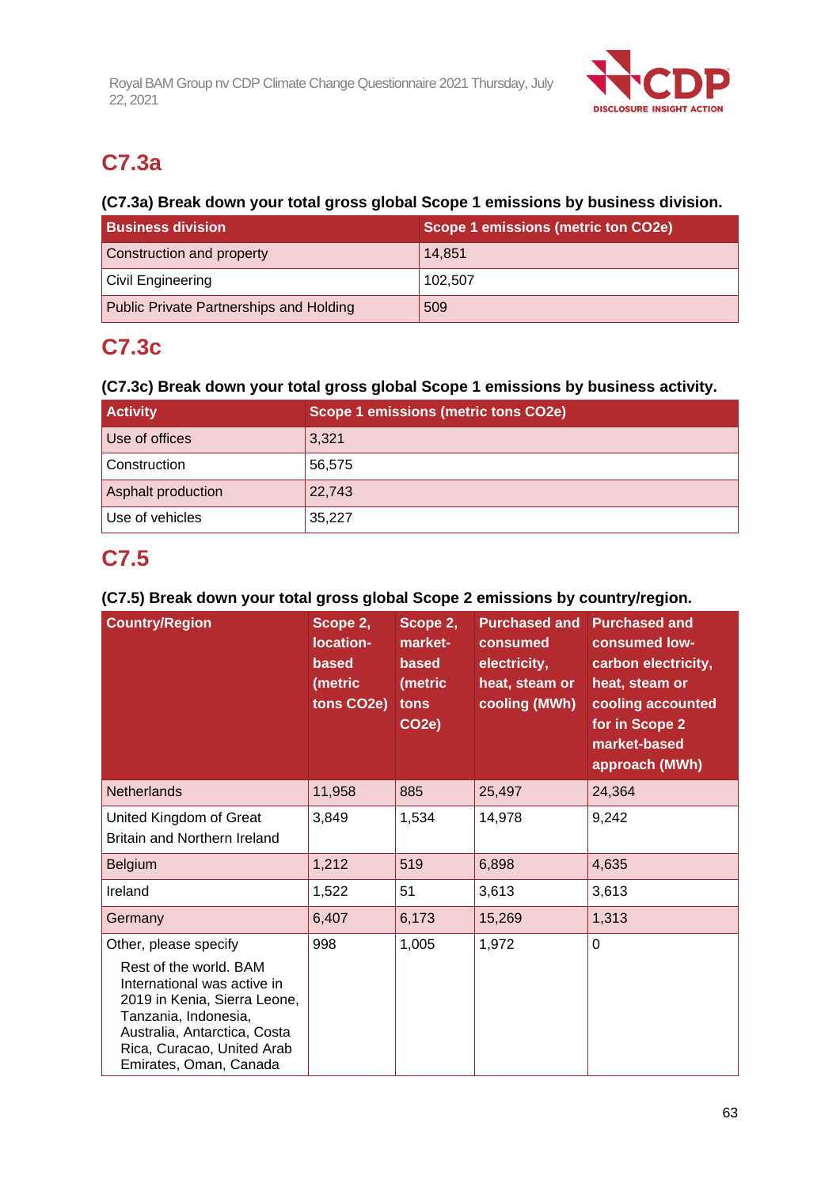## C7.3a

### (C7.3a) Break down your total gross global Scope 1 emissions by business division.

| Business division | Scope 1 emissions (metric ton CO2e) |
|---|---|
| Construction and property | 14,851 |
| Civil Engineering | 102,507 |
| Public Private Partnerships and Holding | 509 |

## C7.3c

### (C7.3c) Break down your total gross global Scope 1 emissions by business activity.

| Activity | Scope 1 emissions (metric tons CO2e) |
|---|---|
| Use of offices | 3,321 |
| Construction | 56,575 |
| Asphalt production | 22,743 |
| Use of vehicles | 35,227 |

## C7.5

### (C7.5) Break down your total gross global Scope 2 emissions by country/region.

| Country/Region | Scope 2, location-based (metric tons CO2e) | Scope 2, market-based (metric tons CO2e) | Purchased and consumed electricity, heat, steam or cooling (MWh) | Purchased and consumed low-carbon electricity, heat, steam or cooling accounted for in Scope 2 market-based approach (MWh) |
|---|---|---|---|---|
| Netherlands | 11,958 | 885 | 25,497 | 24,364 |
| United Kingdom of Great Britain and Northern Ireland | 3,849 | 1,534 | 14,978 | 9,242 |
| Belgium | 1,212 | 519 | 6,898 | 4,635 |
| Ireland | 1,522 | 51 | 3,613 | 3,613 |
| Germany | 6,407 | 6,173 | 15,269 | 1,313 |
| Other, please specify<br>Rest of the world. BAM International was active in 2019 in Kenia, Sierra Leone, Tanzania, Indonesia, Australia, Antarctica, Costa Rica, Curacao, United Arab Emirates, Oman, Canada | 998 | 1,005 | 1,972 | 0 |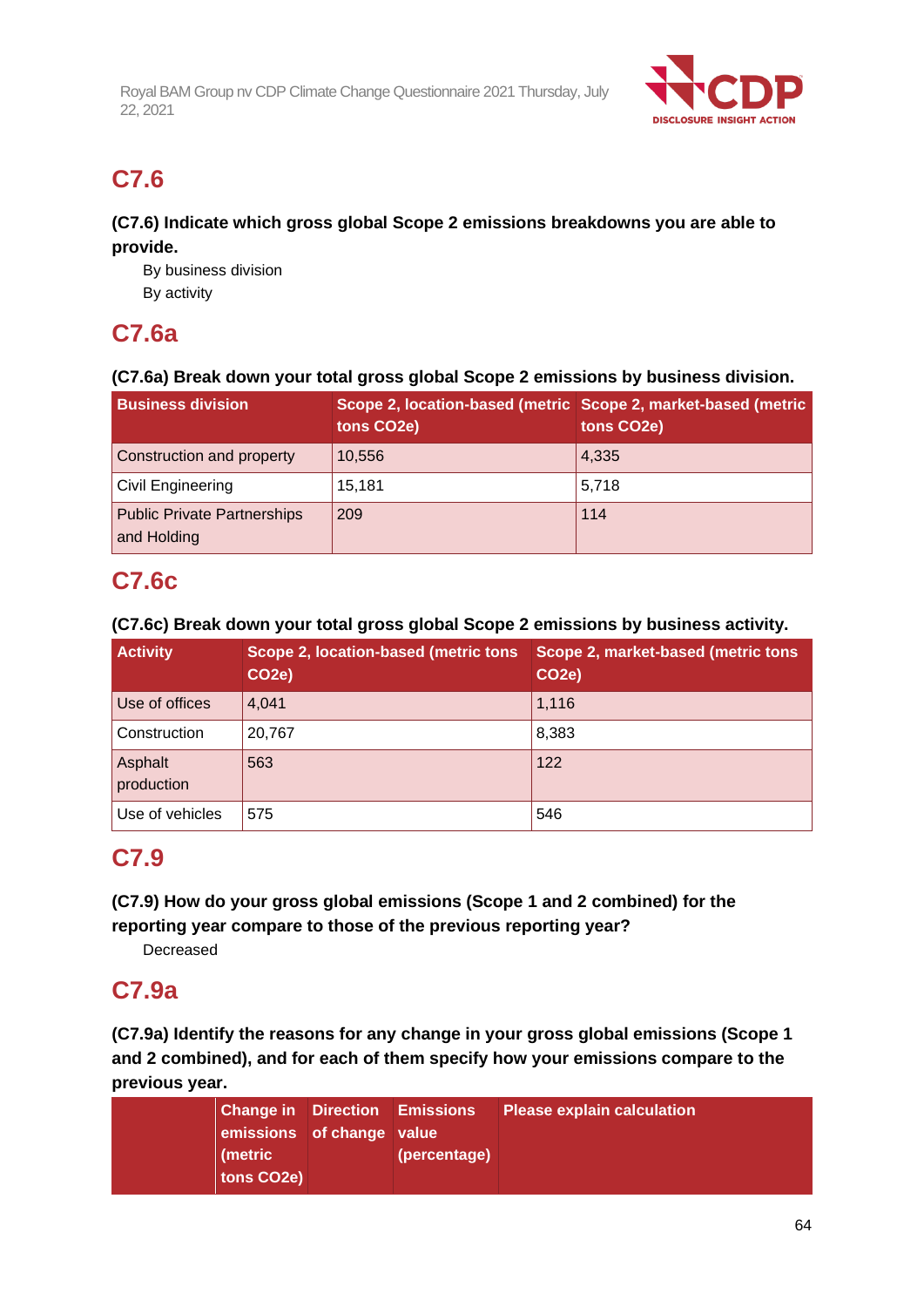## C7.6

**(C7.6) Indicate which gross global Scope 2 emissions breakdowns you are able to provide.**

By business division

By activity

## C7.6a

**(C7.6a) Break down your total gross global Scope 2 emissions by business division.**

| Business division | Scope 2, location-based (metric tons CO2e) | Scope 2, market-based (metric tons CO2e) |
|---|---|---|
| Construction and property | 10,556 | 4,335 |
| Civil Engineering | 15,181 | 5,718 |
| Public Private Partnerships and Holding | 209 | 114 |

## C7.6c

**(C7.6c) Break down your total gross global Scope 2 emissions by business activity.**

| Activity | Scope 2, location-based (metric tons CO2e) | Scope 2, market-based (metric tons CO2e) |
|---|---|---|
| Use of offices | 4,041 | 1,116 |
| Construction | 20,767 | 8,383 |
| Asphalt production | 563 | 122 |
| Use of vehicles | 575 | 546 |

## C7.9

**(C7.9) How do your gross global emissions (Scope 1 and 2 combined) for the reporting year compare to those of the previous reporting year?**

Decreased

## C7.9a

**(C7.9a) Identify the reasons for any change in your gross global emissions (Scope 1 and 2 combined), and for each of them specify how your emissions compare to the previous year.**

| | Change in emissions (metric tons CO2e) | Direction of change | Emissions value (percentage) | Please explain calculation |
|---|---|---|---|---|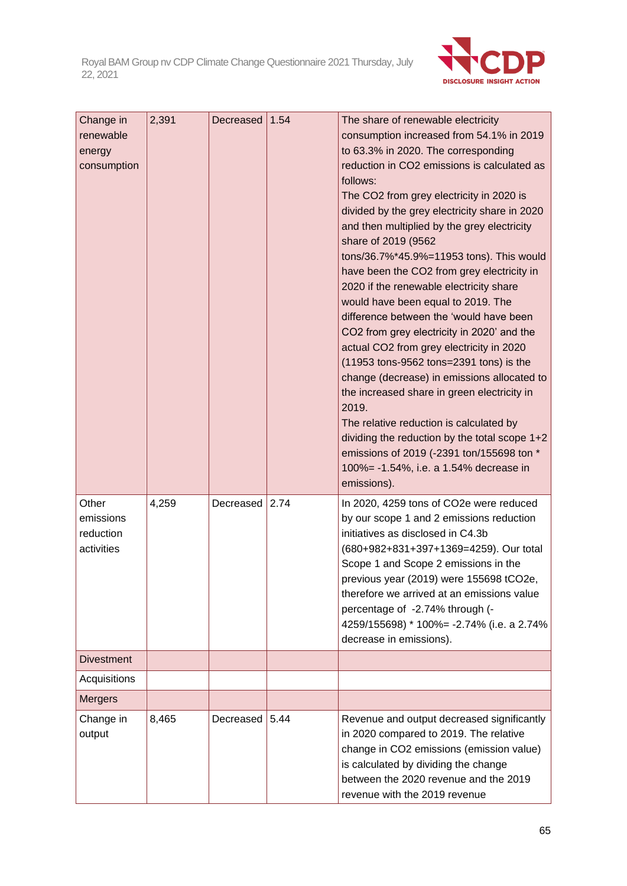| Change in renewable energy consumption | 2,391 | Decreased | 1.54 | The share of renewable electricity consumption increased from 54.1% in 2019 to 63.3% in 2020. The corresponding reduction in $CO_2$ emissions is calculated as follows:<br>The $CO_2$ from grey electricity in 2020 is divided by the grey electricity share in 2020 and then multiplied by the grey electricity share of 2019 (9562 tons/36.7%*45.9%=11953 tons). This would have been the $CO_2$ from grey electricity in 2020 if the renewable electricity share would have been equal to 2019. The difference between the 'would have been $CO_2$ from grey electricity in 2020' and the actual $CO_2$ from grey electricity in 2020 (11953 tons-9562 tons=2391 tons) is the change (decrease) in emissions allocated to the increased share in green electricity in 2019.<br>The relative reduction is calculated by dividing the reduction by the total scope 1+2 emissions of 2019 (-2391 ton/155698 ton * 100%= -1.54%, i.e. a 1.54% decrease in emissions). |
|---|---|---|---|---|
| Other emissions reduction activities | 4,259 | Decreased | 2.74 | In 2020, 4259 tons of CO2e were reduced by our scope 1 and 2 emissions reduction initiatives as disclosed in C4.3b (680+982+831+397+1369=4259). Our total Scope 1 and Scope 2 emissions in the previous year (2019) were 155698 tCO2e, therefore we arrived at an emissions value percentage of -2.74% through (-4259/155698) * 100%= -2.74% (i.e. a 2.74% decrease in emissions). |
| Divestment | | | | |
| Acquisitions | | | | |
| Mergers | | | | |
| Change in output | 8,465 | Decreased | 5.44 | Revenue and output decreased significantly in 2020 compared to 2019. The relative change in $CO_2$ emissions (emission value) is calculated by dividing the change between the 2020 revenue and the 2019 revenue with the 2019 revenue |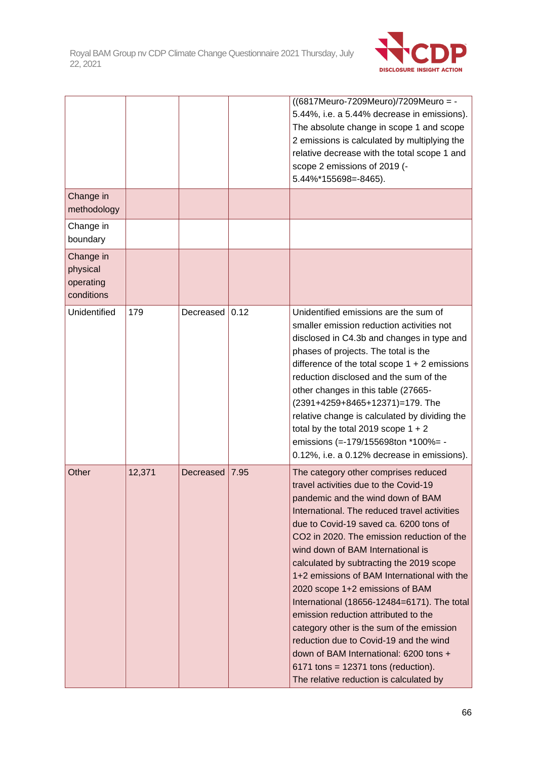| | | | | |
|---|---|---|---|---|
| | | | | ((6817Meuro-7209Meuro)/7209Meuro = -5.44%, i.e. a 5.44% decrease in emissions). The absolute change in scope 1 and scope 2 emissions is calculated by multiplying the relative decrease with the total scope 1 and scope 2 emissions of 2019 (-5.44%*155698=-8465). |
| Change in methodology | | | | |
| Change in boundary | | | | |
| Change in physical operating conditions | | | | |
| Unidentified | 179 | Decreased | 0.12 | Unidentified emissions are the sum of smaller emission reduction activities not disclosed in C4.3b and changes in type and phases of projects. The total is the difference of the total scope 1 + 2 emissions reduction disclosed and the sum of the other changes in this table (27665-(2391+4259+8465+12371)=179. The relative change is calculated by dividing the total by the total 2019 scope 1 + 2 emissions (=-179/155698ton *100%= -0.12%, i.e. a 0.12% decrease in emissions). |
| Other | 12,371 | Decreased | 7.95 | The category other comprises reduced travel activities due to the Covid-19 pandemic and the wind down of BAM International. The reduced travel activities due to Covid-19 saved ca. 6200 tons of CO2 in 2020. The emission reduction of the wind down of BAM International is calculated by subtracting the 2019 scope 1+2 emissions of BAM International with the 2020 scope 1+2 emissions of BAM International (18656-12484=6171). The total emission reduction attributed to the category other is the sum of the emission reduction due to Covid-19 and the wind down of BAM International: 6200 tons + 6171 tons = 12371 tons (reduction). The relative reduction is calculated by |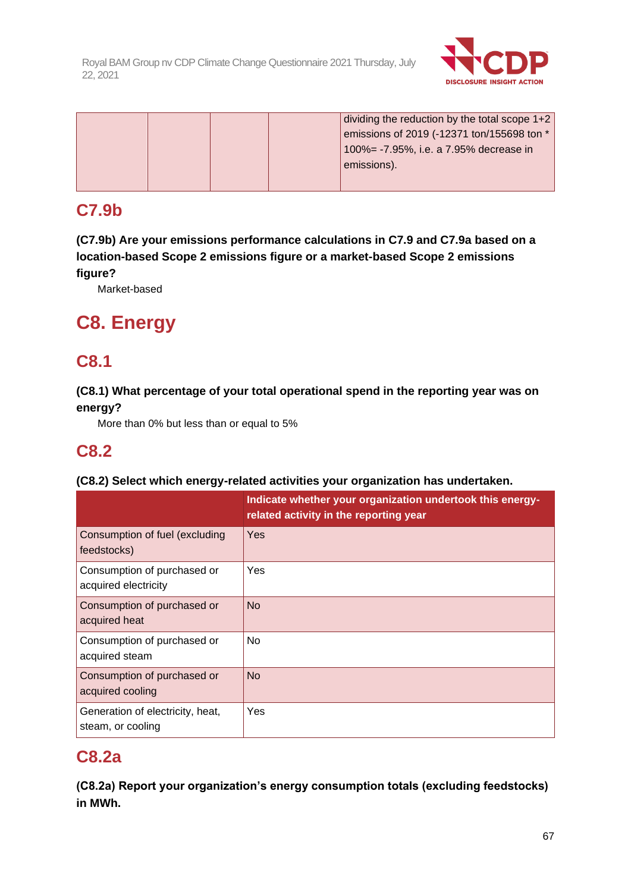| | | | | dividing the reduction by the total scope 1+2 emissions of 2019 (-12371 ton/155698 ton * 100%= -7.95%, i.e. a 7.95% decrease in emissions). |
|---|---|---|---|---|

## C7.9b

**(C7.9b) Are your emissions performance calculations in C7.9 and C7.9a based on a location-based Scope 2 emissions figure or a market-based Scope 2 emissions figure?**

Market-based

# C8. Energy

## C8.1

**(C8.1) What percentage of your total operational spend in the reporting year was on energy?**

More than 0% but less than or equal to 5%

## C8.2

**(C8.2) Select which energy-related activities your organization has undertaken.**

| | Indicate whether your organization undertook this energy-related activity in the reporting year |
|---|---|
| Consumption of fuel (excluding feedstocks) | Yes |
| Consumption of purchased or acquired electricity | Yes |
| Consumption of purchased or acquired heat | No |
| Consumption of purchased or acquired steam | No |
| Consumption of purchased or acquired cooling | No |
| Generation of electricity, heat, steam, or cooling | Yes |

## C8.2a

**(C8.2a) Report your organization's energy consumption totals (excluding feedstocks) in MWh.**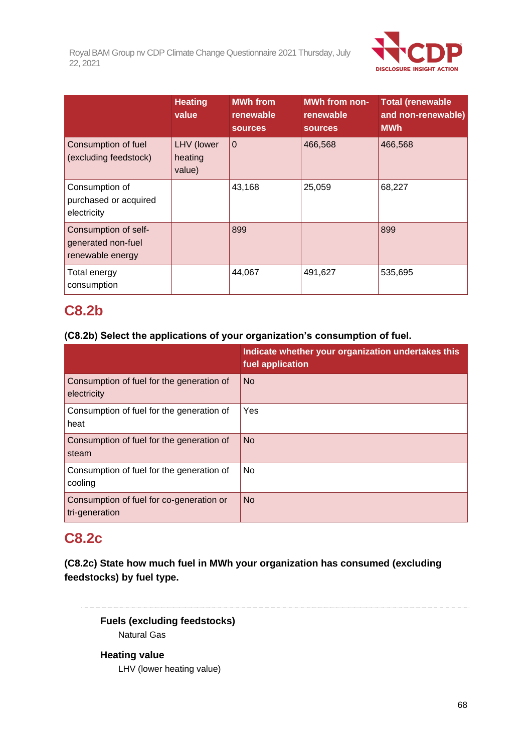| | Heating value | MWh from renewable sources | MWh from non-renewable sources | Total (renewable and non-renewable) MWh |
|---|---|---|---|---|
| Consumption of fuel (excluding feedstock) | LHV (lower heating value) | 0 | 466,568 | 466,568 |
| Consumption of purchased or acquired electricity | | 43,168 | 25,059 | 68,227 |
| Consumption of self-generated non-fuel renewable energy | | 899 | | 899 |
| Total energy consumption | | 44,067 | 491,627 | 535,695 |

## C8.2b

**(C8.2b) Select the applications of your organization's consumption of fuel.**

| | Indicate whether your organization undertakes this fuel application |
|---|---|
| Consumption of fuel for the generation of electricity | No |
| Consumption of fuel for the generation of heat | Yes |
| Consumption of fuel for the generation of steam | No |
| Consumption of fuel for the generation of cooling | No |
| Consumption of fuel for co-generation or tri-generation | No |

## C8.2c

**(C8.2c) State how much fuel in MWh your organization has consumed (excluding feedstocks) by fuel type.**

---

**Fuels (excluding feedstocks)**

Natural Gas

**Heating value**

LHV (lower heating value)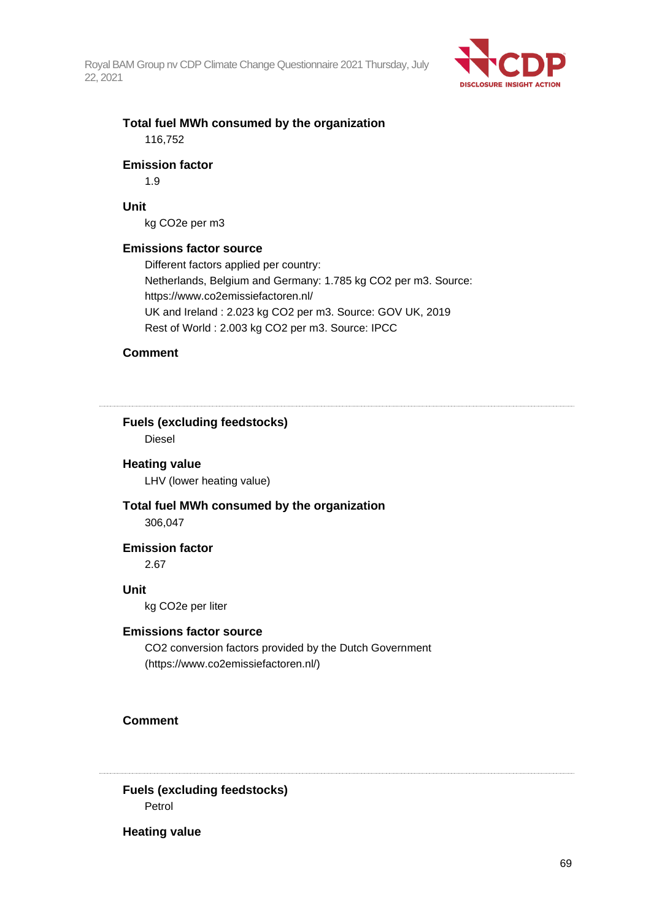**Total fuel MWh consumed by the organization**

116,752

**Emission factor**

1.9

**Unit**

kg $CO_2e$ per m3

**Emissions factor source**

Different factors applied per country:
Netherlands, Belgium and Germany: 1.785 kg $CO_2$ per m3. Source: https://www.co2emissiefactoren.nl/
UK and Ireland : 2.023 kg $CO_2$ per m3. Source: GOV UK, 2019
Rest of World : 2.003 kg $CO_2$ per m3. Source: IPCC

**Comment**

---

**Fuels (excluding feedstocks)**

Diesel

**Heating value**

LHV (lower heating value)

**Total fuel MWh consumed by the organization**

306,047

**Emission factor**

2.67

**Unit**

kg $CO_2e$ per liter

**Emissions factor source**

$CO_2$ conversion factors provided by the Dutch Government (https://www.co2emissiefactoren.nl/)

**Comment**

---

**Fuels (excluding feedstocks)**

Petrol

**Heating value**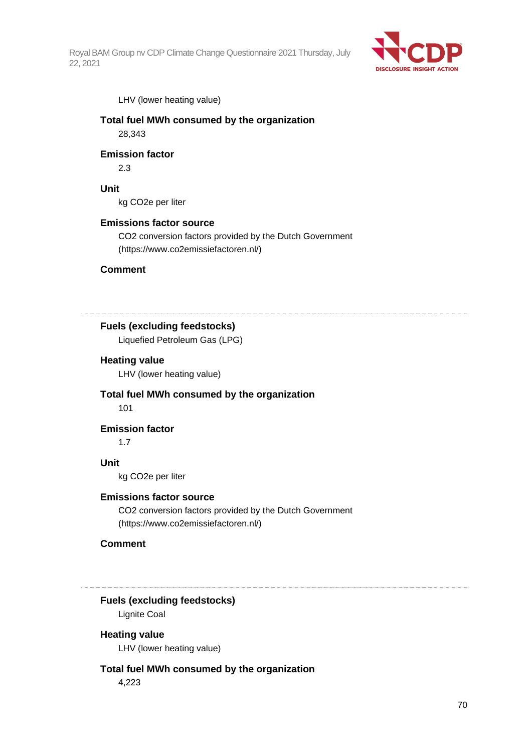LHV (lower heating value)

**Total fuel MWh consumed by the organization**

28,343

**Emission factor**

2.3

**Unit**

kg CO2e per liter

**Emissions factor source**

CO2 conversion factors provided by the Dutch Government (https://www.co2emissiefactoren.nl/)

**Comment**

---

**Fuels (excluding feedstocks)**

Liquefied Petroleum Gas (LPG)

**Heating value**

LHV (lower heating value)

**Total fuel MWh consumed by the organization**

101

**Emission factor**

1.7

**Unit**

kg CO2e per liter

**Emissions factor source**

CO2 conversion factors provided by the Dutch Government (https://www.co2emissiefactoren.nl/)

**Comment**

---

**Fuels (excluding feedstocks)**

Lignite Coal

**Heating value**

LHV (lower heating value)

**Total fuel MWh consumed by the organization**

4,223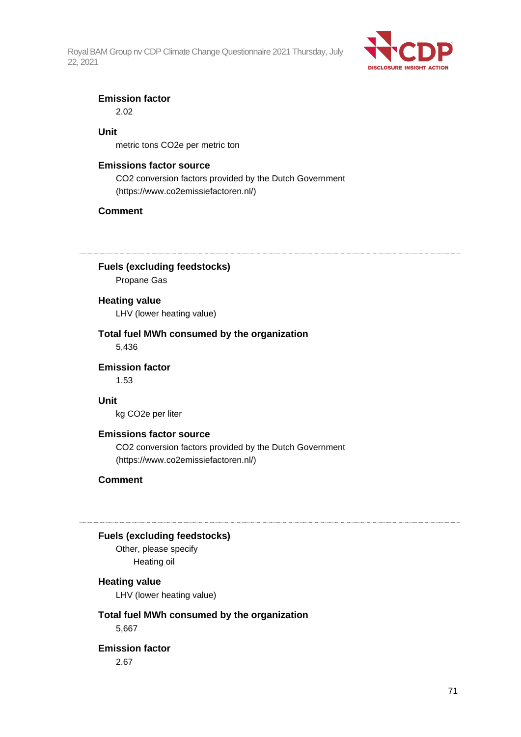**Emission factor**

2.02

**Unit**

metric tons CO2e per metric ton

**Emissions factor source**

CO2 conversion factors provided by the Dutch Government (https://www.co2emissiefactoren.nl/)

**Comment**

---

**Fuels (excluding feedstocks)**

Propane Gas

**Heating value**

LHV (lower heating value)

**Total fuel MWh consumed by the organization**

5,436

**Emission factor**

1.53

**Unit**

kg CO2e per liter

**Emissions factor source**

CO2 conversion factors provided by the Dutch Government (https://www.co2emissiefactoren.nl/)

**Comment**

---

**Fuels (excluding feedstocks)**

Other, please specify

Heating oil

**Heating value**

LHV (lower heating value)

**Total fuel MWh consumed by the organization**

5,667

**Emission factor**

2.67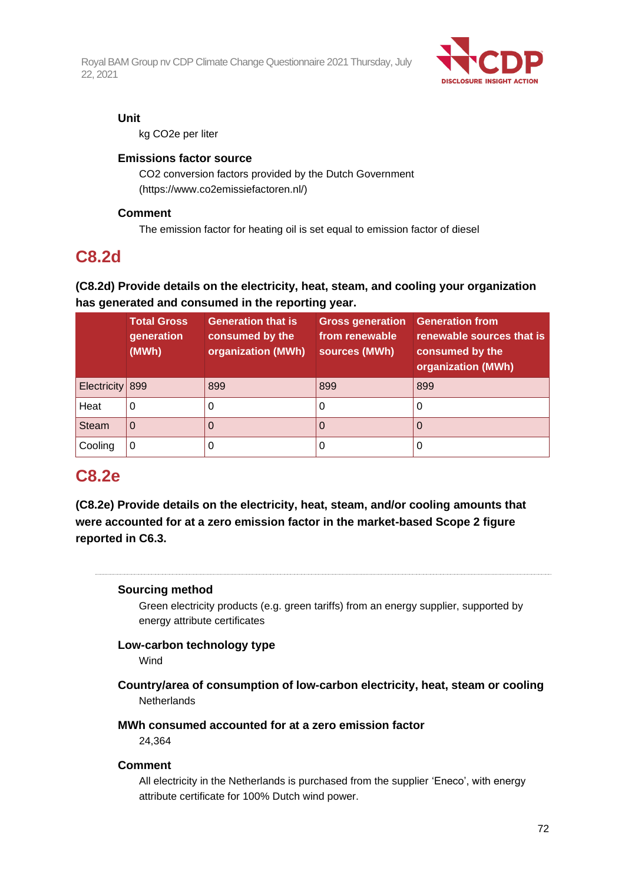**Unit**

kg CO2e per liter

**Emissions factor source**

CO2 conversion factors provided by the Dutch Government (https://www.co2emissiefactoren.nl/)

**Comment**

The emission factor for heating oil is set equal to emission factor of diesel

## C8.2d

**(C8.2d) Provide details on the electricity, heat, steam, and cooling your organization has generated and consumed in the reporting year.**

| | Total Gross generation (MWh) | Generation that is consumed by the organization (MWh) | Gross generation from renewable sources (MWh) | Generation from renewable sources that is consumed by the organization (MWh) |
|---|---|---|---|---|
| Electricity | 899 | 899 | 899 | 899 |
| Heat | 0 | 0 | 0 | 0 |
| Steam | 0 | 0 | 0 | 0 |
| Cooling | 0 | 0 | 0 | 0 |

## C8.2e

**(C8.2e) Provide details on the electricity, heat, steam, and/or cooling amounts that were accounted for at a zero emission factor in the market-based Scope 2 figure reported in C6.3.**

---

**Sourcing method**

Green electricity products (e.g. green tariffs) from an energy supplier, supported by energy attribute certificates

**Low-carbon technology type**

Wind

**Country/area of consumption of low-carbon electricity, heat, steam or cooling**

Netherlands

**MWh consumed accounted for at a zero emission factor**

24,364

**Comment**

All electricity in the Netherlands is purchased from the supplier 'Eneco', with energy attribute certificate for 100% Dutch wind power.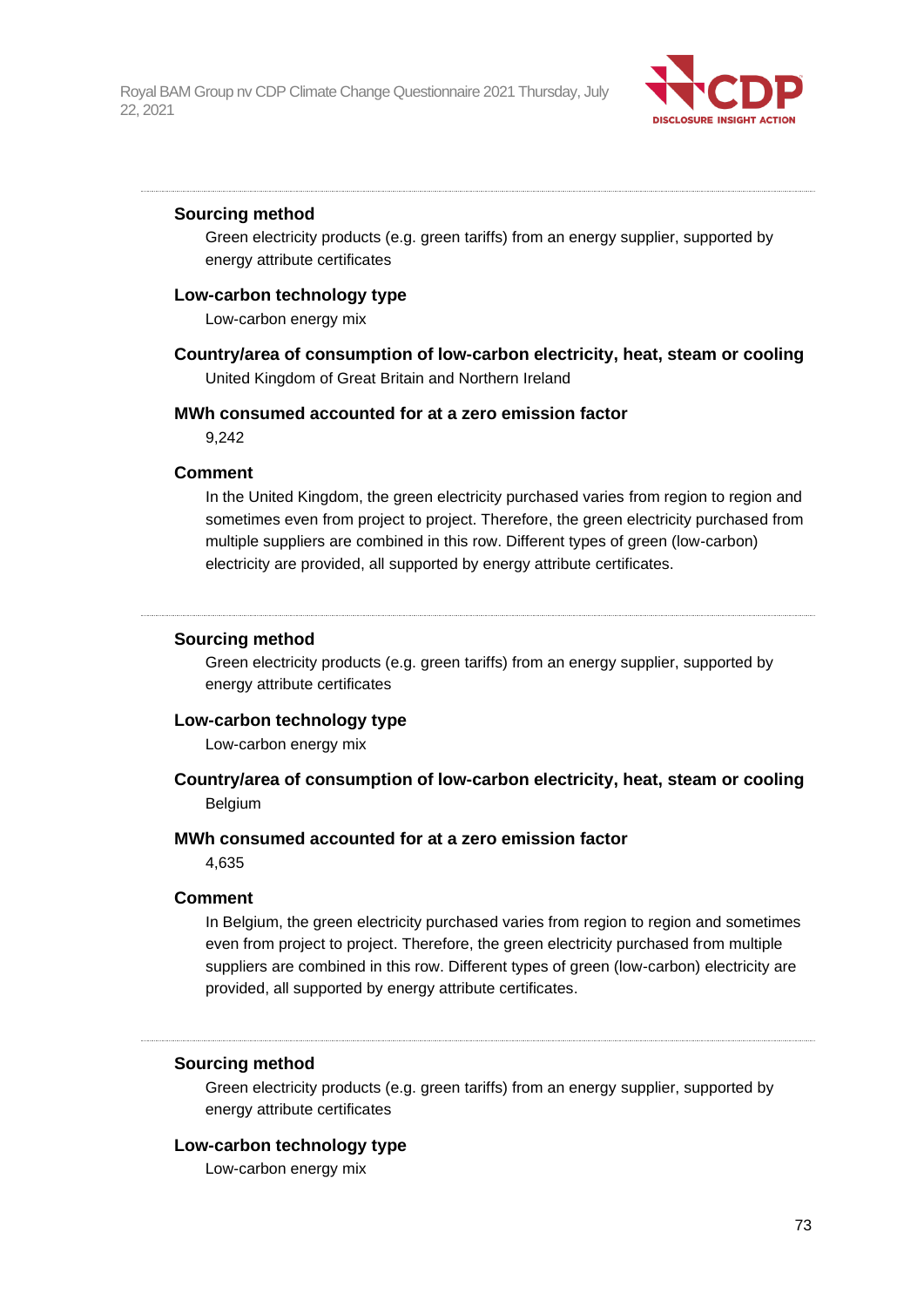---

**Sourcing method**

Green electricity products (e.g. green tariffs) from an energy supplier, supported by energy attribute certificates

**Low-carbon technology type**

Low-carbon energy mix

**Country/area of consumption of low-carbon electricity, heat, steam or cooling**

United Kingdom of Great Britain and Northern Ireland

**MWh consumed accounted for at a zero emission factor**

9,242

**Comment**

In the United Kingdom, the green electricity purchased varies from region to region and sometimes even from project to project. Therefore, the green electricity purchased from multiple suppliers are combined in this row. Different types of green (low-carbon) electricity are provided, all supported by energy attribute certificates.

---

**Sourcing method**

Green electricity products (e.g. green tariffs) from an energy supplier, supported by energy attribute certificates

**Low-carbon technology type**

Low-carbon energy mix

**Country/area of consumption of low-carbon electricity, heat, steam or cooling**

Belgium

**MWh consumed accounted for at a zero emission factor**

4,635

**Comment**

In Belgium, the green electricity purchased varies from region to region and sometimes even from project to project. Therefore, the green electricity purchased from multiple suppliers are combined in this row. Different types of green (low-carbon) electricity are provided, all supported by energy attribute certificates.

---

**Sourcing method**

Green electricity products (e.g. green tariffs) from an energy supplier, supported by energy attribute certificates

**Low-carbon technology type**

Low-carbon energy mix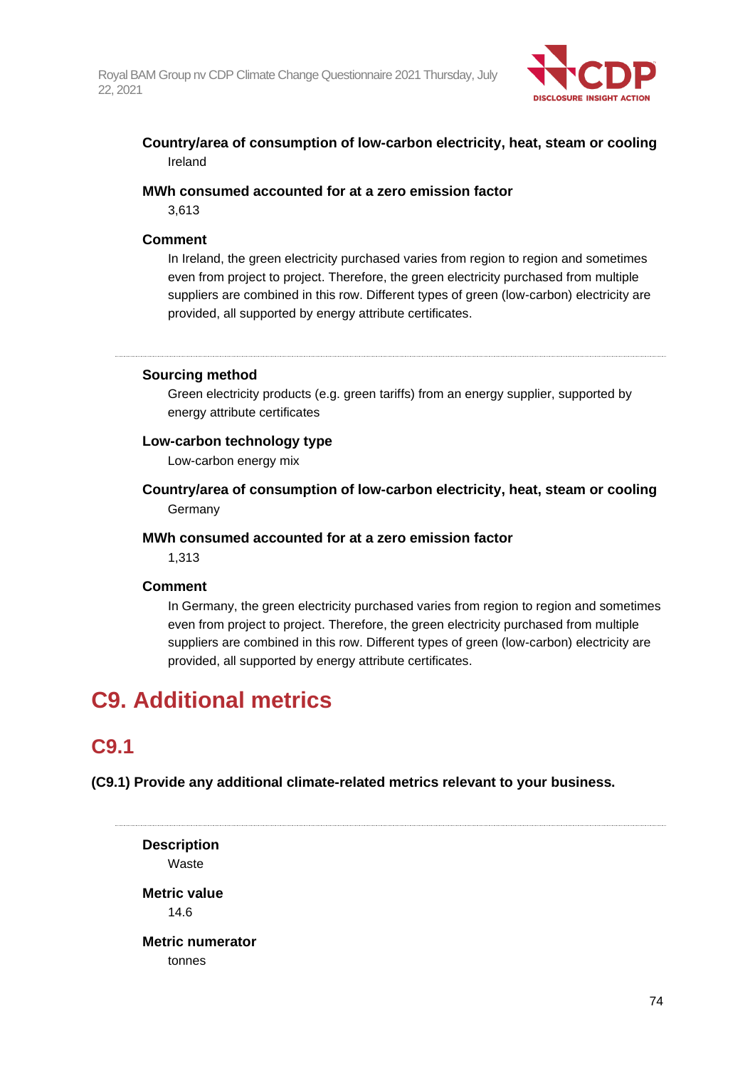**Country/area of consumption of low-carbon electricity, heat, steam or cooling**

Ireland

**MWh consumed accounted for at a zero emission factor**

3,613

**Comment**

In Ireland, the green electricity purchased varies from region to region and sometimes even from project to project. Therefore, the green electricity purchased from multiple suppliers are combined in this row. Different types of green (low-carbon) electricity are provided, all supported by energy attribute certificates.

---

**Sourcing method**

Green electricity products (e.g. green tariffs) from an energy supplier, supported by energy attribute certificates

**Low-carbon technology type**

Low-carbon energy mix

**Country/area of consumption of low-carbon electricity, heat, steam or cooling**

Germany

**MWh consumed accounted for at a zero emission factor**

1,313

**Comment**

In Germany, the green electricity purchased varies from region to region and sometimes even from project to project. Therefore, the green electricity purchased from multiple suppliers are combined in this row. Different types of green (low-carbon) electricity are provided, all supported by energy attribute certificates.

# C9. Additional metrics

## C9.1

**(C9.1) Provide any additional climate-related metrics relevant to your business.**

---

**Description**

Waste

**Metric value**

14.6

**Metric numerator**

tonnes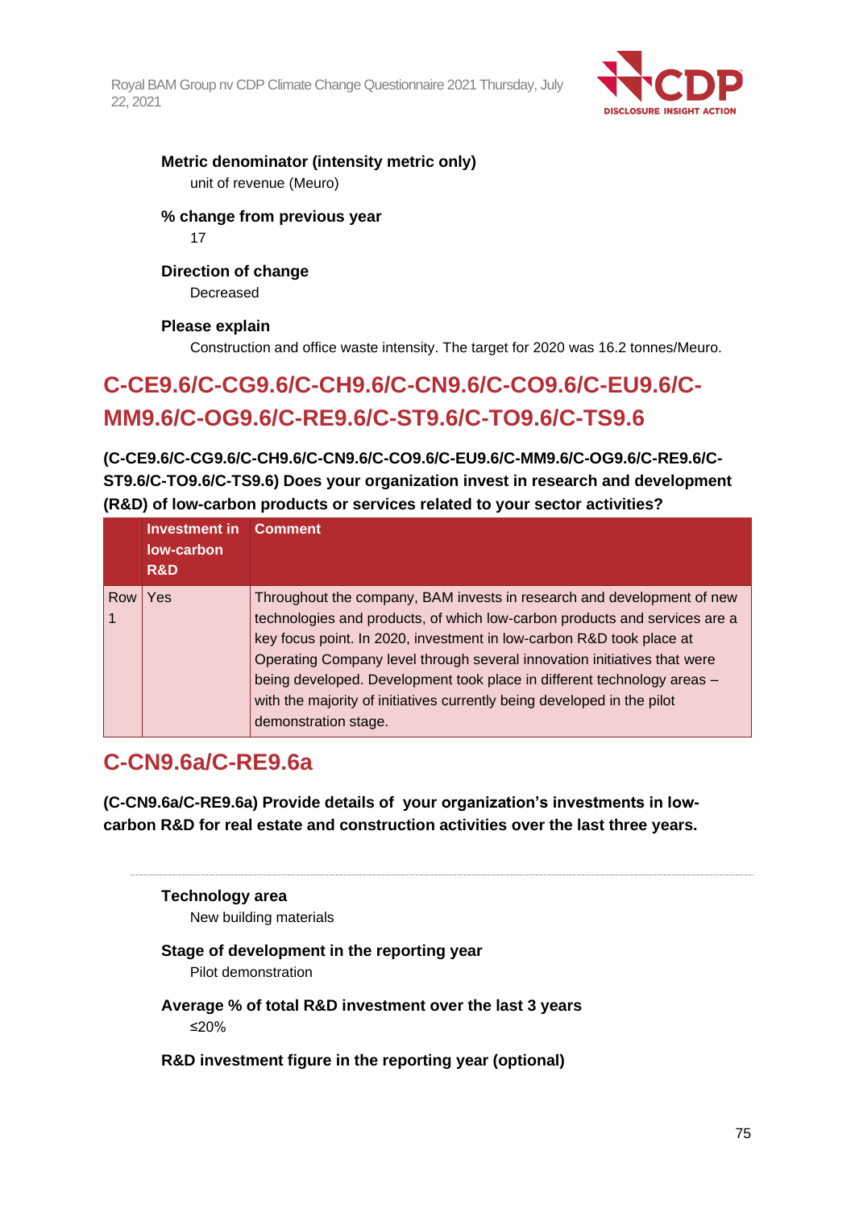**Metric denominator (intensity metric only)**

unit of revenue (Meuro)

**% change from previous year**

17

**Direction of change**

Decreased

**Please explain**

Construction and office waste intensity. The target for 2020 was 16.2 tonnes/Meuro.

## C-CE9.6/C-CG9.6/C-CH9.6/C-CN9.6/C-CO9.6/C-EU9.6/C-MM9.6/C-OG9.6/C-RE9.6/C-ST9.6/C-TO9.6/C-TS9.6

**(C-CE9.6/C-CG9.6/C-CH9.6/C-CN9.6/C-CO9.6/C-EU9.6/C-MM9.6/C-OG9.6/C-RE9.6/C-ST9.6/C-TO9.6/C-TS9.6) Does your organization invest in research and development (R&D) of low-carbon products or services related to your sector activities?**

| | Investment in low-carbon R&D | Comment |
|---|---|---|
| Row 1 | Yes | Throughout the company, BAM invests in research and development of new technologies and products, of which low-carbon products and services are a key focus point. In 2020, investment in low-carbon R&D took place at Operating Company level through several innovation initiatives that were being developed. Development took place in different technology areas – with the majority of initiatives currently being developed in the pilot demonstration stage. |

## C-CN9.6a/C-RE9.6a

**(C-CN9.6a/C-RE9.6a) Provide details of your organization's investments in low-carbon R&D for real estate and construction activities over the last three years.**

**Technology area**

New building materials

**Stage of development in the reporting year**

Pilot demonstration

**Average % of total R&D investment over the last 3 years**

≤20%

**R&D investment figure in the reporting year (optional)**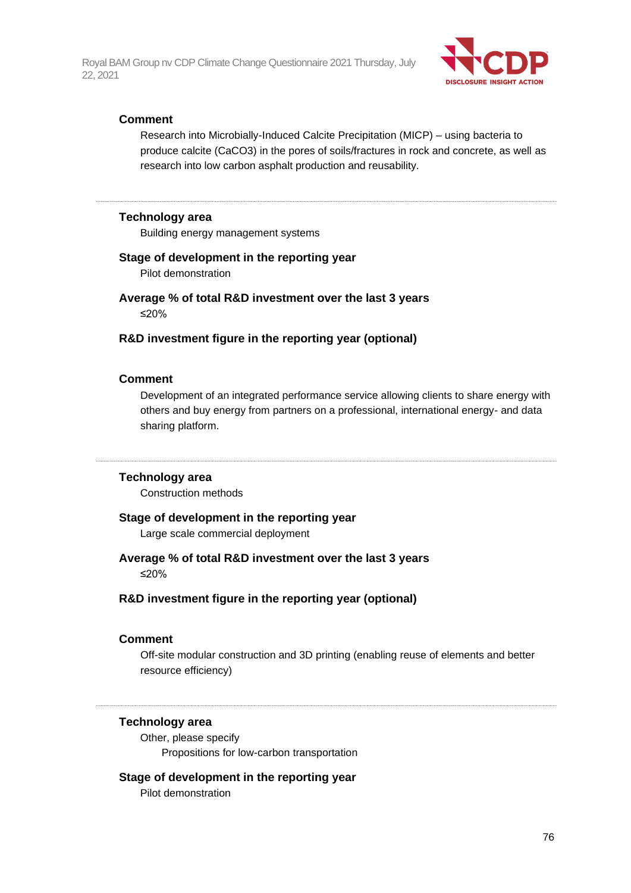**Comment**

Research into Microbially-Induced Calcite Precipitation (MICP) – using bacteria to produce calcite ($CaCO_3$) in the pores of soils/fractures in rock and concrete, as well as research into low carbon asphalt production and reusability.

---

**Technology area**

Building energy management systems

**Stage of development in the reporting year**

Pilot demonstration

**Average % of total R&D investment over the last 3 years**

≤20%

**R&D investment figure in the reporting year (optional)**

**Comment**

Development of an integrated performance service allowing clients to share energy with others and buy energy from partners on a professional, international energy- and data sharing platform.

---

**Technology area**

Construction methods

**Stage of development in the reporting year**

Large scale commercial deployment

**Average % of total R&D investment over the last 3 years**

≤20%

**R&D investment figure in the reporting year (optional)**

**Comment**

Off-site modular construction and 3D printing (enabling reuse of elements and better resource efficiency)

---

**Technology area**

Other, please specify

Propositions for low-carbon transportation

**Stage of development in the reporting year**

Pilot demonstration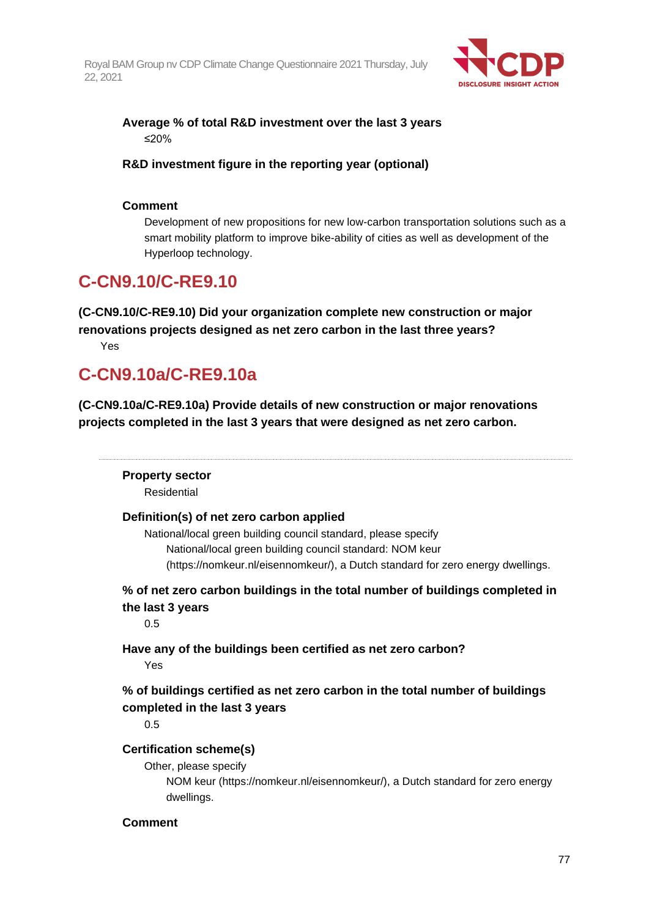**Average % of total R&D investment over the last 3 years**

≤20%

**R&D investment figure in the reporting year (optional)**

**Comment**

Development of new propositions for new low-carbon transportation solutions such as a smart mobility platform to improve bike-ability of cities as well as development of the Hyperloop technology.

## C-CN9.10/C-RE9.10

**(C-CN9.10/C-RE9.10) Did your organization complete new construction or major renovations projects designed as net zero carbon in the last three years?**

Yes

## C-CN9.10a/C-RE9.10a

**(C-CN9.10a/C-RE9.10a) Provide details of new construction or major renovations projects completed in the last 3 years that were designed as net zero carbon.**

---

**Property sector**

Residential

**Definition(s) of net zero carbon applied**

National/local green building council standard, please specify

National/local green building council standard: NOM keur (https://nomkeur.nl/eisennomkeur/), a Dutch standard for zero energy dwellings.

**% of net zero carbon buildings in the total number of buildings completed in the last 3 years**

0.5

**Have any of the buildings been certified as net zero carbon?**

Yes

**% of buildings certified as net zero carbon in the total number of buildings completed in the last 3 years**

0.5

**Certification scheme(s)**

Other, please specify

NOM keur (https://nomkeur.nl/eisennomkeur/), a Dutch standard for zero energy dwellings.

**Comment**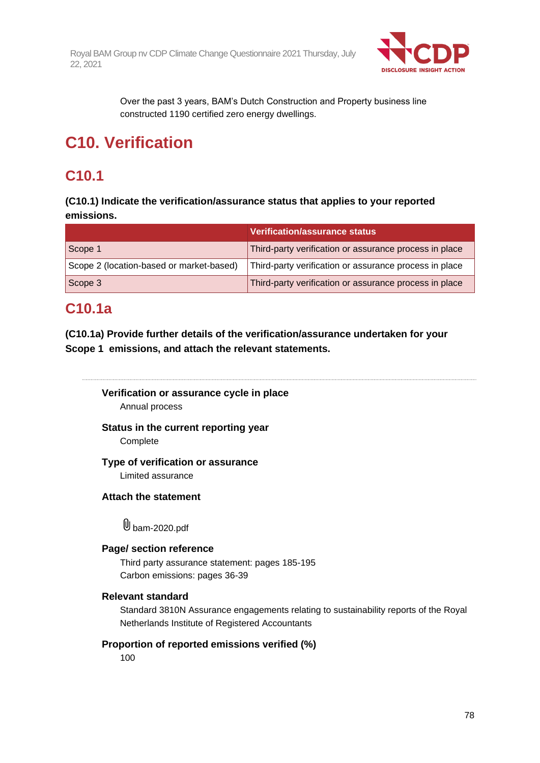Over the past 3 years, BAM's Dutch Construction and Property business line constructed 1190 certified zero energy dwellings.

# C10. Verification

## C10.1

**(C10.1) Indicate the verification/assurance status that applies to your reported emissions.**

| | Verification/assurance status |
|---|---|
| Scope 1 | Third-party verification or assurance process in place |
| Scope 2 (location-based or market-based) | Third-party verification or assurance process in place |
| Scope 3 | Third-party verification or assurance process in place |

## C10.1a

**(C10.1a) Provide further details of the verification/assurance undertaken for your Scope 1 emissions, and attach the relevant statements.**

---

**Verification or assurance cycle in place**

Annual process

**Status in the current reporting year**

Complete

**Type of verification or assurance**

Limited assurance

**Attach the statement**

bam-2020.pdf

**Page/ section reference**

Third party assurance statement: pages 185-195
Carbon emissions: pages 36-39

**Relevant standard**

Standard 3810N Assurance engagements relating to sustainability reports of the Royal Netherlands Institute of Registered Accountants

**Proportion of reported emissions verified (%)**

100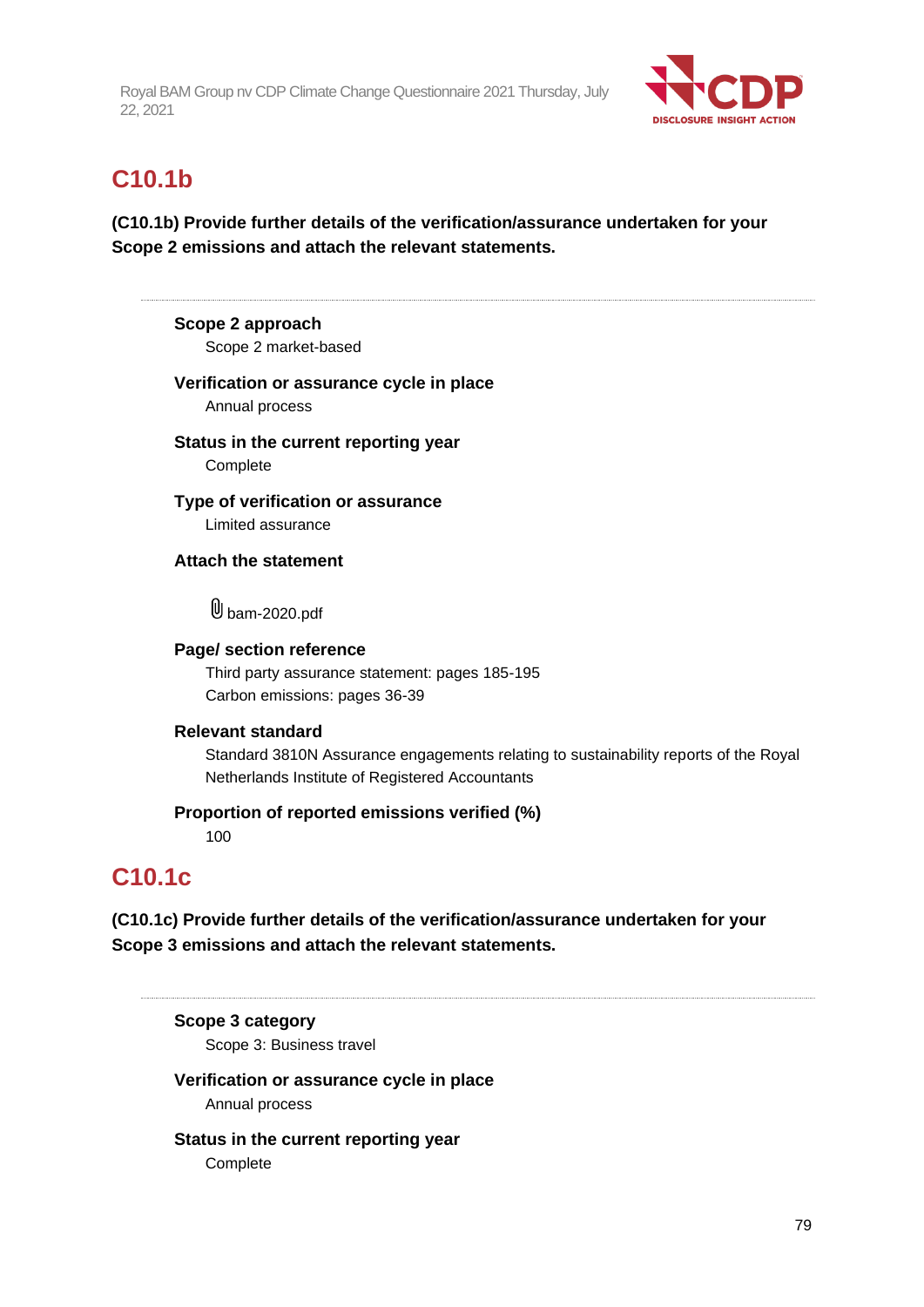## C10.1b

**(C10.1b) Provide further details of the verification/assurance undertaken for your Scope 2 emissions and attach the relevant statements.**

**Scope 2 approach**
Scope 2 market-based

**Verification or assurance cycle in place**
Annual process

**Status in the current reporting year**
Complete

**Type of verification or assurance**
Limited assurance

**Attach the statement**

bam-2020.pdf

**Page/ section reference**
Third party assurance statement: pages 185-195
Carbon emissions: pages 36-39

**Relevant standard**
Standard 3810N Assurance engagements relating to sustainability reports of the Royal Netherlands Institute of Registered Accountants

**Proportion of reported emissions verified (%)**
100

## C10.1c

**(C10.1c) Provide further details of the verification/assurance undertaken for your Scope 3 emissions and attach the relevant statements.**

**Scope 3 category**
Scope 3: Business travel

**Verification or assurance cycle in place**
Annual process

**Status in the current reporting year**
Complete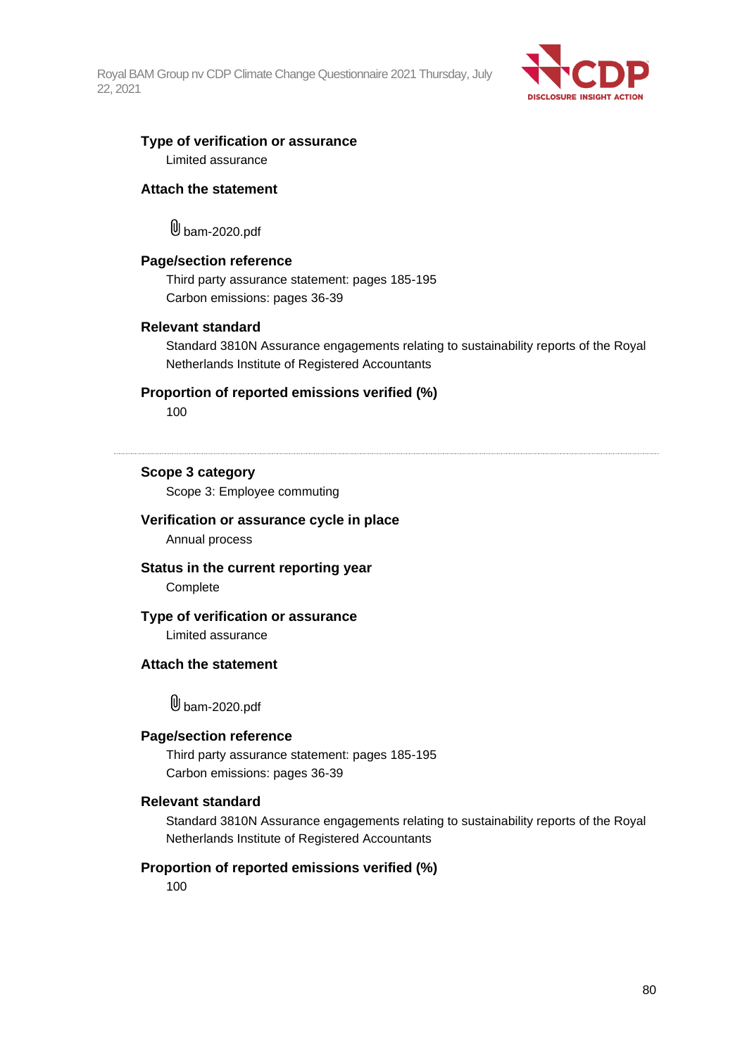**Type of verification or assurance**
Limited assurance

**Attach the statement**

bam-2020.pdf

**Page/section reference**
Third party assurance statement: pages 185-195
Carbon emissions: pages 36-39

**Relevant standard**
Standard 3810N Assurance engagements relating to sustainability reports of the Royal Netherlands Institute of Registered Accountants

**Proportion of reported emissions verified (%)**
100

---

**Scope 3 category**
Scope 3: Employee commuting

**Verification or assurance cycle in place**
Annual process

**Status in the current reporting year**
Complete

**Type of verification or assurance**
Limited assurance

**Attach the statement**

bam-2020.pdf

**Page/section reference**
Third party assurance statement: pages 185-195
Carbon emissions: pages 36-39

**Relevant standard**
Standard 3810N Assurance engagements relating to sustainability reports of the Royal Netherlands Institute of Registered Accountants

**Proportion of reported emissions verified (%)**
100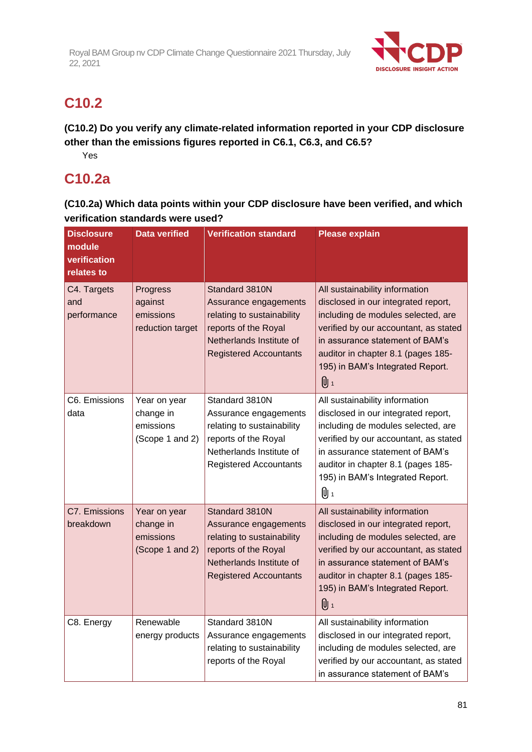## C10.2

**(C10.2) Do you verify any climate-related information reported in your CDP disclosure other than the emissions figures reported in C6.1, C6.3, and C6.5?**

Yes

## C10.2a

**(C10.2a) Which data points within your CDP disclosure have been verified, and which verification standards were used?**

| Disclosure module verification relates to | Data verified | Verification standard | Please explain |
|---|---|---|---|
| C4. Targets and performance | Progress against emissions reduction target | Standard 3810N Assurance engagements relating to sustainability reports of the Royal Netherlands Institute of Registered Accountants | All sustainability information disclosed in our integrated report, including de modules selected, are verified by our accountant, as stated in assurance statement of BAM's auditor in chapter 8.1 (pages 185-195) in BAM's Integrated Report. 1 |
| C6. Emissions data | Year on year change in emissions (Scope 1 and 2) | Standard 3810N Assurance engagements relating to sustainability reports of the Royal Netherlands Institute of Registered Accountants | All sustainability information disclosed in our integrated report, including de modules selected, are verified by our accountant, as stated in assurance statement of BAM's auditor in chapter 8.1 (pages 185-195) in BAM's Integrated Report. 1 |
| C7. Emissions breakdown | Year on year change in emissions (Scope 1 and 2) | Standard 3810N Assurance engagements relating to sustainability reports of the Royal Netherlands Institute of Registered Accountants | All sustainability information disclosed in our integrated report, including de modules selected, are verified by our accountant, as stated in assurance statement of BAM's auditor in chapter 8.1 (pages 185-195) in BAM's Integrated Report. 1 |
| C8. Energy | Renewable energy products | Standard 3810N Assurance engagements relating to sustainability reports of the Royal | All sustainability information disclosed in our integrated report, including de modules selected, are verified by our accountant, as stated in assurance statement of BAM's |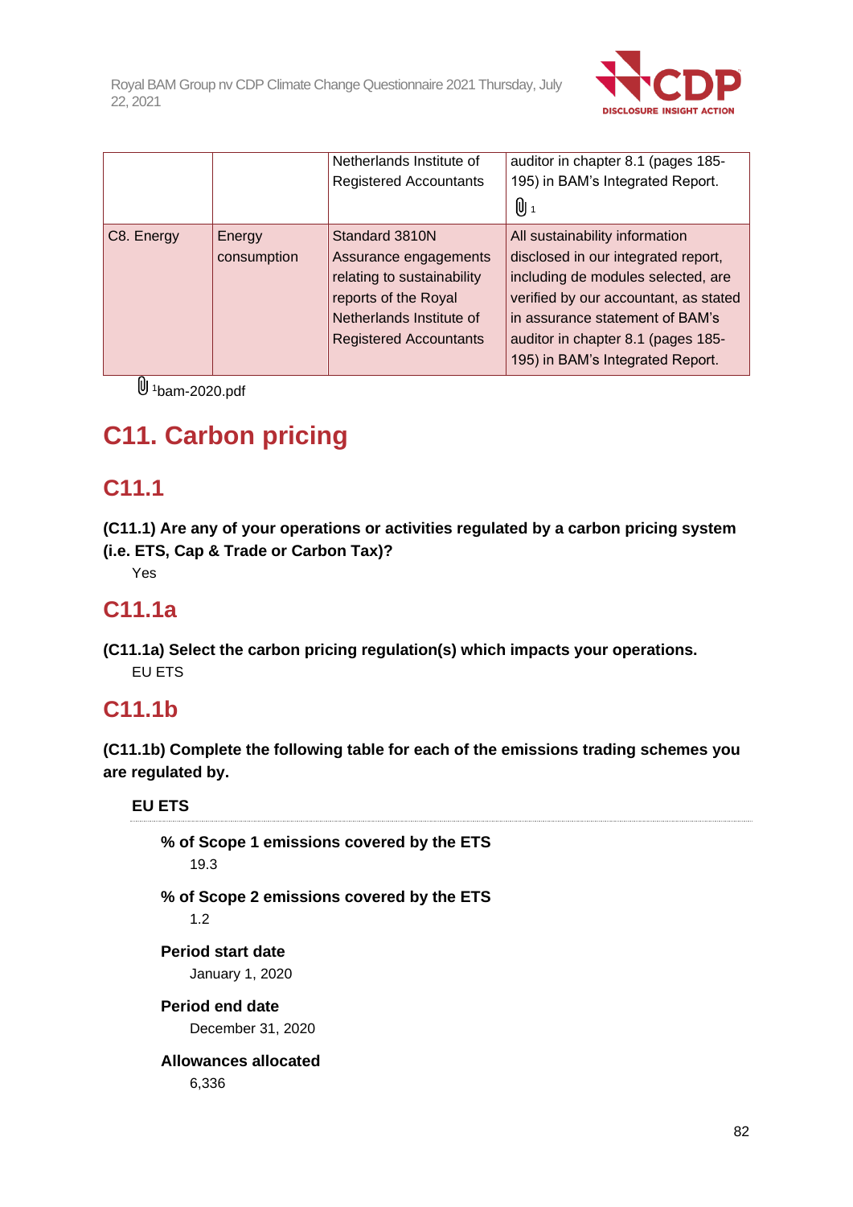| | | Netherlands Institute of Registered Accountants | auditor in chapter 8.1 (pages 185-195) in BAM's Integrated Report.<br>[1] |
|---|---|---|---|
| C8. Energy | Energy consumption | Standard 3810N Assurance engagements relating to sustainability reports of the Royal Netherlands Institute of Registered Accountants | All sustainability information disclosed in our integrated report, including de modules selected, are verified by our accountant, as stated in assurance statement of BAM's auditor in chapter 8.1 (pages 185-195) in BAM's Integrated Report. |

[1]bam-2020.pdf

# C11. Carbon pricing

## C11.1

**(C11.1) Are any of your operations or activities regulated by a carbon pricing system (i.e. ETS, Cap & Trade or Carbon Tax)?**

Yes

## C11.1a

**(C11.1a) Select the carbon pricing regulation(s) which impacts your operations.**

EU ETS

## C11.1b

**(C11.1b) Complete the following table for each of the emissions trading schemes you are regulated by.**

**EU ETS**

**% of Scope 1 emissions covered by the ETS**

19.3

**% of Scope 2 emissions covered by the ETS**

1.2

**Period start date**

January 1, 2020

**Period end date**

December 31, 2020

**Allowances allocated**

6,336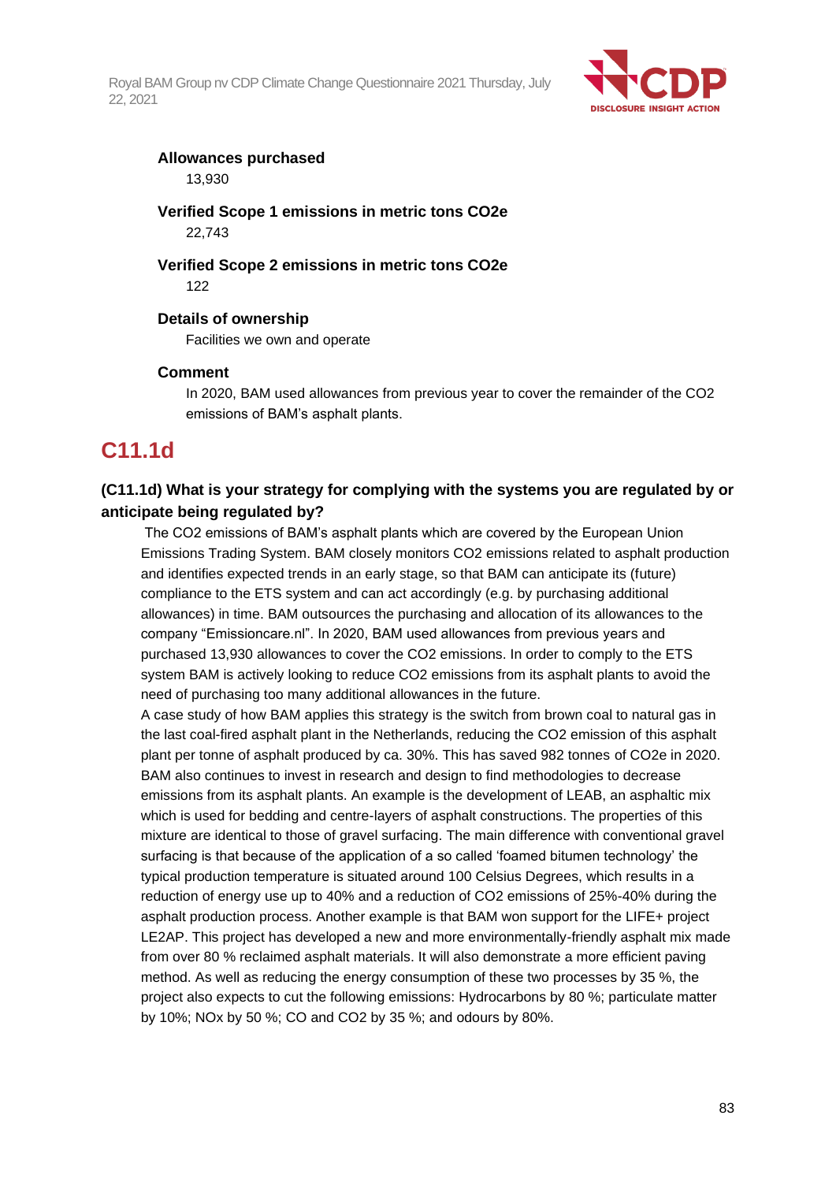**Allowances purchased**

13,930

**Verified Scope 1 emissions in metric tons CO2e**

22,743

**Verified Scope 2 emissions in metric tons CO2e**

122

**Details of ownership**

Facilities we own and operate

**Comment**

In 2020, BAM used allowances from previous year to cover the remainder of the CO2 emissions of BAM's asphalt plants.

# C11.1d

### (C11.1d) What is your strategy for complying with the systems you are regulated by or anticipate being regulated by?

The CO2 emissions of BAM's asphalt plants which are covered by the European Union Emissions Trading System. BAM closely monitors CO2 emissions related to asphalt production and identifies expected trends in an early stage, so that BAM can anticipate its (future) compliance to the ETS system and can act accordingly (e.g. by purchasing additional allowances) in time. BAM outsources the purchasing and allocation of its allowances to the company "Emissioncare.nl". In 2020, BAM used allowances from previous years and purchased 13,930 allowances to cover the CO2 emissions. In order to comply to the ETS system BAM is actively looking to reduce CO2 emissions from its asphalt plants to avoid the need of purchasing too many additional allowances in the future.

A case study of how BAM applies this strategy is the switch from brown coal to natural gas in the last coal-fired asphalt plant in the Netherlands, reducing the CO2 emission of this asphalt plant per tonne of asphalt produced by ca. 30%. This has saved 982 tonnes of CO2e in 2020. BAM also continues to invest in research and design to find methodologies to decrease emissions from its asphalt plants. An example is the development of LEAB, an asphaltic mix which is used for bedding and centre-layers of asphalt constructions. The properties of this mixture are identical to those of gravel surfacing. The main difference with conventional gravel surfacing is that because of the application of a so called 'foamed bitumen technology' the typical production temperature is situated around 100 Celsius Degrees, which results in a reduction of energy use up to 40% and a reduction of CO2 emissions of 25%-40% during the asphalt production process. Another example is that BAM won support for the LIFE+ project LE2AP. This project has developed a new and more environmentally-friendly asphalt mix made from over 80 % reclaimed asphalt materials. It will also demonstrate a more efficient paving method. As well as reducing the energy consumption of these two processes by 35 %, the project also expects to cut the following emissions: Hydrocarbons by 80 %; particulate matter by 10%; NOx by 50 %; CO and CO2 by 35 %; and odours by 80%.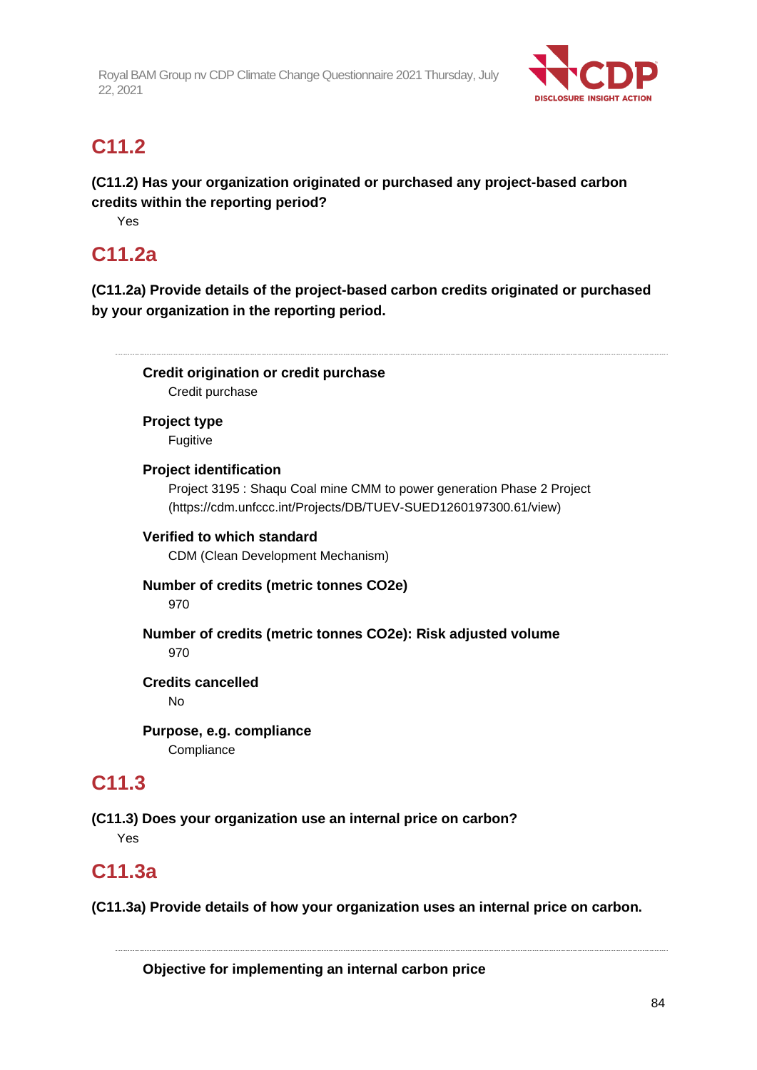## C11.2

**(C11.2) Has your organization originated or purchased any project-based carbon credits within the reporting period?**

Yes

## C11.2a

**(C11.2a) Provide details of the project-based carbon credits originated or purchased by your organization in the reporting period.**

**Credit origination or credit purchase**

Credit purchase

**Project type**

Fugitive

**Project identification**

Project 3195 : Shaqu Coal mine CMM to power generation Phase 2 Project (https://cdm.unfccc.int/Projects/DB/TUEV-SUED1260197300.61/view)

**Verified to which standard**

CDM (Clean Development Mechanism)

**Number of credits (metric tonnes CO2e)**

970

**Number of credits (metric tonnes CO2e): Risk adjusted volume**

970

**Credits cancelled**

No

**Purpose, e.g. compliance**

Compliance

## C11.3

**(C11.3) Does your organization use an internal price on carbon?**

Yes

## C11.3a

**(C11.3a) Provide details of how your organization uses an internal price on carbon.**

**Objective for implementing an internal carbon price**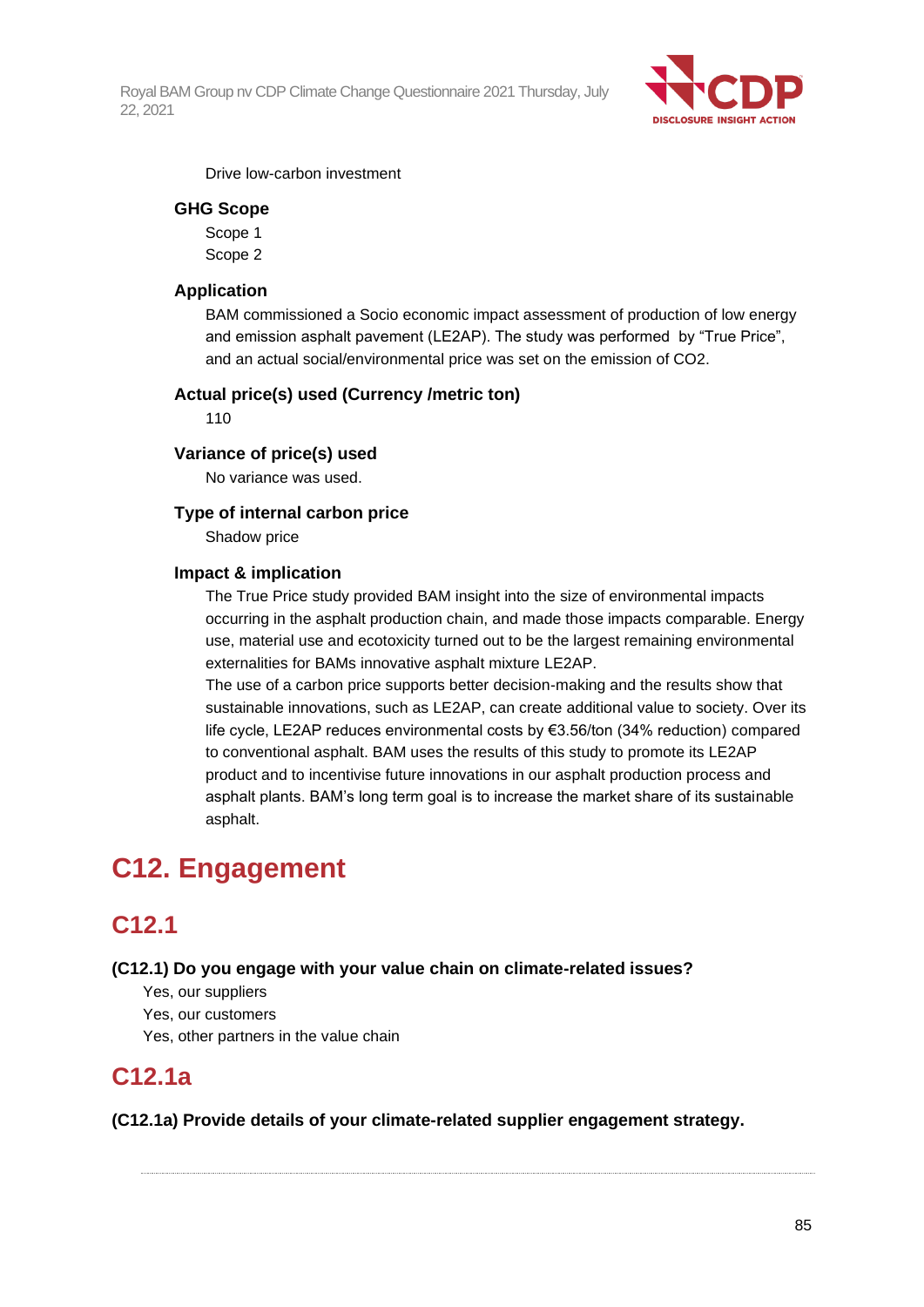Drive low-carbon investment

#### GHG Scope

Scope 1
Scope 2

#### Application

BAM commissioned a Socio economic impact assessment of production of low energy and emission asphalt pavement (LE2AP). The study was performed by "True Price", and an actual social/environmental price was set on the emission of CO2.

#### Actual price(s) used (Currency /metric ton)

110

#### Variance of price(s) used

No variance was used.

#### Type of internal carbon price

Shadow price

#### Impact & implication

The True Price study provided BAM insight into the size of environmental impacts occurring in the asphalt production chain, and made those impacts comparable. Energy use, material use and ecotoxicity turned out to be the largest remaining environmental externalities for BAMs innovative asphalt mixture LE2AP.
The use of a carbon price supports better decision-making and the results show that sustainable innovations, such as LE2AP, can create additional value to society. Over its life cycle, LE2AP reduces environmental costs by €3.56/ton (34% reduction) compared to conventional asphalt. BAM uses the results of this study to promote its LE2AP product and to incentivise future innovations in our asphalt production process and asphalt plants. BAM's long term goal is to increase the market share of its sustainable asphalt.

# C12. Engagement

## C12.1

**(C12.1) Do you engage with your value chain on climate-related issues?**

Yes, our suppliers
Yes, our customers
Yes, other partners in the value chain

## C12.1a

**(C12.1a) Provide details of your climate-related supplier engagement strategy.**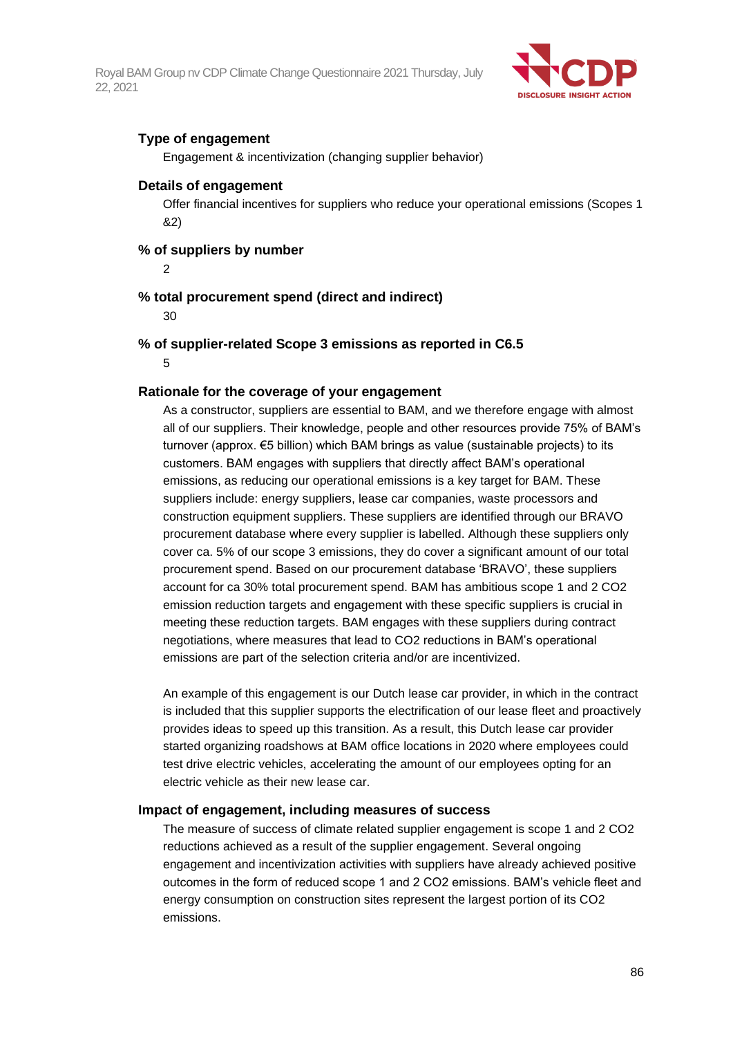### Type of engagement

Engagement & incentivization (changing supplier behavior)

### Details of engagement

Offer financial incentives for suppliers who reduce your operational emissions (Scopes 1 &2)

### % of suppliers by number

2

### % total procurement spend (direct and indirect)

30

### % of supplier-related Scope 3 emissions as reported in C6.5

5

### Rationale for the coverage of your engagement

As a constructor, suppliers are essential to BAM, and we therefore engage with almost all of our suppliers. Their knowledge, people and other resources provide 75% of BAM's turnover (approx. €5 billion) which BAM brings as value (sustainable projects) to its customers. BAM engages with suppliers that directly affect BAM's operational emissions, as reducing our operational emissions is a key target for BAM. These suppliers include: energy suppliers, lease car companies, waste processors and construction equipment suppliers. These suppliers are identified through our BRAVO procurement database where every supplier is labelled. Although these suppliers only cover ca. 5% of our scope 3 emissions, they do cover a significant amount of our total procurement spend. Based on our procurement database 'BRAVO', these suppliers account for ca 30% total procurement spend. BAM has ambitious scope 1 and 2 $CO_2$ emission reduction targets and engagement with these specific suppliers is crucial in meeting these reduction targets. BAM engages with these suppliers during contract negotiations, where measures that lead to $CO_2$ reductions in BAM's operational emissions are part of the selection criteria and/or are incentivized.

An example of this engagement is our Dutch lease car provider, in which in the contract is included that this supplier supports the electrification of our lease fleet and proactively provides ideas to speed up this transition. As a result, this Dutch lease car provider started organizing roadshows at BAM office locations in 2020 where employees could test drive electric vehicles, accelerating the amount of our employees opting for an electric vehicle as their new lease car.

### Impact of engagement, including measures of success

The measure of success of climate related supplier engagement is scope 1 and 2 $CO_2$ reductions achieved as a result of the supplier engagement. Several ongoing engagement and incentivization activities with suppliers have already achieved positive outcomes in the form of reduced scope 1 and 2 $CO_2$ emissions. BAM's vehicle fleet and energy consumption on construction sites represent the largest portion of its $CO_2$ emissions.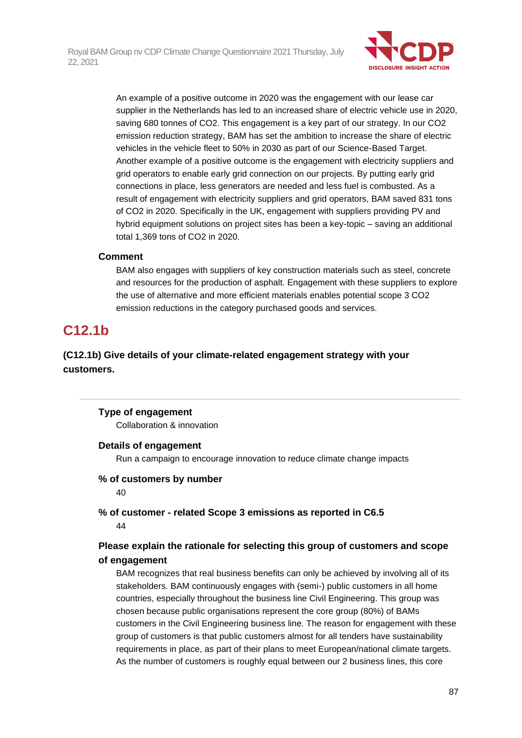An example of a positive outcome in 2020 was the engagement with our lease car supplier in the Netherlands has led to an increased share of electric vehicle use in 2020, saving 680 tonnes of $CO_2$. This engagement is a key part of our strategy. In our $CO_2$ emission reduction strategy, BAM has set the ambition to increase the share of electric vehicles in the vehicle fleet to 50% in 2030 as part of our Science-Based Target. Another example of a positive outcome is the engagement with electricity suppliers and grid operators to enable early grid connection on our projects. By putting early grid connections in place, less generators are needed and less fuel is combusted. As a result of engagement with electricity suppliers and grid operators, BAM saved 831 tons of $CO_2$ in 2020. Specifically in the UK, engagement with suppliers providing PV and hybrid equipment solutions on project sites has been a key-topic – saving an additional total 1,369 tons of $CO_2$ in 2020.

#### Comment

BAM also engages with suppliers of key construction materials such as steel, concrete and resources for the production of asphalt. Engagement with these suppliers to explore the use of alternative and more efficient materials enables potential scope 3 $CO_2$ emission reductions in the category purchased goods and services.

## C12.1b

### (C12.1b) Give details of your climate-related engagement strategy with your customers.

---

#### Type of engagement

Collaboration & innovation

#### Details of engagement

Run a campaign to encourage innovation to reduce climate change impacts

#### % of customers by number

40

#### % of customer - related Scope 3 emissions as reported in C6.5

44

#### Please explain the rationale for selecting this group of customers and scope of engagement

BAM recognizes that real business benefits can only be achieved by involving all of its stakeholders. BAM continuously engages with (semi-) public customers in all home countries, especially throughout the business line Civil Engineering. This group was chosen because public organisations represent the core group (80%) of BAMs customers in the Civil Engineering business line. The reason for engagement with these group of customers is that public customers almost for all tenders have sustainability requirements in place, as part of their plans to meet European/national climate targets. As the number of customers is roughly equal between our 2 business lines, this core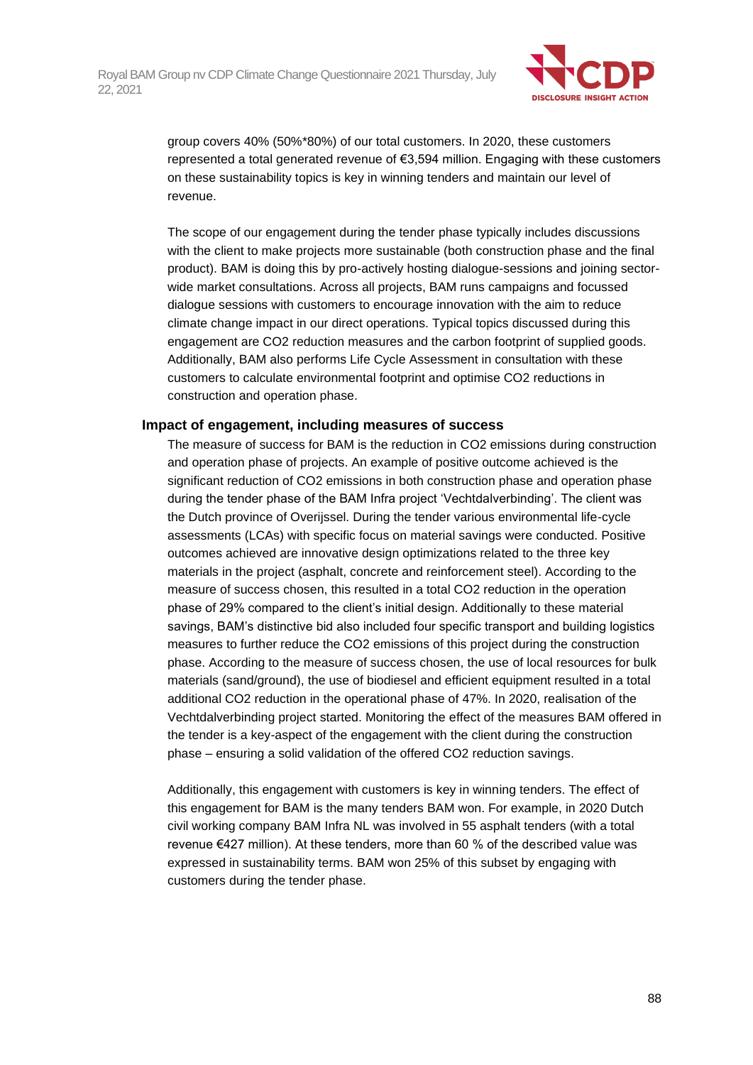group covers 40% (50%*80%) of our total customers. In 2020, these customers represented a total generated revenue of €3,594 million. Engaging with these customers on these sustainability topics is key in winning tenders and maintain our level of revenue.

The scope of our engagement during the tender phase typically includes discussions with the client to make projects more sustainable (both construction phase and the final product). BAM is doing this by pro-actively hosting dialogue-sessions and joining sector-wide market consultations. Across all projects, BAM runs campaigns and focussed dialogue sessions with customers to encourage innovation with the aim to reduce climate change impact in our direct operations. Typical topics discussed during this engagement are $CO_2$ reduction measures and the carbon footprint of supplied goods. Additionally, BAM also performs Life Cycle Assessment in consultation with these customers to calculate environmental footprint and optimise $CO_2$ reductions in construction and operation phase.

### Impact of engagement, including measures of success

The measure of success for BAM is the reduction in $CO_2$ emissions during construction and operation phase of projects. An example of positive outcome achieved is the significant reduction of $CO_2$ emissions in both construction phase and operation phase during the tender phase of the BAM Infra project 'Vechtdalverbinding'. The client was the Dutch province of Overijssel. During the tender various environmental life-cycle assessments (LCAs) with specific focus on material savings were conducted. Positive outcomes achieved are innovative design optimizations related to the three key materials in the project (asphalt, concrete and reinforcement steel). According to the measure of success chosen, this resulted in a total $CO_2$ reduction in the operation phase of 29% compared to the client's initial design. Additionally to these material savings, BAM's distinctive bid also included four specific transport and building logistics measures to further reduce the $CO_2$ emissions of this project during the construction phase. According to the measure of success chosen, the use of local resources for bulk materials (sand/ground), the use of biodiesel and efficient equipment resulted in a total additional $CO_2$ reduction in the operational phase of 47%. In 2020, realisation of the Vechtdalverbinding project started. Monitoring the effect of the measures BAM offered in the tender is a key-aspect of the engagement with the client during the construction phase – ensuring a solid validation of the offered $CO_2$ reduction savings.

Additionally, this engagement with customers is key in winning tenders. The effect of this engagement for BAM is the many tenders BAM won. For example, in 2020 Dutch civil working company BAM Infra NL was involved in 55 asphalt tenders (with a total revenue €427 million). At these tenders, more than 60 % of the described value was expressed in sustainability terms. BAM won 25% of this subset by engaging with customers during the tender phase.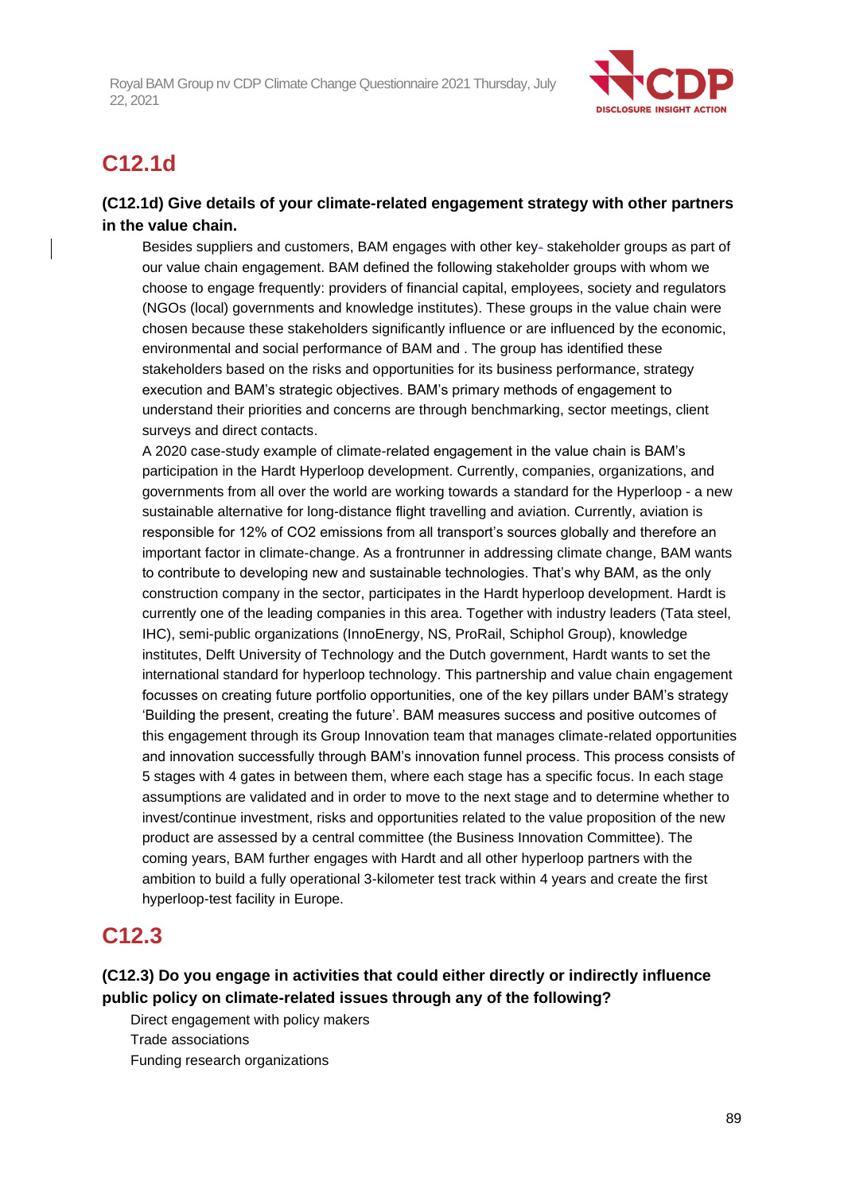## C12.1d

### (C12.1d) Give details of your climate-related engagement strategy with other partners in the value chain.

Besides suppliers and customers, BAM engages with other key- stakeholder groups as part of our value chain engagement. BAM defined the following stakeholder groups with whom we choose to engage frequently: providers of financial capital, employees, society and regulators (NGOs (local) governments and knowledge institutes). These groups in the value chain were chosen because these stakeholders significantly influence or are influenced by the economic, environmental and social performance of BAM and . The group has identified these stakeholders based on the risks and opportunities for its business performance, strategy execution and BAM's strategic objectives. BAM's primary methods of engagement to understand their priorities and concerns are through benchmarking, sector meetings, client surveys and direct contacts.

A 2020 case-study example of climate-related engagement in the value chain is BAM's participation in the Hardt Hyperloop development. Currently, companies, organizations, and governments from all over the world are working towards a standard for the Hyperloop - a new sustainable alternative for long-distance flight travelling and aviation. Currently, aviation is responsible for 12% of $CO_2$ emissions from all transport's sources globally and therefore an important factor in climate-change. As a frontrunner in addressing climate change, BAM wants to contribute to developing new and sustainable technologies. That's why BAM, as the only construction company in the sector, participates in the Hardt hyperloop development. Hardt is currently one of the leading companies in this area. Together with industry leaders (Tata steel, IHC), semi-public organizations (InnoEnergy, NS, ProRail, Schiphol Group), knowledge institutes, Delft University of Technology and the Dutch government, Hardt wants to set the international standard for hyperloop technology. This partnership and value chain engagement focusses on creating future portfolio opportunities, one of the key pillars under BAM's strategy 'Building the present, creating the future'. BAM measures success and positive outcomes of this engagement through its Group Innovation team that manages climate-related opportunities and innovation successfully through BAM's innovation funnel process. This process consists of 5 stages with 4 gates in between them, where each stage has a specific focus. In each stage assumptions are validated and in order to move to the next stage and to determine whether to invest/continue investment, risks and opportunities related to the value proposition of the new product are assessed by a central committee (the Business Innovation Committee). The coming years, BAM further engages with Hardt and all other hyperloop partners with the ambition to build a fully operational 3-kilometer test track within 4 years and create the first hyperloop-test facility in Europe.

## C12.3

### (C12.3) Do you engage in activities that could either directly or indirectly influence public policy on climate-related issues through any of the following?

Direct engagement with policy makers
Trade associations
Funding research organizations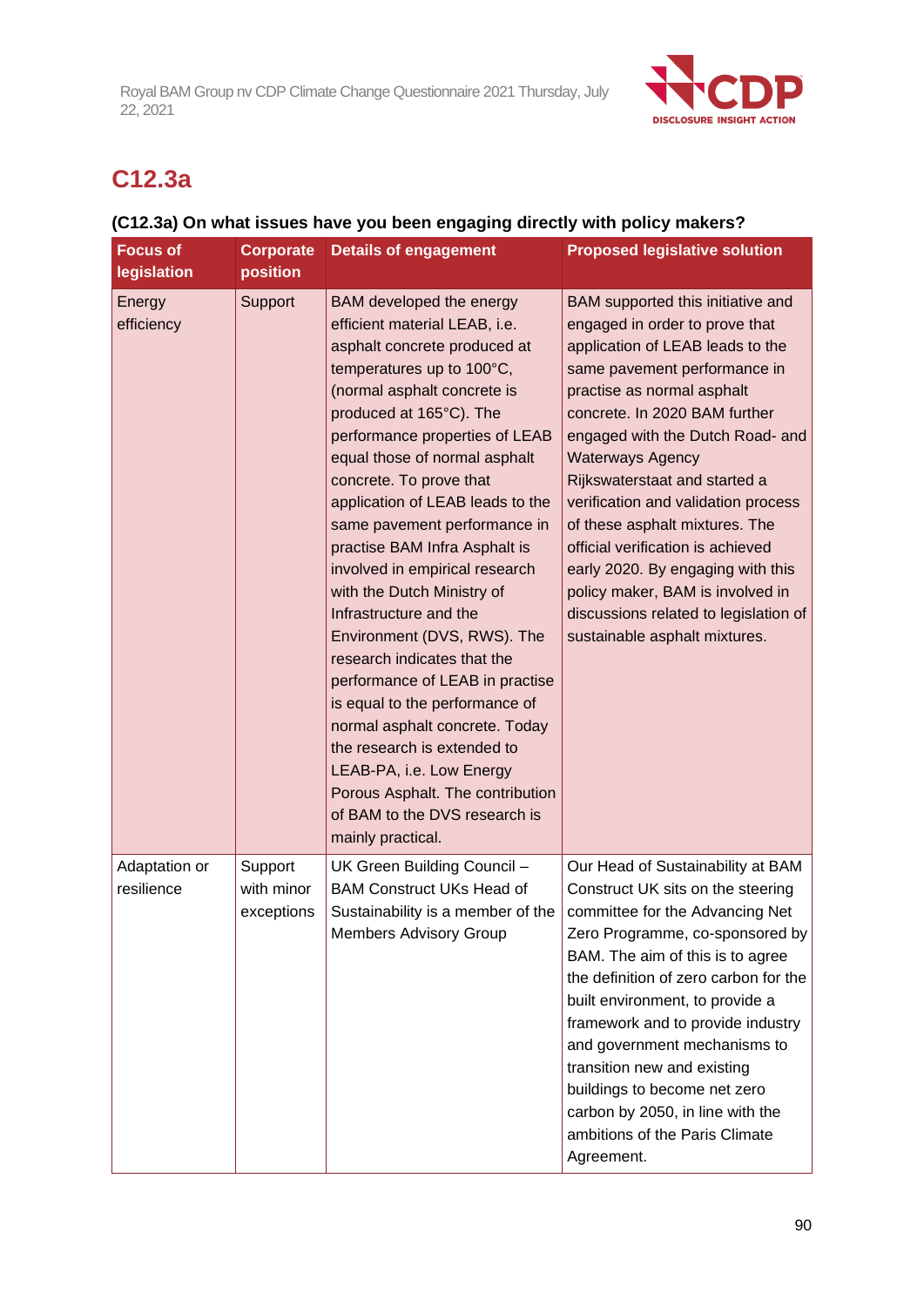## C12.3a

### (C12.3a) On what issues have you been engaging directly with policy makers?

| Focus of legislation | Corporate position | Details of engagement | Proposed legislative solution |
|---|---|---|---|
| Energy efficiency | Support | BAM developed the energy efficient material LEAB, i.e. asphalt concrete produced at temperatures up to 100°C, (normal asphalt concrete is produced at 165°C). The performance properties of LEAB equal those of normal asphalt concrete. To prove that application of LEAB leads to the same pavement performance in practise BAM Infra Asphalt is involved in empirical research with the Dutch Ministry of Infrastructure and the Environment (DVS, RWS). The research indicates that the performance of LEAB in practise is equal to the performance of normal asphalt concrete. Today the research is extended to LEAB-PA, i.e. Low Energy Porous Asphalt. The contribution of BAM to the DVS research is mainly practical. | BAM supported this initiative and engaged in order to prove that application of LEAB leads to the same pavement performance in practise as normal asphalt concrete. In 2020 BAM further engaged with the Dutch Road- and Waterways Agency Rijkswaterstaat and started a verification and validation process of these asphalt mixtures. The official verification is achieved early 2020. By engaging with this policy maker, BAM is involved in discussions related to legislation of sustainable asphalt mixtures. |
| Adaptation or resilience | Support with minor exceptions | UK Green Building Council – BAM Construct UKs Head of Sustainability is a member of the Members Advisory Group | Our Head of Sustainability at BAM Construct UK sits on the steering committee for the Advancing Net Zero Programme, co-sponsored by BAM. The aim of this is to agree the definition of zero carbon for the built environment, to provide a framework and to provide industry and government mechanisms to transition new and existing buildings to become net zero carbon by 2050, in line with the ambitions of the Paris Climate Agreement. |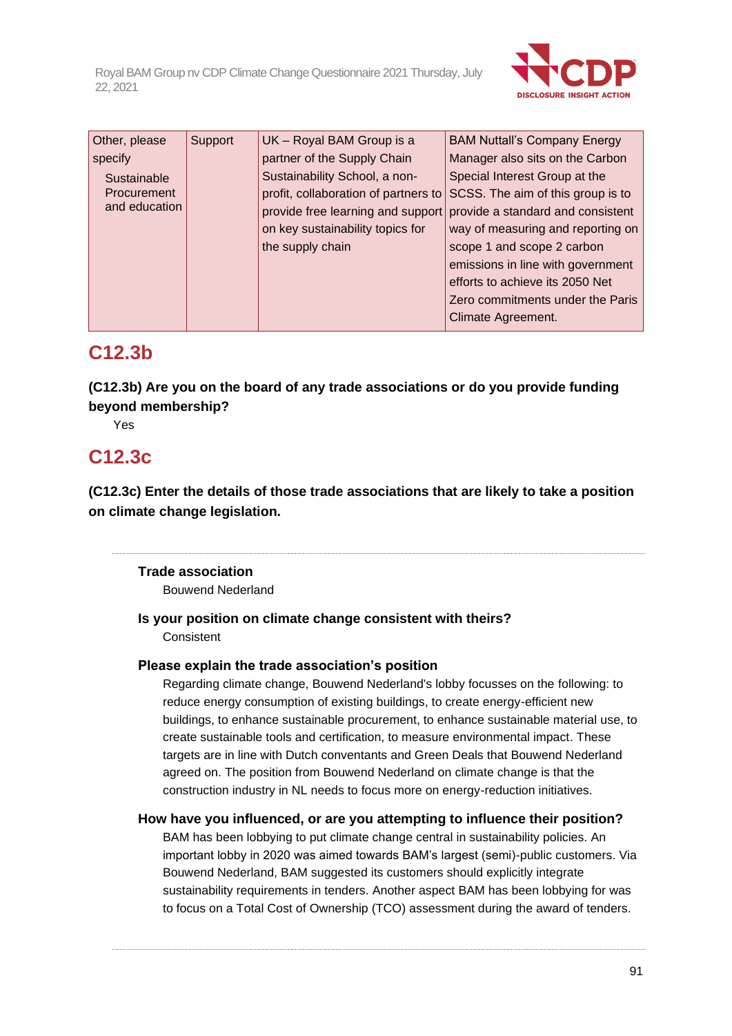| Other, please specify<br>Sustainable Procurement and education | Support | UK – Royal BAM Group is a partner of the Supply Chain Sustainability School, a non-profit, collaboration of partners to provide free learning and support on key sustainability topics for the supply chain | BAM Nuttall's Company Energy Manager also sits on the Carbon Special Interest Group at the SCSS. The aim of this group is to provide a standard and consistent way of measuring and reporting on scope 1 and scope 2 carbon emissions in line with government efforts to achieve its 2050 Net Zero commitments under the Paris Climate Agreement. |
|---|---|---|---|

## C12.3b

**(C12.3b) Are you on the board of any trade associations or do you provide funding beyond membership?**

Yes

## C12.3c

**(C12.3c) Enter the details of those trade associations that are likely to take a position on climate change legislation.**

---

**Trade association**

Bouwend Nederland

**Is your position on climate change consistent with theirs?**

Consistent

**Please explain the trade association's position**

Regarding climate change, Bouwend Nederland's lobby focusses on the following: to reduce energy consumption of existing buildings, to create energy-efficient new buildings, to enhance sustainable procurement, to enhance sustainable material use, to create sustainable tools and certification, to measure environmental impact. These targets are in line with Dutch conventants and Green Deals that Bouwend Nederland agreed on. The position from Bouwend Nederland on climate change is that the construction industry in NL needs to focus more on energy-reduction initiatives.

**How have you influenced, or are you attempting to influence their position?**

BAM has been lobbying to put climate change central in sustainability policies. An important lobby in 2020 was aimed towards BAM's largest (semi)-public customers. Via Bouwend Nederland, BAM suggested its customers should explicitly integrate sustainability requirements in tenders. Another aspect BAM has been lobbying for was to focus on a Total Cost of Ownership (TCO) assessment during the award of tenders.

---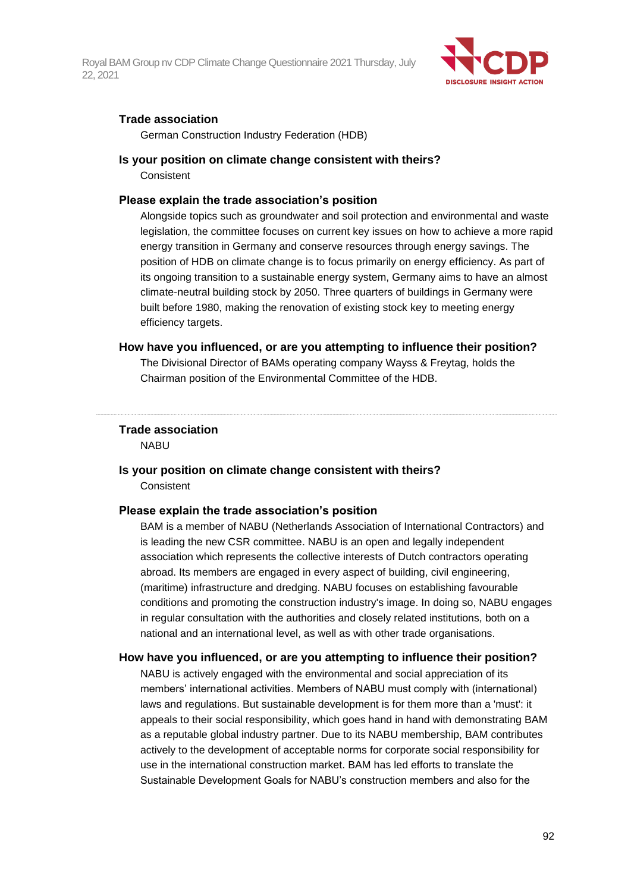**Trade association**

German Construction Industry Federation (HDB)

**Is your position on climate change consistent with theirs?**

Consistent

**Please explain the trade association's position**

Alongside topics such as groundwater and soil protection and environmental and waste legislation, the committee focuses on current key issues on how to achieve a more rapid energy transition in Germany and conserve resources through energy savings. The position of HDB on climate change is to focus primarily on energy efficiency. As part of its ongoing transition to a sustainable energy system, Germany aims to have an almost climate-neutral building stock by 2050. Three quarters of buildings in Germany were built before 1980, making the renovation of existing stock key to meeting energy efficiency targets.

**How have you influenced, or are you attempting to influence their position?**

The Divisional Director of BAMs operating company Wayss & Freytag, holds the Chairman position of the Environmental Committee of the HDB.

---

**Trade association**

NABU

**Is your position on climate change consistent with theirs?**

Consistent

**Please explain the trade association's position**

BAM is a member of NABU (Netherlands Association of International Contractors) and is leading the new CSR committee. NABU is an open and legally independent association which represents the collective interests of Dutch contractors operating abroad. Its members are engaged in every aspect of building, civil engineering, (maritime) infrastructure and dredging. NABU focuses on establishing favourable conditions and promoting the construction industry's image. In doing so, NABU engages in regular consultation with the authorities and closely related institutions, both on a national and an international level, as well as with other trade organisations.

**How have you influenced, or are you attempting to influence their position?**

NABU is actively engaged with the environmental and social appreciation of its members' international activities. Members of NABU must comply with (international) laws and regulations. But sustainable development is for them more than a 'must': it appeals to their social responsibility, which goes hand in hand with demonstrating BAM as a reputable global industry partner. Due to its NABU membership, BAM contributes actively to the development of acceptable norms for corporate social responsibility for use in the international construction market. BAM has led efforts to translate the Sustainable Development Goals for NABU's construction members and also for the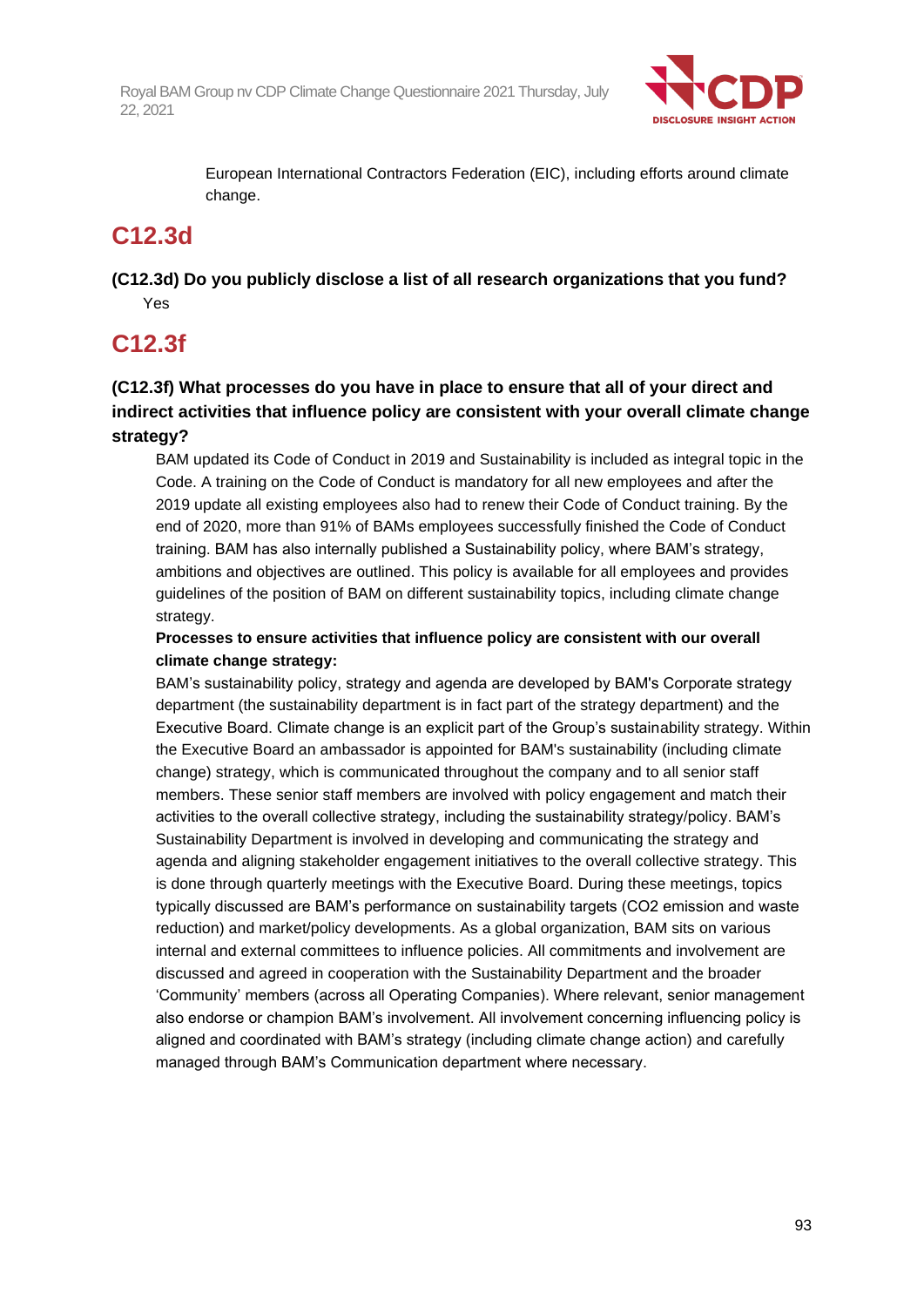European International Contractors Federation (EIC), including efforts around climate change.

## C12.3d

**(C12.3d) Do you publicly disclose a list of all research organizations that you fund?**

Yes

## C12.3f

**(C12.3f) What processes do you have in place to ensure that all of your direct and indirect activities that influence policy are consistent with your overall climate change strategy?**

BAM updated its Code of Conduct in 2019 and Sustainability is included as integral topic in the Code. A training on the Code of Conduct is mandatory for all new employees and after the 2019 update all existing employees also had to renew their Code of Conduct training. By the end of 2020, more than 91% of BAMs employees successfully finished the Code of Conduct training. BAM has also internally published a Sustainability policy, where BAM's strategy, ambitions and objectives are outlined. This policy is available for all employees and provides guidelines of the position of BAM on different sustainability topics, including climate change strategy.

**Processes to ensure activities that influence policy are consistent with our overall climate change strategy:**

BAM's sustainability policy, strategy and agenda are developed by BAM's Corporate strategy department (the sustainability department is in fact part of the strategy department) and the Executive Board. Climate change is an explicit part of the Group's sustainability strategy. Within the Executive Board an ambassador is appointed for BAM's sustainability (including climate change) strategy, which is communicated throughout the company and to all senior staff members. These senior staff members are involved with policy engagement and match their activities to the overall collective strategy, including the sustainability strategy/policy. BAM's Sustainability Department is involved in developing and communicating the strategy and agenda and aligning stakeholder engagement initiatives to the overall collective strategy. This is done through quarterly meetings with the Executive Board. During these meetings, topics typically discussed are BAM's performance on sustainability targets ($CO_2$ emission and waste reduction) and market/policy developments. As a global organization, BAM sits on various internal and external committees to influence policies. All commitments and involvement are discussed and agreed in cooperation with the Sustainability Department and the broader 'Community' members (across all Operating Companies). Where relevant, senior management also endorse or champion BAM's involvement. All involvement concerning influencing policy is aligned and coordinated with BAM's strategy (including climate change action) and carefully managed through BAM's Communication department where necessary.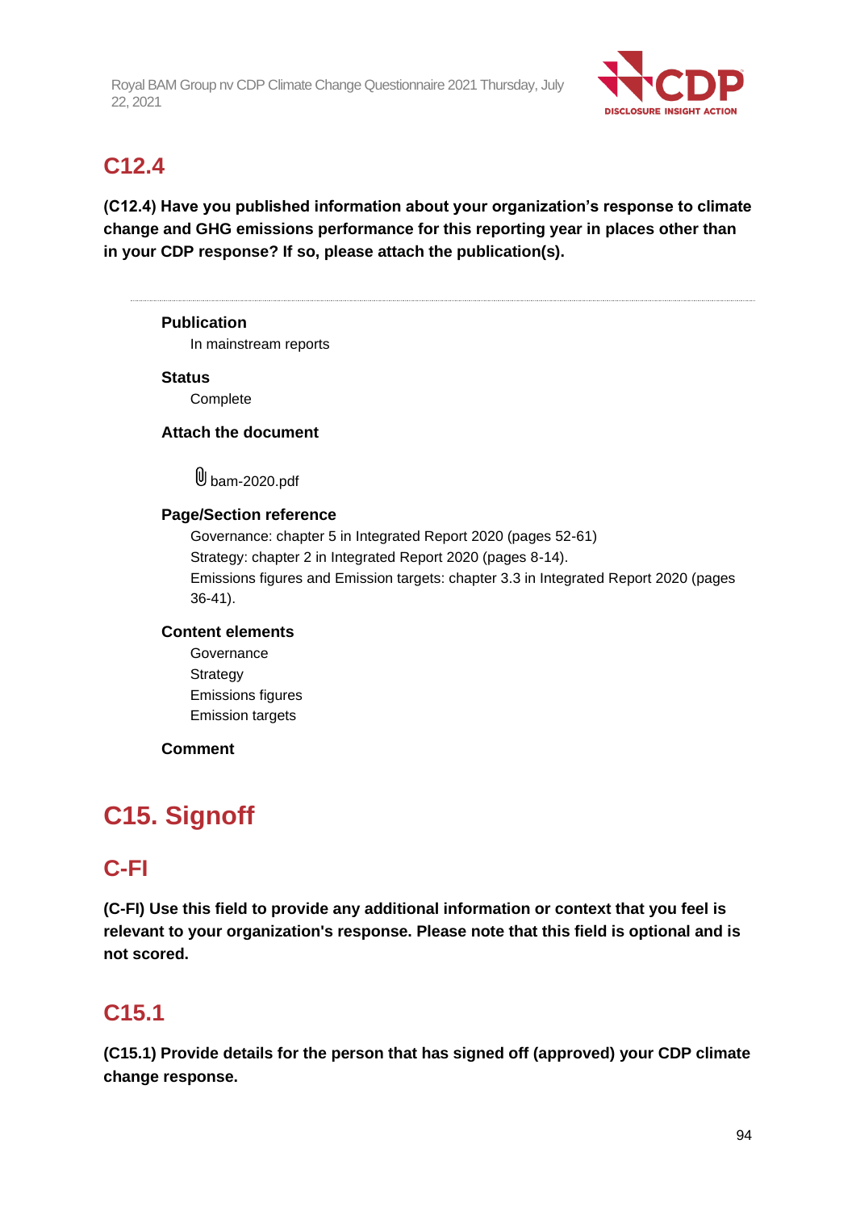## C12.4

**(C12.4) Have you published information about your organization's response to climate change and GHG emissions performance for this reporting year in places other than in your CDP response? If so, please attach the publication(s).**

**Publication**

In mainstream reports

**Status**

Complete

**Attach the document**

bam-2020.pdf

**Page/Section reference**

Governance: chapter 5 in Integrated Report 2020 (pages 52-61)
Strategy: chapter 2 in Integrated Report 2020 (pages 8-14).
Emissions figures and Emission targets: chapter 3.3 in Integrated Report 2020 (pages 36-41).

**Content elements**

Governance
Strategy
Emissions figures
Emission targets

**Comment**

# C15. Signoff

## C-FI

**(C-FI) Use this field to provide any additional information or context that you feel is relevant to your organization's response. Please note that this field is optional and is not scored.**

## C15.1

**(C15.1) Provide details for the person that has signed off (approved) your CDP climate change response.**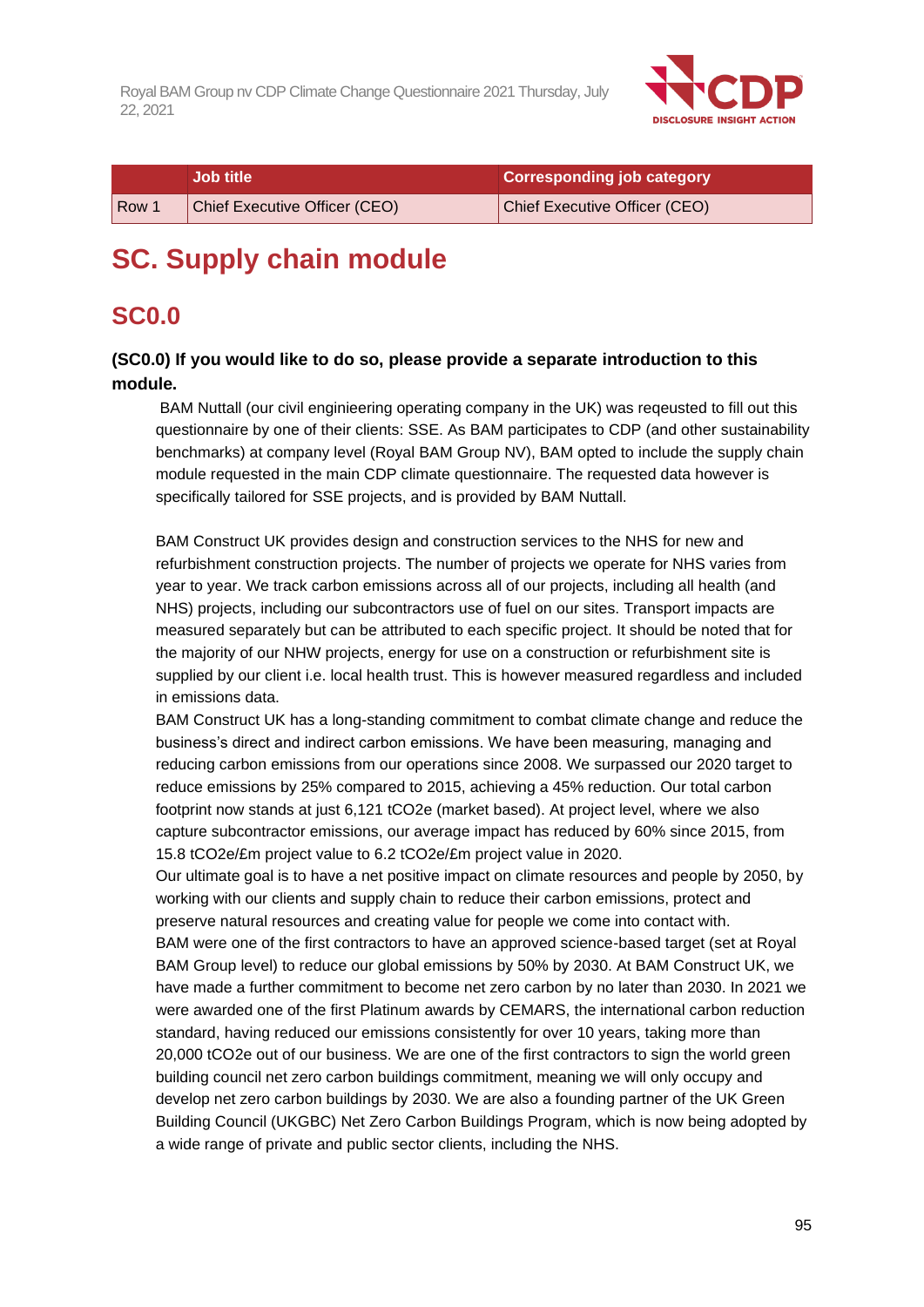|  | Job title | Corresponding job category |
|---|---|---|
| Row 1 | Chief Executive Officer (CEO) | Chief Executive Officer (CEO) |

# SC. Supply chain module

## SC0.0

**(SC0.0) If you would like to do so, please provide a separate introduction to this module.**

BAM Nuttall (our civil enginieering operating company in the UK) was reqeusted to fill out this questionnaire by one of their clients: SSE. As BAM participates to CDP (and other sustainability benchmarks) at company level (Royal BAM Group NV), BAM opted to include the supply chain module requested in the main CDP climate questionnaire. The requested data however is specifically tailored for SSE projects, and is provided by BAM Nuttall.

BAM Construct UK provides design and construction services to the NHS for new and refurbishment construction projects. The number of projects we operate for NHS varies from year to year. We track carbon emissions across all of our projects, including all health (and NHS) projects, including our subcontractors use of fuel on our sites. Transport impacts are measured separately but can be attributed to each specific project. It should be noted that for the majority of our NHW projects, energy for use on a construction or refurbishment site is supplied by our client i.e. local health trust. This is however measured regardless and included in emissions data.
BAM Construct UK has a long-standing commitment to combat climate change and reduce the business's direct and indirect carbon emissions. We have been measuring, managing and reducing carbon emissions from our operations since 2008. We surpassed our 2020 target to reduce emissions by 25% compared to 2015, achieving a 45% reduction. Our total carbon footprint now stands at just 6,121 tCO2e (market based). At project level, where we also capture subcontractor emissions, our average impact has reduced by 60% since 2015, from 15.8 tCO2e/£m project value to 6.2 tCO2e/£m project value in 2020.
Our ultimate goal is to have a net positive impact on climate resources and people by 2050, by working with our clients and supply chain to reduce their carbon emissions, protect and preserve natural resources and creating value for people we come into contact with.
BAM were one of the first contractors to have an approved science-based target (set at Royal BAM Group level) to reduce our global emissions by 50% by 2030. At BAM Construct UK, we have made a further commitment to become net zero carbon by no later than 2030. In 2021 we were awarded one of the first Platinum awards by CEMARS, the international carbon reduction standard, having reduced our emissions consistently for over 10 years, taking more than 20,000 tCO2e out of our business. We are one of the first contractors to sign the world green building council net zero carbon buildings commitment, meaning we will only occupy and develop net zero carbon buildings by 2030. We are also a founding partner of the UK Green Building Council (UKGBC) Net Zero Carbon Buildings Program, which is now being adopted by a wide range of private and public sector clients, including the NHS.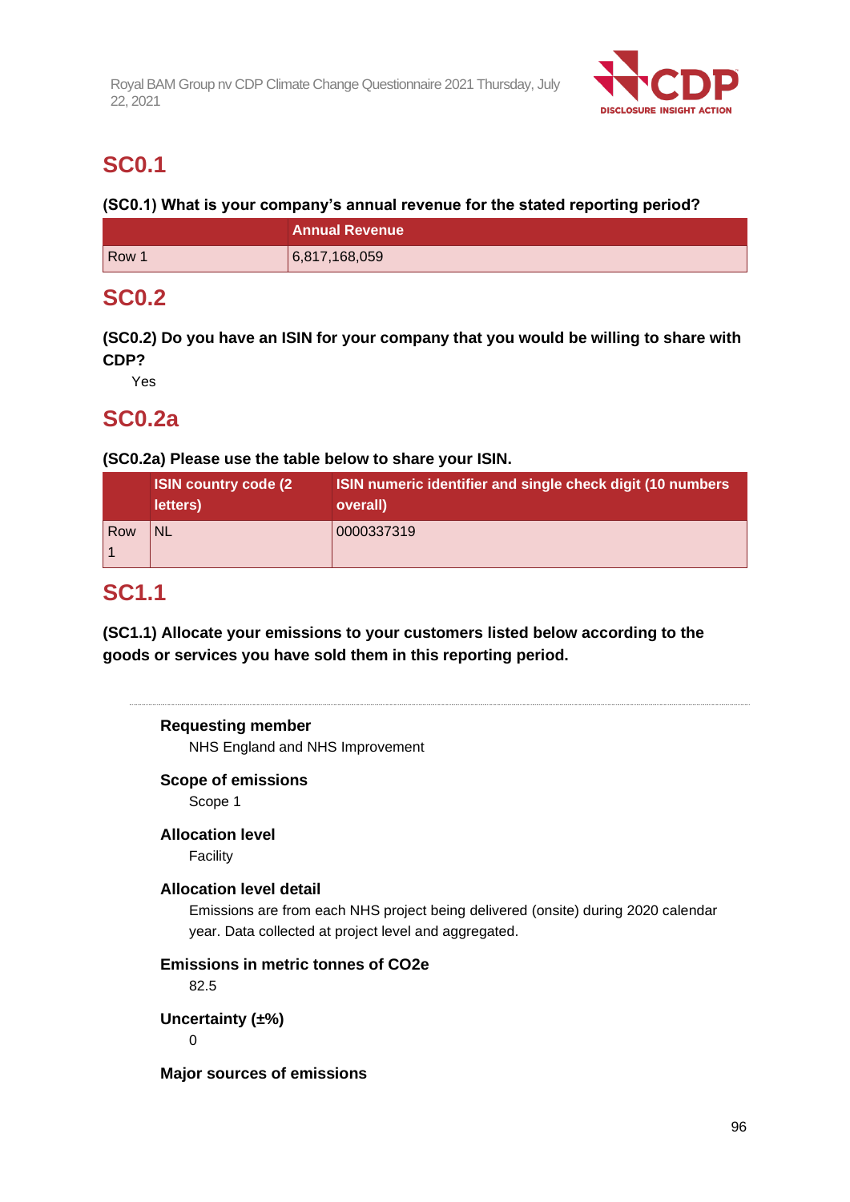## SC0.1

**(SC0.1) What is your company's annual revenue for the stated reporting period?**

| | Annual Revenue |
|---|---|
| Row 1 | 6,817,168,059 |

## SC0.2

**(SC0.2) Do you have an ISIN for your company that you would be willing to share with CDP?**

Yes

## SC0.2a

**(SC0.2a) Please use the table below to share your ISIN.**

| | ISIN country code (2 letters) | ISIN numeric identifier and single check digit (10 numbers overall) |
|---|---|---|
| Row 1 | NL | 0000337319 |

## SC1.1

**(SC1.1) Allocate your emissions to your customers listed below according to the goods or services you have sold them in this reporting period.**

**Requesting member**

NHS England and NHS Improvement

**Scope of emissions**

Scope 1

**Allocation level**

Facility

**Allocation level detail**

Emissions are from each NHS project being delivered (onsite) during 2020 calendar year. Data collected at project level and aggregated.

**Emissions in metric tonnes of CO2e**

82.5

**Uncertainty (±%)**

0

**Major sources of emissions**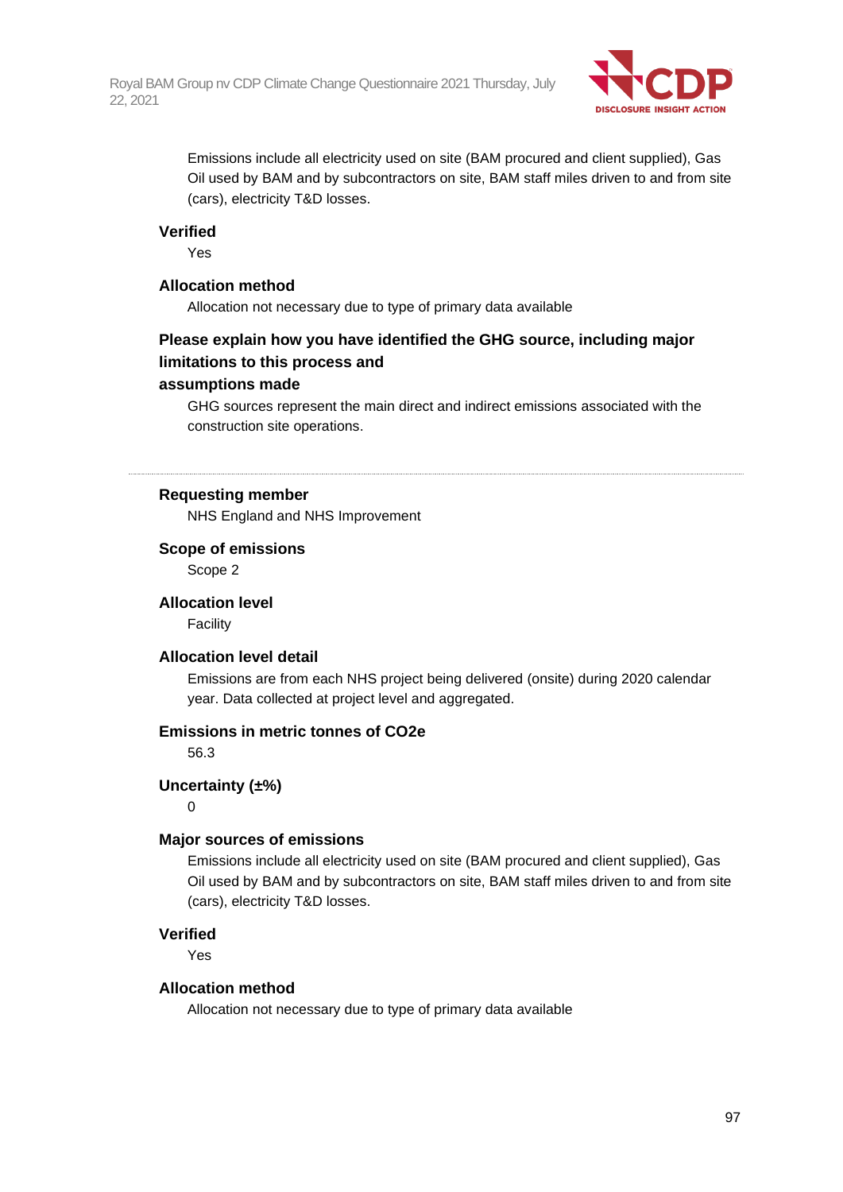Emissions include all electricity used on site (BAM procured and client supplied), Gas Oil used by BAM and by subcontractors on site, BAM staff miles driven to and from site (cars), electricity T&D losses.

**Verified**

Yes

**Allocation method**

Allocation not necessary due to type of primary data available

**Please explain how you have identified the GHG source, including major limitations to this process and assumptions made**

GHG sources represent the main direct and indirect emissions associated with the construction site operations.

---

**Requesting member**

NHS England and NHS Improvement

**Scope of emissions**

Scope 2

**Allocation level**

Facility

**Allocation level detail**

Emissions are from each NHS project being delivered (onsite) during 2020 calendar year. Data collected at project level and aggregated.

**Emissions in metric tonnes of CO2e**

56.3

**Uncertainty (±%)**

0

**Major sources of emissions**

Emissions include all electricity used on site (BAM procured and client supplied), Gas Oil used by BAM and by subcontractors on site, BAM staff miles driven to and from site (cars), electricity T&D losses.

**Verified**

Yes

**Allocation method**

Allocation not necessary due to type of primary data available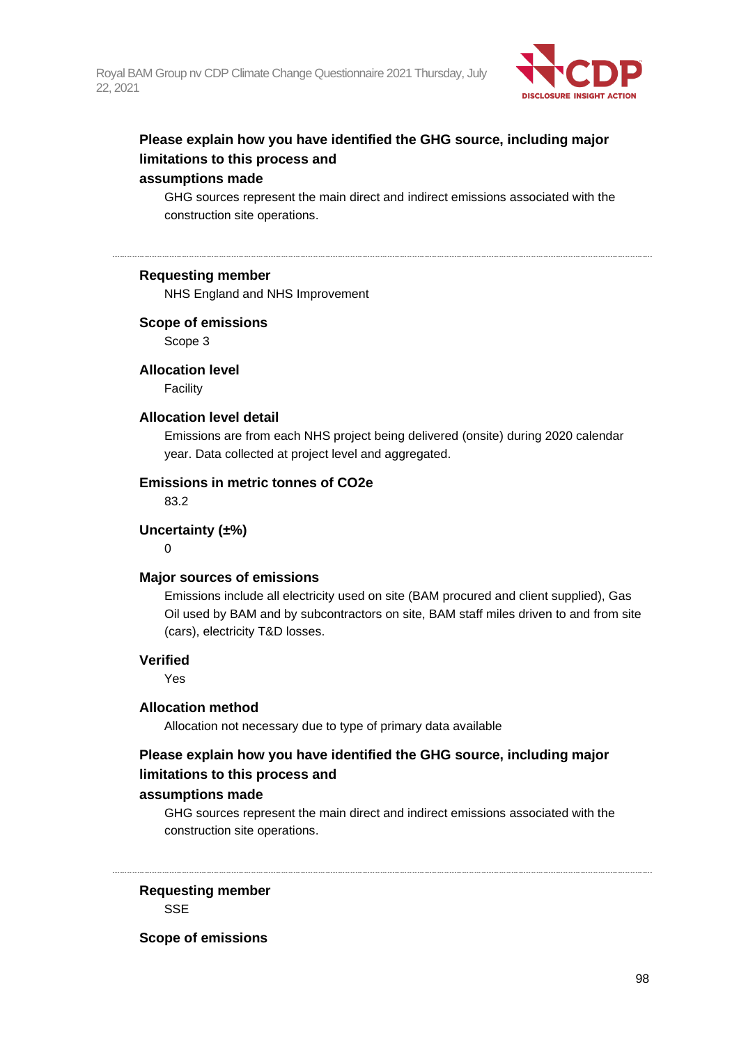**Please explain how you have identified the GHG source, including major limitations to this process and assumptions made**

GHG sources represent the main direct and indirect emissions associated with the construction site operations.

---

**Requesting member**

NHS England and NHS Improvement

**Scope of emissions**

Scope 3

**Allocation level**

Facility

**Allocation level detail**

Emissions are from each NHS project being delivered (onsite) during 2020 calendar year. Data collected at project level and aggregated.

**Emissions in metric tonnes of CO2e**

83.2

**Uncertainty (±%)**

0

**Major sources of emissions**

Emissions include all electricity used on site (BAM procured and client supplied), Gas Oil used by BAM and by subcontractors on site, BAM staff miles driven to and from site (cars), electricity T&D losses.

**Verified**

Yes

**Allocation method**

Allocation not necessary due to type of primary data available

**Please explain how you have identified the GHG source, including major limitations to this process and assumptions made**

GHG sources represent the main direct and indirect emissions associated with the construction site operations.

---

**Requesting member**

SSE

**Scope of emissions**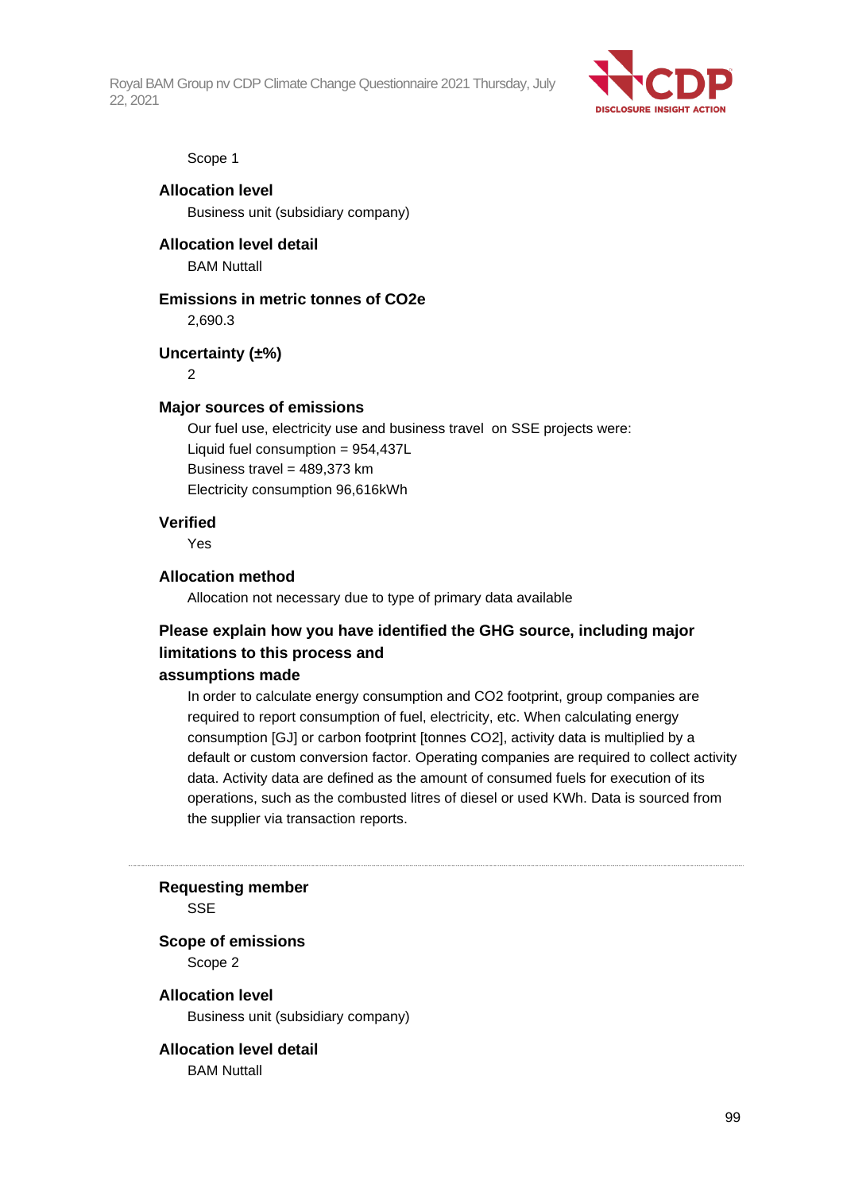Scope 1

**Allocation level**

Business unit (subsidiary company)

**Allocation level detail**

BAM Nuttall

**Emissions in metric tonnes of CO2e**

2,690.3

**Uncertainty (±%)**

2

**Major sources of emissions**

Our fuel use, electricity use and business travel on SSE projects were:
Liquid fuel consumption = 954,437L
Business travel = 489,373 km
Electricity consumption 96,616kWh

**Verified**

Yes

**Allocation method**

Allocation not necessary due to type of primary data available

**Please explain how you have identified the GHG source, including major limitations to this process and assumptions made**

In order to calculate energy consumption and CO2 footprint, group companies are required to report consumption of fuel, electricity, etc. When calculating energy consumption [GJ] or carbon footprint [tonnes CO2], activity data is multiplied by a default or custom conversion factor. Operating companies are required to collect activity data. Activity data are defined as the amount of consumed fuels for execution of its operations, such as the combusted litres of diesel or used KWh. Data is sourced from the supplier via transaction reports.

---

**Requesting member**

SSE

**Scope of emissions**

Scope 2

**Allocation level**

Business unit (subsidiary company)

**Allocation level detail**

BAM Nuttall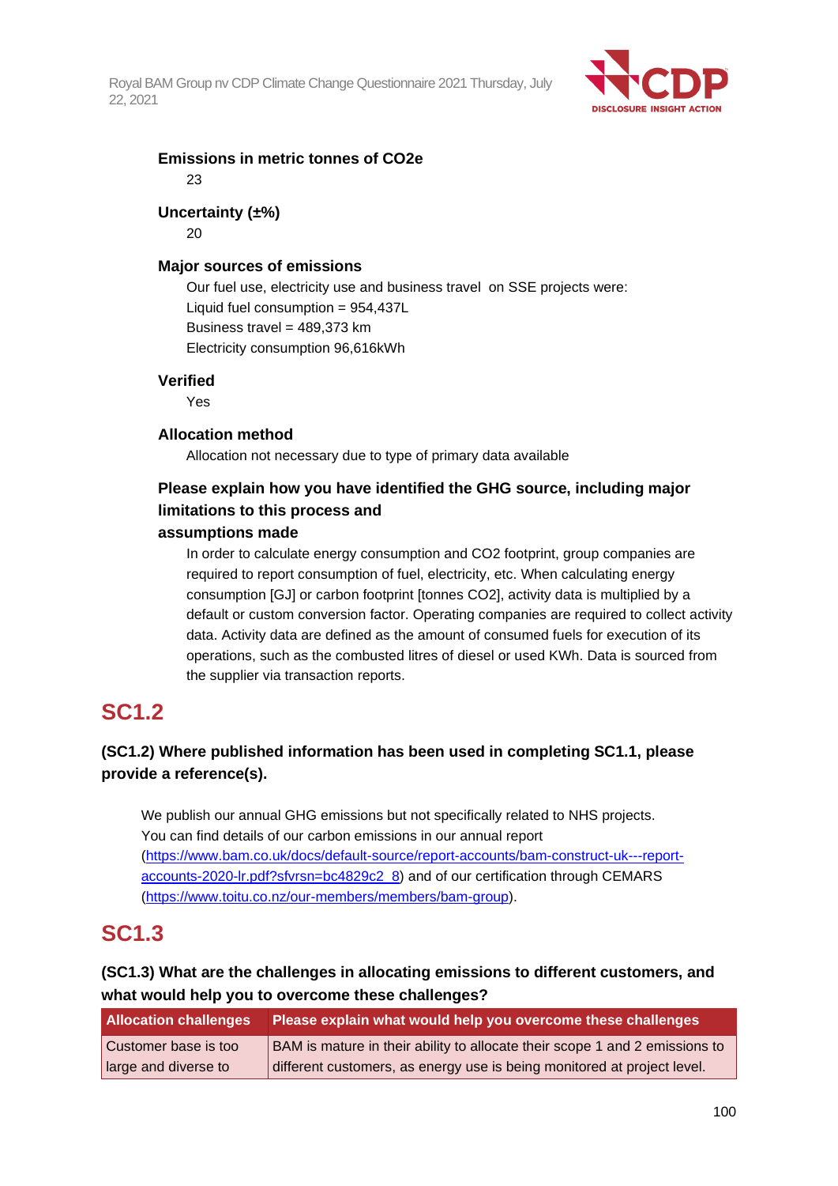**Emissions in metric tonnes of CO2e**

23

**Uncertainty (±%)**

20

**Major sources of emissions**

Our fuel use, electricity use and business travel on SSE projects were:
Liquid fuel consumption = 954,437L
Business travel = 489,373 km
Electricity consumption 96,616kWh

**Verified**

Yes

**Allocation method**

Allocation not necessary due to type of primary data available

**Please explain how you have identified the GHG source, including major limitations to this process and assumptions made**

In order to calculate energy consumption and CO2 footprint, group companies are required to report consumption of fuel, electricity, etc. When calculating energy consumption [GJ] or carbon footprint [tonnes CO2], activity data is multiplied by a default or custom conversion factor. Operating companies are required to collect activity data. Activity data are defined as the amount of consumed fuels for execution of its operations, such as the combusted litres of diesel or used KWh. Data is sourced from the supplier via transaction reports.

## SC1.2

**(SC1.2) Where published information has been used in completing SC1.1, please provide a reference(s).**

We publish our annual GHG emissions but not specifically related to NHS projects. You can find details of our carbon emissions in our annual report (https://www.bam.co.uk/docs/default-source/report-accounts/bam-construct-uk---report-accounts-2020-lr.pdf?sfvrsn=bc4829c2_8) and of our certification through CEMARS (https://www.toitu.co.nz/our-members/members/bam-group).

## SC1.3

**(SC1.3) What are the challenges in allocating emissions to different customers, and what would help you to overcome these challenges?**

| Allocation challenges | Please explain what would help you overcome these challenges |
|---|---|
| Customer base is too large and diverse to | BAM is mature in their ability to allocate their scope 1 and 2 emissions to different customers, as energy use is being monitored at project level. |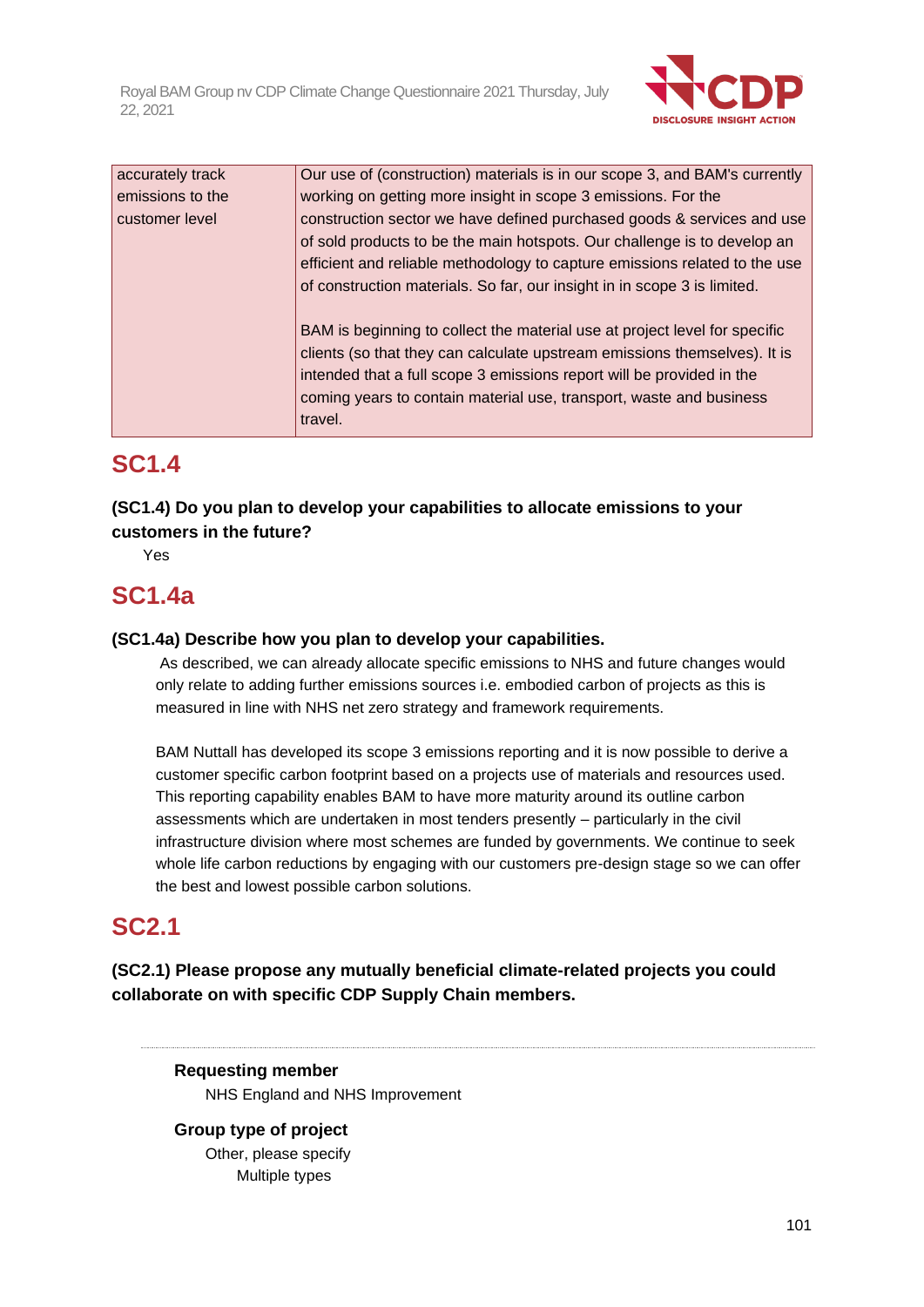| | |
|---|---|
| accurately track emissions to the customer level | Our use of (construction) materials is in our scope 3, and BAM's currently working on getting more insight in scope 3 emissions. For the construction sector we have defined purchased goods & services and use of sold products to be the main hotspots. Our challenge is to develop an efficient and reliable methodology to capture emissions related to the use of construction materials. So far, our insight in in scope 3 is limited.<br><br>BAM is beginning to collect the material use at project level for specific clients (so that they can calculate upstream emissions themselves). It is intended that a full scope 3 emissions report will be provided in the coming years to contain material use, transport, waste and business travel. |

## SC1.4

**(SC1.4) Do you plan to develop your capabilities to allocate emissions to your customers in the future?**

Yes

## SC1.4a

**(SC1.4a) Describe how you plan to develop your capabilities.**

As described, we can already allocate specific emissions to NHS and future changes would only relate to adding further emissions sources i.e. embodied carbon of projects as this is measured in line with NHS net zero strategy and framework requirements.

BAM Nuttall has developed its scope 3 emissions reporting and it is now possible to derive a customer specific carbon footprint based on a projects use of materials and resources used. This reporting capability enables BAM to have more maturity around its outline carbon assessments which are undertaken in most tenders presently – particularly in the civil infrastructure division where most schemes are funded by governments. We continue to seek whole life carbon reductions by engaging with our customers pre-design stage so we can offer the best and lowest possible carbon solutions.

## SC2.1

**(SC2.1) Please propose any mutually beneficial climate-related projects you could collaborate on with specific CDP Supply Chain members.**

**Requesting member**

NHS England and NHS Improvement

**Group type of project**

Other, please specify

Multiple types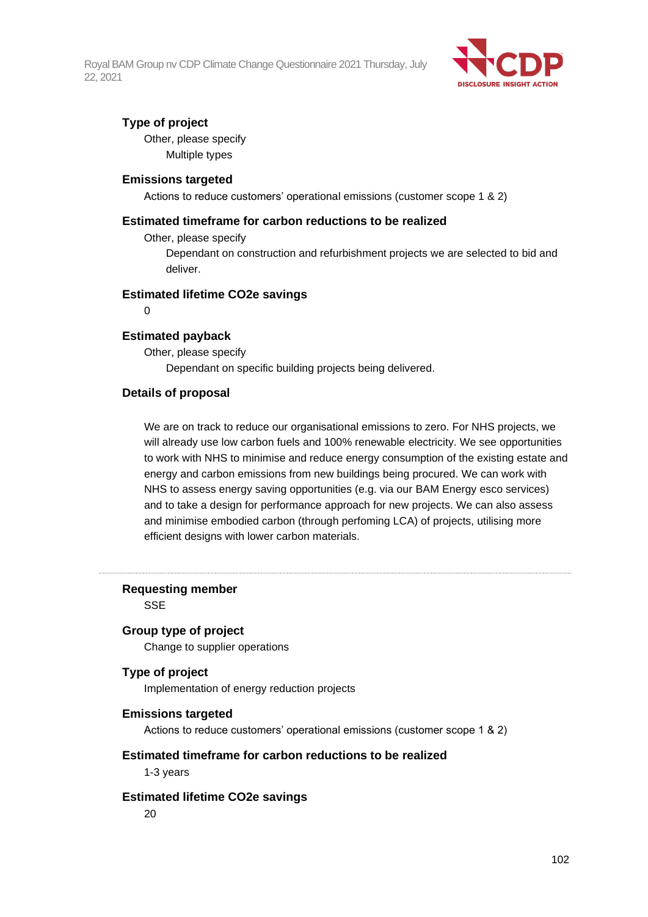**Type of project**

Other, please specify

Multiple types

**Emissions targeted**

Actions to reduce customers' operational emissions (customer scope 1 & 2)

**Estimated timeframe for carbon reductions to be realized**

Other, please specify

Dependant on construction and refurbishment projects we are selected to bid and deliver.

**Estimated lifetime CO2e savings**

0

**Estimated payback**

Other, please specify

Dependant on specific building projects being delivered.

**Details of proposal**

We are on track to reduce our organisational emissions to zero. For NHS projects, we will already use low carbon fuels and 100% renewable electricity. We see opportunities to work with NHS to minimise and reduce energy consumption of the existing estate and energy and carbon emissions from new buildings being procured. We can work with NHS to assess energy saving opportunities (e.g. via our BAM Energy esco services) and to take a design for performance approach for new projects. We can also assess and minimise embodied carbon (through perfoming LCA) of projects, utilising more efficient designs with lower carbon materials.

---

**Requesting member**

SSE

**Group type of project**

Change to supplier operations

**Type of project**

Implementation of energy reduction projects

**Emissions targeted**

Actions to reduce customers' operational emissions (customer scope 1 & 2)

**Estimated timeframe for carbon reductions to be realized**

1-3 years

**Estimated lifetime CO2e savings**

20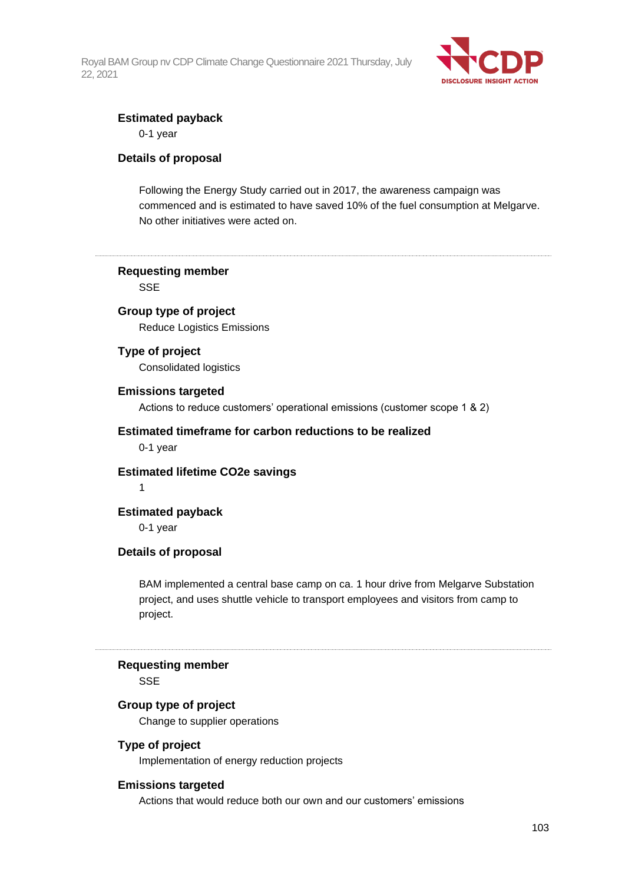**Estimated payback**

0-1 year

**Details of proposal**

Following the Energy Study carried out in 2017, the awareness campaign was commenced and is estimated to have saved 10% of the fuel consumption at Melgarve. No other initiatives were acted on.

---

**Requesting member**

SSE

**Group type of project**

Reduce Logistics Emissions

**Type of project**

Consolidated logistics

**Emissions targeted**

Actions to reduce customers' operational emissions (customer scope 1 & 2)

**Estimated timeframe for carbon reductions to be realized**

0-1 year

**Estimated lifetime CO2e savings**

1

**Estimated payback**

0-1 year

**Details of proposal**

BAM implemented a central base camp on ca. 1 hour drive from Melgarve Substation project, and uses shuttle vehicle to transport employees and visitors from camp to project.

---

**Requesting member**

SSE

**Group type of project**

Change to supplier operations

**Type of project**

Implementation of energy reduction projects

**Emissions targeted**

Actions that would reduce both our own and our customers' emissions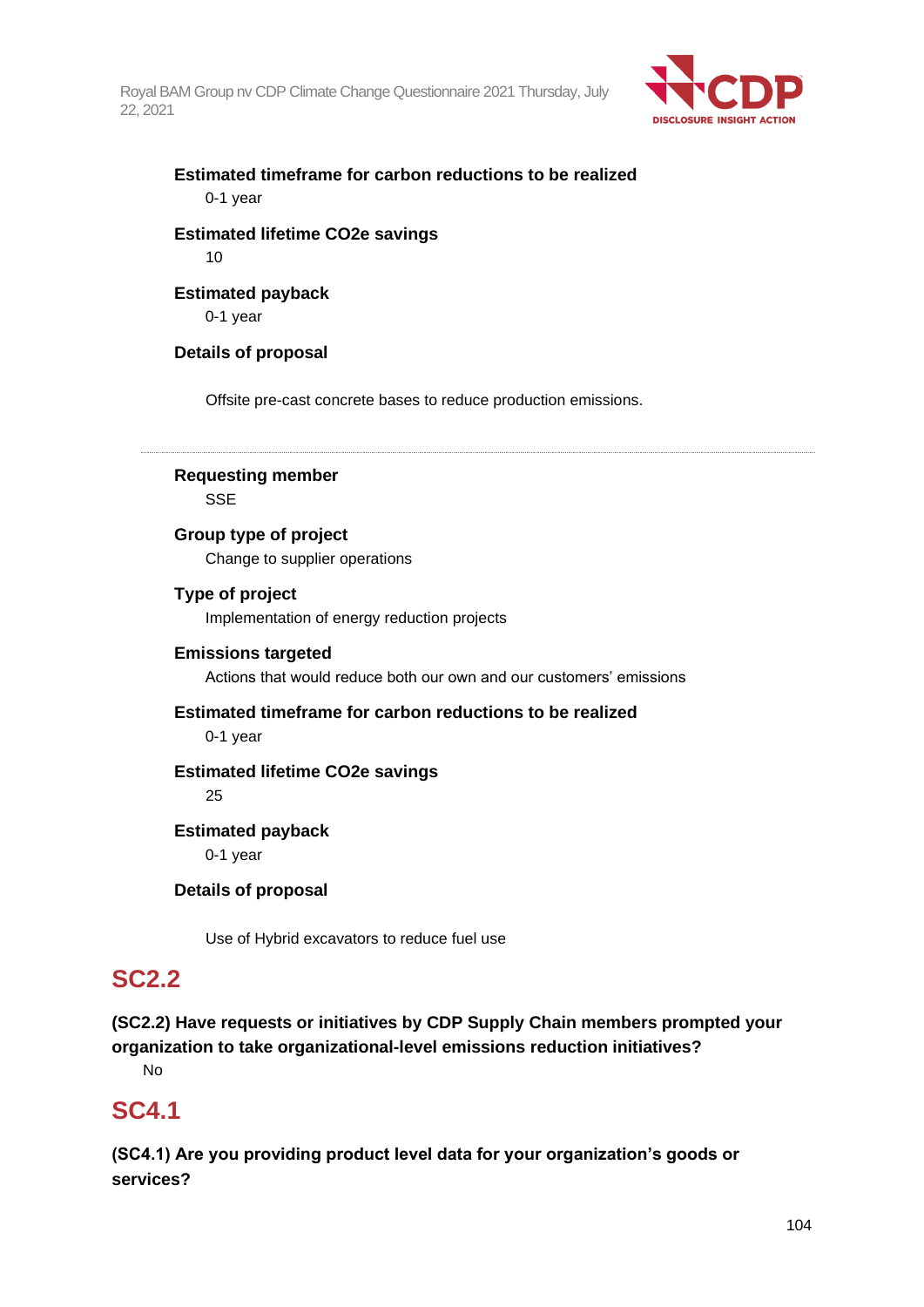**Estimated timeframe for carbon reductions to be realized**

0-1 year

**Estimated lifetime CO2e savings**

10

**Estimated payback**

0-1 year

**Details of proposal**

Offsite pre-cast concrete bases to reduce production emissions.

---

**Requesting member**

SSE

**Group type of project**

Change to supplier operations

**Type of project**

Implementation of energy reduction projects

**Emissions targeted**

Actions that would reduce both our own and our customers' emissions

**Estimated timeframe for carbon reductions to be realized**

0-1 year

**Estimated lifetime CO2e savings**

25

**Estimated payback**

0-1 year

**Details of proposal**

Use of Hybrid excavators to reduce fuel use

## SC2.2

**(SC2.2) Have requests or initiatives by CDP Supply Chain members prompted your organization to take organizational-level emissions reduction initiatives?**

No

## SC4.1

**(SC4.1) Are you providing product level data for your organization's goods or services?**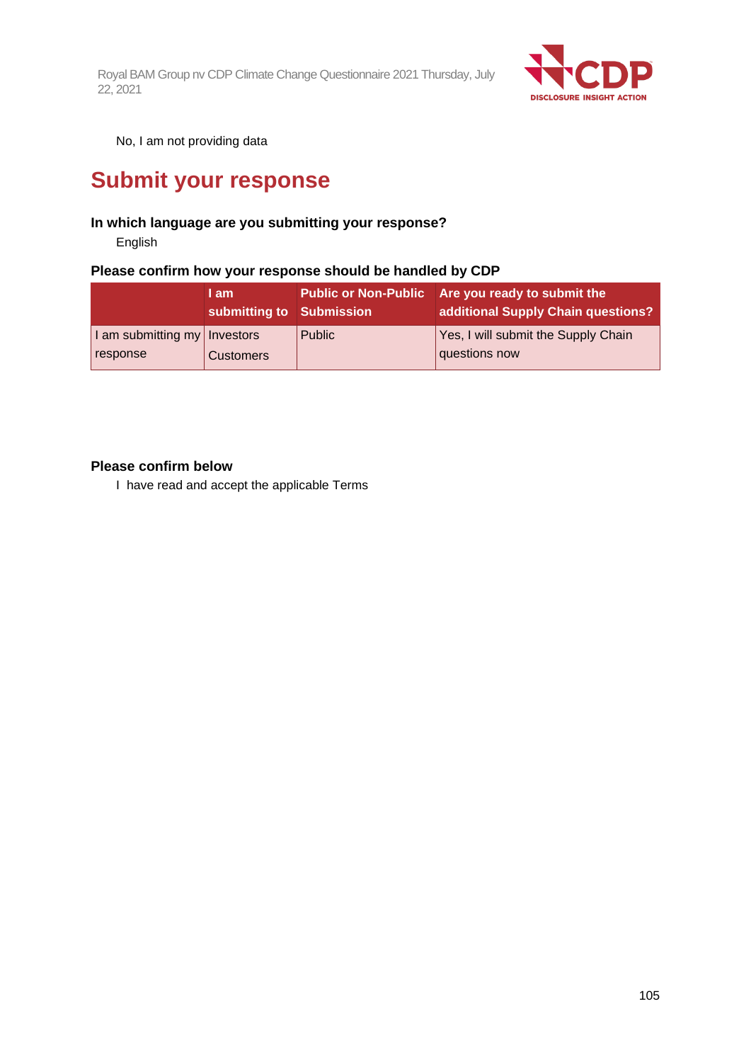No, I am not providing data

# Submit your response

**In which language are you submitting your response?**

English

**Please confirm how your response should be handled by CDP**

| | I am submitting to | Public or Non-Public Submission | Are you ready to submit the additional Supply Chain questions? |
|---|---|---|---|
| I am submitting my response | Investors<br>Customers | Public | Yes, I will submit the Supply Chain questions now |

**Please confirm below**

I have read and accept the applicable Terms